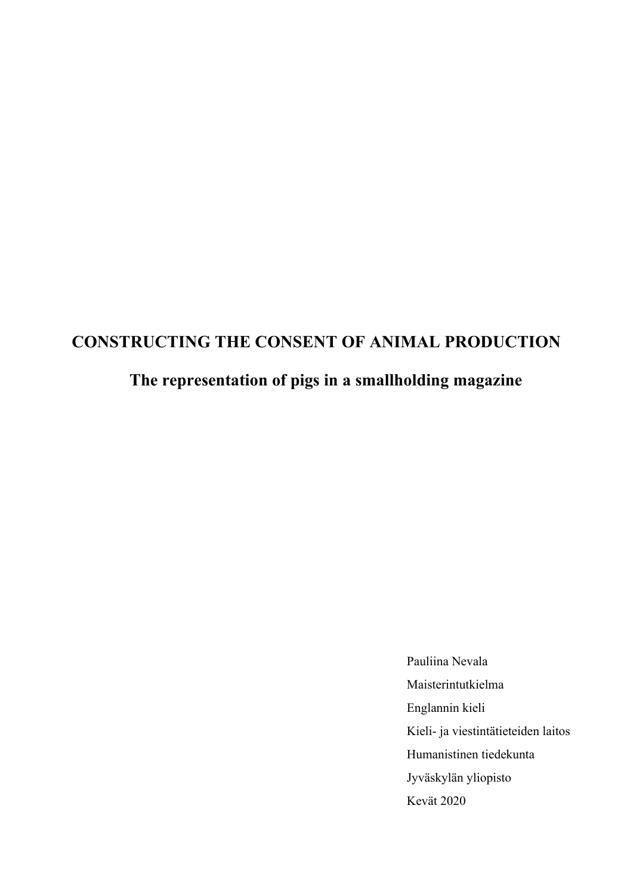# CONSTRUCTING THE CONSENT OF ANIMAL PRODUCTION

## The representation of pigs in a smallholding magazine

Pauliina Nevala

Maisterintutkielma

Englannin kieli

Kieli- ja viestintätieteiden laitos

Humanistinen tiedekunta

Jyväskylän yliopisto

Kevät 2020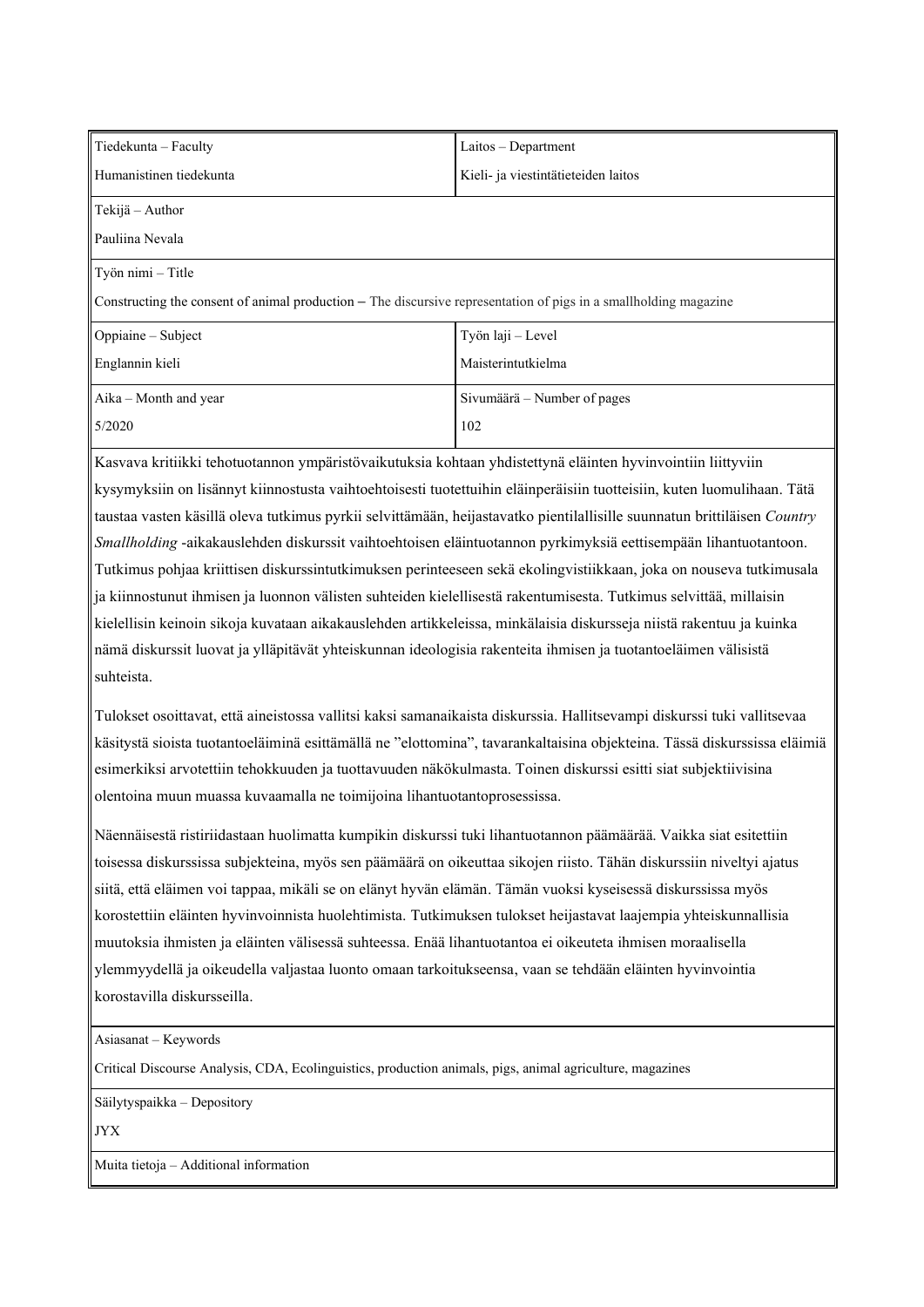| Tiedekunta – Faculty | Laitos – Department |
|---|---|
| Humanistinen tiedekunta | Kieli- ja viestintätieteiden laitos |
| Tekijä – Author | |
| Pauliina Nevala | |
| Työn nimi – Title | |
| Constructing the consent of animal production – The discursive representation of pigs in a smallholding magazine | |
| Oppiaine – Subject | Työn laji – Level |
| Englannin kieli | Maisterintutkielma |
| Aika – Month and year | Sivumäärä – Number of pages |
| 5/2020 | 102 |

Kasvava kritiikki tehotuotannon ympäristövaikutuksia kohtaan yhdistettynä eläinten hyvinvointiin liittyviin kysymyksiin on lisännyt kiinnostusta vaihtoehtoisesti tuotettuihin eläinperäisiin tuotteisiin, kuten luomulihaan. Tätä taustaa vasten käsillä oleva tutkimus pyrkii selvittämään, heijastavatko pientilallisille suunnatun brittiläisen *Country Smallholding* -aikakauslehden diskurssit vaihtoehtoisen eläintuotannon pyrkimyksiä eettisempään lihantuotantoon. Tutkimus pohjaa kriittisen diskurssintutkimuksen perinteeseen sekä ekolingvistiikkaan, joka on nouseva tutkimusala ja kiinnostunut ihmisen ja luonnon välisten suhteiden kielellisestä rakentumisesta. Tutkimus selvittää, millaisin kielellisin keinoin sikoja kuvataan aikakauslehden artikkeleissa, minkälaisia diskursseja niistä rakentuu ja kuinka nämä diskurssit luovat ja ylläpitävät yhteiskunnan ideologisia rakenteita ihmisen ja tuotantoeläimen välisistä suhteista.

Tulokset osoittavat, että aineistossa vallitsi kaksi samanaikaista diskurssia. Hallitsevampi diskurssi tuki vallitsevaa käsitystä sioista tuotantoeläiminä esittämällä ne "elottomina", tavarankaltaisina objekteina. Tässä diskurssissa eläimiä esimerkiksi arvotettiin tehokkuuden ja tuottavuuden näkökulmasta. Toinen diskurssi esitti siat subjektiivisina olentoina muun muassa kuvaamalla ne toimijoina lihantuotantoprosessissa.

Näennäisestä ristiriidastaan huolimatta kumpikin diskurssi tuki lihantuotannon päämäärää. Vaikka siat esitettiin toisessa diskurssissa subjekteina, myös sen päämäärä on oikeuttaa sikojen riisto. Tähän diskurssiin niveltyi ajatus siitä, että eläimen voi tappaa, mikäli se on elänyt hyvän elämän. Tämän vuoksi kyseisessä diskurssissa myös korostettiin eläinten hyvinvoinnista huolehtimista. Tutkimuksen tulokset heijastavat laajempia yhteiskunnallisia muutoksia ihmisten ja eläinten välisessä suhteessa. Enää lihantuotantoa ei oikeuteta ihmisen moraalisella ylemmyydellä ja oikeudella valjastaa luonto omaan tarkoitukseensa, vaan se tehdään eläinten hyvinvointia korostavilla diskursseilla.

| Asiasanat – Keywords |
|---|
| Critical Discourse Analysis, CDA, Ecolinguistics, production animals, pigs, animal agriculture, magazines |
| Säilytyspaikka – Depository |
| JYX |
| Muita tietoja – Additional information |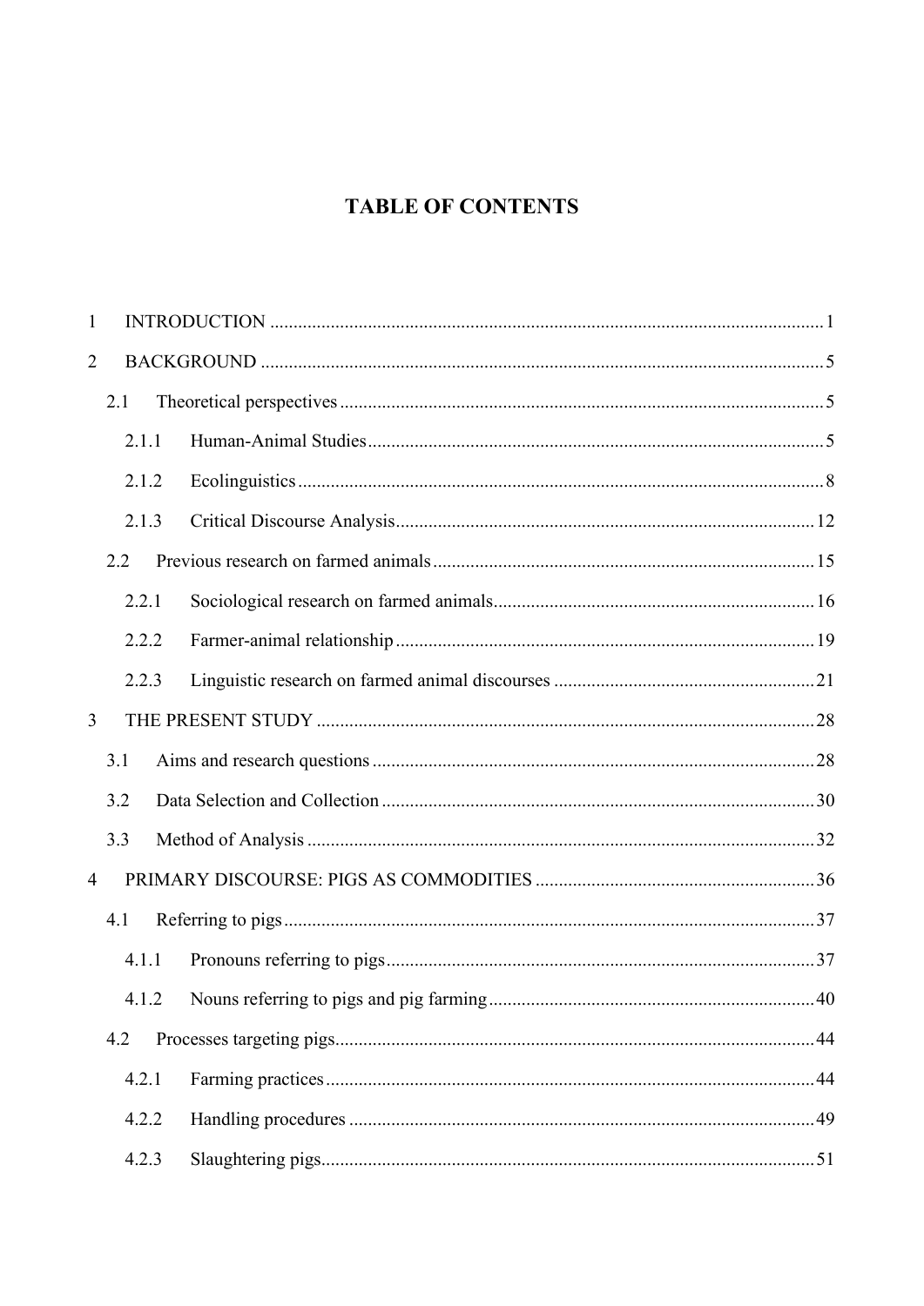# TABLE OF CONTENTS

1 INTRODUCTION ........................................................................................................ 1

2 BACKGROUND ........................................................................................................ 5

  2.1 Theoretical perspectives ........................................................................................ 5

    2.1.1 Human-Animal Studies ...................................................................................... 5

    2.1.2 Ecolinguistics .................................................................................................... 8

    2.1.3 Critical Discourse Analysis ............................................................................... 12

  2.2 Previous research on farmed animals ................................................................... 15

    2.2.1 Sociological research on farmed animals .......................................................... 16

    2.2.2 Farmer-animal relationship ............................................................................... 19

    2.2.3 Linguistic research on farmed animal discourses .............................................. 21

3 THE PRESENT STUDY ............................................................................................ 28

  3.1 Aims and research questions ................................................................................ 28

  3.2 Data Selection and Collection ............................................................................... 30

  3.3 Method of Analysis ............................................................................................... 32

4 PRIMARY DISCOURSE: PIGS AS COMMODITIES ............................................... 36

  4.1 Referring to pigs .................................................................................................... 37

    4.1.1 Pronouns referring to pigs ................................................................................. 37

    4.1.2 Nouns referring to pigs and pig farming ............................................................ 40

  4.2 Processes targeting pigs ......................................................................................... 44

    4.2.1 Farming practices .............................................................................................. 44

    4.2.2 Handling procedures .......................................................................................... 49

    4.2.3 Slaughtering pigs ................................................................................................ 51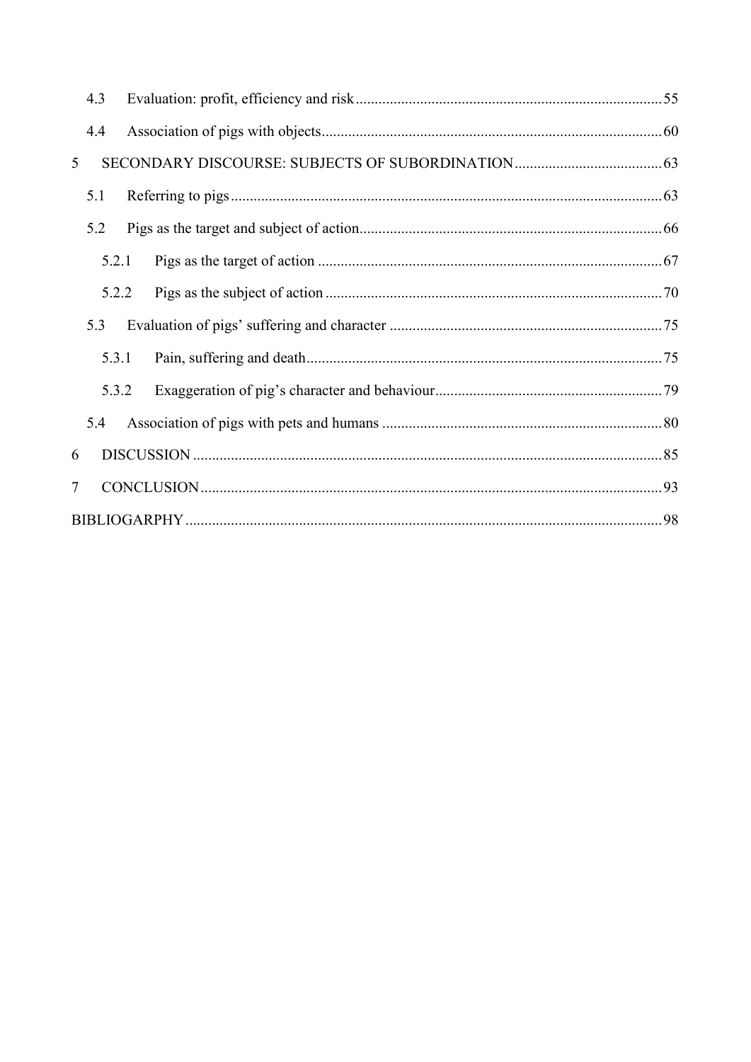4.3 Evaluation: profit, efficiency and risk ........ 55

4.4 Association of pigs with objects ........ 60

5 SECONDARY DISCOURSE: SUBJECTS OF SUBORDINATION ........ 63

5.1 Referring to pigs ........ 63

5.2 Pigs as the target and subject of action ........ 66

5.2.1 Pigs as the target of action ........ 67

5.2.2 Pigs as the subject of action ........ 70

5.3 Evaluation of pigs' suffering and character ........ 75

5.3.1 Pain, suffering and death ........ 75

5.3.2 Exaggeration of pig's character and behaviour ........ 79

5.4 Association of pigs with pets and humans ........ 80

6 DISCUSSION ........ 85

7 CONCLUSION ........ 93

BIBLIOGARPHY ........ 98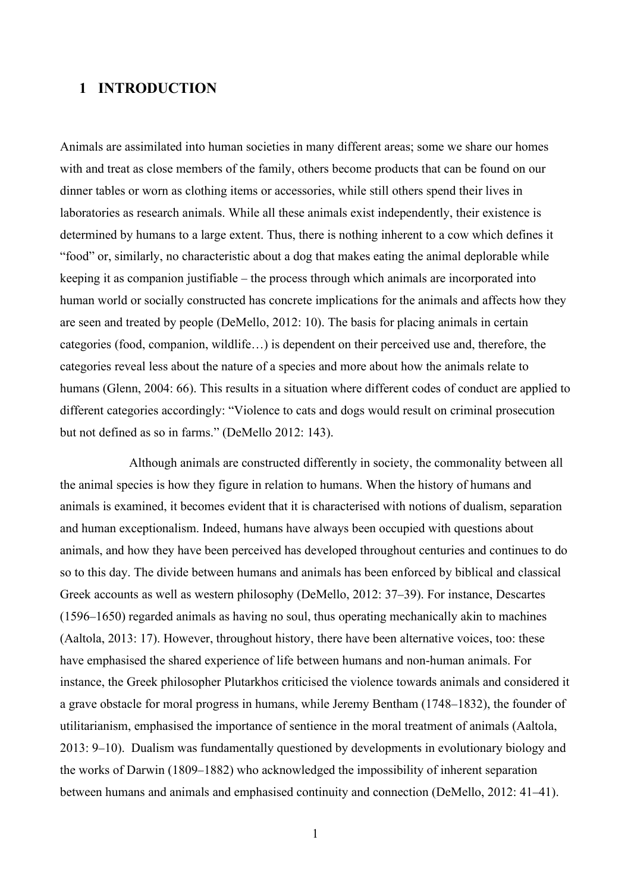# 1 INTRODUCTION

Animals are assimilated into human societies in many different areas; some we share our homes with and treat as close members of the family, others become products that can be found on our dinner tables or worn as clothing items or accessories, while still others spend their lives in laboratories as research animals. While all these animals exist independently, their existence is determined by humans to a large extent. Thus, there is nothing inherent to a cow which defines it "food" or, similarly, no characteristic about a dog that makes eating the animal deplorable while keeping it as companion justifiable – the process through which animals are incorporated into human world or socially constructed has concrete implications for the animals and affects how they are seen and treated by people (DeMello, 2012: 10). The basis for placing animals in certain categories (food, companion, wildlife…) is dependent on their perceived use and, therefore, the categories reveal less about the nature of a species and more about how the animals relate to humans (Glenn, 2004: 66). This results in a situation where different codes of conduct are applied to different categories accordingly: "Violence to cats and dogs would result on criminal prosecution but not defined as so in farms." (DeMello 2012: 143).

Although animals are constructed differently in society, the commonality between all the animal species is how they figure in relation to humans. When the history of humans and animals is examined, it becomes evident that it is characterised with notions of dualism, separation and human exceptionalism. Indeed, humans have always been occupied with questions about animals, and how they have been perceived has developed throughout centuries and continues to do so to this day. The divide between humans and animals has been enforced by biblical and classical Greek accounts as well as western philosophy (DeMello, 2012: 37–39). For instance, Descartes (1596–1650) regarded animals as having no soul, thus operating mechanically akin to machines (Aaltola, 2013: 17). However, throughout history, there have been alternative voices, too: these have emphasised the shared experience of life between humans and non-human animals. For instance, the Greek philosopher Plutarkhos criticised the violence towards animals and considered it a grave obstacle for moral progress in humans, while Jeremy Bentham (1748–1832), the founder of utilitarianism, emphasised the importance of sentience in the moral treatment of animals (Aaltola, 2013: 9–10). Dualism was fundamentally questioned by developments in evolutionary biology and the works of Darwin (1809–1882) who acknowledged the impossibility of inherent separation between humans and animals and emphasised continuity and connection (DeMello, 2012: 41–41).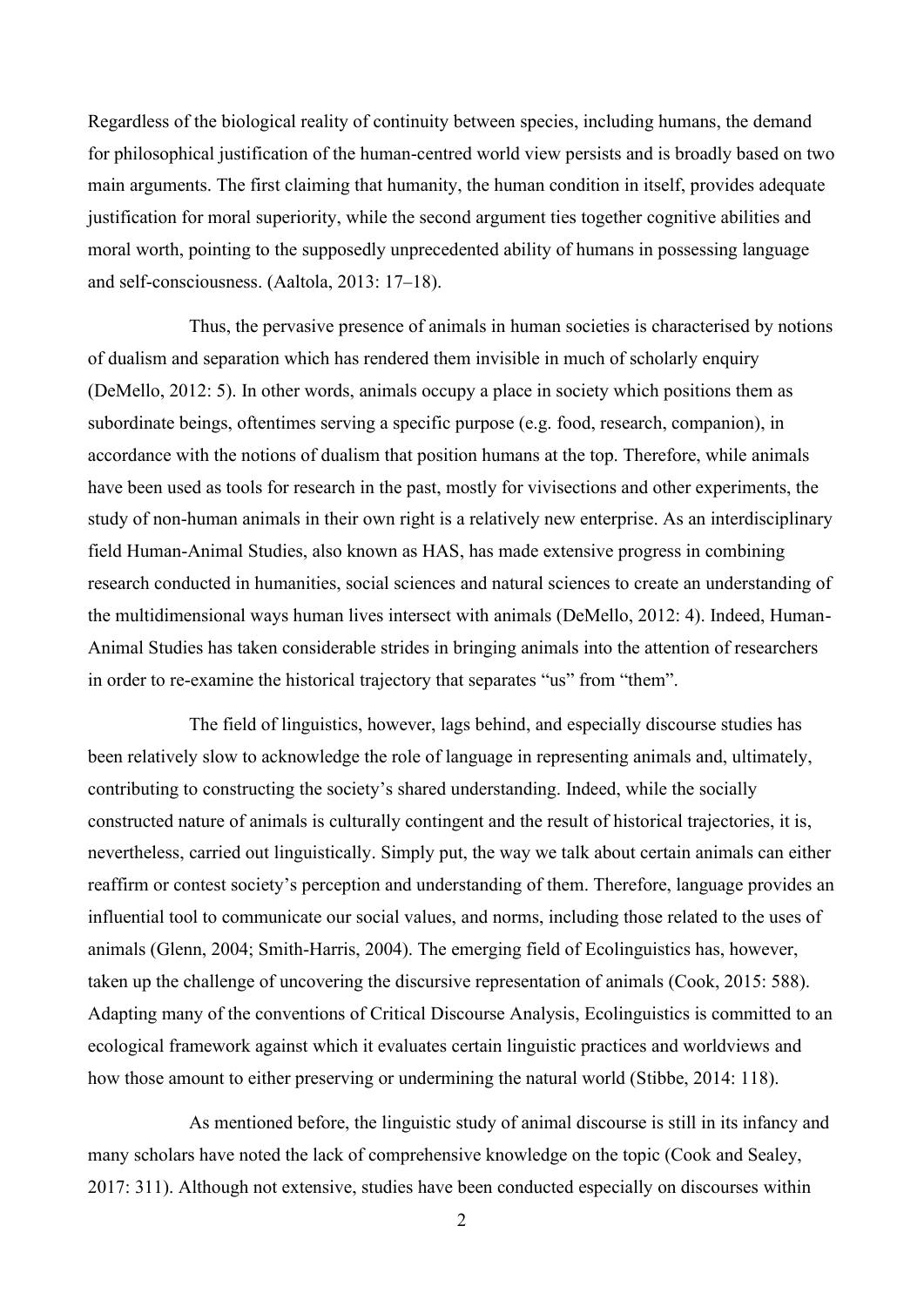Regardless of the biological reality of continuity between species, including humans, the demand for philosophical justification of the human-centred world view persists and is broadly based on two main arguments. The first claiming that humanity, the human condition in itself, provides adequate justification for moral superiority, while the second argument ties together cognitive abilities and moral worth, pointing to the supposedly unprecedented ability of humans in possessing language and self-consciousness. (Aaltola, 2013: 17–18).

Thus, the pervasive presence of animals in human societies is characterised by notions of dualism and separation which has rendered them invisible in much of scholarly enquiry (DeMello, 2012: 5). In other words, animals occupy a place in society which positions them as subordinate beings, oftentimes serving a specific purpose (e.g. food, research, companion), in accordance with the notions of dualism that position humans at the top. Therefore, while animals have been used as tools for research in the past, mostly for vivisections and other experiments, the study of non-human animals in their own right is a relatively new enterprise. As an interdisciplinary field Human-Animal Studies, also known as HAS, has made extensive progress in combining research conducted in humanities, social sciences and natural sciences to create an understanding of the multidimensional ways human lives intersect with animals (DeMello, 2012: 4). Indeed, Human-Animal Studies has taken considerable strides in bringing animals into the attention of researchers in order to re-examine the historical trajectory that separates "us" from "them".

The field of linguistics, however, lags behind, and especially discourse studies has been relatively slow to acknowledge the role of language in representing animals and, ultimately, contributing to constructing the society's shared understanding. Indeed, while the socially constructed nature of animals is culturally contingent and the result of historical trajectories, it is, nevertheless, carried out linguistically. Simply put, the way we talk about certain animals can either reaffirm or contest society's perception and understanding of them. Therefore, language provides an influential tool to communicate our social values, and norms, including those related to the uses of animals (Glenn, 2004; Smith-Harris, 2004). The emerging field of Ecolinguistics has, however, taken up the challenge of uncovering the discursive representation of animals (Cook, 2015: 588). Adapting many of the conventions of Critical Discourse Analysis, Ecolinguistics is committed to an ecological framework against which it evaluates certain linguistic practices and worldviews and how those amount to either preserving or undermining the natural world (Stibbe, 2014: 118).

As mentioned before, the linguistic study of animal discourse is still in its infancy and many scholars have noted the lack of comprehensive knowledge on the topic (Cook and Sealey, 2017: 311). Although not extensive, studies have been conducted especially on discourses within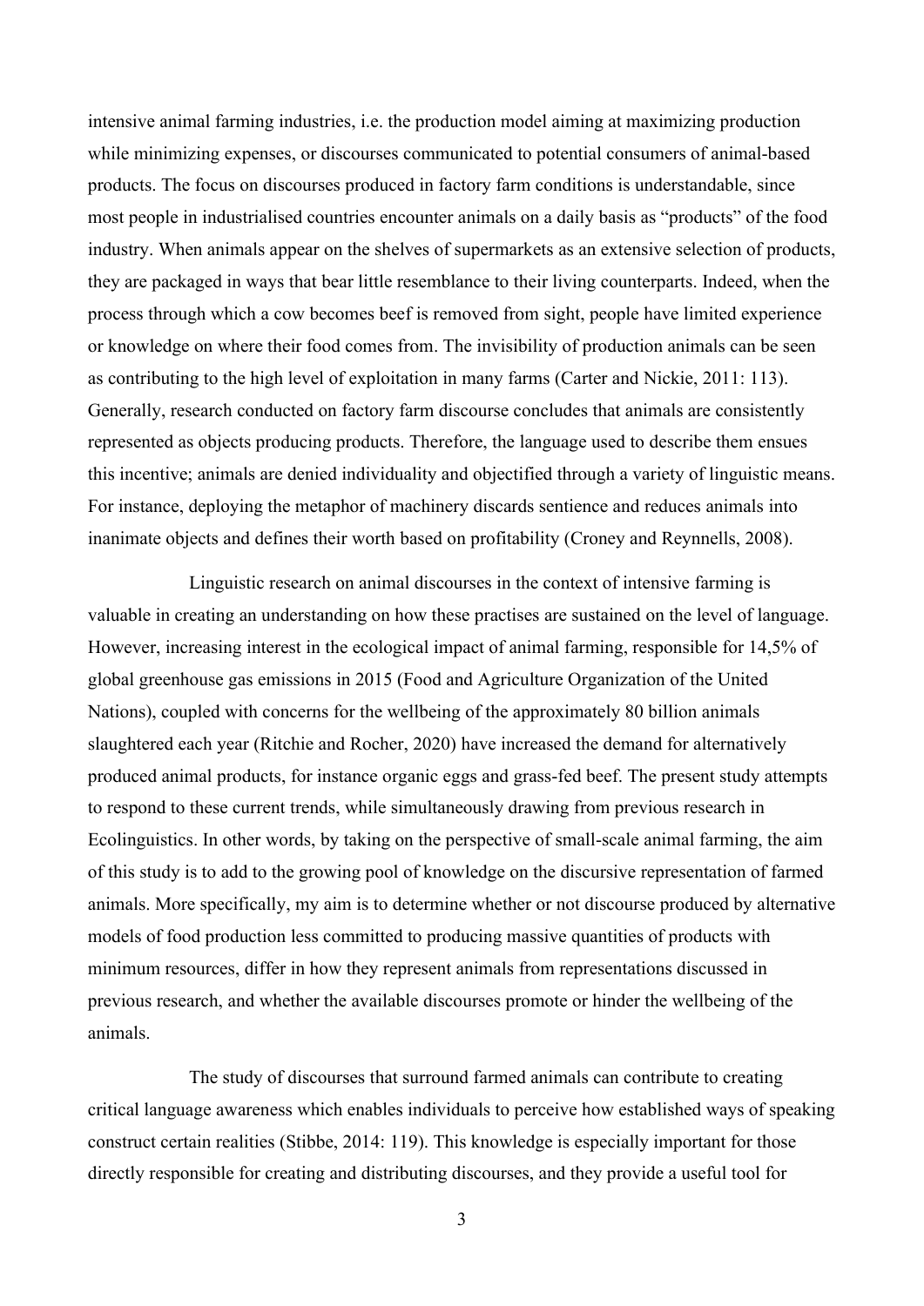intensive animal farming industries, i.e. the production model aiming at maximizing production while minimizing expenses, or discourses communicated to potential consumers of animal-based products. The focus on discourses produced in factory farm conditions is understandable, since most people in industrialised countries encounter animals on a daily basis as "products" of the food industry. When animals appear on the shelves of supermarkets as an extensive selection of products, they are packaged in ways that bear little resemblance to their living counterparts. Indeed, when the process through which a cow becomes beef is removed from sight, people have limited experience or knowledge on where their food comes from. The invisibility of production animals can be seen as contributing to the high level of exploitation in many farms (Carter and Nickie, 2011: 113). Generally, research conducted on factory farm discourse concludes that animals are consistently represented as objects producing products. Therefore, the language used to describe them ensues this incentive; animals are denied individuality and objectified through a variety of linguistic means. For instance, deploying the metaphor of machinery discards sentience and reduces animals into inanimate objects and defines their worth based on profitability (Croney and Reynnells, 2008).

Linguistic research on animal discourses in the context of intensive farming is valuable in creating an understanding on how these practises are sustained on the level of language. However, increasing interest in the ecological impact of animal farming, responsible for 14,5% of global greenhouse gas emissions in 2015 (Food and Agriculture Organization of the United Nations), coupled with concerns for the wellbeing of the approximately 80 billion animals slaughtered each year (Ritchie and Rocher, 2020) have increased the demand for alternatively produced animal products, for instance organic eggs and grass-fed beef. The present study attempts to respond to these current trends, while simultaneously drawing from previous research in Ecolinguistics. In other words, by taking on the perspective of small-scale animal farming, the aim of this study is to add to the growing pool of knowledge on the discursive representation of farmed animals. More specifically, my aim is to determine whether or not discourse produced by alternative models of food production less committed to producing massive quantities of products with minimum resources, differ in how they represent animals from representations discussed in previous research, and whether the available discourses promote or hinder the wellbeing of the animals.

The study of discourses that surround farmed animals can contribute to creating critical language awareness which enables individuals to perceive how established ways of speaking construct certain realities (Stibbe, 2014: 119). This knowledge is especially important for those directly responsible for creating and distributing discourses, and they provide a useful tool for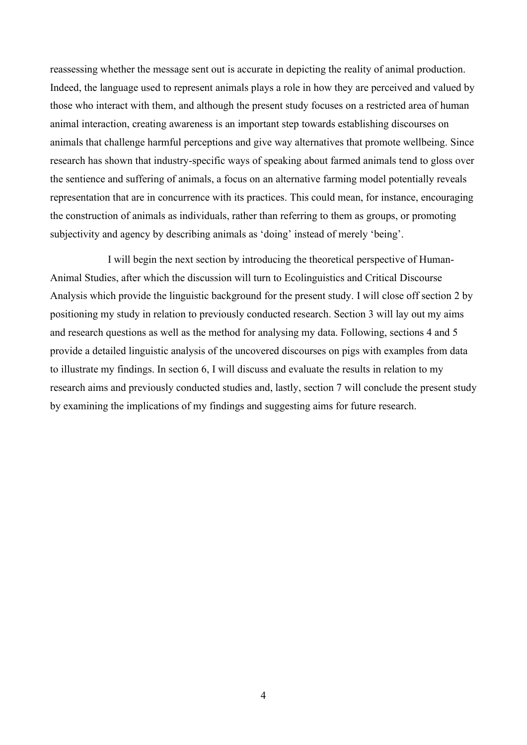reassessing whether the message sent out is accurate in depicting the reality of animal production. Indeed, the language used to represent animals plays a role in how they are perceived and valued by those who interact with them, and although the present study focuses on a restricted area of human animal interaction, creating awareness is an important step towards establishing discourses on animals that challenge harmful perceptions and give way alternatives that promote wellbeing. Since research has shown that industry-specific ways of speaking about farmed animals tend to gloss over the sentience and suffering of animals, a focus on an alternative farming model potentially reveals representation that are in concurrence with its practices. This could mean, for instance, encouraging the construction of animals as individuals, rather than referring to them as groups, or promoting subjectivity and agency by describing animals as 'doing' instead of merely 'being'.

I will begin the next section by introducing the theoretical perspective of Human-Animal Studies, after which the discussion will turn to Ecolinguistics and Critical Discourse Analysis which provide the linguistic background for the present study. I will close off section 2 by positioning my study in relation to previously conducted research. Section 3 will lay out my aims and research questions as well as the method for analysing my data. Following, sections 4 and 5 provide a detailed linguistic analysis of the uncovered discourses on pigs with examples from data to illustrate my findings. In section 6, I will discuss and evaluate the results in relation to my research aims and previously conducted studies and, lastly, section 7 will conclude the present study by examining the implications of my findings and suggesting aims for future research.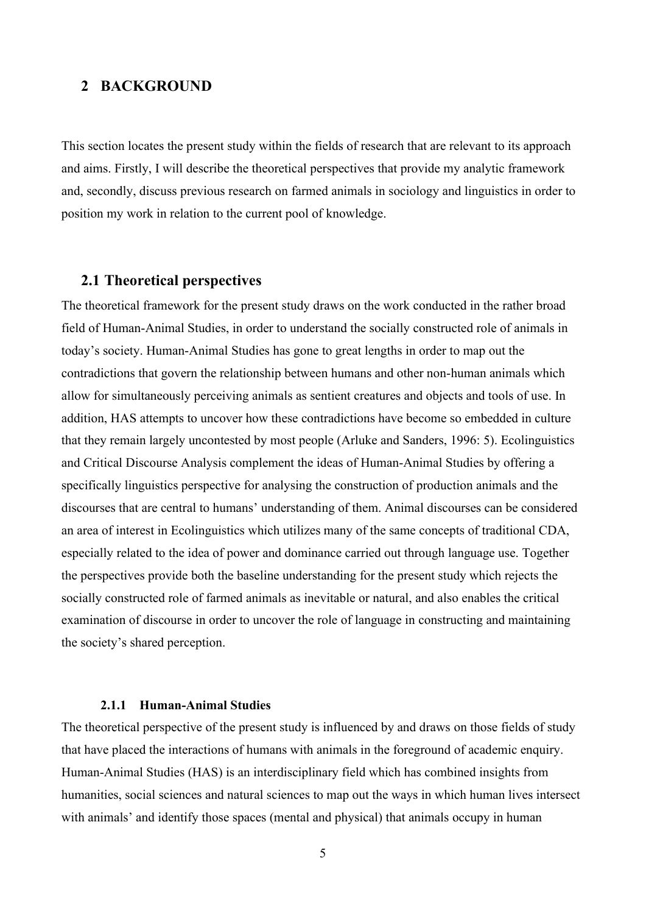# 2 BACKGROUND

This section locates the present study within the fields of research that are relevant to its approach and aims. Firstly, I will describe the theoretical perspectives that provide my analytic framework and, secondly, discuss previous research on farmed animals in sociology and linguistics in order to position my work in relation to the current pool of knowledge.

## 2.1 Theoretical perspectives

The theoretical framework for the present study draws on the work conducted in the rather broad field of Human-Animal Studies, in order to understand the socially constructed role of animals in today's society. Human-Animal Studies has gone to great lengths in order to map out the contradictions that govern the relationship between humans and other non-human animals which allow for simultaneously perceiving animals as sentient creatures and objects and tools of use. In addition, HAS attempts to uncover how these contradictions have become so embedded in culture that they remain largely uncontested by most people (Arluke and Sanders, 1996: 5). Ecolinguistics and Critical Discourse Analysis complement the ideas of Human-Animal Studies by offering a specifically linguistics perspective for analysing the construction of production animals and the discourses that are central to humans' understanding of them. Animal discourses can be considered an area of interest in Ecolinguistics which utilizes many of the same concepts of traditional CDA, especially related to the idea of power and dominance carried out through language use. Together the perspectives provide both the baseline understanding for the present study which rejects the socially constructed role of farmed animals as inevitable or natural, and also enables the critical examination of discourse in order to uncover the role of language in constructing and maintaining the society's shared perception.

### 2.1.1 Human-Animal Studies

The theoretical perspective of the present study is influenced by and draws on those fields of study that have placed the interactions of humans with animals in the foreground of academic enquiry. Human-Animal Studies (HAS) is an interdisciplinary field which has combined insights from humanities, social sciences and natural sciences to map out the ways in which human lives intersect with animals' and identify those spaces (mental and physical) that animals occupy in human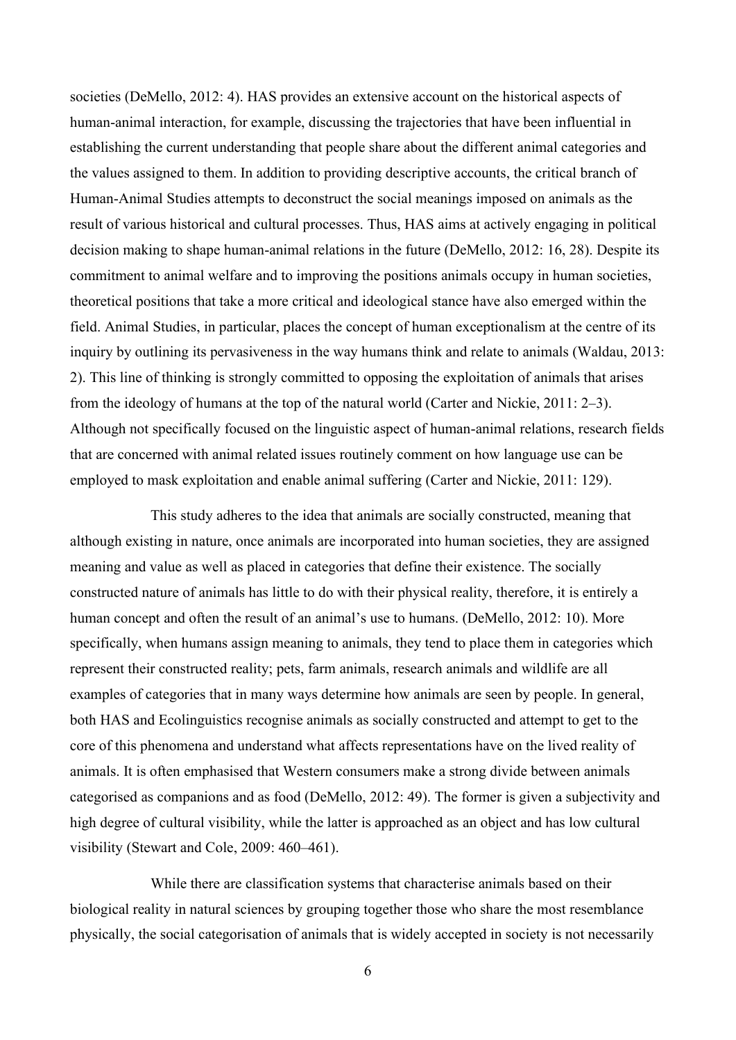societies (DeMello, 2012: 4). HAS provides an extensive account on the historical aspects of human-animal interaction, for example, discussing the trajectories that have been influential in establishing the current understanding that people share about the different animal categories and the values assigned to them. In addition to providing descriptive accounts, the critical branch of Human-Animal Studies attempts to deconstruct the social meanings imposed on animals as the result of various historical and cultural processes. Thus, HAS aims at actively engaging in political decision making to shape human-animal relations in the future (DeMello, 2012: 16, 28). Despite its commitment to animal welfare and to improving the positions animals occupy in human societies, theoretical positions that take a more critical and ideological stance have also emerged within the field. Animal Studies, in particular, places the concept of human exceptionalism at the centre of its inquiry by outlining its pervasiveness in the way humans think and relate to animals (Waldau, 2013: 2). This line of thinking is strongly committed to opposing the exploitation of animals that arises from the ideology of humans at the top of the natural world (Carter and Nickie, 2011: 2–3). Although not specifically focused on the linguistic aspect of human-animal relations, research fields that are concerned with animal related issues routinely comment on how language use can be employed to mask exploitation and enable animal suffering (Carter and Nickie, 2011: 129).

This study adheres to the idea that animals are socially constructed, meaning that although existing in nature, once animals are incorporated into human societies, they are assigned meaning and value as well as placed in categories that define their existence. The socially constructed nature of animals has little to do with their physical reality, therefore, it is entirely a human concept and often the result of an animal's use to humans. (DeMello, 2012: 10). More specifically, when humans assign meaning to animals, they tend to place them in categories which represent their constructed reality; pets, farm animals, research animals and wildlife are all examples of categories that in many ways determine how animals are seen by people. In general, both HAS and Ecolinguistics recognise animals as socially constructed and attempt to get to the core of this phenomena and understand what affects representations have on the lived reality of animals. It is often emphasised that Western consumers make a strong divide between animals categorised as companions and as food (DeMello, 2012: 49). The former is given a subjectivity and high degree of cultural visibility, while the latter is approached as an object and has low cultural visibility (Stewart and Cole, 2009: 460–461).

While there are classification systems that characterise animals based on their biological reality in natural sciences by grouping together those who share the most resemblance physically, the social categorisation of animals that is widely accepted in society is not necessarily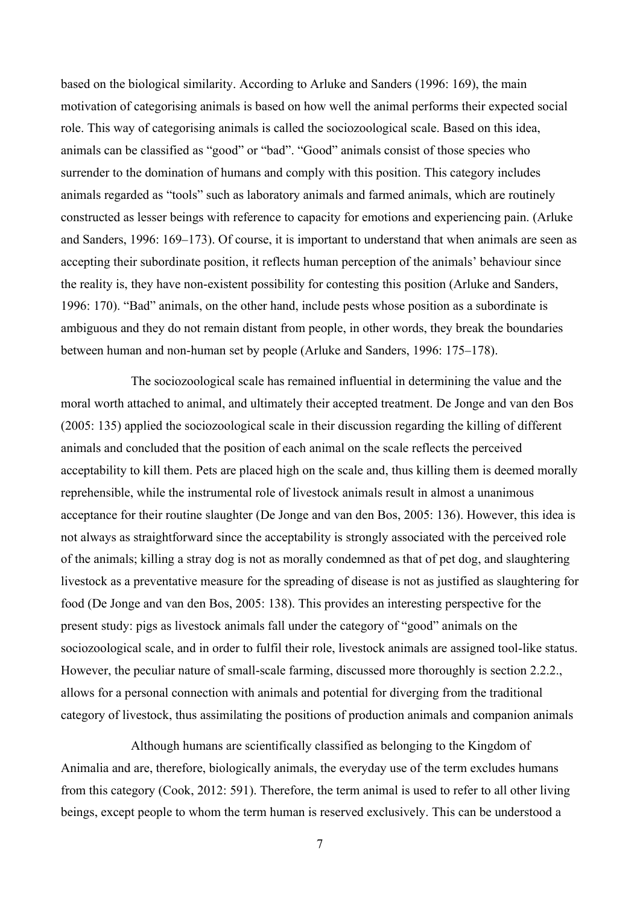based on the biological similarity. According to Arluke and Sanders (1996: 169), the main motivation of categorising animals is based on how well the animal performs their expected social role. This way of categorising animals is called the sociozoological scale. Based on this idea, animals can be classified as "good" or "bad". "Good" animals consist of those species who surrender to the domination of humans and comply with this position. This category includes animals regarded as "tools" such as laboratory animals and farmed animals, which are routinely constructed as lesser beings with reference to capacity for emotions and experiencing pain. (Arluke and Sanders, 1996: 169–173). Of course, it is important to understand that when animals are seen as accepting their subordinate position, it reflects human perception of the animals' behaviour since the reality is, they have non-existent possibility for contesting this position (Arluke and Sanders, 1996: 170). "Bad" animals, on the other hand, include pests whose position as a subordinate is ambiguous and they do not remain distant from people, in other words, they break the boundaries between human and non-human set by people (Arluke and Sanders, 1996: 175–178).

The sociozoological scale has remained influential in determining the value and the moral worth attached to animal, and ultimately their accepted treatment. De Jonge and van den Bos (2005: 135) applied the sociozoological scale in their discussion regarding the killing of different animals and concluded that the position of each animal on the scale reflects the perceived acceptability to kill them. Pets are placed high on the scale and, thus killing them is deemed morally reprehensible, while the instrumental role of livestock animals result in almost a unanimous acceptance for their routine slaughter (De Jonge and van den Bos, 2005: 136). However, this idea is not always as straightforward since the acceptability is strongly associated with the perceived role of the animals; killing a stray dog is not as morally condemned as that of pet dog, and slaughtering livestock as a preventative measure for the spreading of disease is not as justified as slaughtering for food (De Jonge and van den Bos, 2005: 138). This provides an interesting perspective for the present study: pigs as livestock animals fall under the category of "good" animals on the sociozoological scale, and in order to fulfil their role, livestock animals are assigned tool-like status. However, the peculiar nature of small-scale farming, discussed more thoroughly is section 2.2.2., allows for a personal connection with animals and potential for diverging from the traditional category of livestock, thus assimilating the positions of production animals and companion animals

Although humans are scientifically classified as belonging to the Kingdom of Animalia and are, therefore, biologically animals, the everyday use of the term excludes humans from this category (Cook, 2012: 591). Therefore, the term animal is used to refer to all other living beings, except people to whom the term human is reserved exclusively. This can be understood a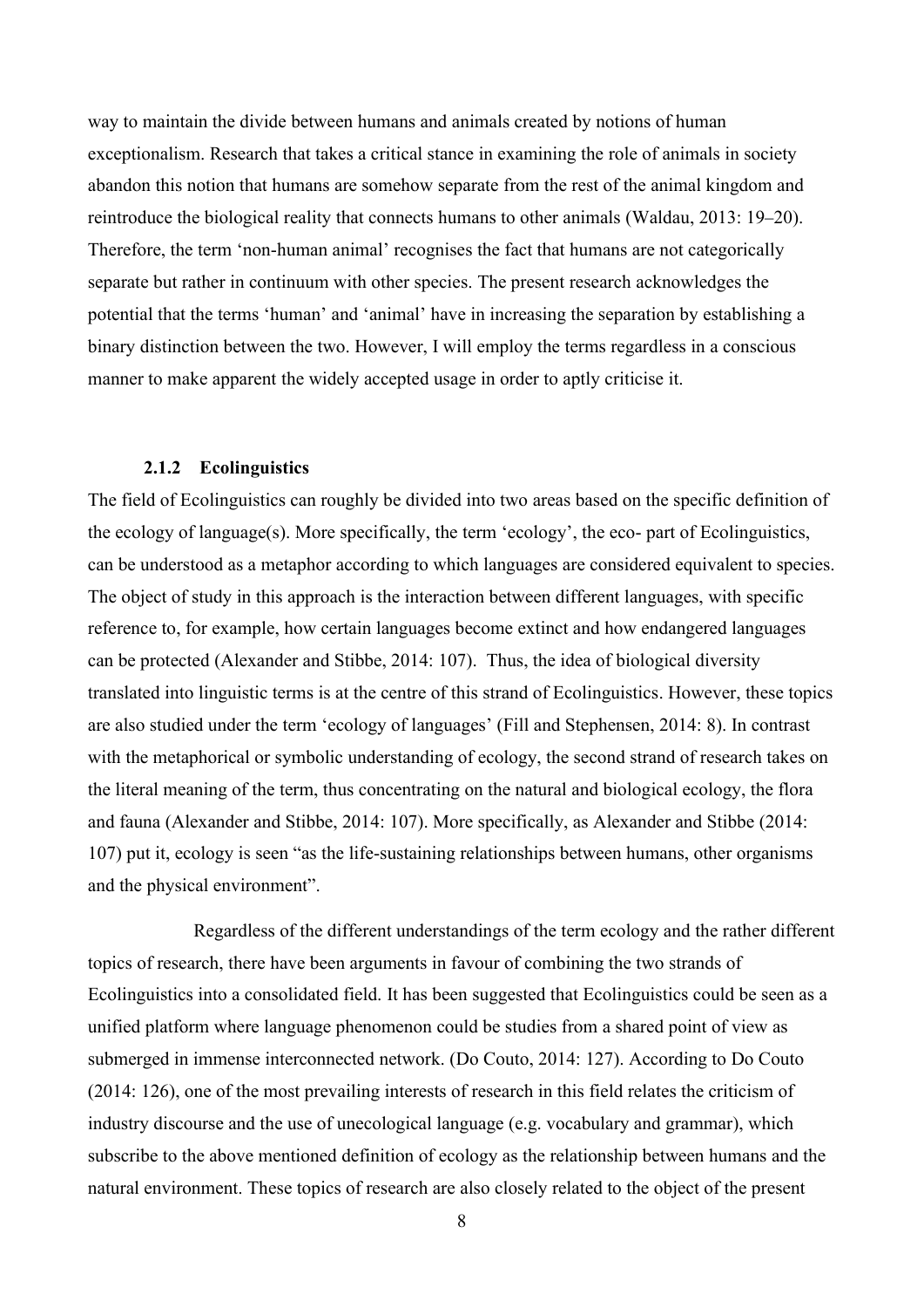way to maintain the divide between humans and animals created by notions of human exceptionalism. Research that takes a critical stance in examining the role of animals in society abandon this notion that humans are somehow separate from the rest of the animal kingdom and reintroduce the biological reality that connects humans to other animals (Waldau, 2013: 19–20). Therefore, the term 'non-human animal' recognises the fact that humans are not categorically separate but rather in continuum with other species. The present research acknowledges the potential that the terms 'human' and 'animal' have in increasing the separation by establishing a binary distinction between the two. However, I will employ the terms regardless in a conscious manner to make apparent the widely accepted usage in order to aptly criticise it.

### 2.1.2 Ecolinguistics

The field of Ecolinguistics can roughly be divided into two areas based on the specific definition of the ecology of language(s). More specifically, the term 'ecology', the eco- part of Ecolinguistics, can be understood as a metaphor according to which languages are considered equivalent to species. The object of study in this approach is the interaction between different languages, with specific reference to, for example, how certain languages become extinct and how endangered languages can be protected (Alexander and Stibbe, 2014: 107). Thus, the idea of biological diversity translated into linguistic terms is at the centre of this strand of Ecolinguistics. However, these topics are also studied under the term 'ecology of languages' (Fill and Stephensen, 2014: 8). In contrast with the metaphorical or symbolic understanding of ecology, the second strand of research takes on the literal meaning of the term, thus concentrating on the natural and biological ecology, the flora and fauna (Alexander and Stibbe, 2014: 107). More specifically, as Alexander and Stibbe (2014: 107) put it, ecology is seen "as the life-sustaining relationships between humans, other organisms and the physical environment".

Regardless of the different understandings of the term ecology and the rather different topics of research, there have been arguments in favour of combining the two strands of Ecolinguistics into a consolidated field. It has been suggested that Ecolinguistics could be seen as a unified platform where language phenomenon could be studies from a shared point of view as submerged in immense interconnected network. (Do Couto, 2014: 127). According to Do Couto (2014: 126), one of the most prevailing interests of research in this field relates the criticism of industry discourse and the use of unecological language (e.g. vocabulary and grammar), which subscribe to the above mentioned definition of ecology as the relationship between humans and the natural environment. These topics of research are also closely related to the object of the present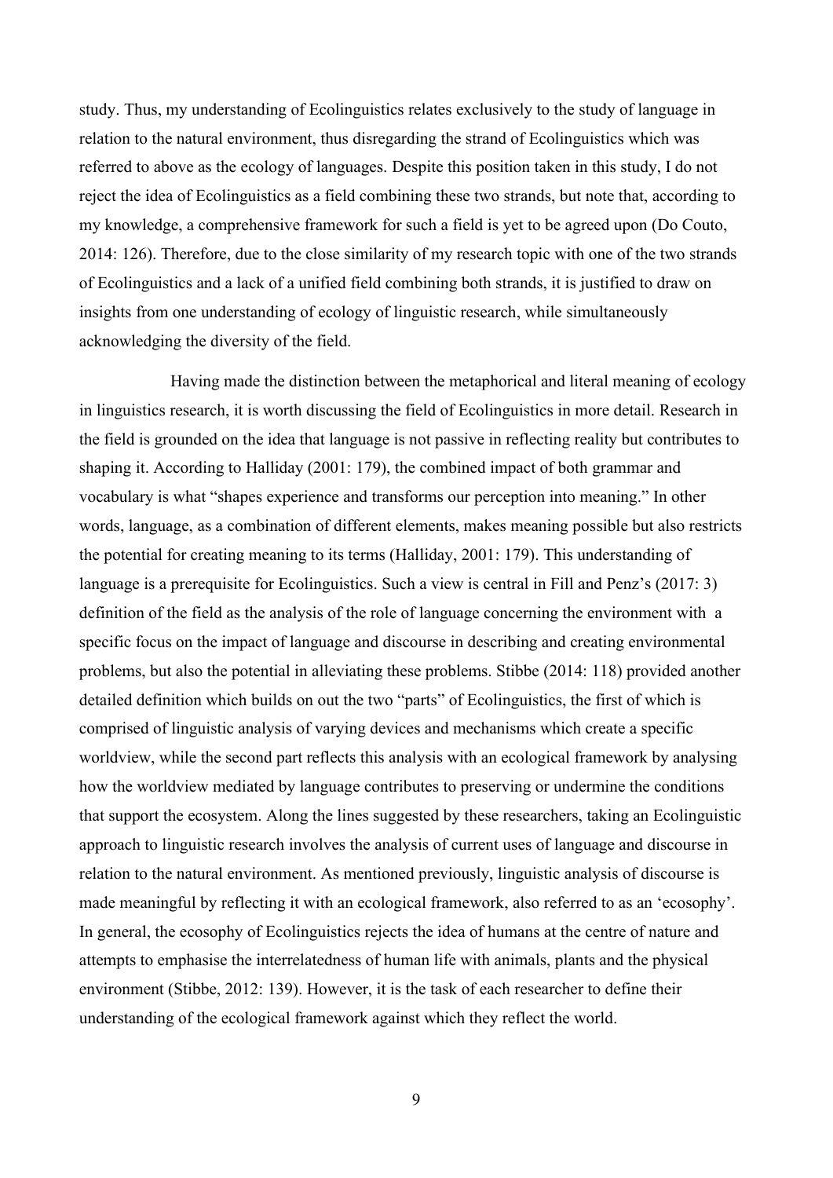study. Thus, my understanding of Ecolinguistics relates exclusively to the study of language in relation to the natural environment, thus disregarding the strand of Ecolinguistics which was referred to above as the ecology of languages. Despite this position taken in this study, I do not reject the idea of Ecolinguistics as a field combining these two strands, but note that, according to my knowledge, a comprehensive framework for such a field is yet to be agreed upon (Do Couto, 2014: 126). Therefore, due to the close similarity of my research topic with one of the two strands of Ecolinguistics and a lack of a unified field combining both strands, it is justified to draw on insights from one understanding of ecology of linguistic research, while simultaneously acknowledging the diversity of the field.

Having made the distinction between the metaphorical and literal meaning of ecology in linguistics research, it is worth discussing the field of Ecolinguistics in more detail. Research in the field is grounded on the idea that language is not passive in reflecting reality but contributes to shaping it. According to Halliday (2001: 179), the combined impact of both grammar and vocabulary is what "shapes experience and transforms our perception into meaning." In other words, language, as a combination of different elements, makes meaning possible but also restricts the potential for creating meaning to its terms (Halliday, 2001: 179). This understanding of language is a prerequisite for Ecolinguistics. Such a view is central in Fill and Penz's (2017: 3) definition of the field as the analysis of the role of language concerning the environment with a specific focus on the impact of language and discourse in describing and creating environmental problems, but also the potential in alleviating these problems. Stibbe (2014: 118) provided another detailed definition which builds on out the two "parts" of Ecolinguistics, the first of which is comprised of linguistic analysis of varying devices and mechanisms which create a specific worldview, while the second part reflects this analysis with an ecological framework by analysing how the worldview mediated by language contributes to preserving or undermine the conditions that support the ecosystem. Along the lines suggested by these researchers, taking an Ecolinguistic approach to linguistic research involves the analysis of current uses of language and discourse in relation to the natural environment. As mentioned previously, linguistic analysis of discourse is made meaningful by reflecting it with an ecological framework, also referred to as an 'ecosophy'. In general, the ecosophy of Ecolinguistics rejects the idea of humans at the centre of nature and attempts to emphasise the interrelatedness of human life with animals, plants and the physical environment (Stibbe, 2012: 139). However, it is the task of each researcher to define their understanding of the ecological framework against which they reflect the world.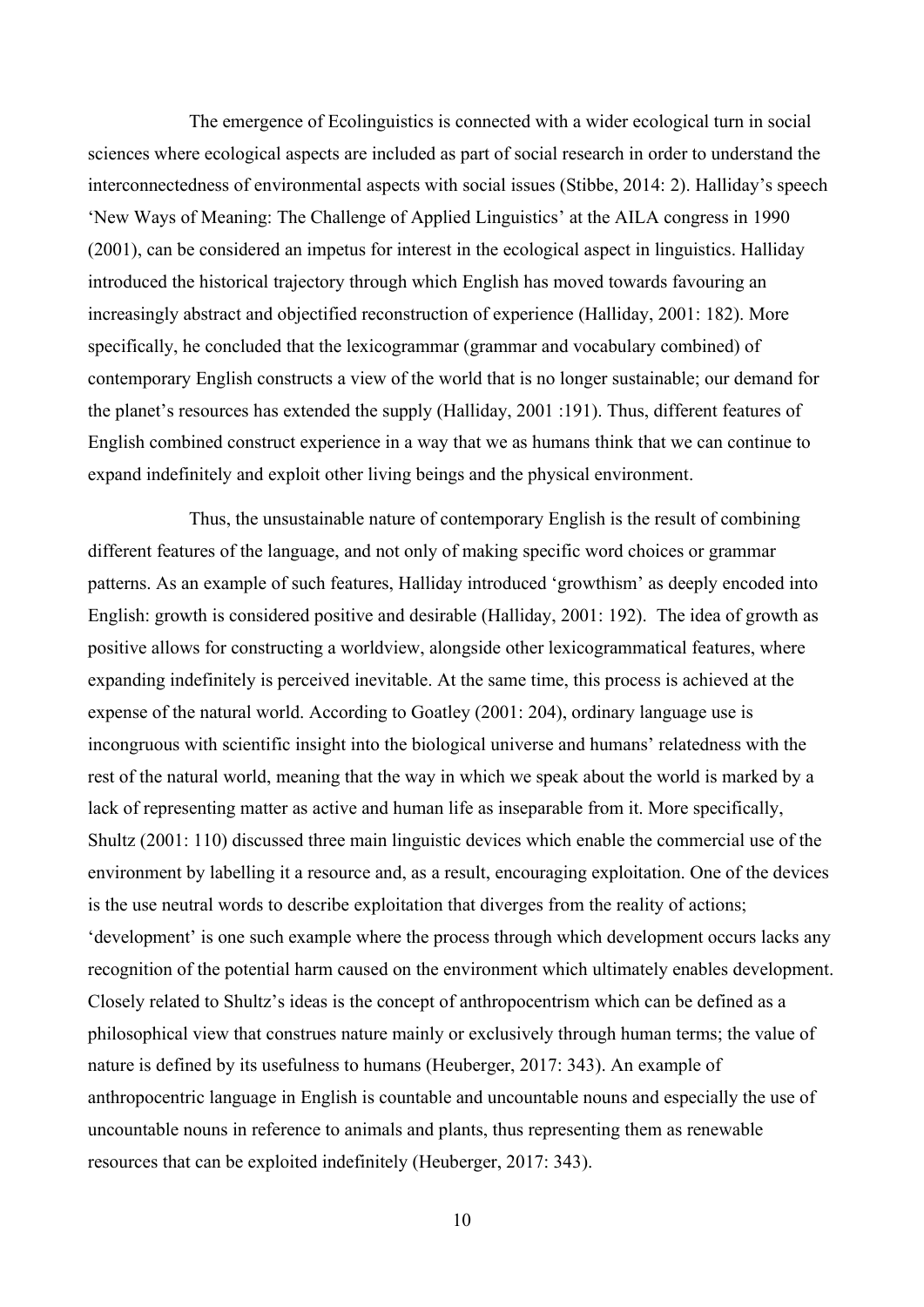The emergence of Ecolinguistics is connected with a wider ecological turn in social sciences where ecological aspects are included as part of social research in order to understand the interconnectedness of environmental aspects with social issues (Stibbe, 2014: 2). Halliday's speech 'New Ways of Meaning: The Challenge of Applied Linguistics' at the AILA congress in 1990 (2001), can be considered an impetus for interest in the ecological aspect in linguistics. Halliday introduced the historical trajectory through which English has moved towards favouring an increasingly abstract and objectified reconstruction of experience (Halliday, 2001: 182). More specifically, he concluded that the lexicogrammar (grammar and vocabulary combined) of contemporary English constructs a view of the world that is no longer sustainable; our demand for the planet's resources has extended the supply (Halliday, 2001 :191). Thus, different features of English combined construct experience in a way that we as humans think that we can continue to expand indefinitely and exploit other living beings and the physical environment.

Thus, the unsustainable nature of contemporary English is the result of combining different features of the language, and not only of making specific word choices or grammar patterns. As an example of such features, Halliday introduced 'growthism' as deeply encoded into English: growth is considered positive and desirable (Halliday, 2001: 192). The idea of growth as positive allows for constructing a worldview, alongside other lexicogrammatical features, where expanding indefinitely is perceived inevitable. At the same time, this process is achieved at the expense of the natural world. According to Goatley (2001: 204), ordinary language use is incongruous with scientific insight into the biological universe and humans' relatedness with the rest of the natural world, meaning that the way in which we speak about the world is marked by a lack of representing matter as active and human life as inseparable from it. More specifically, Shultz (2001: 110) discussed three main linguistic devices which enable the commercial use of the environment by labelling it a resource and, as a result, encouraging exploitation. One of the devices is the use neutral words to describe exploitation that diverges from the reality of actions; 'development' is one such example where the process through which development occurs lacks any recognition of the potential harm caused on the environment which ultimately enables development. Closely related to Shultz's ideas is the concept of anthropocentrism which can be defined as a philosophical view that construes nature mainly or exclusively through human terms; the value of nature is defined by its usefulness to humans (Heuberger, 2017: 343). An example of anthropocentric language in English is countable and uncountable nouns and especially the use of uncountable nouns in reference to animals and plants, thus representing them as renewable resources that can be exploited indefinitely (Heuberger, 2017: 343).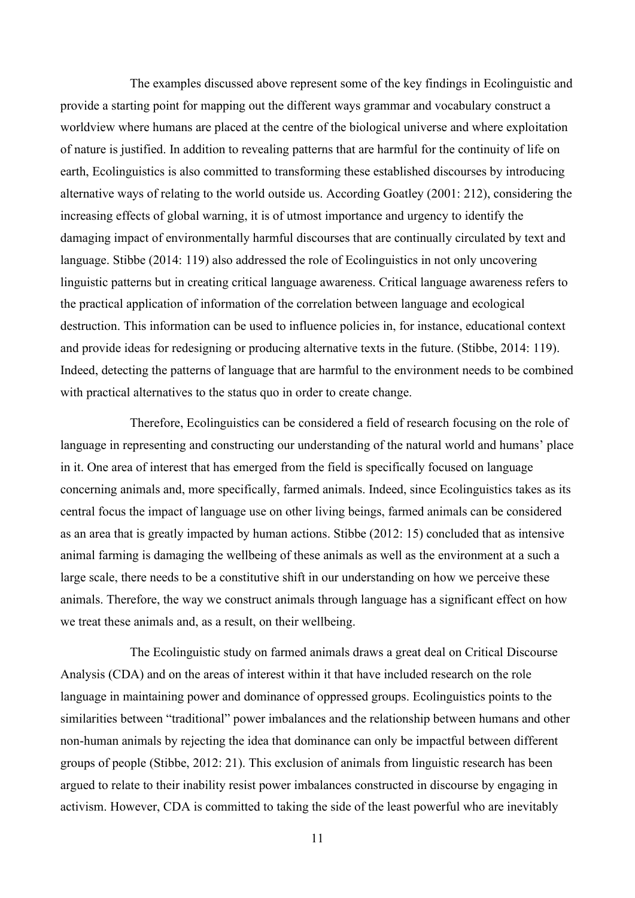The examples discussed above represent some of the key findings in Ecolinguistic and provide a starting point for mapping out the different ways grammar and vocabulary construct a worldview where humans are placed at the centre of the biological universe and where exploitation of nature is justified. In addition to revealing patterns that are harmful for the continuity of life on earth, Ecolinguistics is also committed to transforming these established discourses by introducing alternative ways of relating to the world outside us. According Goatley (2001: 212), considering the increasing effects of global warning, it is of utmost importance and urgency to identify the damaging impact of environmentally harmful discourses that are continually circulated by text and language. Stibbe (2014: 119) also addressed the role of Ecolinguistics in not only uncovering linguistic patterns but in creating critical language awareness. Critical language awareness refers to the practical application of information of the correlation between language and ecological destruction. This information can be used to influence policies in, for instance, educational context and provide ideas for redesigning or producing alternative texts in the future. (Stibbe, 2014: 119). Indeed, detecting the patterns of language that are harmful to the environment needs to be combined with practical alternatives to the status quo in order to create change.

Therefore, Ecolinguistics can be considered a field of research focusing on the role of language in representing and constructing our understanding of the natural world and humans' place in it. One area of interest that has emerged from the field is specifically focused on language concerning animals and, more specifically, farmed animals. Indeed, since Ecolinguistics takes as its central focus the impact of language use on other living beings, farmed animals can be considered as an area that is greatly impacted by human actions. Stibbe (2012: 15) concluded that as intensive animal farming is damaging the wellbeing of these animals as well as the environment at a such a large scale, there needs to be a constitutive shift in our understanding on how we perceive these animals. Therefore, the way we construct animals through language has a significant effect on how we treat these animals and, as a result, on their wellbeing.

The Ecolinguistic study on farmed animals draws a great deal on Critical Discourse Analysis (CDA) and on the areas of interest within it that have included research on the role language in maintaining power and dominance of oppressed groups. Ecolinguistics points to the similarities between "traditional" power imbalances and the relationship between humans and other non-human animals by rejecting the idea that dominance can only be impactful between different groups of people (Stibbe, 2012: 21). This exclusion of animals from linguistic research has been argued to relate to their inability resist power imbalances constructed in discourse by engaging in activism. However, CDA is committed to taking the side of the least powerful who are inevitably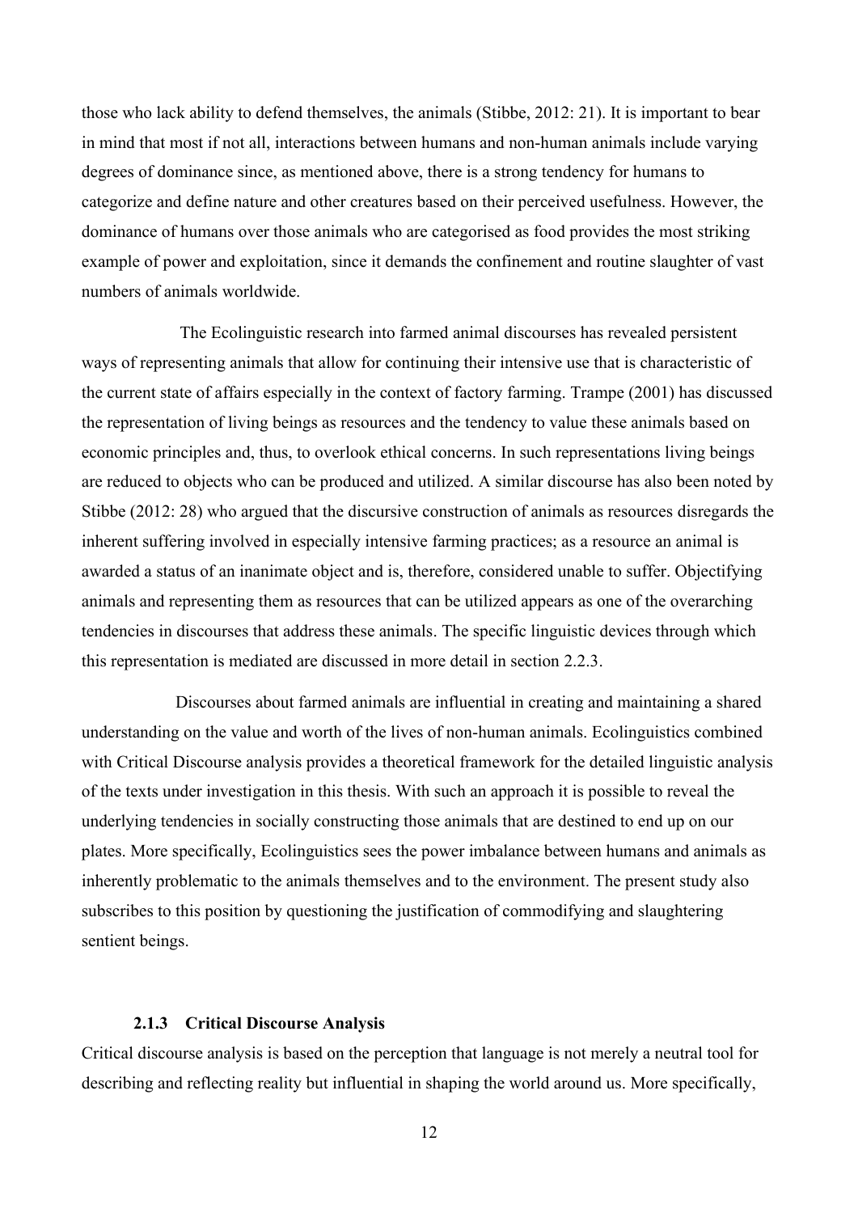those who lack ability to defend themselves, the animals (Stibbe, 2012: 21). It is important to bear in mind that most if not all, interactions between humans and non-human animals include varying degrees of dominance since, as mentioned above, there is a strong tendency for humans to categorize and define nature and other creatures based on their perceived usefulness. However, the dominance of humans over those animals who are categorised as food provides the most striking example of power and exploitation, since it demands the confinement and routine slaughter of vast numbers of animals worldwide.

The Ecolinguistic research into farmed animal discourses has revealed persistent ways of representing animals that allow for continuing their intensive use that is characteristic of the current state of affairs especially in the context of factory farming. Trampe (2001) has discussed the representation of living beings as resources and the tendency to value these animals based on economic principles and, thus, to overlook ethical concerns. In such representations living beings are reduced to objects who can be produced and utilized. A similar discourse has also been noted by Stibbe (2012: 28) who argued that the discursive construction of animals as resources disregards the inherent suffering involved in especially intensive farming practices; as a resource an animal is awarded a status of an inanimate object and is, therefore, considered unable to suffer. Objectifying animals and representing them as resources that can be utilized appears as one of the overarching tendencies in discourses that address these animals. The specific linguistic devices through which this representation is mediated are discussed in more detail in section 2.2.3.

Discourses about farmed animals are influential in creating and maintaining a shared understanding on the value and worth of the lives of non-human animals. Ecolinguistics combined with Critical Discourse analysis provides a theoretical framework for the detailed linguistic analysis of the texts under investigation in this thesis. With such an approach it is possible to reveal the underlying tendencies in socially constructing those animals that are destined to end up on our plates. More specifically, Ecolinguistics sees the power imbalance between humans and animals as inherently problematic to the animals themselves and to the environment. The present study also subscribes to this position by questioning the justification of commodifying and slaughtering sentient beings.

### 2.1.3 Critical Discourse Analysis

Critical discourse analysis is based on the perception that language is not merely a neutral tool for describing and reflecting reality but influential in shaping the world around us. More specifically,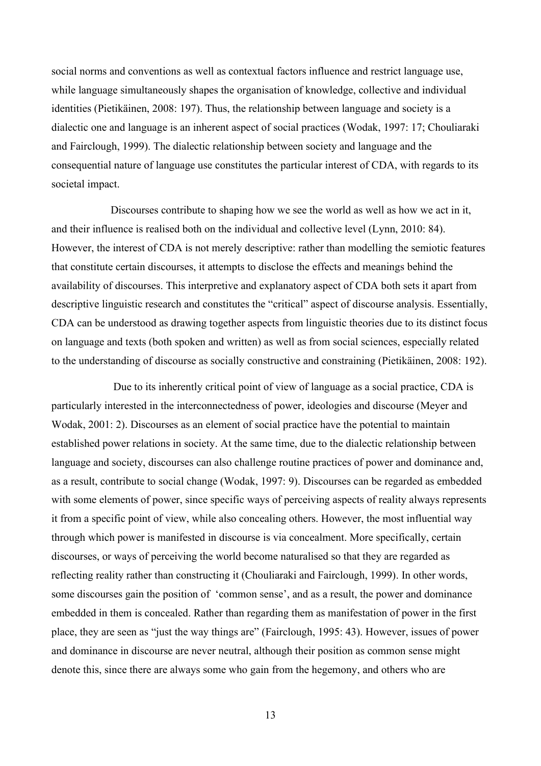social norms and conventions as well as contextual factors influence and restrict language use, while language simultaneously shapes the organisation of knowledge, collective and individual identities (Pietikäinen, 2008: 197). Thus, the relationship between language and society is a dialectic one and language is an inherent aspect of social practices (Wodak, 1997: 17; Chouliaraki and Fairclough, 1999). The dialectic relationship between society and language and the consequential nature of language use constitutes the particular interest of CDA, with regards to its societal impact.

Discourses contribute to shaping how we see the world as well as how we act in it, and their influence is realised both on the individual and collective level (Lynn, 2010: 84). However, the interest of CDA is not merely descriptive: rather than modelling the semiotic features that constitute certain discourses, it attempts to disclose the effects and meanings behind the availability of discourses. This interpretive and explanatory aspect of CDA both sets it apart from descriptive linguistic research and constitutes the "critical" aspect of discourse analysis. Essentially, CDA can be understood as drawing together aspects from linguistic theories due to its distinct focus on language and texts (both spoken and written) as well as from social sciences, especially related to the understanding of discourse as socially constructive and constraining (Pietikäinen, 2008: 192).

Due to its inherently critical point of view of language as a social practice, CDA is particularly interested in the interconnectedness of power, ideologies and discourse (Meyer and Wodak, 2001: 2). Discourses as an element of social practice have the potential to maintain established power relations in society. At the same time, due to the dialectic relationship between language and society, discourses can also challenge routine practices of power and dominance and, as a result, contribute to social change (Wodak, 1997: 9). Discourses can be regarded as embedded with some elements of power, since specific ways of perceiving aspects of reality always represents it from a specific point of view, while also concealing others. However, the most influential way through which power is manifested in discourse is via concealment. More specifically, certain discourses, or ways of perceiving the world become naturalised so that they are regarded as reflecting reality rather than constructing it (Chouliaraki and Fairclough, 1999). In other words, some discourses gain the position of 'common sense', and as a result, the power and dominance embedded in them is concealed. Rather than regarding them as manifestation of power in the first place, they are seen as "just the way things are" (Fairclough, 1995: 43). However, issues of power and dominance in discourse are never neutral, although their position as common sense might denote this, since there are always some who gain from the hegemony, and others who are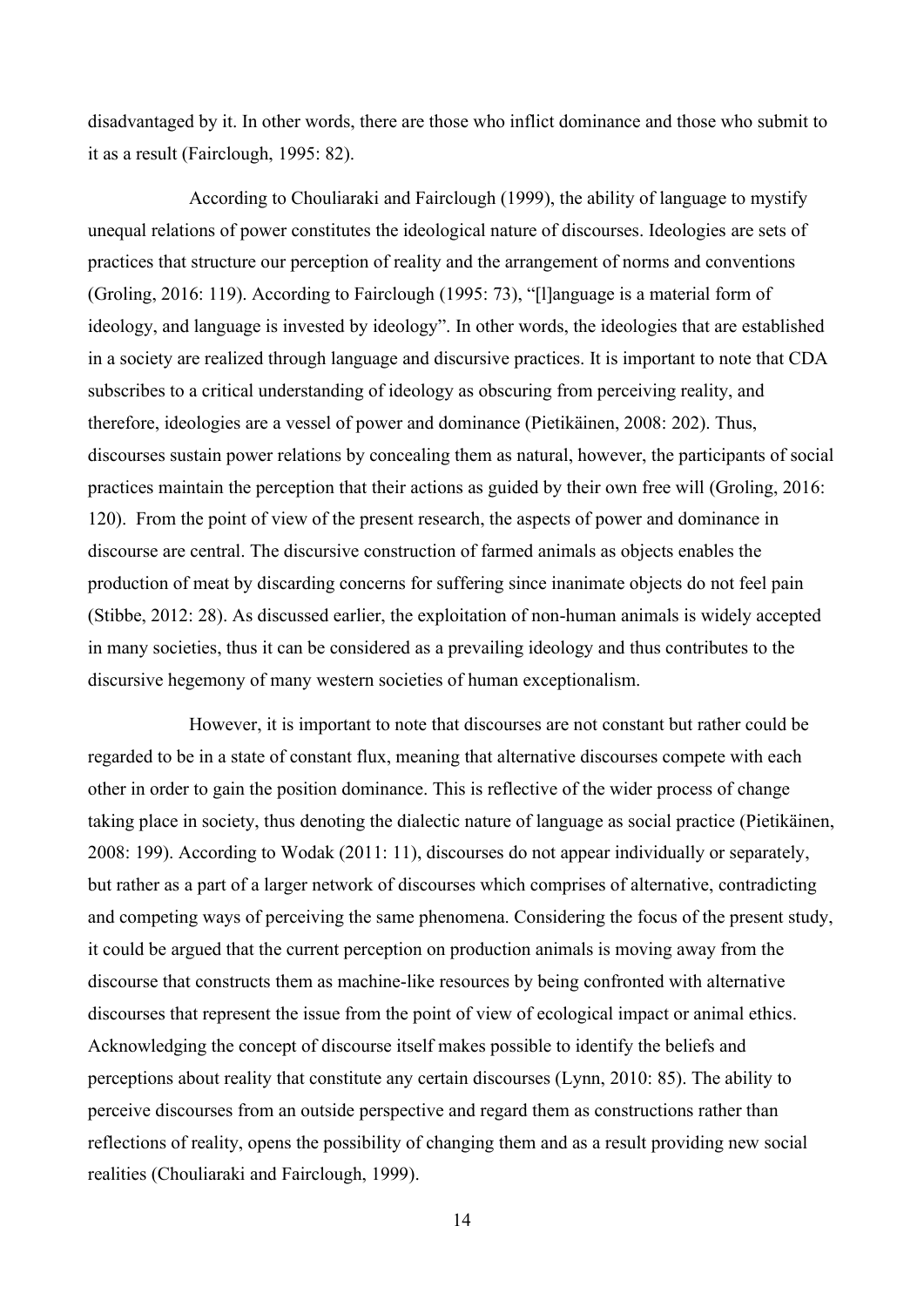disadvantaged by it. In other words, there are those who inflict dominance and those who submit to it as a result (Fairclough, 1995: 82).

According to Chouliaraki and Fairclough (1999), the ability of language to mystify unequal relations of power constitutes the ideological nature of discourses. Ideologies are sets of practices that structure our perception of reality and the arrangement of norms and conventions (Groling, 2016: 119). According to Fairclough (1995: 73), "[l]anguage is a material form of ideology, and language is invested by ideology". In other words, the ideologies that are established in a society are realized through language and discursive practices. It is important to note that CDA subscribes to a critical understanding of ideology as obscuring from perceiving reality, and therefore, ideologies are a vessel of power and dominance (Pietikäinen, 2008: 202). Thus, discourses sustain power relations by concealing them as natural, however, the participants of social practices maintain the perception that their actions as guided by their own free will (Groling, 2016: 120). From the point of view of the present research, the aspects of power and dominance in discourse are central. The discursive construction of farmed animals as objects enables the production of meat by discarding concerns for suffering since inanimate objects do not feel pain (Stibbe, 2012: 28). As discussed earlier, the exploitation of non-human animals is widely accepted in many societies, thus it can be considered as a prevailing ideology and thus contributes to the discursive hegemony of many western societies of human exceptionalism.

However, it is important to note that discourses are not constant but rather could be regarded to be in a state of constant flux, meaning that alternative discourses compete with each other in order to gain the position dominance. This is reflective of the wider process of change taking place in society, thus denoting the dialectic nature of language as social practice (Pietikäinen, 2008: 199). According to Wodak (2011: 11), discourses do not appear individually or separately, but rather as a part of a larger network of discourses which comprises of alternative, contradicting and competing ways of perceiving the same phenomena. Considering the focus of the present study, it could be argued that the current perception on production animals is moving away from the discourse that constructs them as machine-like resources by being confronted with alternative discourses that represent the issue from the point of view of ecological impact or animal ethics. Acknowledging the concept of discourse itself makes possible to identify the beliefs and perceptions about reality that constitute any certain discourses (Lynn, 2010: 85). The ability to perceive discourses from an outside perspective and regard them as constructions rather than reflections of reality, opens the possibility of changing them and as a result providing new social realities (Chouliaraki and Fairclough, 1999).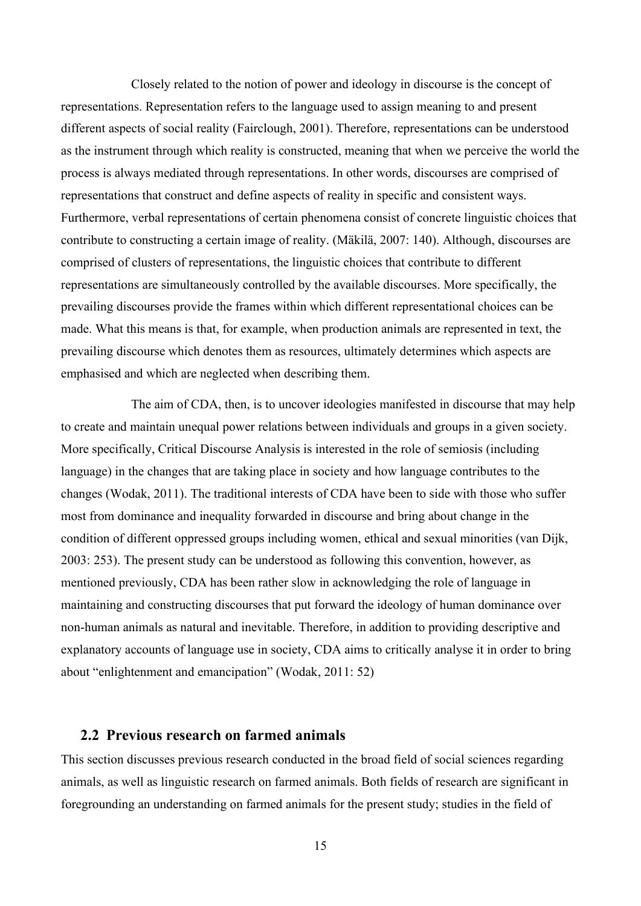Closely related to the notion of power and ideology in discourse is the concept of representations. Representation refers to the language used to assign meaning to and present different aspects of social reality (Fairclough, 2001). Therefore, representations can be understood as the instrument through which reality is constructed, meaning that when we perceive the world the process is always mediated through representations. In other words, discourses are comprised of representations that construct and define aspects of reality in specific and consistent ways. Furthermore, verbal representations of certain phenomena consist of concrete linguistic choices that contribute to constructing a certain image of reality. (Mäkilä, 2007: 140). Although, discourses are comprised of clusters of representations, the linguistic choices that contribute to different representations are simultaneously controlled by the available discourses. More specifically, the prevailing discourses provide the frames within which different representational choices can be made. What this means is that, for example, when production animals are represented in text, the prevailing discourse which denotes them as resources, ultimately determines which aspects are emphasised and which are neglected when describing them.

The aim of CDA, then, is to uncover ideologies manifested in discourse that may help to create and maintain unequal power relations between individuals and groups in a given society. More specifically, Critical Discourse Analysis is interested in the role of semiosis (including language) in the changes that are taking place in society and how language contributes to the changes (Wodak, 2011). The traditional interests of CDA have been to side with those who suffer most from dominance and inequality forwarded in discourse and bring about change in the condition of different oppressed groups including women, ethical and sexual minorities (van Dijk, 2003: 253). The present study can be understood as following this convention, however, as mentioned previously, CDA has been rather slow in acknowledging the role of language in maintaining and constructing discourses that put forward the ideology of human dominance over non-human animals as natural and inevitable. Therefore, in addition to providing descriptive and explanatory accounts of language use in society, CDA aims to critically analyse it in order to bring about "enlightenment and emancipation" (Wodak, 2011: 52)

## 2.2 Previous research on farmed animals

This section discusses previous research conducted in the broad field of social sciences regarding animals, as well as linguistic research on farmed animals. Both fields of research are significant in foregrounding an understanding on farmed animals for the present study; studies in the field of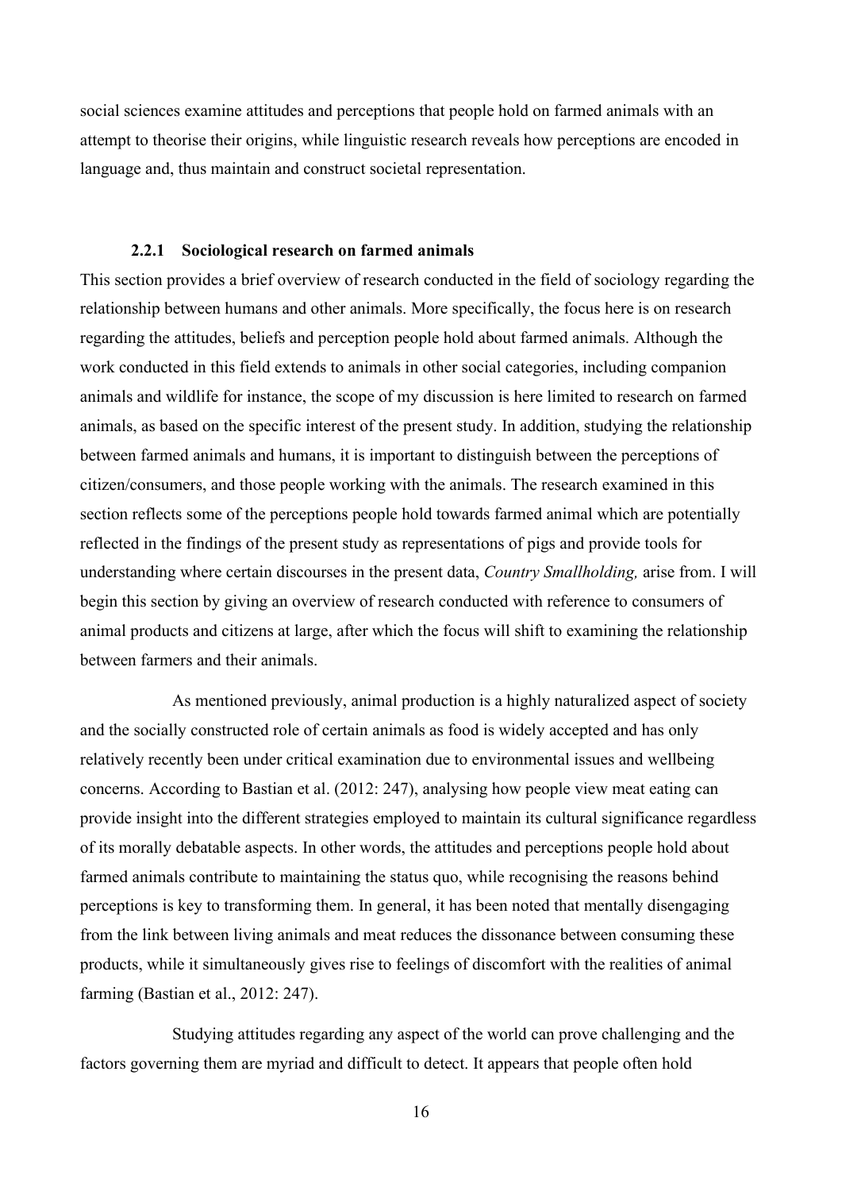social sciences examine attitudes and perceptions that people hold on farmed animals with an attempt to theorise their origins, while linguistic research reveals how perceptions are encoded in language and, thus maintain and construct societal representation.

### 2.2.1 Sociological research on farmed animals

This section provides a brief overview of research conducted in the field of sociology regarding the relationship between humans and other animals. More specifically, the focus here is on research regarding the attitudes, beliefs and perception people hold about farmed animals. Although the work conducted in this field extends to animals in other social categories, including companion animals and wildlife for instance, the scope of my discussion is here limited to research on farmed animals, as based on the specific interest of the present study. In addition, studying the relationship between farmed animals and humans, it is important to distinguish between the perceptions of citizen/consumers, and those people working with the animals. The research examined in this section reflects some of the perceptions people hold towards farmed animal which are potentially reflected in the findings of the present study as representations of pigs and provide tools for understanding where certain discourses in the present data, *Country Smallholding,* arise from. I will begin this section by giving an overview of research conducted with reference to consumers of animal products and citizens at large, after which the focus will shift to examining the relationship between farmers and their animals.

As mentioned previously, animal production is a highly naturalized aspect of society and the socially constructed role of certain animals as food is widely accepted and has only relatively recently been under critical examination due to environmental issues and wellbeing concerns. According to Bastian et al. (2012: 247), analysing how people view meat eating can provide insight into the different strategies employed to maintain its cultural significance regardless of its morally debatable aspects. In other words, the attitudes and perceptions people hold about farmed animals contribute to maintaining the status quo, while recognising the reasons behind perceptions is key to transforming them. In general, it has been noted that mentally disengaging from the link between living animals and meat reduces the dissonance between consuming these products, while it simultaneously gives rise to feelings of discomfort with the realities of animal farming (Bastian et al., 2012: 247).

Studying attitudes regarding any aspect of the world can prove challenging and the factors governing them are myriad and difficult to detect. It appears that people often hold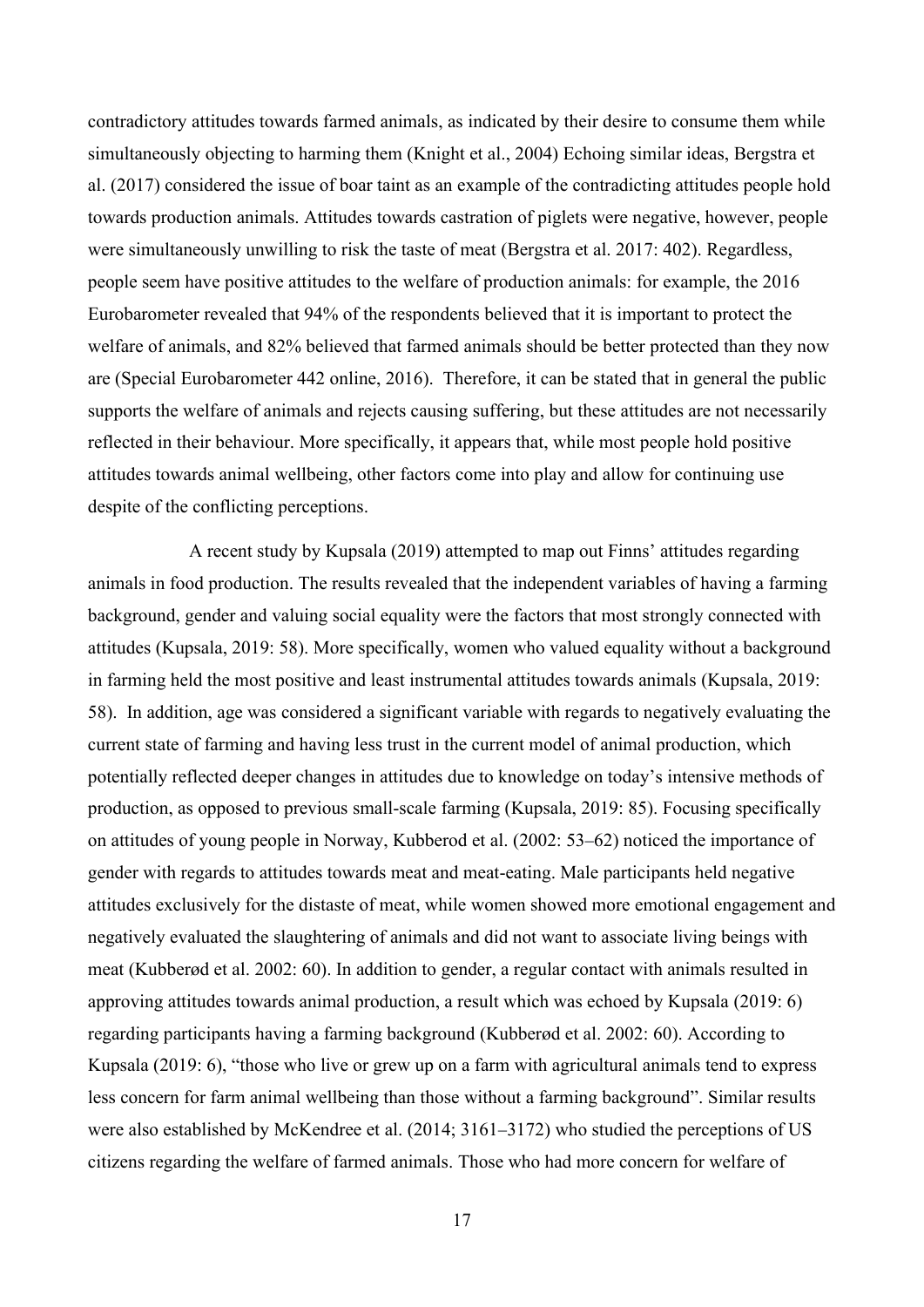contradictory attitudes towards farmed animals, as indicated by their desire to consume them while simultaneously objecting to harming them (Knight et al., 2004) Echoing similar ideas, Bergstra et al. (2017) considered the issue of boar taint as an example of the contradicting attitudes people hold towards production animals. Attitudes towards castration of piglets were negative, however, people were simultaneously unwilling to risk the taste of meat (Bergstra et al. 2017: 402). Regardless, people seem have positive attitudes to the welfare of production animals: for example, the 2016 Eurobarometer revealed that 94% of the respondents believed that it is important to protect the welfare of animals, and 82% believed that farmed animals should be better protected than they now are (Special Eurobarometer 442 online, 2016). Therefore, it can be stated that in general the public supports the welfare of animals and rejects causing suffering, but these attitudes are not necessarily reflected in their behaviour. More specifically, it appears that, while most people hold positive attitudes towards animal wellbeing, other factors come into play and allow for continuing use despite of the conflicting perceptions.

A recent study by Kupsala (2019) attempted to map out Finns' attitudes regarding animals in food production. The results revealed that the independent variables of having a farming background, gender and valuing social equality were the factors that most strongly connected with attitudes (Kupsala, 2019: 58). More specifically, women who valued equality without a background in farming held the most positive and least instrumental attitudes towards animals (Kupsala, 2019: 58). In addition, age was considered a significant variable with regards to negatively evaluating the current state of farming and having less trust in the current model of animal production, which potentially reflected deeper changes in attitudes due to knowledge on today's intensive methods of production, as opposed to previous small-scale farming (Kupsala, 2019: 85). Focusing specifically on attitudes of young people in Norway, Kubberod et al. (2002: 53–62) noticed the importance of gender with regards to attitudes towards meat and meat-eating. Male participants held negative attitudes exclusively for the distaste of meat, while women showed more emotional engagement and negatively evaluated the slaughtering of animals and did not want to associate living beings with meat (Kubberød et al. 2002: 60). In addition to gender, a regular contact with animals resulted in approving attitudes towards animal production, a result which was echoed by Kupsala (2019: 6) regarding participants having a farming background (Kubberød et al. 2002: 60). According to Kupsala (2019: 6), "those who live or grew up on a farm with agricultural animals tend to express less concern for farm animal wellbeing than those without a farming background". Similar results were also established by McKendree et al. (2014; 3161–3172) who studied the perceptions of US citizens regarding the welfare of farmed animals. Those who had more concern for welfare of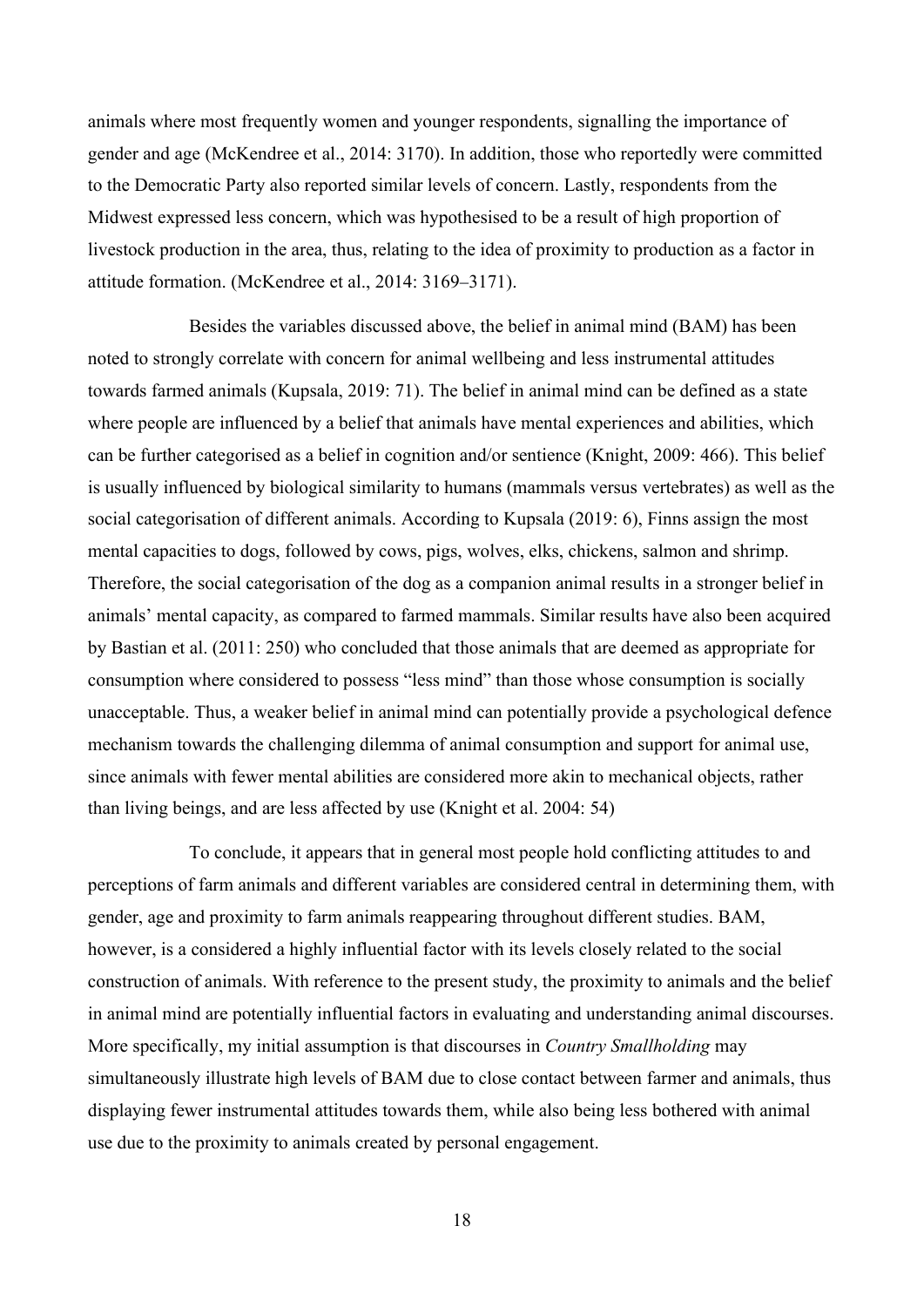animals where most frequently women and younger respondents, signalling the importance of gender and age (McKendree et al., 2014: 3170). In addition, those who reportedly were committed to the Democratic Party also reported similar levels of concern. Lastly, respondents from the Midwest expressed less concern, which was hypothesised to be a result of high proportion of livestock production in the area, thus, relating to the idea of proximity to production as a factor in attitude formation. (McKendree et al., 2014: 3169–3171).

Besides the variables discussed above, the belief in animal mind (BAM) has been noted to strongly correlate with concern for animal wellbeing and less instrumental attitudes towards farmed animals (Kupsala, 2019: 71). The belief in animal mind can be defined as a state where people are influenced by a belief that animals have mental experiences and abilities, which can be further categorised as a belief in cognition and/or sentience (Knight, 2009: 466). This belief is usually influenced by biological similarity to humans (mammals versus vertebrates) as well as the social categorisation of different animals. According to Kupsala (2019: 6), Finns assign the most mental capacities to dogs, followed by cows, pigs, wolves, elks, chickens, salmon and shrimp. Therefore, the social categorisation of the dog as a companion animal results in a stronger belief in animals' mental capacity, as compared to farmed mammals. Similar results have also been acquired by Bastian et al. (2011: 250) who concluded that those animals that are deemed as appropriate for consumption where considered to possess "less mind" than those whose consumption is socially unacceptable. Thus, a weaker belief in animal mind can potentially provide a psychological defence mechanism towards the challenging dilemma of animal consumption and support for animal use, since animals with fewer mental abilities are considered more akin to mechanical objects, rather than living beings, and are less affected by use (Knight et al. 2004: 54)

To conclude, it appears that in general most people hold conflicting attitudes to and perceptions of farm animals and different variables are considered central in determining them, with gender, age and proximity to farm animals reappearing throughout different studies. BAM, however, is a considered a highly influential factor with its levels closely related to the social construction of animals. With reference to the present study, the proximity to animals and the belief in animal mind are potentially influential factors in evaluating and understanding animal discourses. More specifically, my initial assumption is that discourses in *Country Smallholding* may simultaneously illustrate high levels of BAM due to close contact between farmer and animals, thus displaying fewer instrumental attitudes towards them, while also being less bothered with animal use due to the proximity to animals created by personal engagement.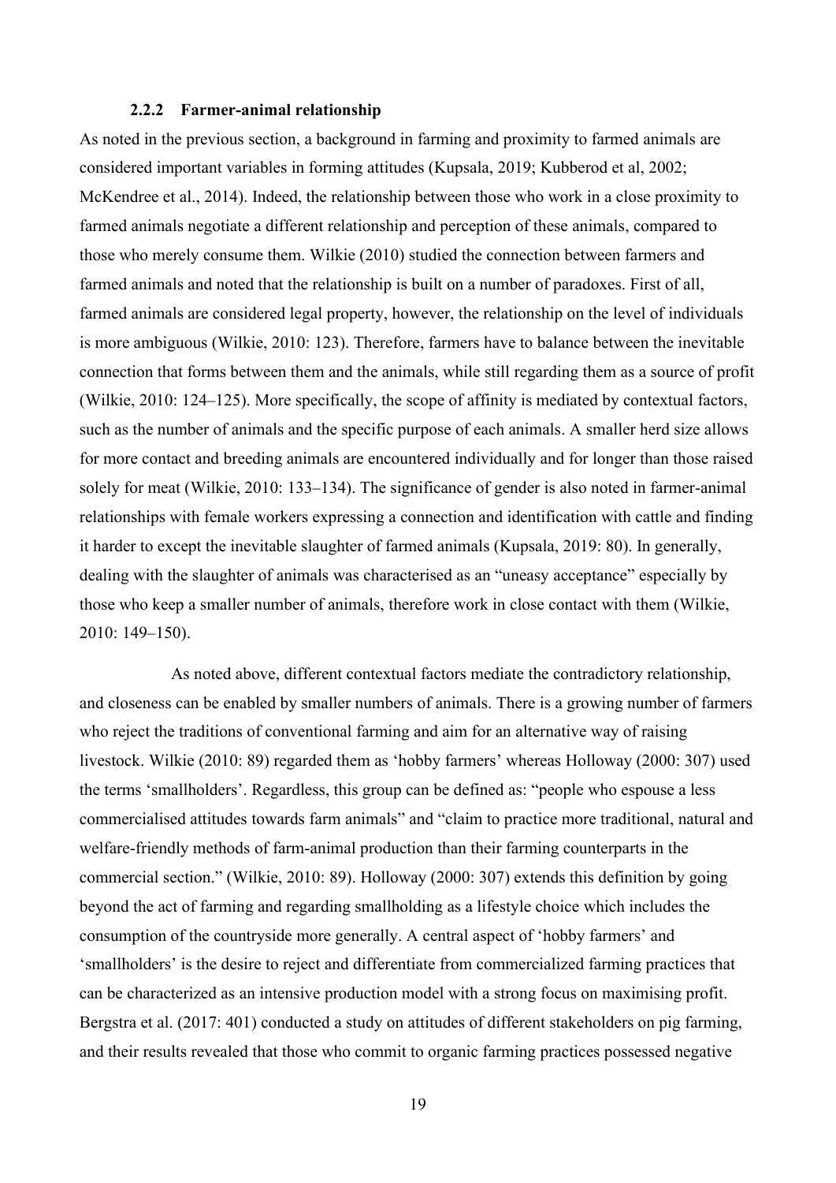### 2.2.2 Farmer-animal relationship

As noted in the previous section, a background in farming and proximity to farmed animals are considered important variables in forming attitudes (Kupsala, 2019; Kubberod et al, 2002; McKendree et al., 2014). Indeed, the relationship between those who work in a close proximity to farmed animals negotiate a different relationship and perception of these animals, compared to those who merely consume them. Wilkie (2010) studied the connection between farmers and farmed animals and noted that the relationship is built on a number of paradoxes. First of all, farmed animals are considered legal property, however, the relationship on the level of individuals is more ambiguous (Wilkie, 2010: 123). Therefore, farmers have to balance between the inevitable connection that forms between them and the animals, while still regarding them as a source of profit (Wilkie, 2010: 124–125). More specifically, the scope of affinity is mediated by contextual factors, such as the number of animals and the specific purpose of each animals. A smaller herd size allows for more contact and breeding animals are encountered individually and for longer than those raised solely for meat (Wilkie, 2010: 133–134). The significance of gender is also noted in farmer-animal relationships with female workers expressing a connection and identification with cattle and finding it harder to except the inevitable slaughter of farmed animals (Kupsala, 2019: 80). In generally, dealing with the slaughter of animals was characterised as an "uneasy acceptance" especially by those who keep a smaller number of animals, therefore work in close contact with them (Wilkie, 2010: 149–150).

As noted above, different contextual factors mediate the contradictory relationship, and closeness can be enabled by smaller numbers of animals. There is a growing number of farmers who reject the traditions of conventional farming and aim for an alternative way of raising livestock. Wilkie (2010: 89) regarded them as 'hobby farmers' whereas Holloway (2000: 307) used the terms 'smallholders'. Regardless, this group can be defined as: "people who espouse a less commercialised attitudes towards farm animals" and "claim to practice more traditional, natural and welfare-friendly methods of farm-animal production than their farming counterparts in the commercial section." (Wilkie, 2010: 89). Holloway (2000: 307) extends this definition by going beyond the act of farming and regarding smallholding as a lifestyle choice which includes the consumption of the countryside more generally. A central aspect of 'hobby farmers' and 'smallholders' is the desire to reject and differentiate from commercialized farming practices that can be characterized as an intensive production model with a strong focus on maximising profit. Bergstra et al. (2017: 401) conducted a study on attitudes of different stakeholders on pig farming, and their results revealed that those who commit to organic farming practices possessed negative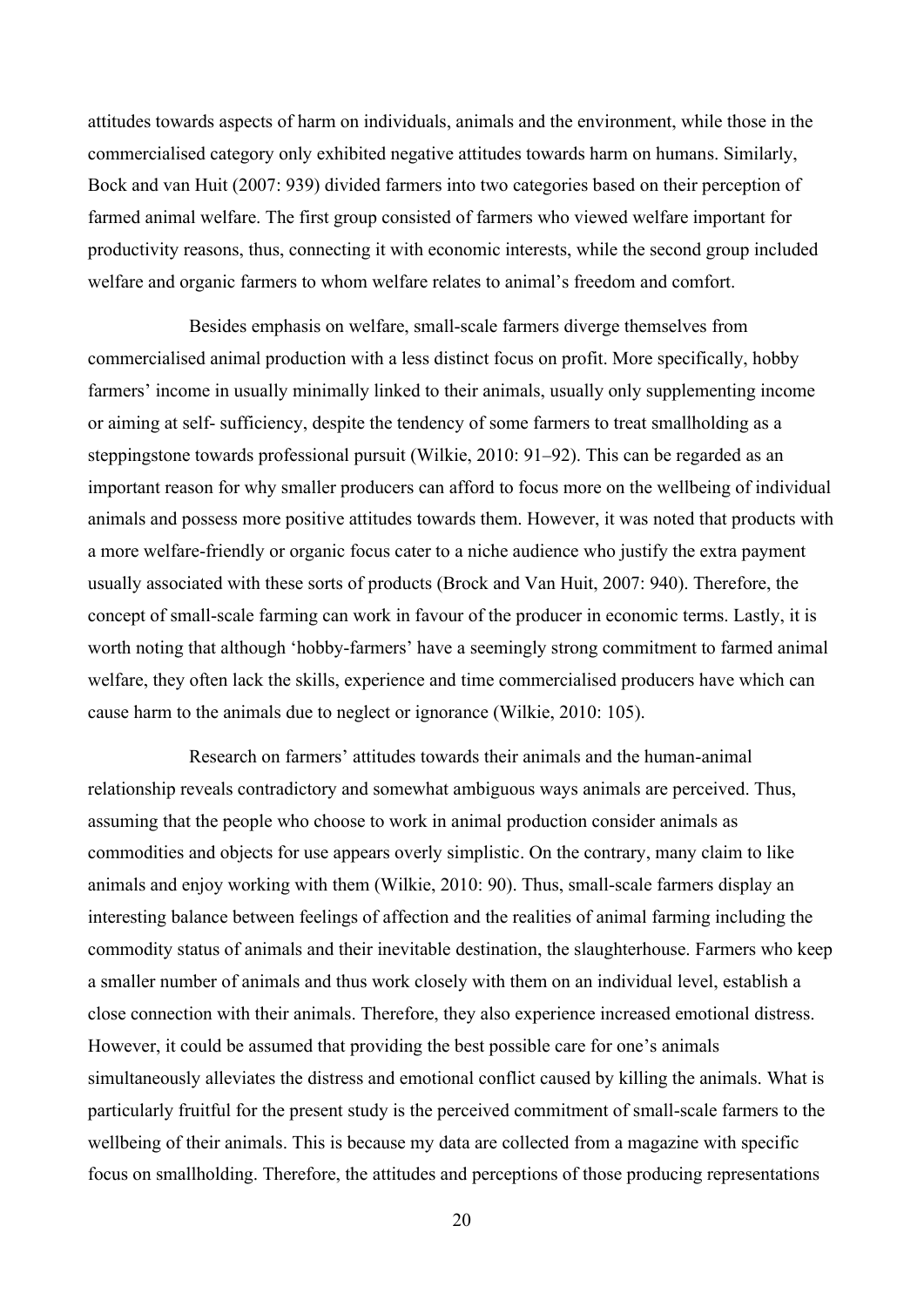attitudes towards aspects of harm on individuals, animals and the environment, while those in the commercialised category only exhibited negative attitudes towards harm on humans. Similarly, Bock and van Huit (2007: 939) divided farmers into two categories based on their perception of farmed animal welfare. The first group consisted of farmers who viewed welfare important for productivity reasons, thus, connecting it with economic interests, while the second group included welfare and organic farmers to whom welfare relates to animal's freedom and comfort.

Besides emphasis on welfare, small-scale farmers diverge themselves from commercialised animal production with a less distinct focus on profit. More specifically, hobby farmers' income in usually minimally linked to their animals, usually only supplementing income or aiming at self- sufficiency, despite the tendency of some farmers to treat smallholding as a steppingstone towards professional pursuit (Wilkie, 2010: 91–92). This can be regarded as an important reason for why smaller producers can afford to focus more on the wellbeing of individual animals and possess more positive attitudes towards them. However, it was noted that products with a more welfare-friendly or organic focus cater to a niche audience who justify the extra payment usually associated with these sorts of products (Brock and Van Huit, 2007: 940). Therefore, the concept of small-scale farming can work in favour of the producer in economic terms. Lastly, it is worth noting that although 'hobby-farmers' have a seemingly strong commitment to farmed animal welfare, they often lack the skills, experience and time commercialised producers have which can cause harm to the animals due to neglect or ignorance (Wilkie, 2010: 105).

Research on farmers' attitudes towards their animals and the human-animal relationship reveals contradictory and somewhat ambiguous ways animals are perceived. Thus, assuming that the people who choose to work in animal production consider animals as commodities and objects for use appears overly simplistic. On the contrary, many claim to like animals and enjoy working with them (Wilkie, 2010: 90). Thus, small-scale farmers display an interesting balance between feelings of affection and the realities of animal farming including the commodity status of animals and their inevitable destination, the slaughterhouse. Farmers who keep a smaller number of animals and thus work closely with them on an individual level, establish a close connection with their animals. Therefore, they also experience increased emotional distress. However, it could be assumed that providing the best possible care for one's animals simultaneously alleviates the distress and emotional conflict caused by killing the animals. What is particularly fruitful for the present study is the perceived commitment of small-scale farmers to the wellbeing of their animals. This is because my data are collected from a magazine with specific focus on smallholding. Therefore, the attitudes and perceptions of those producing representations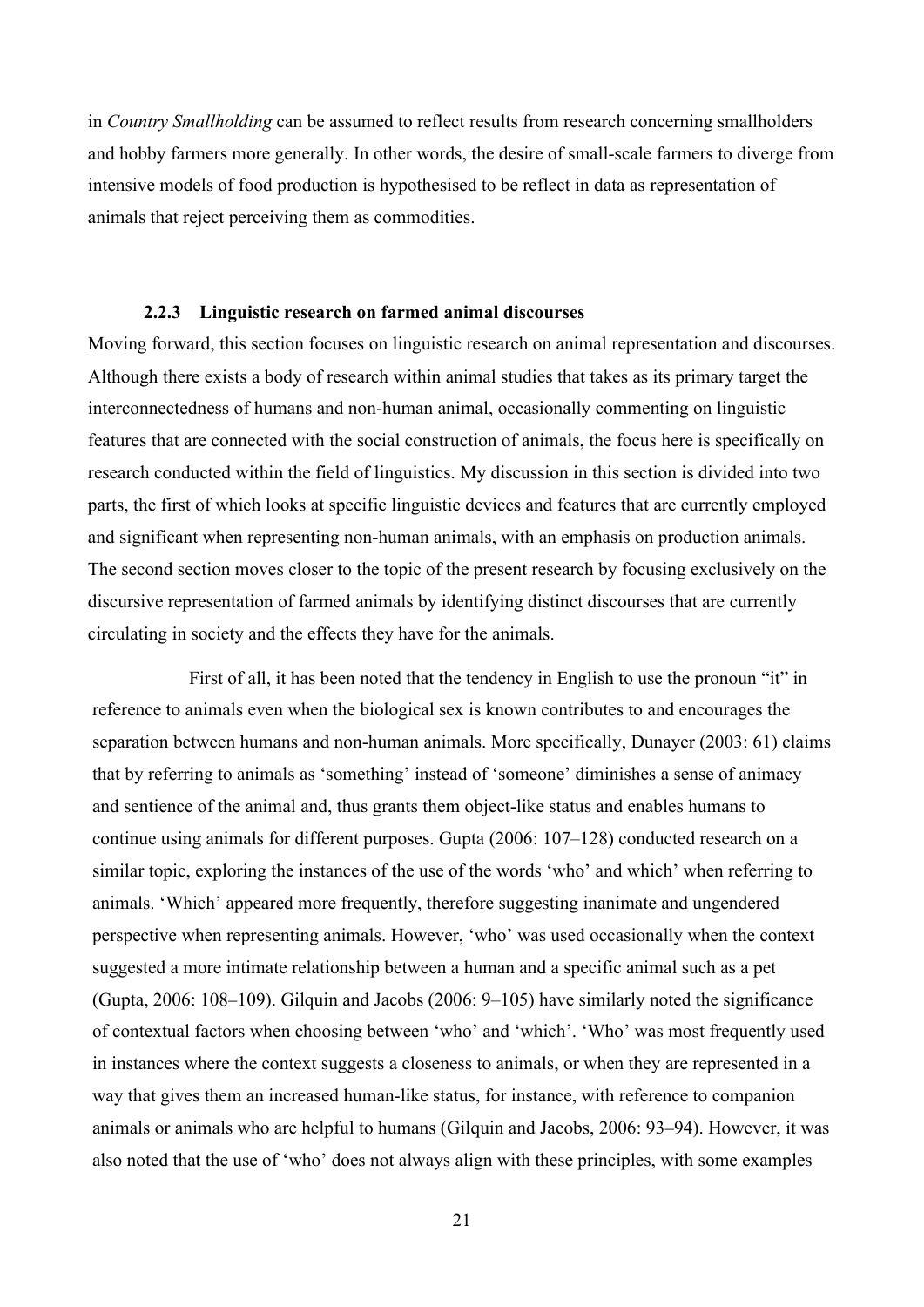in *Country Smallholding* can be assumed to reflect results from research concerning smallholders and hobby farmers more generally. In other words, the desire of small-scale farmers to diverge from intensive models of food production is hypothesised to be reflect in data as representation of animals that reject perceiving them as commodities.

### 2.2.3 Linguistic research on farmed animal discourses

Moving forward, this section focuses on linguistic research on animal representation and discourses. Although there exists a body of research within animal studies that takes as its primary target the interconnectedness of humans and non-human animal, occasionally commenting on linguistic features that are connected with the social construction of animals, the focus here is specifically on research conducted within the field of linguistics. My discussion in this section is divided into two parts, the first of which looks at specific linguistic devices and features that are currently employed and significant when representing non-human animals, with an emphasis on production animals. The second section moves closer to the topic of the present research by focusing exclusively on the discursive representation of farmed animals by identifying distinct discourses that are currently circulating in society and the effects they have for the animals.

First of all, it has been noted that the tendency in English to use the pronoun "it" in reference to animals even when the biological sex is known contributes to and encourages the separation between humans and non-human animals. More specifically, Dunayer (2003: 61) claims that by referring to animals as 'something' instead of 'someone' diminishes a sense of animacy and sentience of the animal and, thus grants them object-like status and enables humans to continue using animals for different purposes. Gupta (2006: 107–128) conducted research on a similar topic, exploring the instances of the use of the words 'who' and which' when referring to animals. 'Which' appeared more frequently, therefore suggesting inanimate and ungendered perspective when representing animals. However, 'who' was used occasionally when the context suggested a more intimate relationship between a human and a specific animal such as a pet (Gupta, 2006: 108–109). Gilquin and Jacobs (2006: 9–105) have similarly noted the significance of contextual factors when choosing between 'who' and 'which'. 'Who' was most frequently used in instances where the context suggests a closeness to animals, or when they are represented in a way that gives them an increased human-like status, for instance, with reference to companion animals or animals who are helpful to humans (Gilquin and Jacobs, 2006: 93–94). However, it was also noted that the use of 'who' does not always align with these principles, with some examples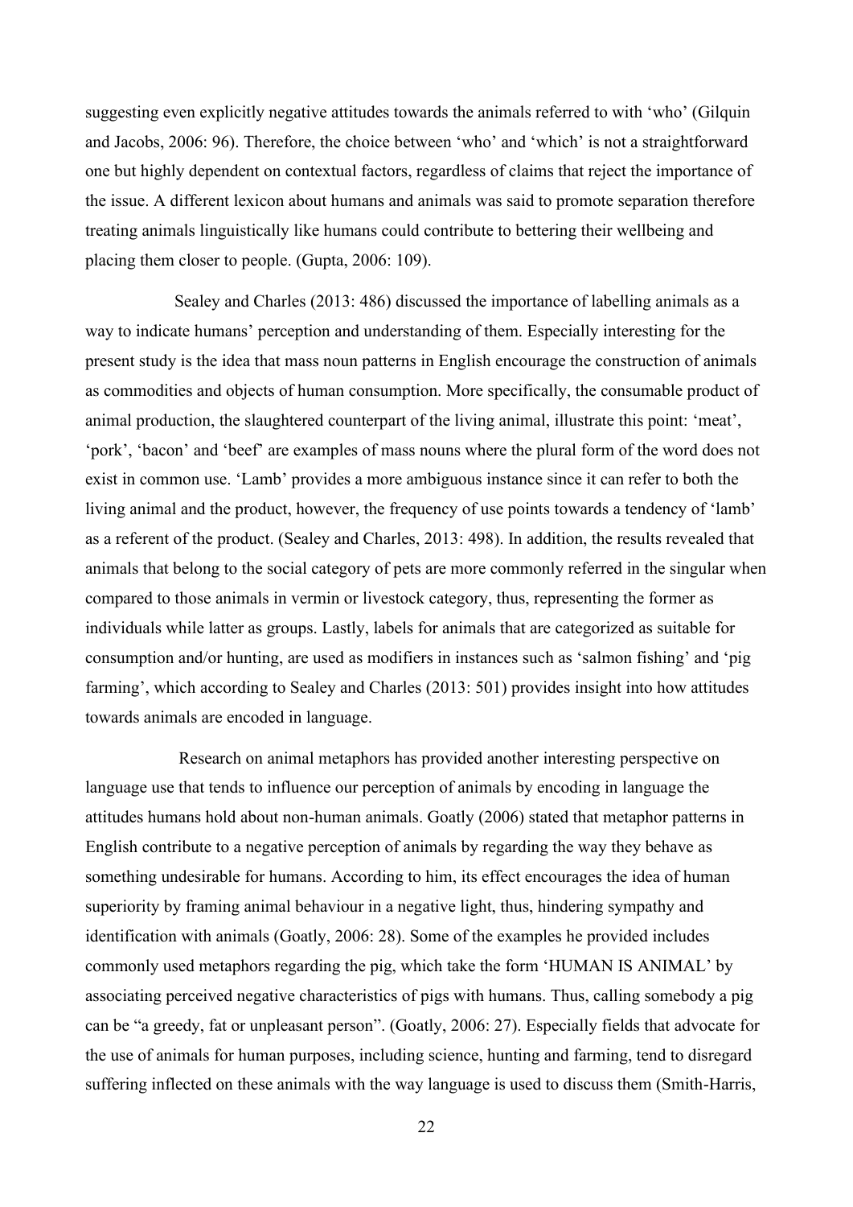suggesting even explicitly negative attitudes towards the animals referred to with 'who' (Gilquin and Jacobs, 2006: 96). Therefore, the choice between 'who' and 'which' is not a straightforward one but highly dependent on contextual factors, regardless of claims that reject the importance of the issue. A different lexicon about humans and animals was said to promote separation therefore treating animals linguistically like humans could contribute to bettering their wellbeing and placing them closer to people. (Gupta, 2006: 109).

Sealey and Charles (2013: 486) discussed the importance of labelling animals as a way to indicate humans' perception and understanding of them. Especially interesting for the present study is the idea that mass noun patterns in English encourage the construction of animals as commodities and objects of human consumption. More specifically, the consumable product of animal production, the slaughtered counterpart of the living animal, illustrate this point: 'meat', 'pork', 'bacon' and 'beef' are examples of mass nouns where the plural form of the word does not exist in common use. 'Lamb' provides a more ambiguous instance since it can refer to both the living animal and the product, however, the frequency of use points towards a tendency of 'lamb' as a referent of the product. (Sealey and Charles, 2013: 498). In addition, the results revealed that animals that belong to the social category of pets are more commonly referred in the singular when compared to those animals in vermin or livestock category, thus, representing the former as individuals while latter as groups. Lastly, labels for animals that are categorized as suitable for consumption and/or hunting, are used as modifiers in instances such as 'salmon fishing' and 'pig farming', which according to Sealey and Charles (2013: 501) provides insight into how attitudes towards animals are encoded in language.

Research on animal metaphors has provided another interesting perspective on language use that tends to influence our perception of animals by encoding in language the attitudes humans hold about non-human animals. Goatly (2006) stated that metaphor patterns in English contribute to a negative perception of animals by regarding the way they behave as something undesirable for humans. According to him, its effect encourages the idea of human superiority by framing animal behaviour in a negative light, thus, hindering sympathy and identification with animals (Goatly, 2006: 28). Some of the examples he provided includes commonly used metaphors regarding the pig, which take the form 'HUMAN IS ANIMAL' by associating perceived negative characteristics of pigs with humans. Thus, calling somebody a pig can be "a greedy, fat or unpleasant person". (Goatly, 2006: 27). Especially fields that advocate for the use of animals for human purposes, including science, hunting and farming, tend to disregard suffering inflected on these animals with the way language is used to discuss them (Smith-Harris,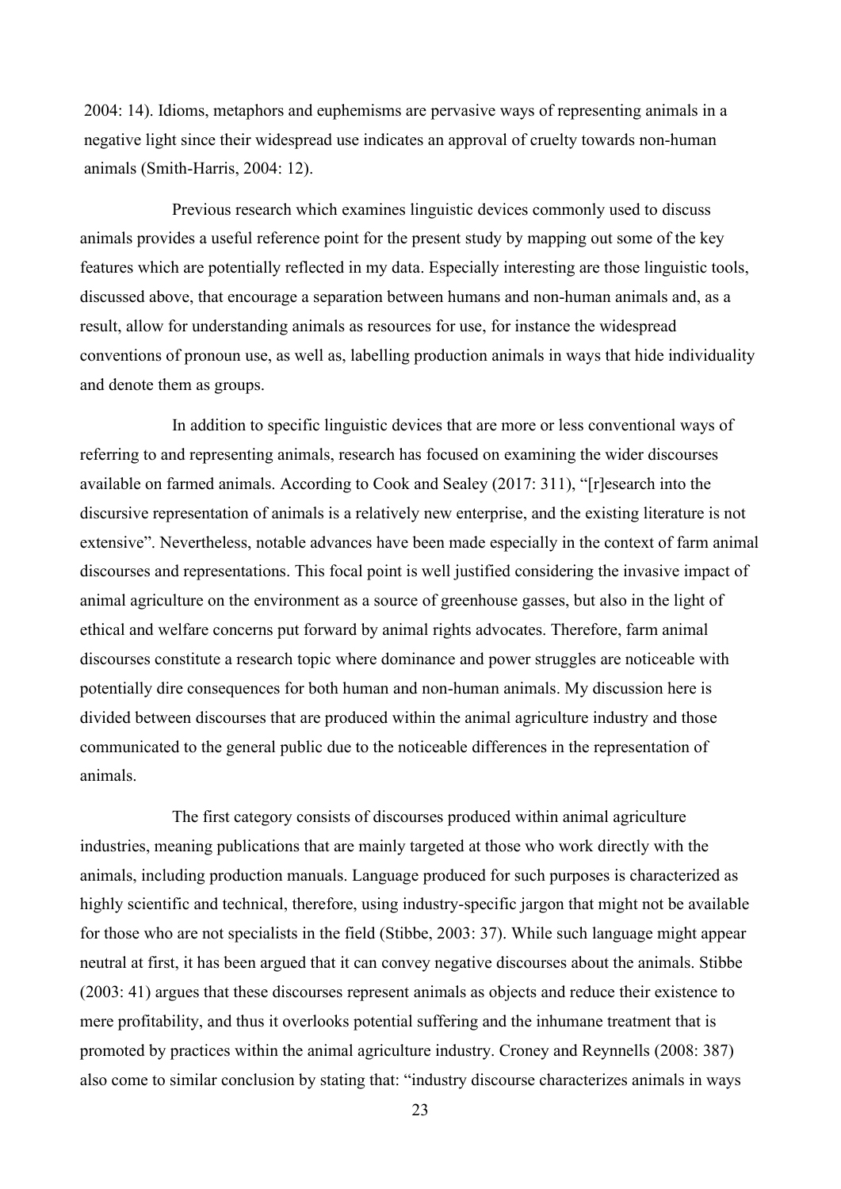2004: 14). Idioms, metaphors and euphemisms are pervasive ways of representing animals in a negative light since their widespread use indicates an approval of cruelty towards non-human animals (Smith-Harris, 2004: 12).

Previous research which examines linguistic devices commonly used to discuss animals provides a useful reference point for the present study by mapping out some of the key features which are potentially reflected in my data. Especially interesting are those linguistic tools, discussed above, that encourage a separation between humans and non-human animals and, as a result, allow for understanding animals as resources for use, for instance the widespread conventions of pronoun use, as well as, labelling production animals in ways that hide individuality and denote them as groups.

In addition to specific linguistic devices that are more or less conventional ways of referring to and representing animals, research has focused on examining the wider discourses available on farmed animals. According to Cook and Sealey (2017: 311), "[r]esearch into the discursive representation of animals is a relatively new enterprise, and the existing literature is not extensive". Nevertheless, notable advances have been made especially in the context of farm animal discourses and representations. This focal point is well justified considering the invasive impact of animal agriculture on the environment as a source of greenhouse gasses, but also in the light of ethical and welfare concerns put forward by animal rights advocates. Therefore, farm animal discourses constitute a research topic where dominance and power struggles are noticeable with potentially dire consequences for both human and non-human animals. My discussion here is divided between discourses that are produced within the animal agriculture industry and those communicated to the general public due to the noticeable differences in the representation of animals.

The first category consists of discourses produced within animal agriculture industries, meaning publications that are mainly targeted at those who work directly with the animals, including production manuals. Language produced for such purposes is characterized as highly scientific and technical, therefore, using industry-specific jargon that might not be available for those who are not specialists in the field (Stibbe, 2003: 37). While such language might appear neutral at first, it has been argued that it can convey negative discourses about the animals. Stibbe (2003: 41) argues that these discourses represent animals as objects and reduce their existence to mere profitability, and thus it overlooks potential suffering and the inhumane treatment that is promoted by practices within the animal agriculture industry. Croney and Reynnells (2008: 387) also come to similar conclusion by stating that: "industry discourse characterizes animals in ways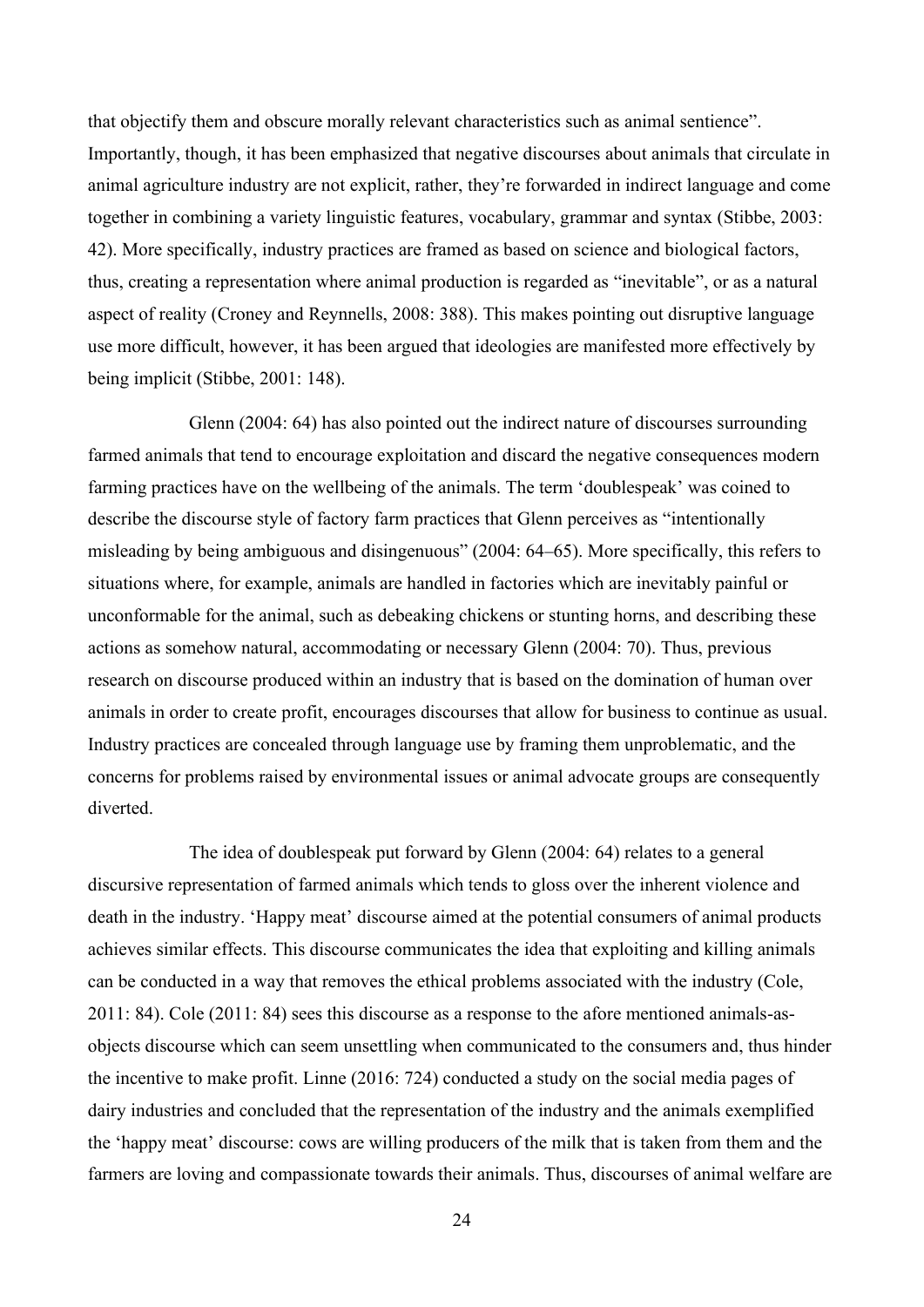that objectify them and obscure morally relevant characteristics such as animal sentience". Importantly, though, it has been emphasized that negative discourses about animals that circulate in animal agriculture industry are not explicit, rather, they're forwarded in indirect language and come together in combining a variety linguistic features, vocabulary, grammar and syntax (Stibbe, 2003: 42). More specifically, industry practices are framed as based on science and biological factors, thus, creating a representation where animal production is regarded as "inevitable", or as a natural aspect of reality (Croney and Reynnells, 2008: 388). This makes pointing out disruptive language use more difficult, however, it has been argued that ideologies are manifested more effectively by being implicit (Stibbe, 2001: 148).

Glenn (2004: 64) has also pointed out the indirect nature of discourses surrounding farmed animals that tend to encourage exploitation and discard the negative consequences modern farming practices have on the wellbeing of the animals. The term 'doublespeak' was coined to describe the discourse style of factory farm practices that Glenn perceives as "intentionally misleading by being ambiguous and disingenuous" (2004: 64–65). More specifically, this refers to situations where, for example, animals are handled in factories which are inevitably painful or unconformable for the animal, such as debeaking chickens or stunting horns, and describing these actions as somehow natural, accommodating or necessary Glenn (2004: 70). Thus, previous research on discourse produced within an industry that is based on the domination of human over animals in order to create profit, encourages discourses that allow for business to continue as usual. Industry practices are concealed through language use by framing them unproblematic, and the concerns for problems raised by environmental issues or animal advocate groups are consequently diverted.

The idea of doublespeak put forward by Glenn (2004: 64) relates to a general discursive representation of farmed animals which tends to gloss over the inherent violence and death in the industry. 'Happy meat' discourse aimed at the potential consumers of animal products achieves similar effects. This discourse communicates the idea that exploiting and killing animals can be conducted in a way that removes the ethical problems associated with the industry (Cole, 2011: 84). Cole (2011: 84) sees this discourse as a response to the afore mentioned animals-as-objects discourse which can seem unsettling when communicated to the consumers and, thus hinder the incentive to make profit. Linne (2016: 724) conducted a study on the social media pages of dairy industries and concluded that the representation of the industry and the animals exemplified the 'happy meat' discourse: cows are willing producers of the milk that is taken from them and the farmers are loving and compassionate towards their animals. Thus, discourses of animal welfare are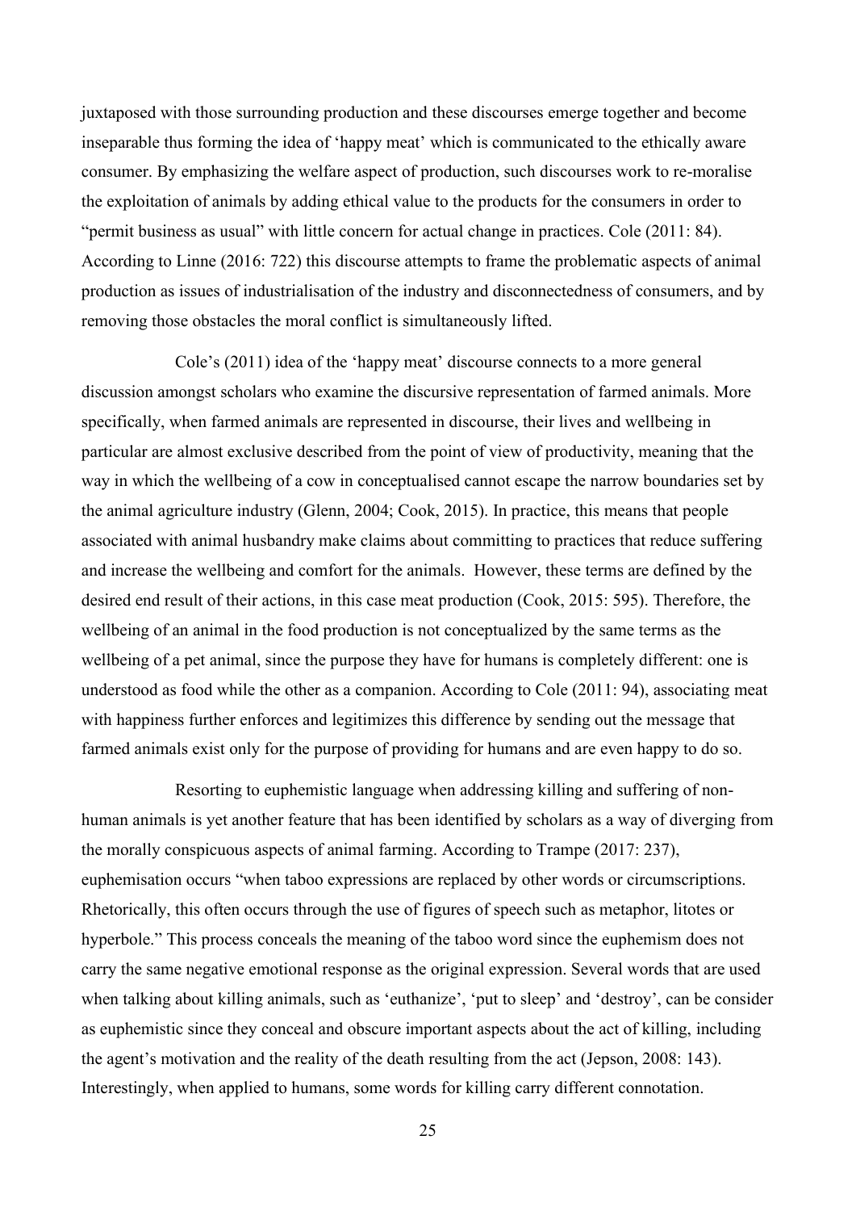juxtaposed with those surrounding production and these discourses emerge together and become inseparable thus forming the idea of 'happy meat' which is communicated to the ethically aware consumer. By emphasizing the welfare aspect of production, such discourses work to re-moralise the exploitation of animals by adding ethical value to the products for the consumers in order to "permit business as usual" with little concern for actual change in practices. Cole (2011: 84). According to Linne (2016: 722) this discourse attempts to frame the problematic aspects of animal production as issues of industrialisation of the industry and disconnectedness of consumers, and by removing those obstacles the moral conflict is simultaneously lifted.

Cole's (2011) idea of the 'happy meat' discourse connects to a more general discussion amongst scholars who examine the discursive representation of farmed animals. More specifically, when farmed animals are represented in discourse, their lives and wellbeing in particular are almost exclusive described from the point of view of productivity, meaning that the way in which the wellbeing of a cow in conceptualised cannot escape the narrow boundaries set by the animal agriculture industry (Glenn, 2004; Cook, 2015). In practice, this means that people associated with animal husbandry make claims about committing to practices that reduce suffering and increase the wellbeing and comfort for the animals. However, these terms are defined by the desired end result of their actions, in this case meat production (Cook, 2015: 595). Therefore, the wellbeing of an animal in the food production is not conceptualized by the same terms as the wellbeing of a pet animal, since the purpose they have for humans is completely different: one is understood as food while the other as a companion. According to Cole (2011: 94), associating meat with happiness further enforces and legitimizes this difference by sending out the message that farmed animals exist only for the purpose of providing for humans and are even happy to do so.

Resorting to euphemistic language when addressing killing and suffering of non-human animals is yet another feature that has been identified by scholars as a way of diverging from the morally conspicuous aspects of animal farming. According to Trampe (2017: 237), euphemisation occurs "when taboo expressions are replaced by other words or circumscriptions. Rhetorically, this often occurs through the use of figures of speech such as metaphor, litotes or hyperbole." This process conceals the meaning of the taboo word since the euphemism does not carry the same negative emotional response as the original expression. Several words that are used when talking about killing animals, such as 'euthanize', 'put to sleep' and 'destroy', can be consider as euphemistic since they conceal and obscure important aspects about the act of killing, including the agent's motivation and the reality of the death resulting from the act (Jepson, 2008: 143). Interestingly, when applied to humans, some words for killing carry different connotation.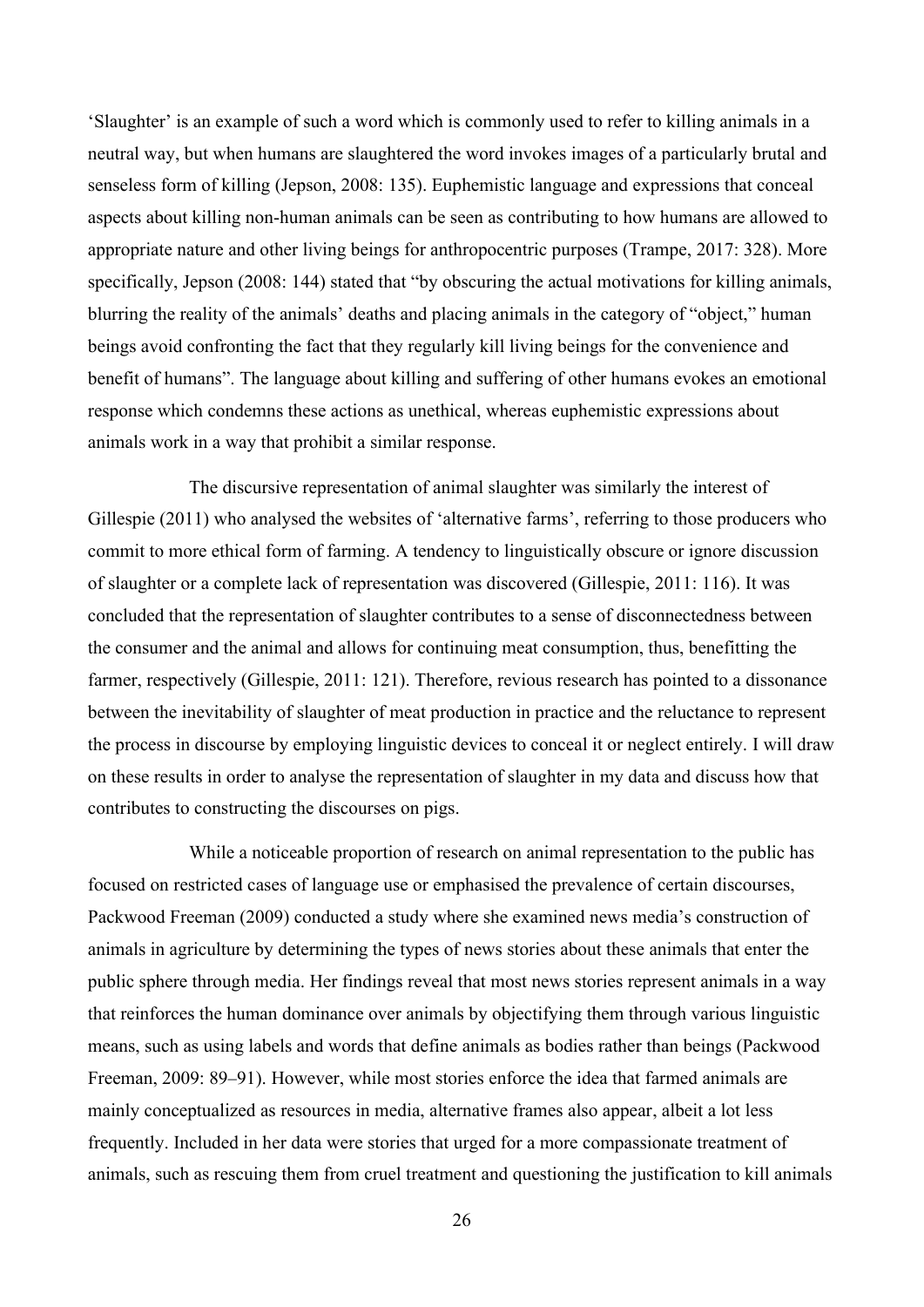'Slaughter' is an example of such a word which is commonly used to refer to killing animals in a neutral way, but when humans are slaughtered the word invokes images of a particularly brutal and senseless form of killing (Jepson, 2008: 135). Euphemistic language and expressions that conceal aspects about killing non-human animals can be seen as contributing to how humans are allowed to appropriate nature and other living beings for anthropocentric purposes (Trampe, 2017: 328). More specifically, Jepson (2008: 144) stated that "by obscuring the actual motivations for killing animals, blurring the reality of the animals' deaths and placing animals in the category of "object," human beings avoid confronting the fact that they regularly kill living beings for the convenience and benefit of humans". The language about killing and suffering of other humans evokes an emotional response which condemns these actions as unethical, whereas euphemistic expressions about animals work in a way that prohibit a similar response.

The discursive representation of animal slaughter was similarly the interest of Gillespie (2011) who analysed the websites of 'alternative farms', referring to those producers who commit to more ethical form of farming. A tendency to linguistically obscure or ignore discussion of slaughter or a complete lack of representation was discovered (Gillespie, 2011: 116). It was concluded that the representation of slaughter contributes to a sense of disconnectedness between the consumer and the animal and allows for continuing meat consumption, thus, benefitting the farmer, respectively (Gillespie, 2011: 121). Therefore, revious research has pointed to a dissonance between the inevitability of slaughter of meat production in practice and the reluctance to represent the process in discourse by employing linguistic devices to conceal it or neglect entirely. I will draw on these results in order to analyse the representation of slaughter in my data and discuss how that contributes to constructing the discourses on pigs.

While a noticeable proportion of research on animal representation to the public has focused on restricted cases of language use or emphasised the prevalence of certain discourses, Packwood Freeman (2009) conducted a study where she examined news media's construction of animals in agriculture by determining the types of news stories about these animals that enter the public sphere through media. Her findings reveal that most news stories represent animals in a way that reinforces the human dominance over animals by objectifying them through various linguistic means, such as using labels and words that define animals as bodies rather than beings (Packwood Freeman, 2009: 89–91). However, while most stories enforce the idea that farmed animals are mainly conceptualized as resources in media, alternative frames also appear, albeit a lot less frequently. Included in her data were stories that urged for a more compassionate treatment of animals, such as rescuing them from cruel treatment and questioning the justification to kill animals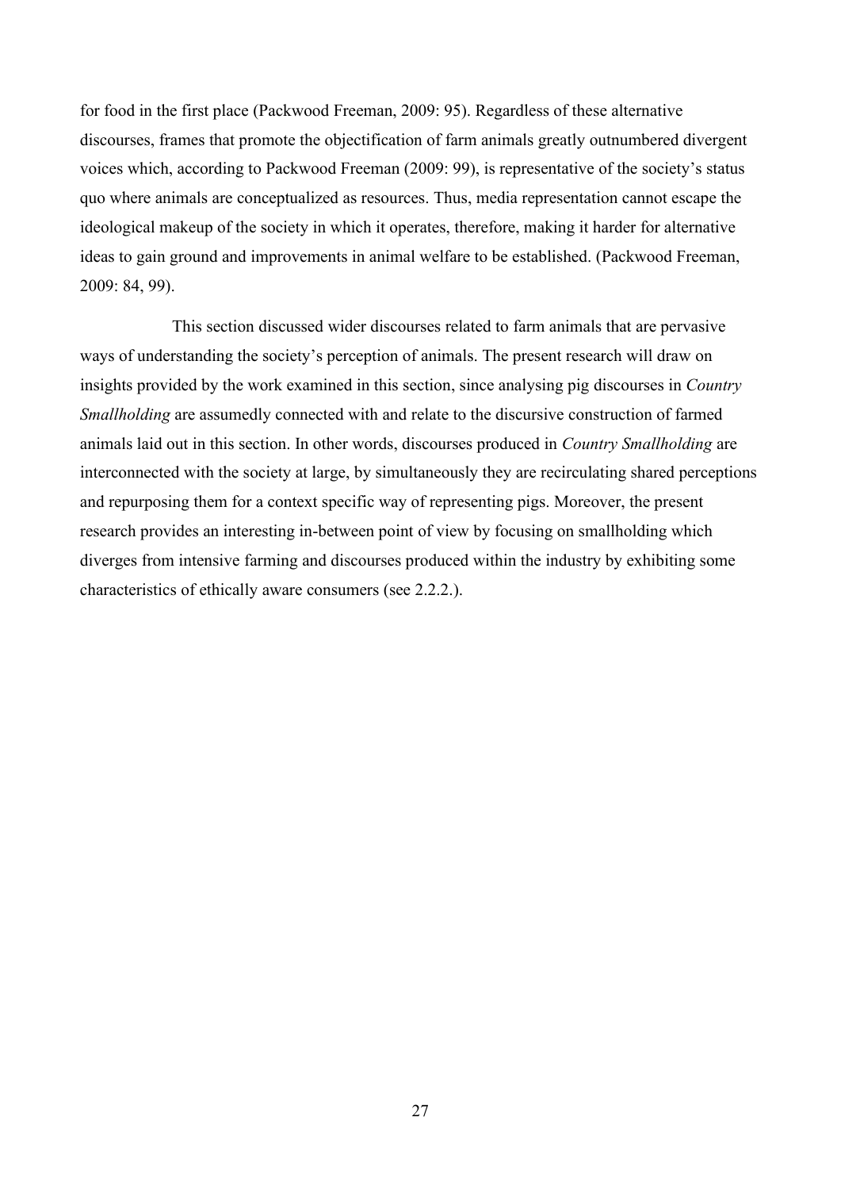for food in the first place (Packwood Freeman, 2009: 95). Regardless of these alternative discourses, frames that promote the objectification of farm animals greatly outnumbered divergent voices which, according to Packwood Freeman (2009: 99), is representative of the society's status quo where animals are conceptualized as resources. Thus, media representation cannot escape the ideological makeup of the society in which it operates, therefore, making it harder for alternative ideas to gain ground and improvements in animal welfare to be established. (Packwood Freeman, 2009: 84, 99).

This section discussed wider discourses related to farm animals that are pervasive ways of understanding the society's perception of animals. The present research will draw on insights provided by the work examined in this section, since analysing pig discourses in *Country Smallholding* are assumedly connected with and relate to the discursive construction of farmed animals laid out in this section. In other words, discourses produced in *Country Smallholding* are interconnected with the society at large, by simultaneously they are recirculating shared perceptions and repurposing them for a context specific way of representing pigs. Moreover, the present research provides an interesting in-between point of view by focusing on smallholding which diverges from intensive farming and discourses produced within the industry by exhibiting some characteristics of ethically aware consumers (see 2.2.2.).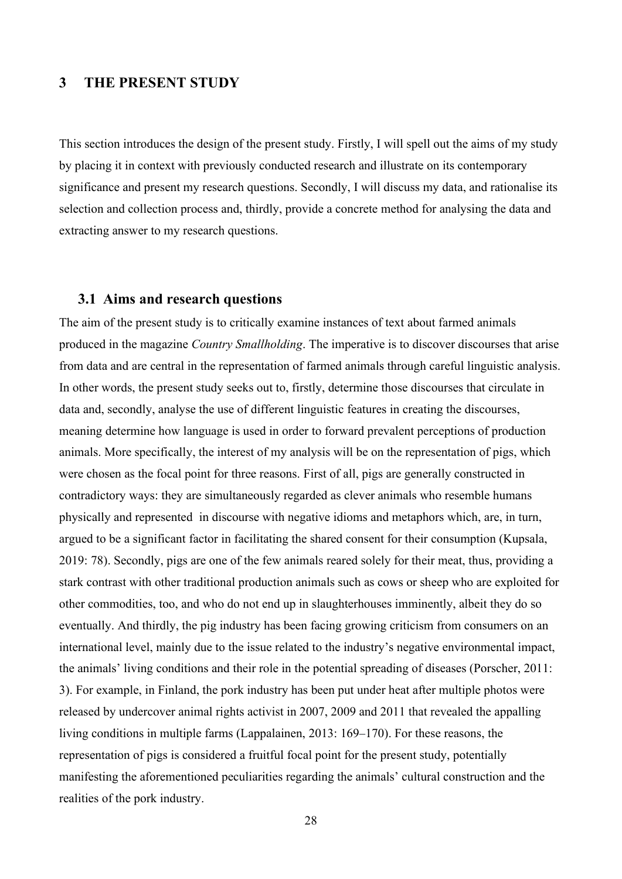## 3 THE PRESENT STUDY

This section introduces the design of the present study. Firstly, I will spell out the aims of my study by placing it in context with previously conducted research and illustrate on its contemporary significance and present my research questions. Secondly, I will discuss my data, and rationalise its selection and collection process and, thirdly, provide a concrete method for analysing the data and extracting answer to my research questions.

### 3.1 Aims and research questions

The aim of the present study is to critically examine instances of text about farmed animals produced in the magazine *Country Smallholding*. The imperative is to discover discourses that arise from data and are central in the representation of farmed animals through careful linguistic analysis. In other words, the present study seeks out to, firstly, determine those discourses that circulate in data and, secondly, analyse the use of different linguistic features in creating the discourses, meaning determine how language is used in order to forward prevalent perceptions of production animals. More specifically, the interest of my analysis will be on the representation of pigs, which were chosen as the focal point for three reasons. First of all, pigs are generally constructed in contradictory ways: they are simultaneously regarded as clever animals who resemble humans physically and represented in discourse with negative idioms and metaphors which, are, in turn, argued to be a significant factor in facilitating the shared consent for their consumption (Kupsala, 2019: 78). Secondly, pigs are one of the few animals reared solely for their meat, thus, providing a stark contrast with other traditional production animals such as cows or sheep who are exploited for other commodities, too, and who do not end up in slaughterhouses imminently, albeit they do so eventually. And thirdly, the pig industry has been facing growing criticism from consumers on an international level, mainly due to the issue related to the industry's negative environmental impact, the animals' living conditions and their role in the potential spreading of diseases (Porscher, 2011: 3). For example, in Finland, the pork industry has been put under heat after multiple photos were released by undercover animal rights activist in 2007, 2009 and 2011 that revealed the appalling living conditions in multiple farms (Lappalainen, 2013: 169–170). For these reasons, the representation of pigs is considered a fruitful focal point for the present study, potentially manifesting the aforementioned peculiarities regarding the animals' cultural construction and the realities of the pork industry.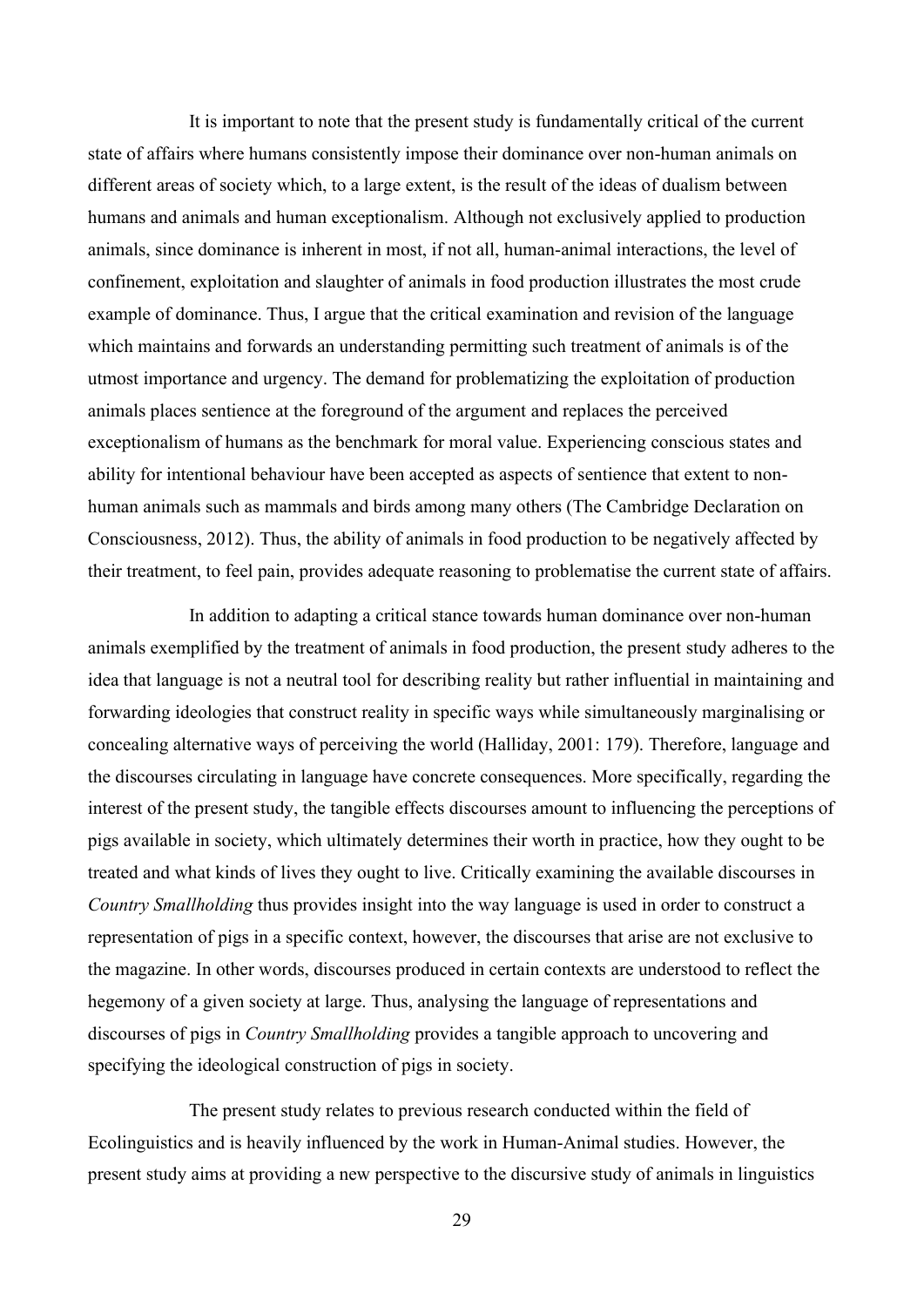It is important to note that the present study is fundamentally critical of the current state of affairs where humans consistently impose their dominance over non-human animals on different areas of society which, to a large extent, is the result of the ideas of dualism between humans and animals and human exceptionalism. Although not exclusively applied to production animals, since dominance is inherent in most, if not all, human-animal interactions, the level of confinement, exploitation and slaughter of animals in food production illustrates the most crude example of dominance. Thus, I argue that the critical examination and revision of the language which maintains and forwards an understanding permitting such treatment of animals is of the utmost importance and urgency. The demand for problematizing the exploitation of production animals places sentience at the foreground of the argument and replaces the perceived exceptionalism of humans as the benchmark for moral value. Experiencing conscious states and ability for intentional behaviour have been accepted as aspects of sentience that extent to non-human animals such as mammals and birds among many others (The Cambridge Declaration on Consciousness, 2012). Thus, the ability of animals in food production to be negatively affected by their treatment, to feel pain, provides adequate reasoning to problematise the current state of affairs.

In addition to adapting a critical stance towards human dominance over non-human animals exemplified by the treatment of animals in food production, the present study adheres to the idea that language is not a neutral tool for describing reality but rather influential in maintaining and forwarding ideologies that construct reality in specific ways while simultaneously marginalising or concealing alternative ways of perceiving the world (Halliday, 2001: 179). Therefore, language and the discourses circulating in language have concrete consequences. More specifically, regarding the interest of the present study, the tangible effects discourses amount to influencing the perceptions of pigs available in society, which ultimately determines their worth in practice, how they ought to be treated and what kinds of lives they ought to live. Critically examining the available discourses in *Country Smallholding* thus provides insight into the way language is used in order to construct a representation of pigs in a specific context, however, the discourses that arise are not exclusive to the magazine. In other words, discourses produced in certain contexts are understood to reflect the hegemony of a given society at large. Thus, analysing the language of representations and discourses of pigs in *Country Smallholding* provides a tangible approach to uncovering and specifying the ideological construction of pigs in society.

The present study relates to previous research conducted within the field of Ecolinguistics and is heavily influenced by the work in Human-Animal studies. However, the present study aims at providing a new perspective to the discursive study of animals in linguistics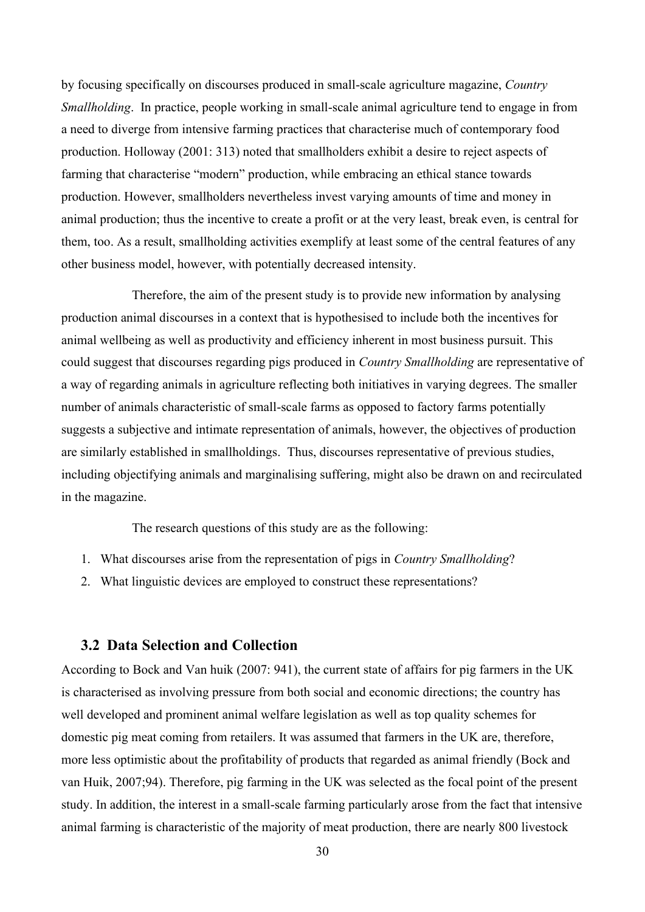by focusing specifically on discourses produced in small-scale agriculture magazine, *Country Smallholding*. In practice, people working in small-scale animal agriculture tend to engage in from a need to diverge from intensive farming practices that characterise much of contemporary food production. Holloway (2001: 313) noted that smallholders exhibit a desire to reject aspects of farming that characterise "modern" production, while embracing an ethical stance towards production. However, smallholders nevertheless invest varying amounts of time and money in animal production; thus the incentive to create a profit or at the very least, break even, is central for them, too. As a result, smallholding activities exemplify at least some of the central features of any other business model, however, with potentially decreased intensity.

Therefore, the aim of the present study is to provide new information by analysing production animal discourses in a context that is hypothesised to include both the incentives for animal wellbeing as well as productivity and efficiency inherent in most business pursuit. This could suggest that discourses regarding pigs produced in *Country Smallholding* are representative of a way of regarding animals in agriculture reflecting both initiatives in varying degrees. The smaller number of animals characteristic of small-scale farms as opposed to factory farms potentially suggests a subjective and intimate representation of animals, however, the objectives of production are similarly established in smallholdings. Thus, discourses representative of previous studies, including objectifying animals and marginalising suffering, might also be drawn on and recirculated in the magazine.

The research questions of this study are as the following:

1. What discourses arise from the representation of pigs in *Country Smallholding*?
2. What linguistic devices are employed to construct these representations?

## 3.2 Data Selection and Collection

According to Bock and Van huik (2007: 941), the current state of affairs for pig farmers in the UK is characterised as involving pressure from both social and economic directions; the country has well developed and prominent animal welfare legislation as well as top quality schemes for domestic pig meat coming from retailers. It was assumed that farmers in the UK are, therefore, more less optimistic about the profitability of products that regarded as animal friendly (Bock and van Huik, 2007;94). Therefore, pig farming in the UK was selected as the focal point of the present study. In addition, the interest in a small-scale farming particularly arose from the fact that intensive animal farming is characteristic of the majority of meat production, there are nearly 800 livestock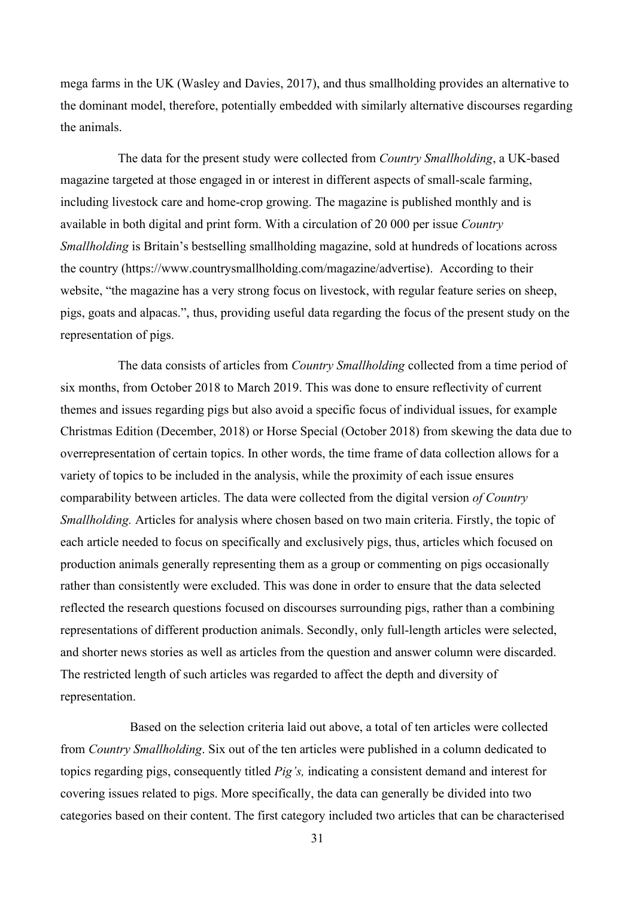mega farms in the UK (Wasley and Davies, 2017), and thus smallholding provides an alternative to the dominant model, therefore, potentially embedded with similarly alternative discourses regarding the animals.

The data for the present study were collected from *Country Smallholding*, a UK-based magazine targeted at those engaged in or interest in different aspects of small-scale farming, including livestock care and home-crop growing. The magazine is published monthly and is available in both digital and print form. With a circulation of 20 000 per issue *Country Smallholding* is Britain's bestselling smallholding magazine, sold at hundreds of locations across the country (https://www.countrysmallholding.com/magazine/advertise). According to their website, "the magazine has a very strong focus on livestock, with regular feature series on sheep, pigs, goats and alpacas.", thus, providing useful data regarding the focus of the present study on the representation of pigs.

The data consists of articles from *Country Smallholding* collected from a time period of six months, from October 2018 to March 2019. This was done to ensure reflectivity of current themes and issues regarding pigs but also avoid a specific focus of individual issues, for example Christmas Edition (December, 2018) or Horse Special (October 2018) from skewing the data due to overrepresentation of certain topics. In other words, the time frame of data collection allows for a variety of topics to be included in the analysis, while the proximity of each issue ensures comparability between articles. The data were collected from the digital version *of Country Smallholding.* Articles for analysis where chosen based on two main criteria. Firstly, the topic of each article needed to focus on specifically and exclusively pigs, thus, articles which focused on production animals generally representing them as a group or commenting on pigs occasionally rather than consistently were excluded. This was done in order to ensure that the data selected reflected the research questions focused on discourses surrounding pigs, rather than a combining representations of different production animals. Secondly, only full-length articles were selected, and shorter news stories as well as articles from the question and answer column were discarded. The restricted length of such articles was regarded to affect the depth and diversity of representation.

Based on the selection criteria laid out above, a total of ten articles were collected from *Country Smallholding*. Six out of the ten articles were published in a column dedicated to topics regarding pigs, consequently titled *Pig's,* indicating a consistent demand and interest for covering issues related to pigs. More specifically, the data can generally be divided into two categories based on their content. The first category included two articles that can be characterised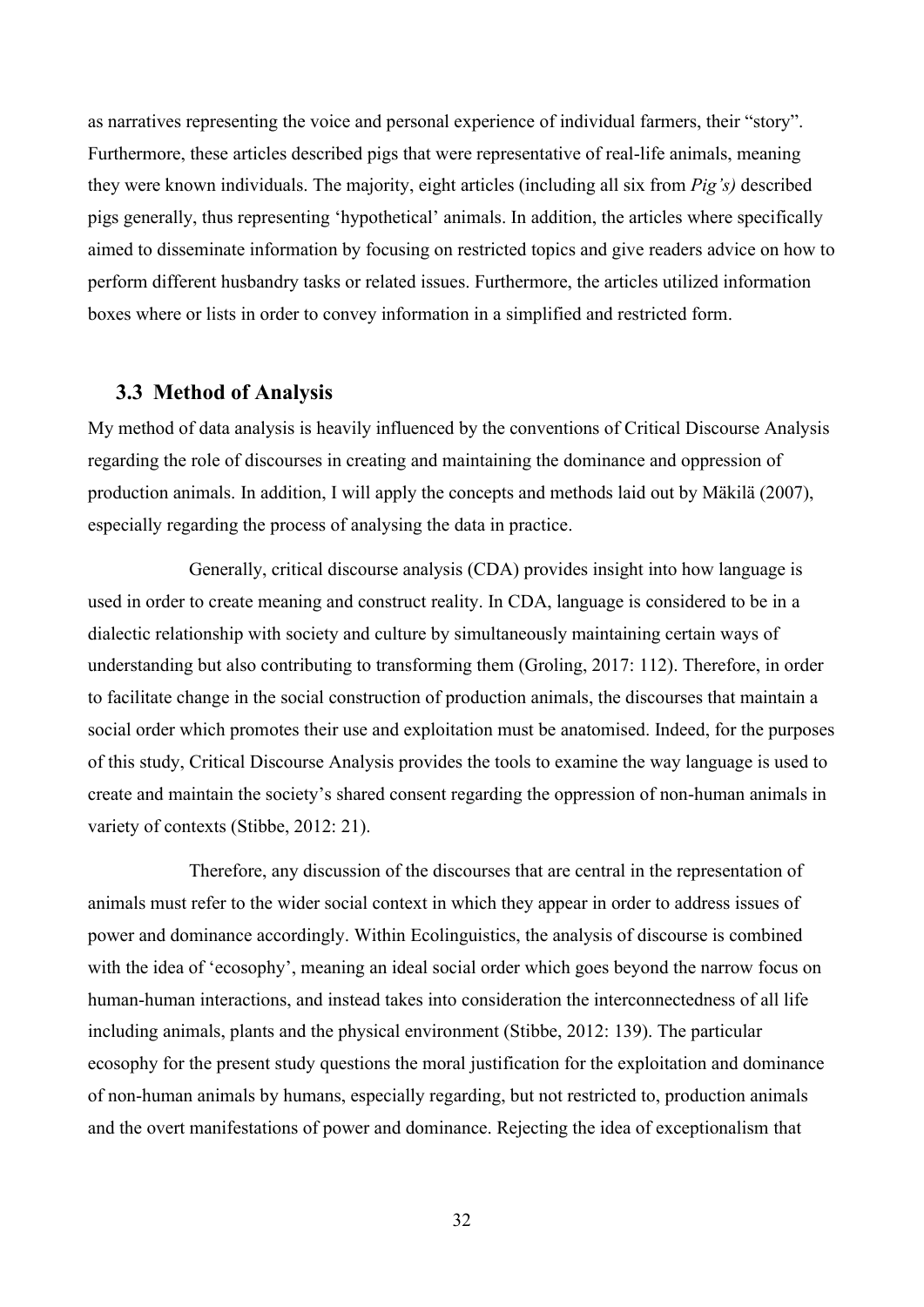as narratives representing the voice and personal experience of individual farmers, their "story". Furthermore, these articles described pigs that were representative of real-life animals, meaning they were known individuals. The majority, eight articles (including all six from *Pig's)* described pigs generally, thus representing 'hypothetical' animals. In addition, the articles where specifically aimed to disseminate information by focusing on restricted topics and give readers advice on how to perform different husbandry tasks or related issues. Furthermore, the articles utilized information boxes where or lists in order to convey information in a simplified and restricted form.

### 3.3 Method of Analysis

My method of data analysis is heavily influenced by the conventions of Critical Discourse Analysis regarding the role of discourses in creating and maintaining the dominance and oppression of production animals. In addition, I will apply the concepts and methods laid out by Mäkilä (2007), especially regarding the process of analysing the data in practice.

Generally, critical discourse analysis (CDA) provides insight into how language is used in order to create meaning and construct reality. In CDA, language is considered to be in a dialectic relationship with society and culture by simultaneously maintaining certain ways of understanding but also contributing to transforming them (Groling, 2017: 112). Therefore, in order to facilitate change in the social construction of production animals, the discourses that maintain a social order which promotes their use and exploitation must be anatomised. Indeed, for the purposes of this study, Critical Discourse Analysis provides the tools to examine the way language is used to create and maintain the society's shared consent regarding the oppression of non-human animals in variety of contexts (Stibbe, 2012: 21).

Therefore, any discussion of the discourses that are central in the representation of animals must refer to the wider social context in which they appear in order to address issues of power and dominance accordingly. Within Ecolinguistics, the analysis of discourse is combined with the idea of 'ecosophy', meaning an ideal social order which goes beyond the narrow focus on human-human interactions, and instead takes into consideration the interconnectedness of all life including animals, plants and the physical environment (Stibbe, 2012: 139). The particular ecosophy for the present study questions the moral justification for the exploitation and dominance of non-human animals by humans, especially regarding, but not restricted to, production animals and the overt manifestations of power and dominance. Rejecting the idea of exceptionalism that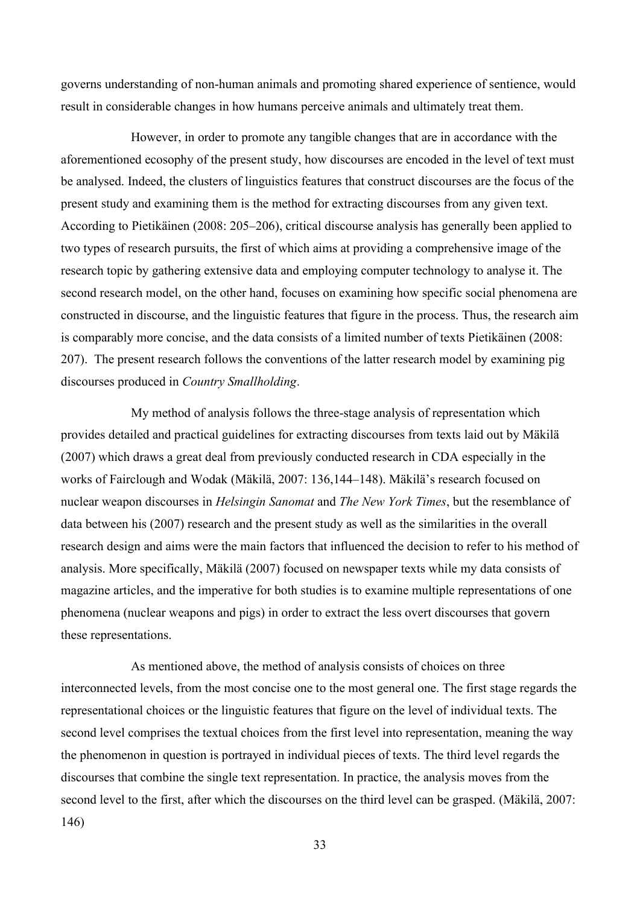governs understanding of non-human animals and promoting shared experience of sentience, would result in considerable changes in how humans perceive animals and ultimately treat them.

However, in order to promote any tangible changes that are in accordance with the aforementioned ecosophy of the present study, how discourses are encoded in the level of text must be analysed. Indeed, the clusters of linguistics features that construct discourses are the focus of the present study and examining them is the method for extracting discourses from any given text. According to Pietikäinen (2008: 205–206), critical discourse analysis has generally been applied to two types of research pursuits, the first of which aims at providing a comprehensive image of the research topic by gathering extensive data and employing computer technology to analyse it. The second research model, on the other hand, focuses on examining how specific social phenomena are constructed in discourse, and the linguistic features that figure in the process. Thus, the research aim is comparably more concise, and the data consists of a limited number of texts Pietikäinen (2008: 207). The present research follows the conventions of the latter research model by examining pig discourses produced in *Country Smallholding*.

My method of analysis follows the three-stage analysis of representation which provides detailed and practical guidelines for extracting discourses from texts laid out by Mäkilä (2007) which draws a great deal from previously conducted research in CDA especially in the works of Fairclough and Wodak (Mäkilä, 2007: 136,144–148). Mäkilä's research focused on nuclear weapon discourses in *Helsingin Sanomat* and *The New York Times*, but the resemblance of data between his (2007) research and the present study as well as the similarities in the overall research design and aims were the main factors that influenced the decision to refer to his method of analysis. More specifically, Mäkilä (2007) focused on newspaper texts while my data consists of magazine articles, and the imperative for both studies is to examine multiple representations of one phenomena (nuclear weapons and pigs) in order to extract the less overt discourses that govern these representations.

As mentioned above, the method of analysis consists of choices on three interconnected levels, from the most concise one to the most general one. The first stage regards the representational choices or the linguistic features that figure on the level of individual texts. The second level comprises the textual choices from the first level into representation, meaning the way the phenomenon in question is portrayed in individual pieces of texts. The third level regards the discourses that combine the single text representation. In practice, the analysis moves from the second level to the first, after which the discourses on the third level can be grasped. (Mäkilä, 2007: 146)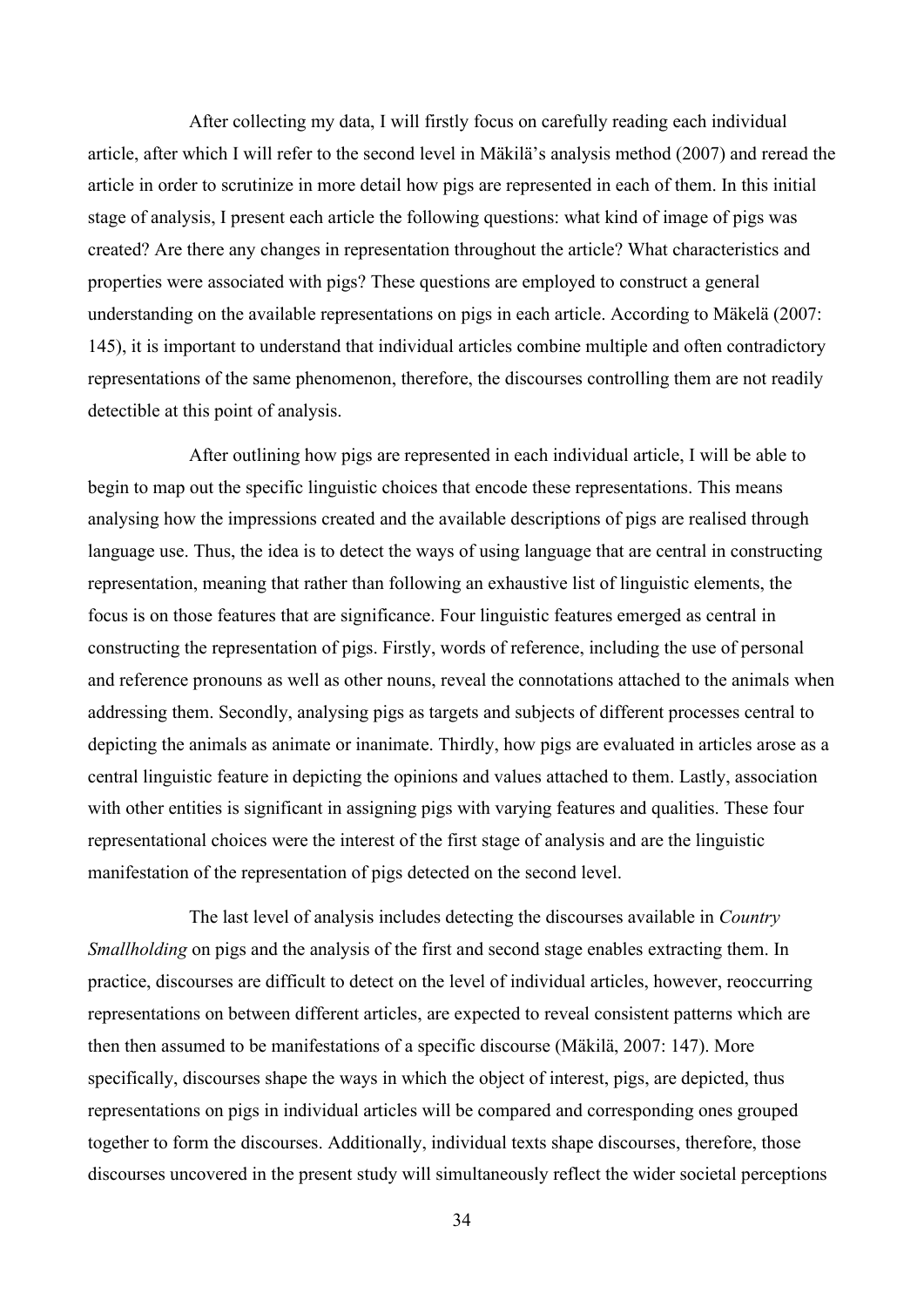After collecting my data, I will firstly focus on carefully reading each individual article, after which I will refer to the second level in Mäkilä's analysis method (2007) and reread the article in order to scrutinize in more detail how pigs are represented in each of them. In this initial stage of analysis, I present each article the following questions: what kind of image of pigs was created? Are there any changes in representation throughout the article? What characteristics and properties were associated with pigs? These questions are employed to construct a general understanding on the available representations on pigs in each article. According to Mäkelä (2007: 145), it is important to understand that individual articles combine multiple and often contradictory representations of the same phenomenon, therefore, the discourses controlling them are not readily detectible at this point of analysis.

After outlining how pigs are represented in each individual article, I will be able to begin to map out the specific linguistic choices that encode these representations. This means analysing how the impressions created and the available descriptions of pigs are realised through language use. Thus, the idea is to detect the ways of using language that are central in constructing representation, meaning that rather than following an exhaustive list of linguistic elements, the focus is on those features that are significance. Four linguistic features emerged as central in constructing the representation of pigs. Firstly, words of reference, including the use of personal and reference pronouns as well as other nouns, reveal the connotations attached to the animals when addressing them. Secondly, analysing pigs as targets and subjects of different processes central to depicting the animals as animate or inanimate. Thirdly, how pigs are evaluated in articles arose as a central linguistic feature in depicting the opinions and values attached to them. Lastly, association with other entities is significant in assigning pigs with varying features and qualities. These four representational choices were the interest of the first stage of analysis and are the linguistic manifestation of the representation of pigs detected on the second level.

The last level of analysis includes detecting the discourses available in *Country Smallholding* on pigs and the analysis of the first and second stage enables extracting them. In practice, discourses are difficult to detect on the level of individual articles, however, reoccurring representations on between different articles, are expected to reveal consistent patterns which are then then assumed to be manifestations of a specific discourse (Mäkilä, 2007: 147). More specifically, discourses shape the ways in which the object of interest, pigs, are depicted, thus representations on pigs in individual articles will be compared and corresponding ones grouped together to form the discourses. Additionally, individual texts shape discourses, therefore, those discourses uncovered in the present study will simultaneously reflect the wider societal perceptions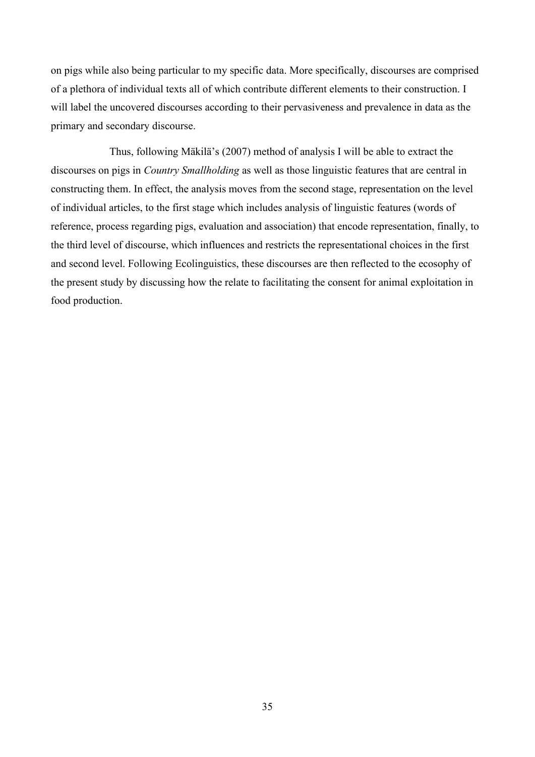on pigs while also being particular to my specific data. More specifically, discourses are comprised of a plethora of individual texts all of which contribute different elements to their construction. I will label the uncovered discourses according to their pervasiveness and prevalence in data as the primary and secondary discourse.

Thus, following Mäkilä's (2007) method of analysis I will be able to extract the discourses on pigs in *Country Smallholding* as well as those linguistic features that are central in constructing them. In effect, the analysis moves from the second stage, representation on the level of individual articles, to the first stage which includes analysis of linguistic features (words of reference, process regarding pigs, evaluation and association) that encode representation, finally, to the third level of discourse, which influences and restricts the representational choices in the first and second level. Following Ecolinguistics, these discourses are then reflected to the ecosophy of the present study by discussing how the relate to facilitating the consent for animal exploitation in food production.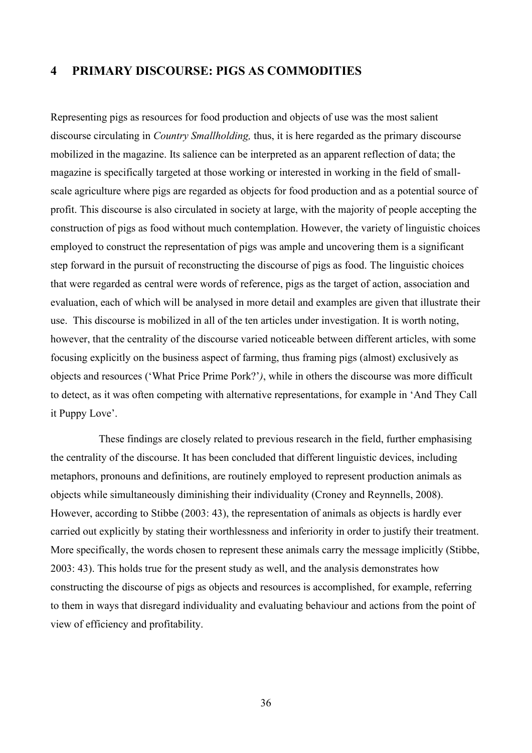# 4 PRIMARY DISCOURSE: PIGS AS COMMODITIES

Representing pigs as resources for food production and objects of use was the most salient discourse circulating in *Country Smallholding,* thus, it is here regarded as the primary discourse mobilized in the magazine. Its salience can be interpreted as an apparent reflection of data; the magazine is specifically targeted at those working or interested in working in the field of small-scale agriculture where pigs are regarded as objects for food production and as a potential source of profit. This discourse is also circulated in society at large, with the majority of people accepting the construction of pigs as food without much contemplation. However, the variety of linguistic choices employed to construct the representation of pigs was ample and uncovering them is a significant step forward in the pursuit of reconstructing the discourse of pigs as food. The linguistic choices that were regarded as central were words of reference, pigs as the target of action, association and evaluation, each of which will be analysed in more detail and examples are given that illustrate their use. This discourse is mobilized in all of the ten articles under investigation. It is worth noting, however, that the centrality of the discourse varied noticeable between different articles, with some focusing explicitly on the business aspect of farming, thus framing pigs (almost) exclusively as objects and resources ('What Price Prime Pork?'*)*, while in others the discourse was more difficult to detect, as it was often competing with alternative representations, for example in 'And They Call it Puppy Love'.

These findings are closely related to previous research in the field, further emphasising the centrality of the discourse. It has been concluded that different linguistic devices, including metaphors, pronouns and definitions, are routinely employed to represent production animals as objects while simultaneously diminishing their individuality (Croney and Reynnells, 2008). However, according to Stibbe (2003: 43), the representation of animals as objects is hardly ever carried out explicitly by stating their worthlessness and inferiority in order to justify their treatment. More specifically, the words chosen to represent these animals carry the message implicitly (Stibbe, 2003: 43). This holds true for the present study as well, and the analysis demonstrates how constructing the discourse of pigs as objects and resources is accomplished, for example, referring to them in ways that disregard individuality and evaluating behaviour and actions from the point of view of efficiency and profitability.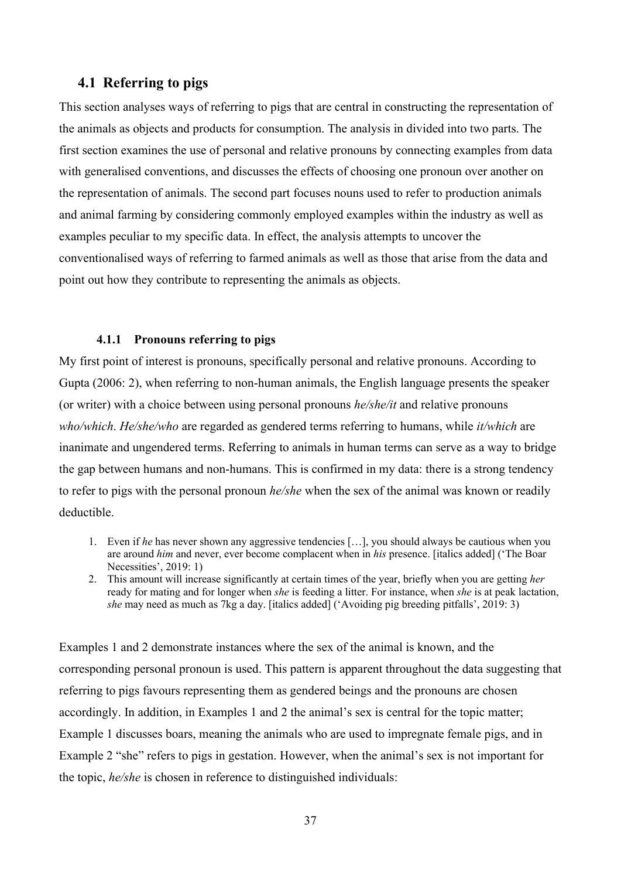## 4.1 Referring to pigs

This section analyses ways of referring to pigs that are central in constructing the representation of the animals as objects and products for consumption. The analysis in divided into two parts. The first section examines the use of personal and relative pronouns by connecting examples from data with generalised conventions, and discusses the effects of choosing one pronoun over another on the representation of animals. The second part focuses nouns used to refer to production animals and animal farming by considering commonly employed examples within the industry as well as examples peculiar to my specific data. In effect, the analysis attempts to uncover the conventionalised ways of referring to farmed animals as well as those that arise from the data and point out how they contribute to representing the animals as objects.

### 4.1.1 Pronouns referring to pigs

My first point of interest is pronouns, specifically personal and relative pronouns. According to Gupta (2006: 2), when referring to non-human animals, the English language presents the speaker (or writer) with a choice between using personal pronouns *he/she/it* and relative pronouns *who/which*. *He/she/who* are regarded as gendered terms referring to humans, while *it/which* are inanimate and ungendered terms. Referring to animals in human terms can serve as a way to bridge the gap between humans and non-humans. This is confirmed in my data: there is a strong tendency to refer to pigs with the personal pronoun *he/she* when the sex of the animal was known or readily deductible.

1. Even if *he* has never shown any aggressive tendencies […], you should always be cautious when you are around *him* and never, ever become complacent when in *his* presence. [italics added] ('The Boar Necessities', 2019: 1)
2. This amount will increase significantly at certain times of the year, briefly when you are getting *her* ready for mating and for longer when *she* is feeding a litter. For instance, when *she* is at peak lactation, *she* may need as much as 7kg a day. [italics added] ('Avoiding pig breeding pitfalls', 2019: 3)

Examples 1 and 2 demonstrate instances where the sex of the animal is known, and the corresponding personal pronoun is used. This pattern is apparent throughout the data suggesting that referring to pigs favours representing them as gendered beings and the pronouns are chosen accordingly. In addition, in Examples 1 and 2 the animal's sex is central for the topic matter; Example 1 discusses boars, meaning the animals who are used to impregnate female pigs, and in Example 2 "she" refers to pigs in gestation. However, when the animal's sex is not important for the topic, *he/she* is chosen in reference to distinguished individuals: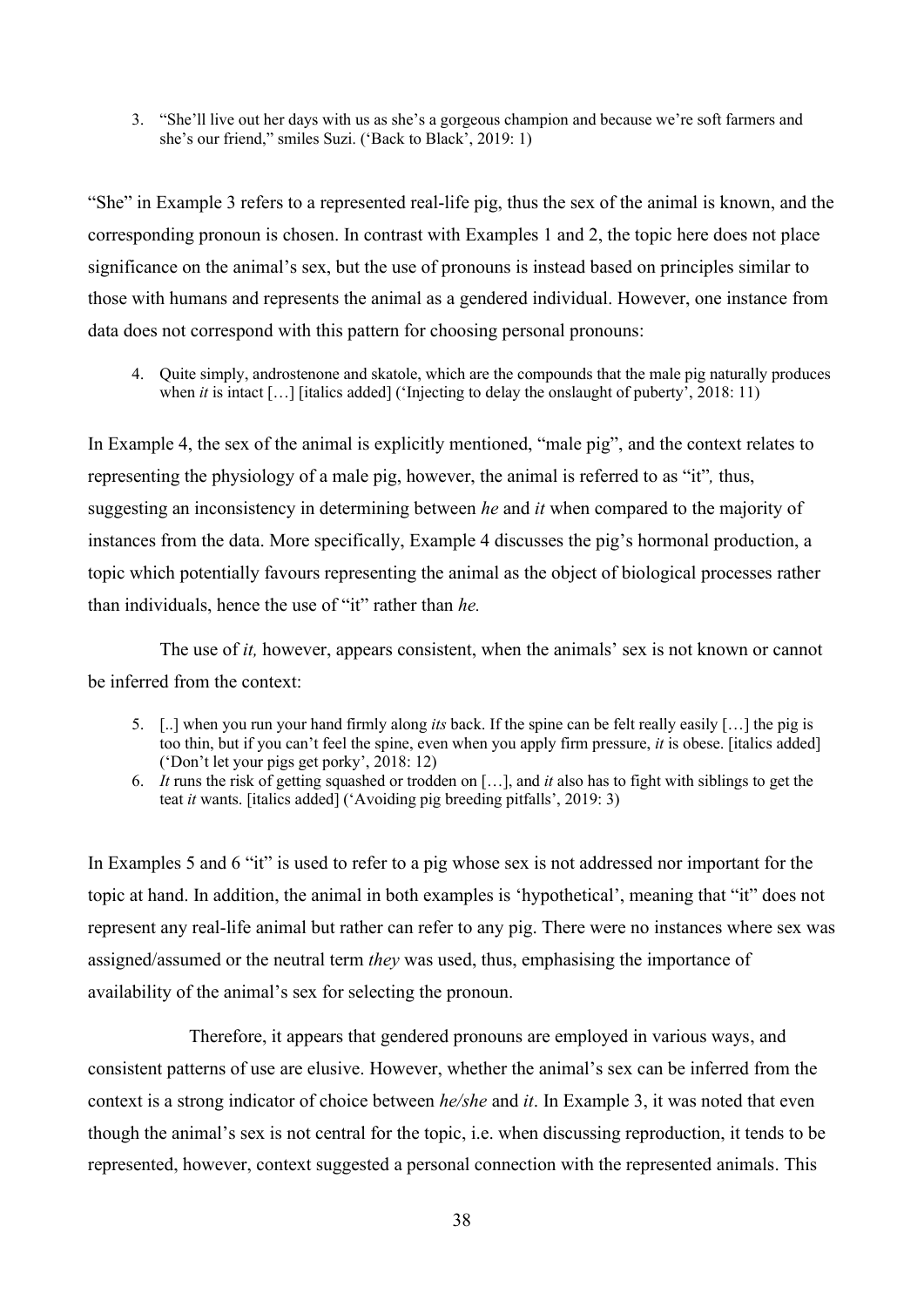3. "She'll live out her days with us as she's a gorgeous champion and because we're soft farmers and she's our friend," smiles Suzi. ('Back to Black', 2019: 1)

"She" in Example 3 refers to a represented real-life pig, thus the sex of the animal is known, and the corresponding pronoun is chosen. In contrast with Examples 1 and 2, the topic here does not place significance on the animal's sex, but the use of pronouns is instead based on principles similar to those with humans and represents the animal as a gendered individual. However, one instance from data does not correspond with this pattern for choosing personal pronouns:

4. Quite simply, androstenone and skatole, which are the compounds that the male pig naturally produces when *it* is intact […] [italics added] ('Injecting to delay the onslaught of puberty', 2018: 11)

In Example 4, the sex of the animal is explicitly mentioned, "male pig", and the context relates to representing the physiology of a male pig, however, the animal is referred to as "it"*,* thus, suggesting an inconsistency in determining between *he* and *it* when compared to the majority of instances from the data. More specifically, Example 4 discusses the pig's hormonal production, a topic which potentially favours representing the animal as the object of biological processes rather than individuals, hence the use of "it" rather than *he.*

The use of *it,* however, appears consistent, when the animals' sex is not known or cannot be inferred from the context:

5. [..] when you run your hand firmly along *its* back. If the spine can be felt really easily […] the pig is too thin, but if you can't feel the spine, even when you apply firm pressure, *it* is obese. [italics added] ('Don't let your pigs get porky', 2018: 12)
6. *It* runs the risk of getting squashed or trodden on […], and *it* also has to fight with siblings to get the teat *it* wants. [italics added] ('Avoiding pig breeding pitfalls', 2019: 3)

In Examples 5 and 6 "it" is used to refer to a pig whose sex is not addressed nor important for the topic at hand. In addition, the animal in both examples is 'hypothetical', meaning that "it" does not represent any real-life animal but rather can refer to any pig. There were no instances where sex was assigned/assumed or the neutral term *they* was used, thus, emphasising the importance of availability of the animal's sex for selecting the pronoun.

Therefore, it appears that gendered pronouns are employed in various ways, and consistent patterns of use are elusive. However, whether the animal's sex can be inferred from the context is a strong indicator of choice between *he/she* and *it*. In Example 3, it was noted that even though the animal's sex is not central for the topic, i.e. when discussing reproduction, it tends to be represented, however, context suggested a personal connection with the represented animals. This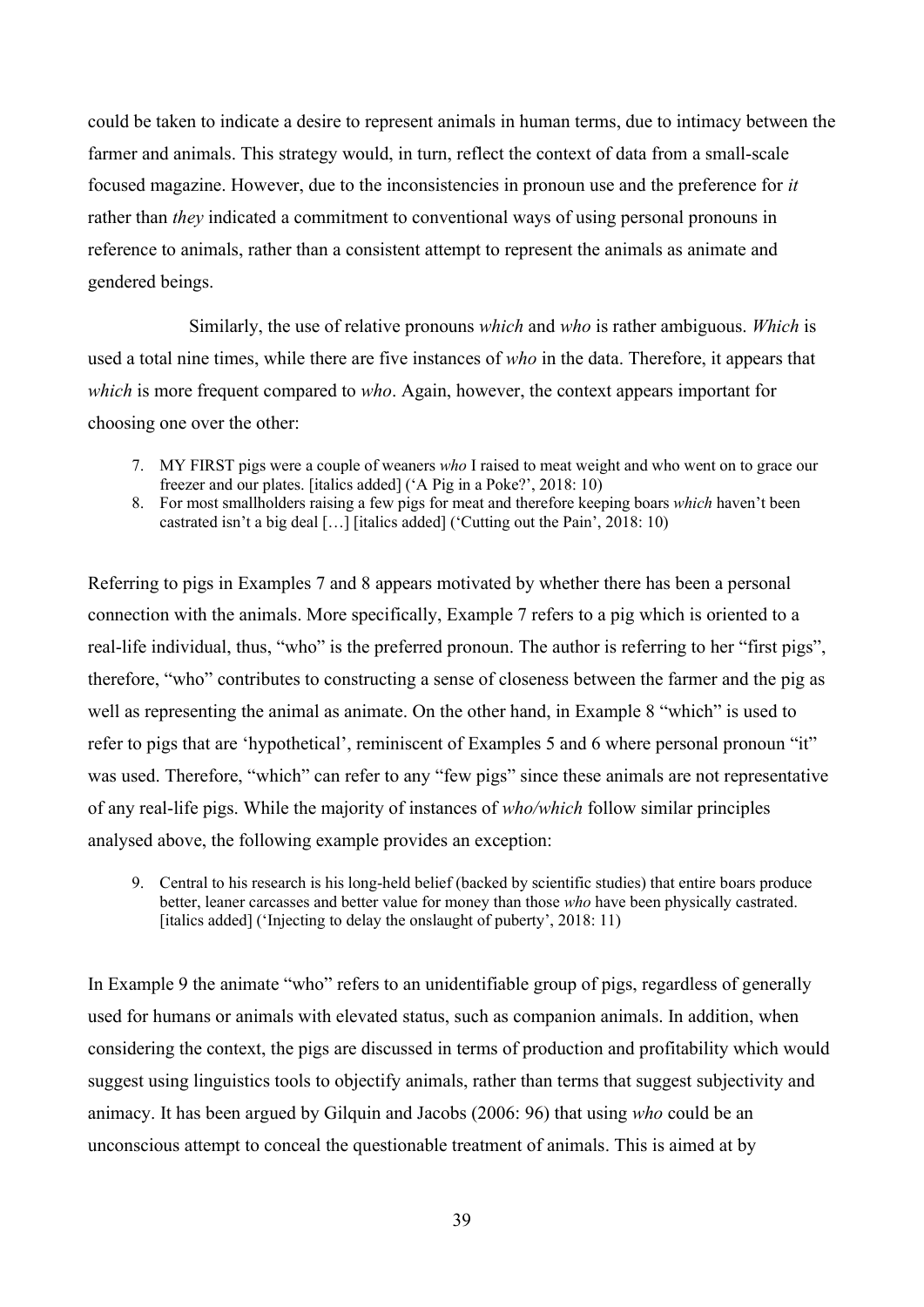could be taken to indicate a desire to represent animals in human terms, due to intimacy between the farmer and animals. This strategy would, in turn, reflect the context of data from a small-scale focused magazine. However, due to the inconsistencies in pronoun use and the preference for *it* rather than *they* indicated a commitment to conventional ways of using personal pronouns in reference to animals, rather than a consistent attempt to represent the animals as animate and gendered beings.

Similarly, the use of relative pronouns *which* and *who* is rather ambiguous. *Which* is used a total nine times, while there are five instances of *who* in the data. Therefore, it appears that *which* is more frequent compared to *who*. Again, however, the context appears important for choosing one over the other:

7. MY FIRST pigs were a couple of weaners *who* I raised to meat weight and who went on to grace our freezer and our plates. [italics added] ('A Pig in a Poke?', 2018: 10)
8. For most smallholders raising a few pigs for meat and therefore keeping boars *which* haven't been castrated isn't a big deal […] [italics added] ('Cutting out the Pain', 2018: 10)

Referring to pigs in Examples 7 and 8 appears motivated by whether there has been a personal connection with the animals. More specifically, Example 7 refers to a pig which is oriented to a real-life individual, thus, "who" is the preferred pronoun. The author is referring to her "first pigs", therefore, "who" contributes to constructing a sense of closeness between the farmer and the pig as well as representing the animal as animate. On the other hand, in Example 8 "which" is used to refer to pigs that are 'hypothetical', reminiscent of Examples 5 and 6 where personal pronoun "it" was used. Therefore, "which" can refer to any "few pigs" since these animals are not representative of any real-life pigs. While the majority of instances of *who/which* follow similar principles analysed above, the following example provides an exception:

9. Central to his research is his long-held belief (backed by scientific studies) that entire boars produce better, leaner carcasses and better value for money than those *who* have been physically castrated. [italics added] ('Injecting to delay the onslaught of puberty', 2018: 11)

In Example 9 the animate "who" refers to an unidentifiable group of pigs, regardless of generally used for humans or animals with elevated status, such as companion animals. In addition, when considering the context, the pigs are discussed in terms of production and profitability which would suggest using linguistics tools to objectify animals, rather than terms that suggest subjectivity and animacy. It has been argued by Gilquin and Jacobs (2006: 96) that using *who* could be an unconscious attempt to conceal the questionable treatment of animals. This is aimed at by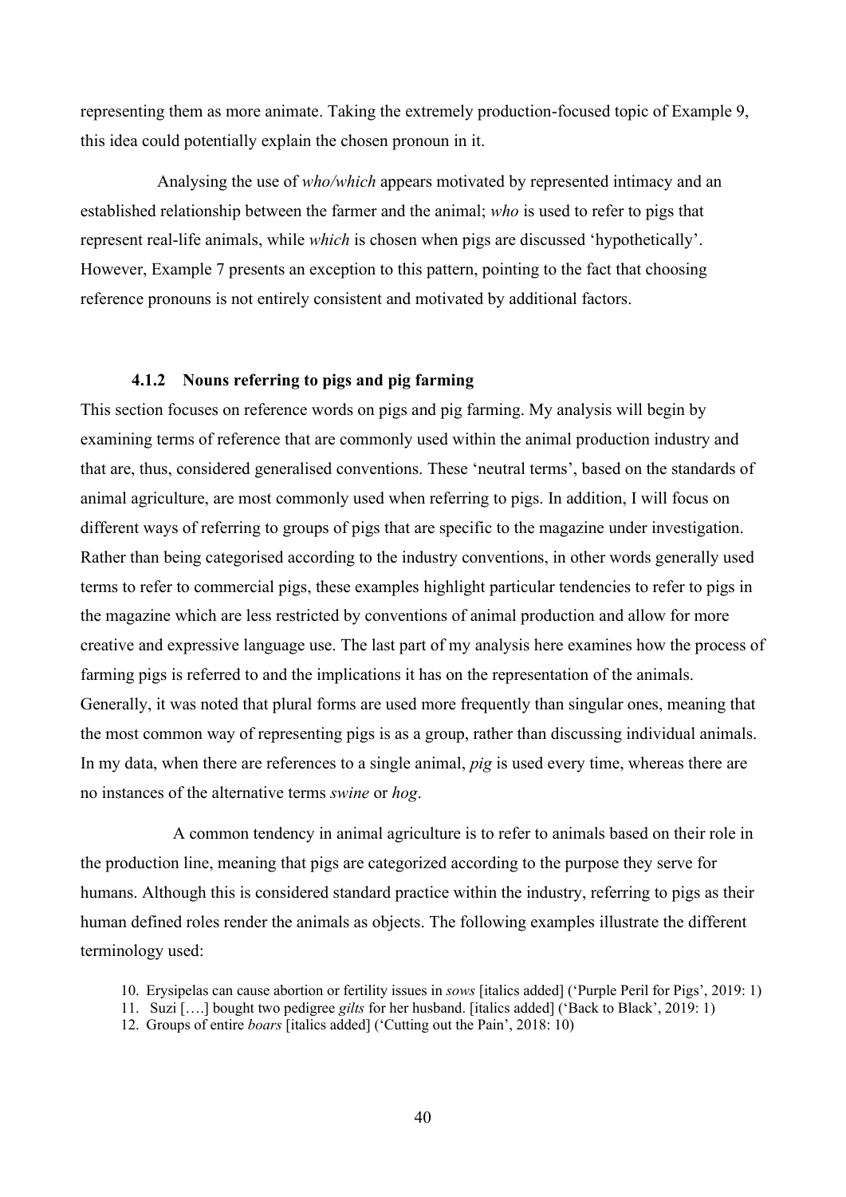representing them as more animate. Taking the extremely production-focused topic of Example 9, this idea could potentially explain the chosen pronoun in it.

Analysing the use of *who/which* appears motivated by represented intimacy and an established relationship between the farmer and the animal; *who* is used to refer to pigs that represent real-life animals, while *which* is chosen when pigs are discussed 'hypothetically'. However, Example 7 presents an exception to this pattern, pointing to the fact that choosing reference pronouns is not entirely consistent and motivated by additional factors.

### 4.1.2 Nouns referring to pigs and pig farming

This section focuses on reference words on pigs and pig farming. My analysis will begin by examining terms of reference that are commonly used within the animal production industry and that are, thus, considered generalised conventions. These 'neutral terms', based on the standards of animal agriculture, are most commonly used when referring to pigs. In addition, I will focus on different ways of referring to groups of pigs that are specific to the magazine under investigation. Rather than being categorised according to the industry conventions, in other words generally used terms to refer to commercial pigs, these examples highlight particular tendencies to refer to pigs in the magazine which are less restricted by conventions of animal production and allow for more creative and expressive language use. The last part of my analysis here examines how the process of farming pigs is referred to and the implications it has on the representation of the animals. Generally, it was noted that plural forms are used more frequently than singular ones, meaning that the most common way of representing pigs is as a group, rather than discussing individual animals. In my data, when there are references to a single animal, *pig* is used every time, whereas there are no instances of the alternative terms *swine* or *hog*.

A common tendency in animal agriculture is to refer to animals based on their role in the production line, meaning that pigs are categorized according to the purpose they serve for humans. Although this is considered standard practice within the industry, referring to pigs as their human defined roles render the animals as objects. The following examples illustrate the different terminology used:

10. Erysipelas can cause abortion or fertility issues in *sows* [italics added] ('Purple Peril for Pigs', 2019: 1)
11. Suzi [….] bought two pedigree *gilts* for her husband. [italics added] ('Back to Black', 2019: 1)
12. Groups of entire *boars* [italics added] ('Cutting out the Pain', 2018: 10)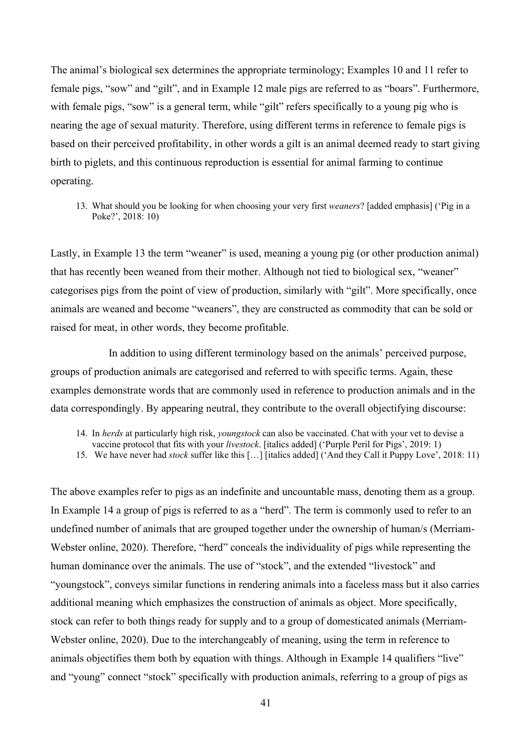The animal's biological sex determines the appropriate terminology; Examples 10 and 11 refer to female pigs, "sow" and "gilt", and in Example 12 male pigs are referred to as "boars". Furthermore, with female pigs, "sow" is a general term, while "gilt" refers specifically to a young pig who is nearing the age of sexual maturity. Therefore, using different terms in reference to female pigs is based on their perceived profitability, in other words a gilt is an animal deemed ready to start giving birth to piglets, and this continuous reproduction is essential for animal farming to continue operating.

13. What should you be looking for when choosing your very first *weaners*? [added emphasis] ('Pig in a Poke?', 2018: 10)

Lastly, in Example 13 the term "weaner" is used, meaning a young pig (or other production animal) that has recently been weaned from their mother. Although not tied to biological sex, "weaner" categorises pigs from the point of view of production, similarly with "gilt". More specifically, once animals are weaned and become "weaners", they are constructed as commodity that can be sold or raised for meat, in other words, they become profitable.

In addition to using different terminology based on the animals' perceived purpose, groups of production animals are categorised and referred to with specific terms. Again, these examples demonstrate words that are commonly used in reference to production animals and in the data correspondingly. By appearing neutral, they contribute to the overall objectifying discourse:

14. In *herds* at particularly high risk, *youngstock* can also be vaccinated. Chat with your vet to devise a vaccine protocol that fits with your *livestock*. [italics added] ('Purple Peril for Pigs', 2019: 1)
15. We have never had *stock* suffer like this […] [italics added] ('And they Call it Puppy Love', 2018: 11)

The above examples refer to pigs as an indefinite and uncountable mass, denoting them as a group. In Example 14 a group of pigs is referred to as a "herd". The term is commonly used to refer to an undefined number of animals that are grouped together under the ownership of human/s (Merriam-Webster online, 2020). Therefore, "herd" conceals the individuality of pigs while representing the human dominance over the animals. The use of "stock", and the extended "livestock" and "youngstock", conveys similar functions in rendering animals into a faceless mass but it also carries additional meaning which emphasizes the construction of animals as object. More specifically, stock can refer to both things ready for supply and to a group of domesticated animals (Merriam-Webster online, 2020). Due to the interchangeably of meaning, using the term in reference to animals objectifies them both by equation with things. Although in Example 14 qualifiers "live" and "young" connect "stock" specifically with production animals, referring to a group of pigs as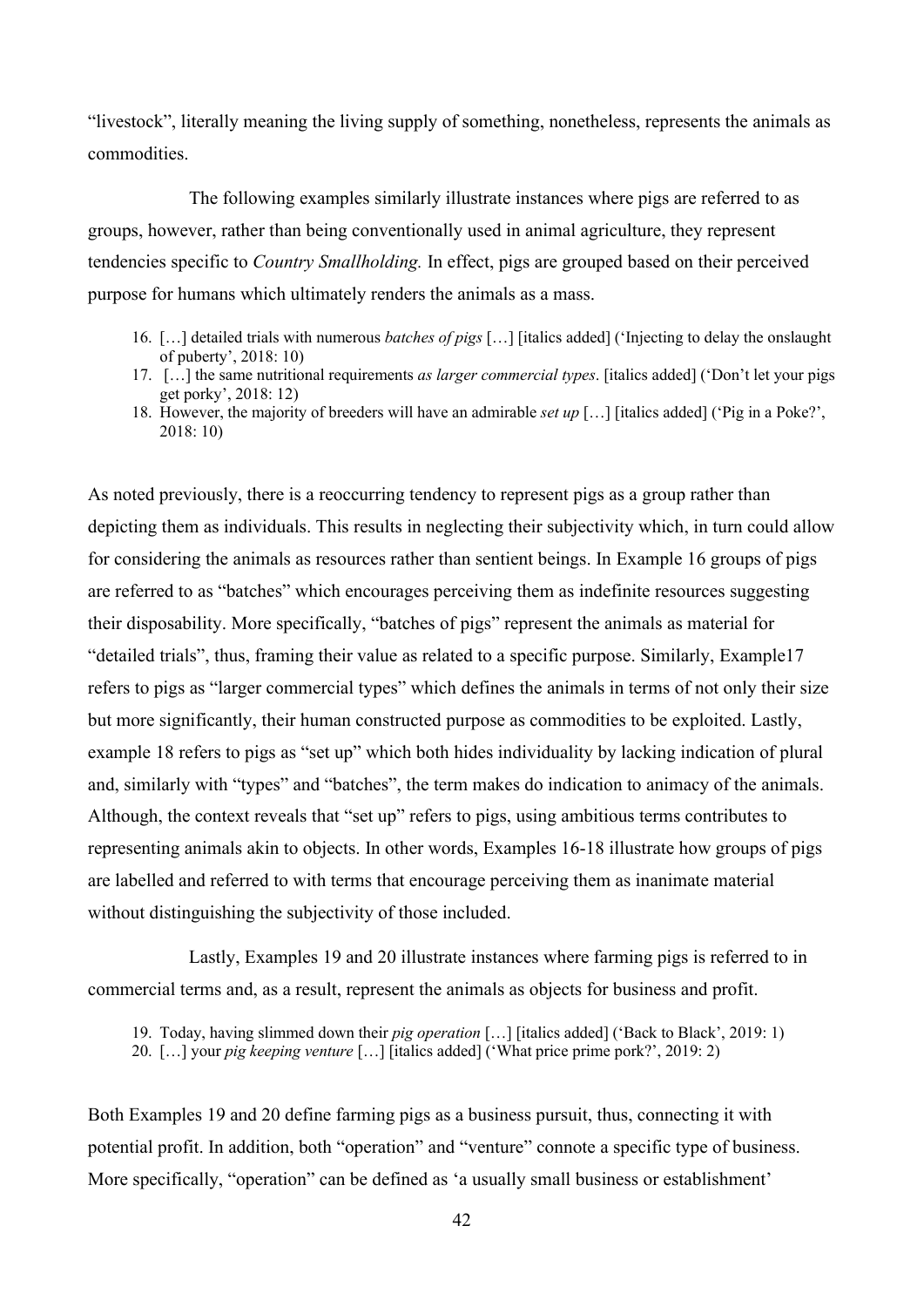"livestock", literally meaning the living supply of something, nonetheless, represents the animals as commodities.

The following examples similarly illustrate instances where pigs are referred to as groups, however, rather than being conventionally used in animal agriculture, they represent tendencies specific to *Country Smallholding.* In effect, pigs are grouped based on their perceived purpose for humans which ultimately renders the animals as a mass.

16. […] detailed trials with numerous *batches of pigs* […] [italics added] ('Injecting to delay the onslaught of puberty', 2018: 10)
17. […] the same nutritional requirements *as larger commercial types*. [italics added] ('Don't let your pigs get porky', 2018: 12)
18. However, the majority of breeders will have an admirable *set up* […] [italics added] ('Pig in a Poke?', 2018: 10)

As noted previously, there is a reoccurring tendency to represent pigs as a group rather than depicting them as individuals. This results in neglecting their subjectivity which, in turn could allow for considering the animals as resources rather than sentient beings. In Example 16 groups of pigs are referred to as "batches" which encourages perceiving them as indefinite resources suggesting their disposability. More specifically, "batches of pigs" represent the animals as material for "detailed trials", thus, framing their value as related to a specific purpose. Similarly, Example17 refers to pigs as "larger commercial types" which defines the animals in terms of not only their size but more significantly, their human constructed purpose as commodities to be exploited. Lastly, example 18 refers to pigs as "set up" which both hides individuality by lacking indication of plural and, similarly with "types" and "batches", the term makes do indication to animacy of the animals. Although, the context reveals that "set up" refers to pigs, using ambitious terms contributes to representing animals akin to objects. In other words, Examples 16-18 illustrate how groups of pigs are labelled and referred to with terms that encourage perceiving them as inanimate material without distinguishing the subjectivity of those included.

Lastly, Examples 19 and 20 illustrate instances where farming pigs is referred to in commercial terms and, as a result, represent the animals as objects for business and profit.

19. Today, having slimmed down their *pig operation* […] [italics added] ('Back to Black', 2019: 1)
20. […] your *pig keeping venture* […] [italics added] ('What price prime pork?', 2019: 2)

Both Examples 19 and 20 define farming pigs as a business pursuit, thus, connecting it with potential profit. In addition, both "operation" and "venture" connote a specific type of business. More specifically, "operation" can be defined as 'a usually small business or establishment'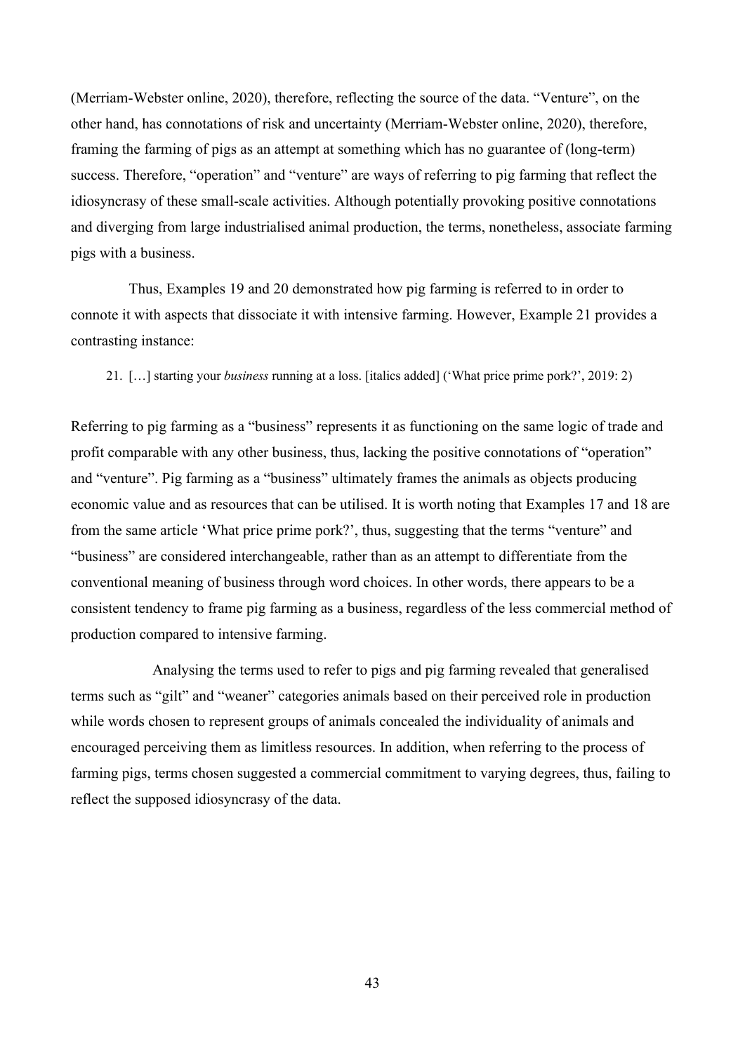(Merriam-Webster online, 2020), therefore, reflecting the source of the data. "Venture", on the other hand, has connotations of risk and uncertainty (Merriam-Webster online, 2020), therefore, framing the farming of pigs as an attempt at something which has no guarantee of (long-term) success. Therefore, "operation" and "venture" are ways of referring to pig farming that reflect the idiosyncrasy of these small-scale activities. Although potentially provoking positive connotations and diverging from large industrialised animal production, the terms, nonetheless, associate farming pigs with a business.

Thus, Examples 19 and 20 demonstrated how pig farming is referred to in order to connote it with aspects that dissociate it with intensive farming. However, Example 21 provides a contrasting instance:

21. […] starting your *business* running at a loss. [italics added] ('What price prime pork?', 2019: 2)

Referring to pig farming as a "business" represents it as functioning on the same logic of trade and profit comparable with any other business, thus, lacking the positive connotations of "operation" and "venture". Pig farming as a "business" ultimately frames the animals as objects producing economic value and as resources that can be utilised. It is worth noting that Examples 17 and 18 are from the same article 'What price prime pork?', thus, suggesting that the terms "venture" and "business" are considered interchangeable, rather than as an attempt to differentiate from the conventional meaning of business through word choices. In other words, there appears to be a consistent tendency to frame pig farming as a business, regardless of the less commercial method of production compared to intensive farming.

Analysing the terms used to refer to pigs and pig farming revealed that generalised terms such as "gilt" and "weaner" categories animals based on their perceived role in production while words chosen to represent groups of animals concealed the individuality of animals and encouraged perceiving them as limitless resources. In addition, when referring to the process of farming pigs, terms chosen suggested a commercial commitment to varying degrees, thus, failing to reflect the supposed idiosyncrasy of the data.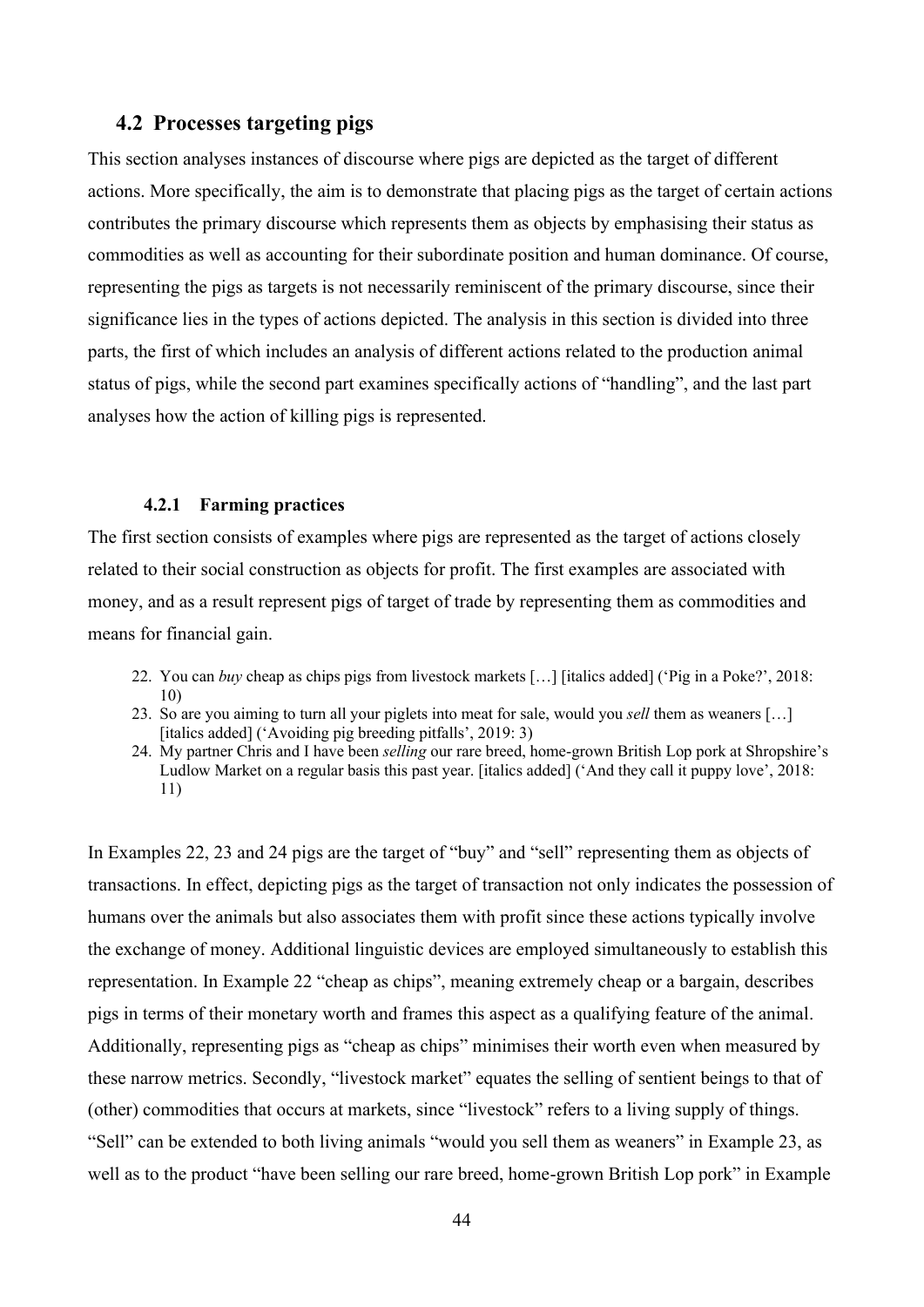## 4.2 Processes targeting pigs

This section analyses instances of discourse where pigs are depicted as the target of different actions. More specifically, the aim is to demonstrate that placing pigs as the target of certain actions contributes the primary discourse which represents them as objects by emphasising their status as commodities as well as accounting for their subordinate position and human dominance. Of course, representing the pigs as targets is not necessarily reminiscent of the primary discourse, since their significance lies in the types of actions depicted. The analysis in this section is divided into three parts, the first of which includes an analysis of different actions related to the production animal status of pigs, while the second part examines specifically actions of "handling", and the last part analyses how the action of killing pigs is represented.

### 4.2.1 Farming practices

The first section consists of examples where pigs are represented as the target of actions closely related to their social construction as objects for profit. The first examples are associated with money, and as a result represent pigs of target of trade by representing them as commodities and means for financial gain.

22. You can *buy* cheap as chips pigs from livestock markets […] [italics added] ('Pig in a Poke?', 2018: 10)
23. So are you aiming to turn all your piglets into meat for sale, would you *sell* them as weaners […] [italics added] ('Avoiding pig breeding pitfalls', 2019: 3)
24. My partner Chris and I have been *selling* our rare breed, home-grown British Lop pork at Shropshire's Ludlow Market on a regular basis this past year. [italics added] ('And they call it puppy love', 2018: 11)

In Examples 22, 23 and 24 pigs are the target of "buy" and "sell" representing them as objects of transactions. In effect, depicting pigs as the target of transaction not only indicates the possession of humans over the animals but also associates them with profit since these actions typically involve the exchange of money. Additional linguistic devices are employed simultaneously to establish this representation. In Example 22 "cheap as chips", meaning extremely cheap or a bargain, describes pigs in terms of their monetary worth and frames this aspect as a qualifying feature of the animal. Additionally, representing pigs as "cheap as chips" minimises their worth even when measured by these narrow metrics. Secondly, "livestock market" equates the selling of sentient beings to that of (other) commodities that occurs at markets, since "livestock" refers to a living supply of things. "Sell" can be extended to both living animals "would you sell them as weaners" in Example 23, as well as to the product "have been selling our rare breed, home-grown British Lop pork" in Example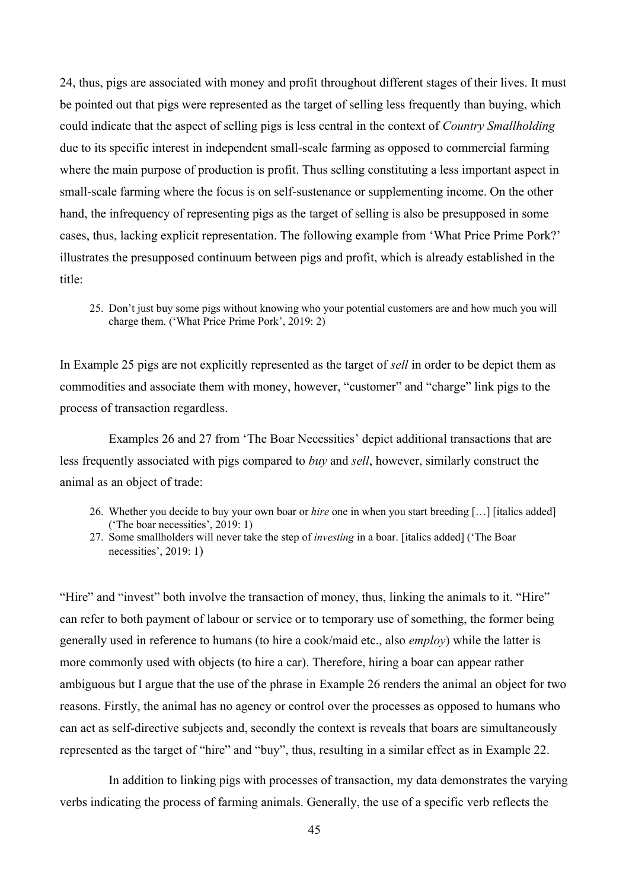24, thus, pigs are associated with money and profit throughout different stages of their lives. It must be pointed out that pigs were represented as the target of selling less frequently than buying, which could indicate that the aspect of selling pigs is less central in the context of *Country Smallholding* due to its specific interest in independent small-scale farming as opposed to commercial farming where the main purpose of production is profit. Thus selling constituting a less important aspect in small-scale farming where the focus is on self-sustenance or supplementing income. On the other hand, the infrequency of representing pigs as the target of selling is also be presupposed in some cases, thus, lacking explicit representation. The following example from 'What Price Prime Pork?' illustrates the presupposed continuum between pigs and profit, which is already established in the title:

25. Don't just buy some pigs without knowing who your potential customers are and how much you will charge them. ('What Price Prime Pork', 2019: 2)

In Example 25 pigs are not explicitly represented as the target of *sell* in order to be depict them as commodities and associate them with money, however, "customer" and "charge" link pigs to the process of transaction regardless.

Examples 26 and 27 from 'The Boar Necessities' depict additional transactions that are less frequently associated with pigs compared to *buy* and *sell*, however, similarly construct the animal as an object of trade:

26. Whether you decide to buy your own boar or *hire* one in when you start breeding […] [italics added] ('The boar necessities', 2019: 1)
27. Some smallholders will never take the step of *investing* in a boar. [italics added] ('The Boar necessities', 2019: 1)

"Hire" and "invest" both involve the transaction of money, thus, linking the animals to it. "Hire" can refer to both payment of labour or service or to temporary use of something, the former being generally used in reference to humans (to hire a cook/maid etc., also *employ*) while the latter is more commonly used with objects (to hire a car). Therefore, hiring a boar can appear rather ambiguous but I argue that the use of the phrase in Example 26 renders the animal an object for two reasons. Firstly, the animal has no agency or control over the processes as opposed to humans who can act as self-directive subjects and, secondly the context is reveals that boars are simultaneously represented as the target of "hire" and "buy", thus, resulting in a similar effect as in Example 22.

In addition to linking pigs with processes of transaction, my data demonstrates the varying verbs indicating the process of farming animals. Generally, the use of a specific verb reflects the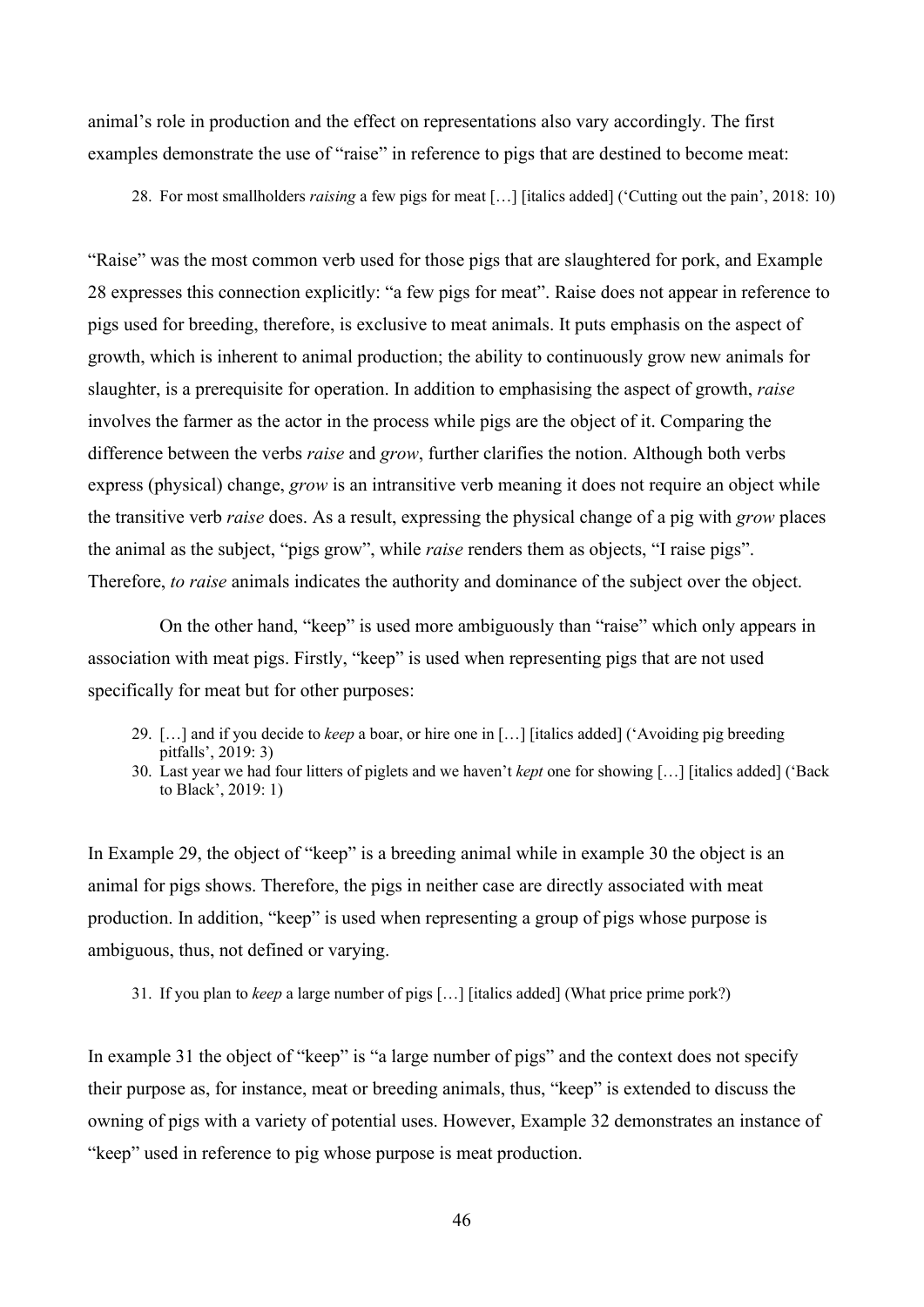animal's role in production and the effect on representations also vary accordingly. The first examples demonstrate the use of "raise" in reference to pigs that are destined to become meat:

28. For most smallholders *raising* a few pigs for meat […] [italics added] ('Cutting out the pain', 2018: 10)

"Raise" was the most common verb used for those pigs that are slaughtered for pork, and Example 28 expresses this connection explicitly: "a few pigs for meat". Raise does not appear in reference to pigs used for breeding, therefore, is exclusive to meat animals. It puts emphasis on the aspect of growth, which is inherent to animal production; the ability to continuously grow new animals for slaughter, is a prerequisite for operation. In addition to emphasising the aspect of growth, *raise* involves the farmer as the actor in the process while pigs are the object of it. Comparing the difference between the verbs *raise* and *grow*, further clarifies the notion. Although both verbs express (physical) change, *grow* is an intransitive verb meaning it does not require an object while the transitive verb *raise* does. As a result, expressing the physical change of a pig with *grow* places the animal as the subject, "pigs grow", while *raise* renders them as objects, "I raise pigs". Therefore, *to raise* animals indicates the authority and dominance of the subject over the object.

On the other hand, "keep" is used more ambiguously than "raise" which only appears in association with meat pigs. Firstly, "keep" is used when representing pigs that are not used specifically for meat but for other purposes:

29. […] and if you decide to *keep* a boar, or hire one in […] [italics added] ('Avoiding pig breeding pitfalls', 2019: 3)
30. Last year we had four litters of piglets and we haven't *kept* one for showing […] [italics added] ('Back to Black', 2019: 1)

In Example 29, the object of "keep" is a breeding animal while in example 30 the object is an animal for pigs shows. Therefore, the pigs in neither case are directly associated with meat production. In addition, "keep" is used when representing a group of pigs whose purpose is ambiguous, thus, not defined or varying.

31. If you plan to *keep* a large number of pigs […] [italics added] (What price prime pork?)

In example 31 the object of "keep" is "a large number of pigs" and the context does not specify their purpose as, for instance, meat or breeding animals, thus, "keep" is extended to discuss the owning of pigs with a variety of potential uses. However, Example 32 demonstrates an instance of "keep" used in reference to pig whose purpose is meat production.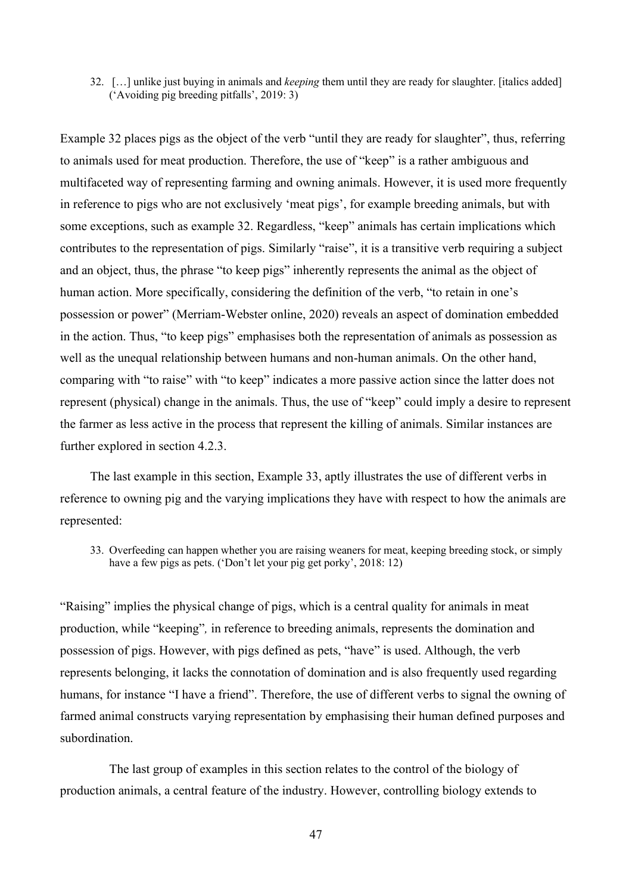32. […] unlike just buying in animals and *keeping* them until they are ready for slaughter. [italics added] ('Avoiding pig breeding pitfalls', 2019: 3)

Example 32 places pigs as the object of the verb "until they are ready for slaughter", thus, referring to animals used for meat production. Therefore, the use of "keep" is a rather ambiguous and multifaceted way of representing farming and owning animals. However, it is used more frequently in reference to pigs who are not exclusively 'meat pigs', for example breeding animals, but with some exceptions, such as example 32. Regardless, "keep" animals has certain implications which contributes to the representation of pigs. Similarly "raise", it is a transitive verb requiring a subject and an object, thus, the phrase "to keep pigs" inherently represents the animal as the object of human action. More specifically, considering the definition of the verb, "to retain in one's possession or power" (Merriam-Webster online, 2020) reveals an aspect of domination embedded in the action. Thus, "to keep pigs" emphasises both the representation of animals as possession as well as the unequal relationship between humans and non-human animals. On the other hand, comparing with "to raise" with "to keep" indicates a more passive action since the latter does not represent (physical) change in the animals. Thus, the use of "keep" could imply a desire to represent the farmer as less active in the process that represent the killing of animals. Similar instances are further explored in section 4.2.3.

The last example in this section, Example 33, aptly illustrates the use of different verbs in reference to owning pig and the varying implications they have with respect to how the animals are represented:

33. Overfeeding can happen whether you are raising weaners for meat, keeping breeding stock, or simply have a few pigs as pets. ('Don't let your pig get porky', 2018: 12)

"Raising" implies the physical change of pigs, which is a central quality for animals in meat production, while "keeping", in reference to breeding animals, represents the domination and possession of pigs. However, with pigs defined as pets, "have" is used. Although, the verb represents belonging, it lacks the connotation of domination and is also frequently used regarding humans, for instance "I have a friend". Therefore, the use of different verbs to signal the owning of farmed animal constructs varying representation by emphasising their human defined purposes and subordination.

The last group of examples in this section relates to the control of the biology of production animals, a central feature of the industry. However, controlling biology extends to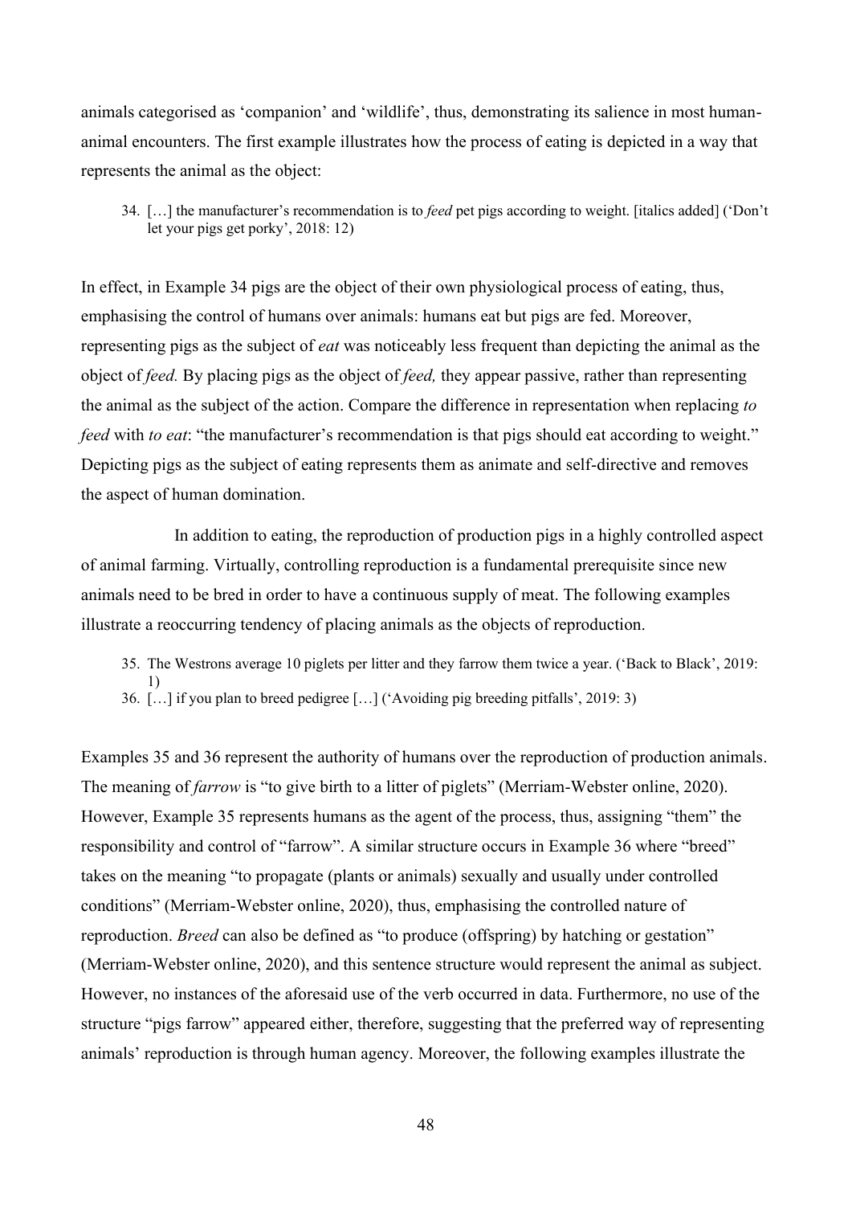animals categorised as 'companion' and 'wildlife', thus, demonstrating its salience in most human-animal encounters. The first example illustrates how the process of eating is depicted in a way that represents the animal as the object:

34. […] the manufacturer's recommendation is to *feed* pet pigs according to weight. [italics added] ('Don't let your pigs get porky', 2018: 12)

In effect, in Example 34 pigs are the object of their own physiological process of eating, thus, emphasising the control of humans over animals: humans eat but pigs are fed. Moreover, representing pigs as the subject of *eat* was noticeably less frequent than depicting the animal as the object of *feed.* By placing pigs as the object of *feed,* they appear passive, rather than representing the animal as the subject of the action. Compare the difference in representation when replacing *to feed* with *to eat*: "the manufacturer's recommendation is that pigs should eat according to weight." Depicting pigs as the subject of eating represents them as animate and self-directive and removes the aspect of human domination.

In addition to eating, the reproduction of production pigs in a highly controlled aspect of animal farming. Virtually, controlling reproduction is a fundamental prerequisite since new animals need to be bred in order to have a continuous supply of meat. The following examples illustrate a reoccurring tendency of placing animals as the objects of reproduction.

35. The Westrons average 10 piglets per litter and they farrow them twice a year. ('Back to Black', 2019: 1)
36. […] if you plan to breed pedigree […] ('Avoiding pig breeding pitfalls', 2019: 3)

Examples 35 and 36 represent the authority of humans over the reproduction of production animals. The meaning of *farrow* is "to give birth to a litter of piglets" (Merriam-Webster online, 2020). However, Example 35 represents humans as the agent of the process, thus, assigning "them" the responsibility and control of "farrow". A similar structure occurs in Example 36 where "breed" takes on the meaning "to propagate (plants or animals) sexually and usually under controlled conditions" (Merriam-Webster online, 2020), thus, emphasising the controlled nature of reproduction. *Breed* can also be defined as "to produce (offspring) by hatching or gestation" (Merriam-Webster online, 2020), and this sentence structure would represent the animal as subject. However, no instances of the aforesaid use of the verb occurred in data. Furthermore, no use of the structure "pigs farrow" appeared either, therefore, suggesting that the preferred way of representing animals' reproduction is through human agency. Moreover, the following examples illustrate the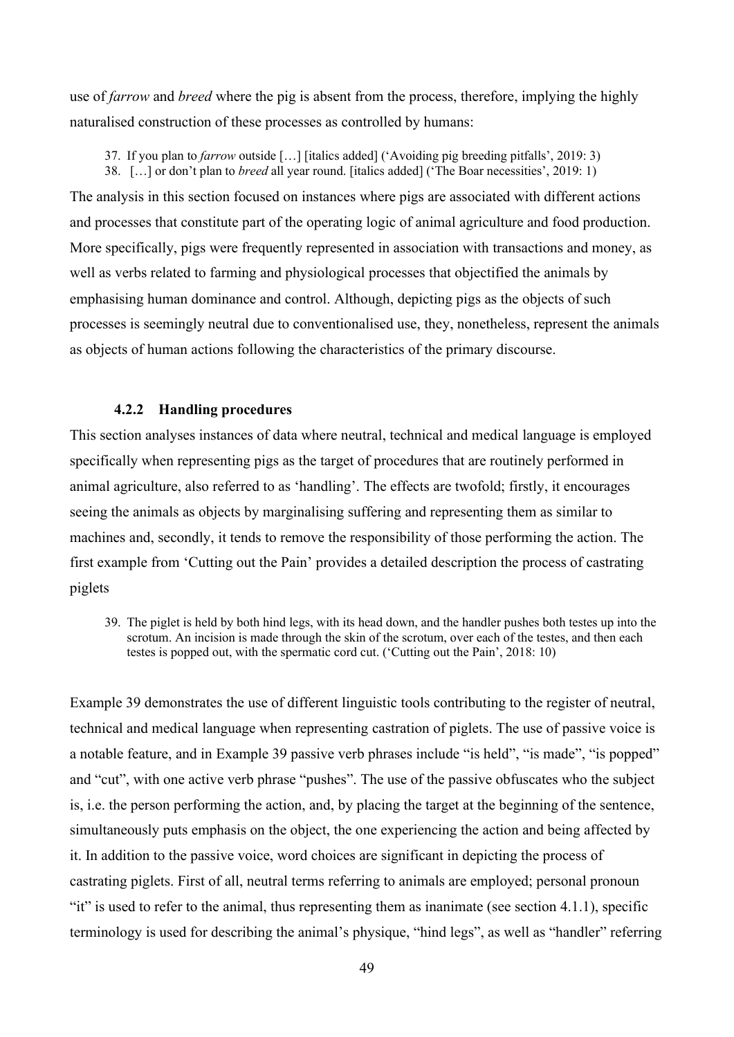use of *farrow* and *breed* where the pig is absent from the process, therefore, implying the highly naturalised construction of these processes as controlled by humans:

37. If you plan to *farrow* outside […] [italics added] ('Avoiding pig breeding pitfalls', 2019: 3)
38. […] or don't plan to *breed* all year round. [italics added] ('The Boar necessities', 2019: 1)

The analysis in this section focused on instances where pigs are associated with different actions and processes that constitute part of the operating logic of animal agriculture and food production. More specifically, pigs were frequently represented in association with transactions and money, as well as verbs related to farming and physiological processes that objectified the animals by emphasising human dominance and control. Although, depicting pigs as the objects of such processes is seemingly neutral due to conventionalised use, they, nonetheless, represent the animals as objects of human actions following the characteristics of the primary discourse.

### 4.2.2 Handling procedures

This section analyses instances of data where neutral, technical and medical language is employed specifically when representing pigs as the target of procedures that are routinely performed in animal agriculture, also referred to as 'handling'. The effects are twofold; firstly, it encourages seeing the animals as objects by marginalising suffering and representing them as similar to machines and, secondly, it tends to remove the responsibility of those performing the action. The first example from 'Cutting out the Pain' provides a detailed description the process of castrating piglets

39. The piglet is held by both hind legs, with its head down, and the handler pushes both testes up into the scrotum. An incision is made through the skin of the scrotum, over each of the testes, and then each testes is popped out, with the spermatic cord cut. ('Cutting out the Pain', 2018: 10)

Example 39 demonstrates the use of different linguistic tools contributing to the register of neutral, technical and medical language when representing castration of piglets. The use of passive voice is a notable feature, and in Example 39 passive verb phrases include "is held", "is made", "is popped" and "cut", with one active verb phrase "pushes". The use of the passive obfuscates who the subject is, i.e. the person performing the action, and, by placing the target at the beginning of the sentence, simultaneously puts emphasis on the object, the one experiencing the action and being affected by it. In addition to the passive voice, word choices are significant in depicting the process of castrating piglets. First of all, neutral terms referring to animals are employed; personal pronoun "it" is used to refer to the animal, thus representing them as inanimate (see section 4.1.1), specific terminology is used for describing the animal's physique, "hind legs", as well as "handler" referring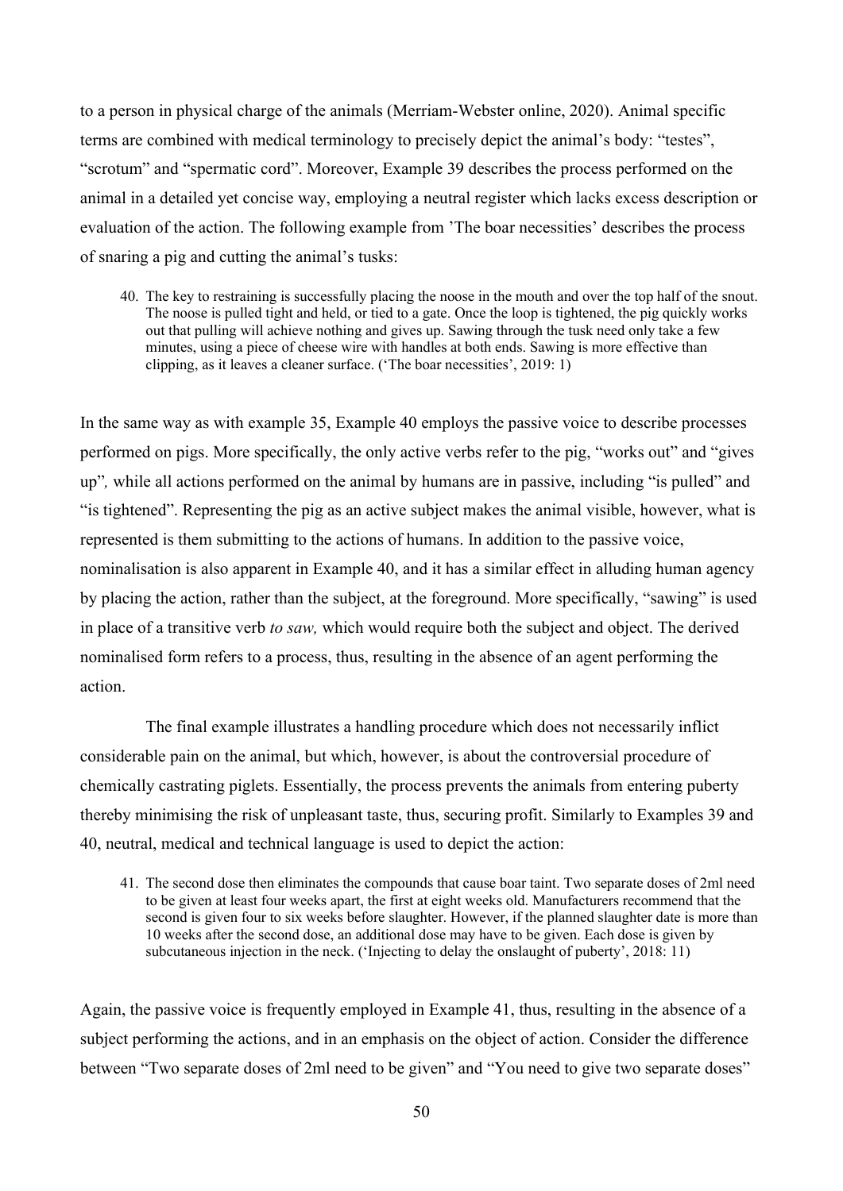to a person in physical charge of the animals (Merriam-Webster online, 2020). Animal specific terms are combined with medical terminology to precisely depict the animal's body: "testes", "scrotum" and "spermatic cord". Moreover, Example 39 describes the process performed on the animal in a detailed yet concise way, employing a neutral register which lacks excess description or evaluation of the action. The following example from 'The boar necessities' describes the process of snaring a pig and cutting the animal's tusks:

> 40. The key to restraining is successfully placing the noose in the mouth and over the top half of the snout. The noose is pulled tight and held, or tied to a gate. Once the loop is tightened, the pig quickly works out that pulling will achieve nothing and gives up. Sawing through the tusk need only take a few minutes, using a piece of cheese wire with handles at both ends. Sawing is more effective than clipping, as it leaves a cleaner surface. ('The boar necessities', 2019: 1)

In the same way as with example 35, Example 40 employs the passive voice to describe processes performed on pigs. More specifically, the only active verbs refer to the pig, "works out" and "gives up"*,* while all actions performed on the animal by humans are in passive, including "is pulled" and "is tightened". Representing the pig as an active subject makes the animal visible, however, what is represented is them submitting to the actions of humans. In addition to the passive voice, nominalisation is also apparent in Example 40, and it has a similar effect in alluding human agency by placing the action, rather than the subject, at the foreground. More specifically, "sawing" is used in place of a transitive verb *to saw,* which would require both the subject and object. The derived nominalised form refers to a process, thus, resulting in the absence of an agent performing the action.

The final example illustrates a handling procedure which does not necessarily inflict considerable pain on the animal, but which, however, is about the controversial procedure of chemically castrating piglets. Essentially, the process prevents the animals from entering puberty thereby minimising the risk of unpleasant taste, thus, securing profit. Similarly to Examples 39 and 40, neutral, medical and technical language is used to depict the action:

> 41. The second dose then eliminates the compounds that cause boar taint. Two separate doses of 2ml need to be given at least four weeks apart, the first at eight weeks old. Manufacturers recommend that the second is given four to six weeks before slaughter. However, if the planned slaughter date is more than 10 weeks after the second dose, an additional dose may have to be given. Each dose is given by subcutaneous injection in the neck. ('Injecting to delay the onslaught of puberty', 2018: 11)

Again, the passive voice is frequently employed in Example 41, thus, resulting in the absence of a subject performing the actions, and in an emphasis on the object of action. Consider the difference between "Two separate doses of 2ml need to be given" and "You need to give two separate doses"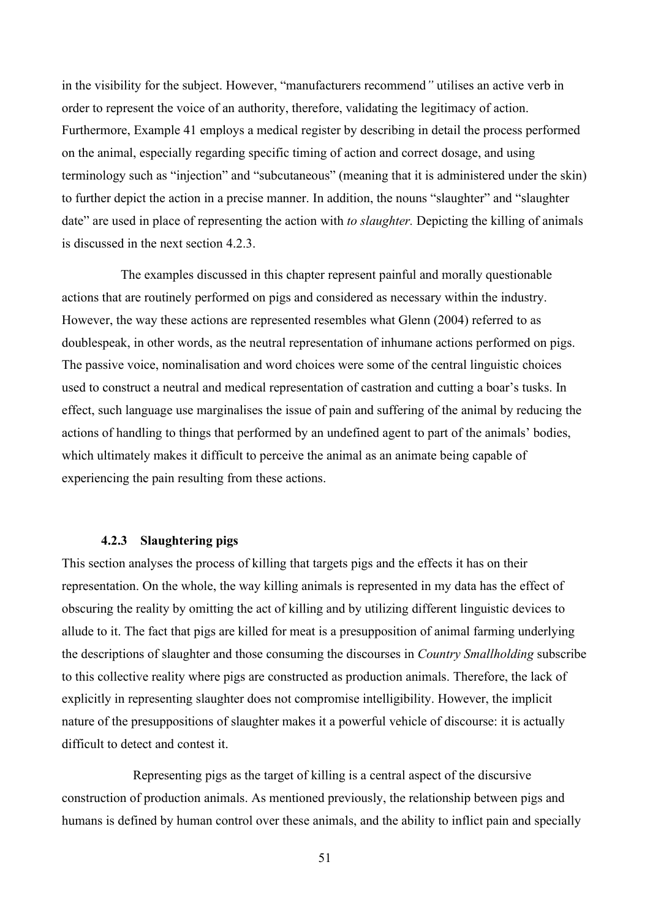in the visibility for the subject. However, “manufacturers recommend*”* utilises an active verb in order to represent the voice of an authority, therefore, validating the legitimacy of action. Furthermore, Example 41 employs a medical register by describing in detail the process performed on the animal, especially regarding specific timing of action and correct dosage, and using terminology such as “injection” and “subcutaneous” (meaning that it is administered under the skin) to further depict the action in a precise manner. In addition, the nouns “slaughter” and “slaughter date” are used in place of representing the action with *to slaughter.* Depicting the killing of animals is discussed in the next section 4.2.3.

The examples discussed in this chapter represent painful and morally questionable actions that are routinely performed on pigs and considered as necessary within the industry. However, the way these actions are represented resembles what Glenn (2004) referred to as doublespeak, in other words, as the neutral representation of inhumane actions performed on pigs. The passive voice, nominalisation and word choices were some of the central linguistic choices used to construct a neutral and medical representation of castration and cutting a boar’s tusks. In effect, such language use marginalises the issue of pain and suffering of the animal by reducing the actions of handling to things that performed by an undefined agent to part of the animals’ bodies, which ultimately makes it difficult to perceive the animal as an animate being capable of experiencing the pain resulting from these actions.

### 4.2.3 Slaughtering pigs

This section analyses the process of killing that targets pigs and the effects it has on their representation. On the whole, the way killing animals is represented in my data has the effect of obscuring the reality by omitting the act of killing and by utilizing different linguistic devices to allude to it. The fact that pigs are killed for meat is a presupposition of animal farming underlying the descriptions of slaughter and those consuming the discourses in *Country Smallholding* subscribe to this collective reality where pigs are constructed as production animals. Therefore, the lack of explicitly in representing slaughter does not compromise intelligibility. However, the implicit nature of the presuppositions of slaughter makes it a powerful vehicle of discourse: it is actually difficult to detect and contest it.

Representing pigs as the target of killing is a central aspect of the discursive construction of production animals. As mentioned previously, the relationship between pigs and humans is defined by human control over these animals, and the ability to inflict pain and specially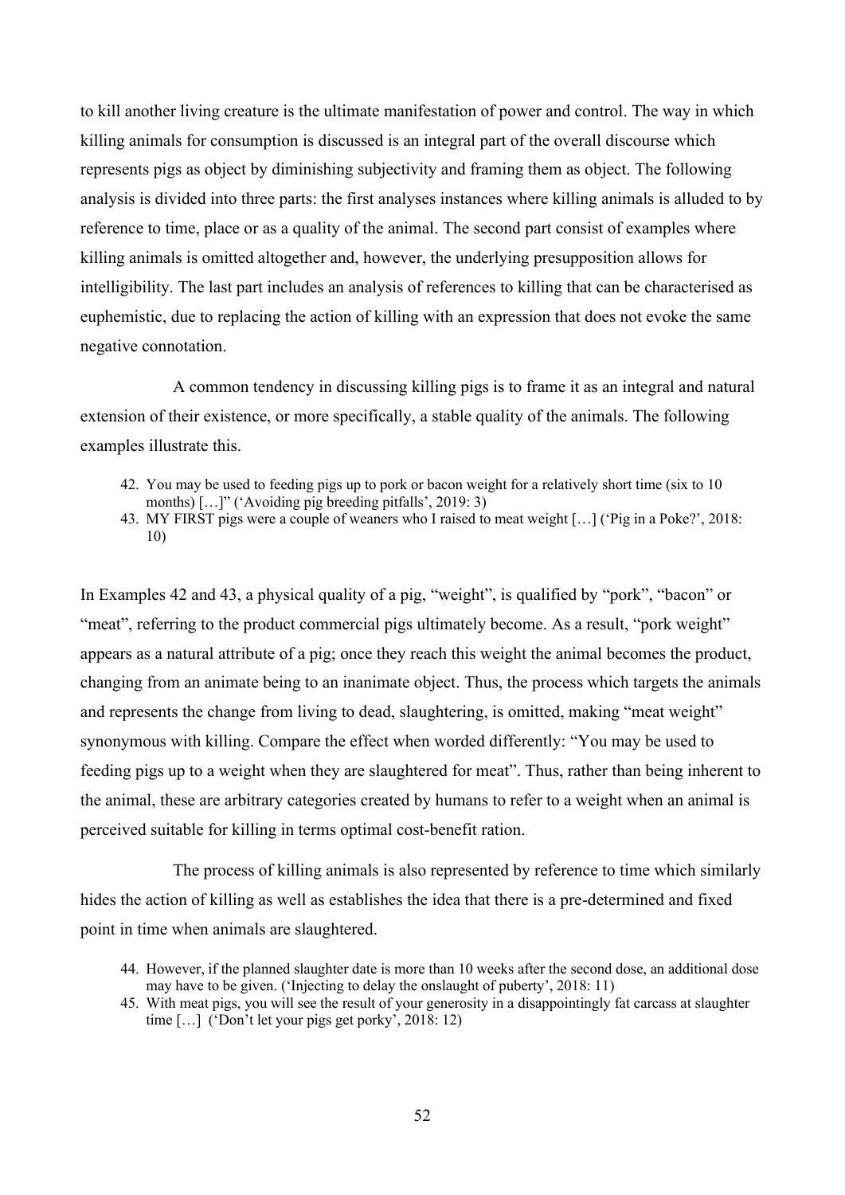to kill another living creature is the ultimate manifestation of power and control. The way in which killing animals for consumption is discussed is an integral part of the overall discourse which represents pigs as object by diminishing subjectivity and framing them as object. The following analysis is divided into three parts: the first analyses instances where killing animals is alluded to by reference to time, place or as a quality of the animal. The second part consist of examples where killing animals is omitted altogether and, however, the underlying presupposition allows for intelligibility. The last part includes an analysis of references to killing that can be characterised as euphemistic, due to replacing the action of killing with an expression that does not evoke the same negative connotation.

A common tendency in discussing killing pigs is to frame it as an integral and natural extension of their existence, or more specifically, a stable quality of the animals. The following examples illustrate this.

42. You may be used to feeding pigs up to pork or bacon weight for a relatively short time (six to 10 months) […]" ('Avoiding pig breeding pitfalls', 2019: 3)
43. MY FIRST pigs were a couple of weaners who I raised to meat weight […] ('Pig in a Poke?', 2018: 10)

In Examples 42 and 43, a physical quality of a pig, "weight", is qualified by "pork", "bacon" or "meat", referring to the product commercial pigs ultimately become. As a result, "pork weight" appears as a natural attribute of a pig; once they reach this weight the animal becomes the product, changing from an animate being to an inanimate object. Thus, the process which targets the animals and represents the change from living to dead, slaughtering, is omitted, making "meat weight" synonymous with killing. Compare the effect when worded differently: "You may be used to feeding pigs up to a weight when they are slaughtered for meat". Thus, rather than being inherent to the animal, these are arbitrary categories created by humans to refer to a weight when an animal is perceived suitable for killing in terms optimal cost-benefit ration.

The process of killing animals is also represented by reference to time which similarly hides the action of killing as well as establishes the idea that there is a pre-determined and fixed point in time when animals are slaughtered.

44. However, if the planned slaughter date is more than 10 weeks after the second dose, an additional dose may have to be given. ('Injecting to delay the onslaught of puberty', 2018: 11)
45. With meat pigs, you will see the result of your generosity in a disappointingly fat carcass at slaughter time […] ('Don't let your pigs get porky', 2018: 12)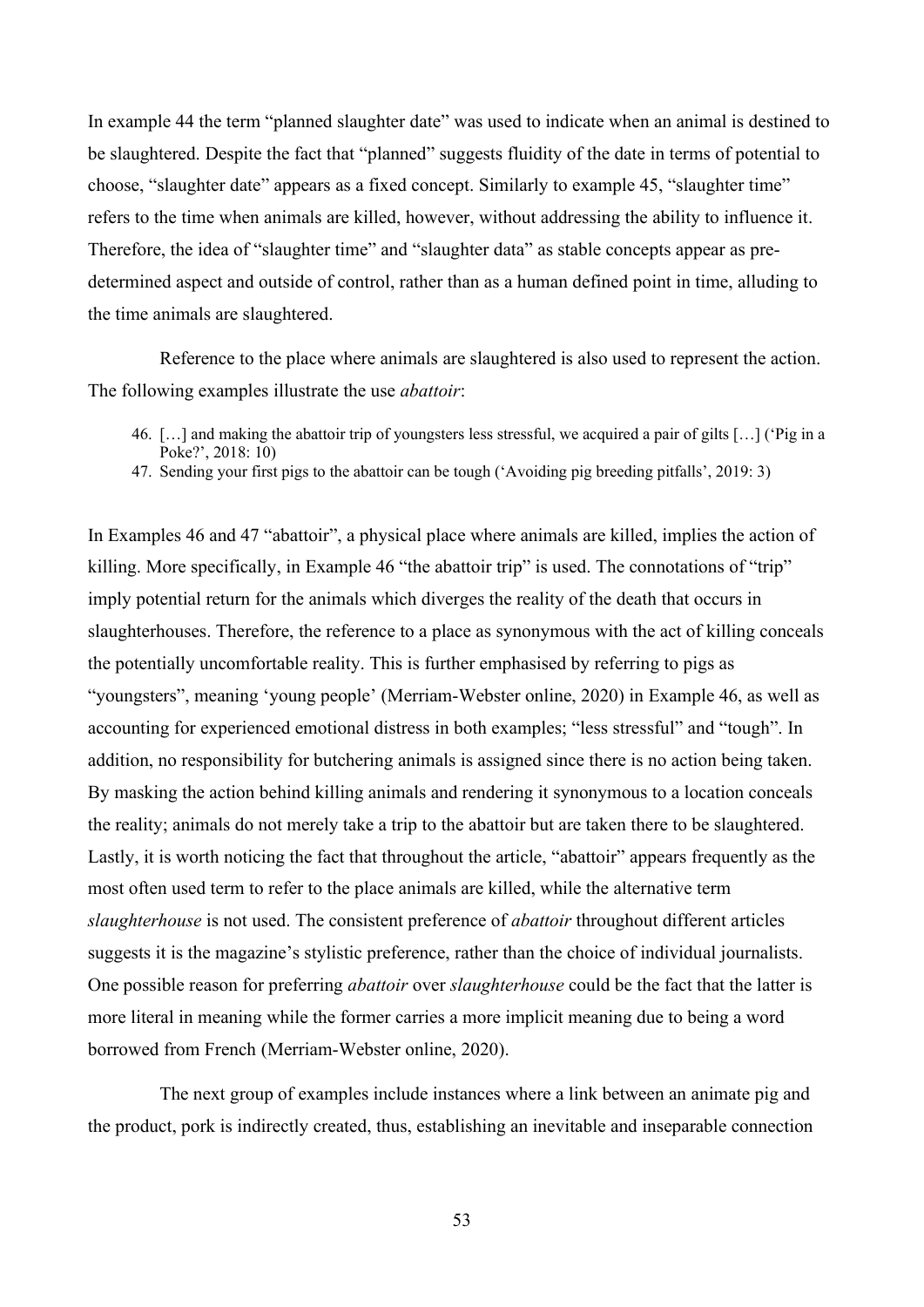In example 44 the term "planned slaughter date" was used to indicate when an animal is destined to be slaughtered. Despite the fact that "planned" suggests fluidity of the date in terms of potential to choose, "slaughter date" appears as a fixed concept. Similarly to example 45, "slaughter time" refers to the time when animals are killed, however, without addressing the ability to influence it. Therefore, the idea of "slaughter time" and "slaughter data" as stable concepts appear as pre-determined aspect and outside of control, rather than as a human defined point in time, alluding to the time animals are slaughtered.

Reference to the place where animals are slaughtered is also used to represent the action. The following examples illustrate the use *abattoir*:

46. […] and making the abattoir trip of youngsters less stressful, we acquired a pair of gilts […] ('Pig in a Poke?', 2018: 10)
47. Sending your first pigs to the abattoir can be tough ('Avoiding pig breeding pitfalls', 2019: 3)

In Examples 46 and 47 "abattoir", a physical place where animals are killed, implies the action of killing. More specifically, in Example 46 "the abattoir trip" is used. The connotations of "trip" imply potential return for the animals which diverges the reality of the death that occurs in slaughterhouses. Therefore, the reference to a place as synonymous with the act of killing conceals the potentially uncomfortable reality. This is further emphasised by referring to pigs as "youngsters", meaning 'young people' (Merriam-Webster online, 2020) in Example 46, as well as accounting for experienced emotional distress in both examples; "less stressful" and "tough". In addition, no responsibility for butchering animals is assigned since there is no action being taken. By masking the action behind killing animals and rendering it synonymous to a location conceals the reality; animals do not merely take a trip to the abattoir but are taken there to be slaughtered. Lastly, it is worth noticing the fact that throughout the article, "abattoir" appears frequently as the most often used term to refer to the place animals are killed, while the alternative term *slaughterhouse* is not used. The consistent preference of *abattoir* throughout different articles suggests it is the magazine's stylistic preference, rather than the choice of individual journalists. One possible reason for preferring *abattoir* over *slaughterhouse* could be the fact that the latter is more literal in meaning while the former carries a more implicit meaning due to being a word borrowed from French (Merriam-Webster online, 2020).

The next group of examples include instances where a link between an animate pig and the product, pork is indirectly created, thus, establishing an inevitable and inseparable connection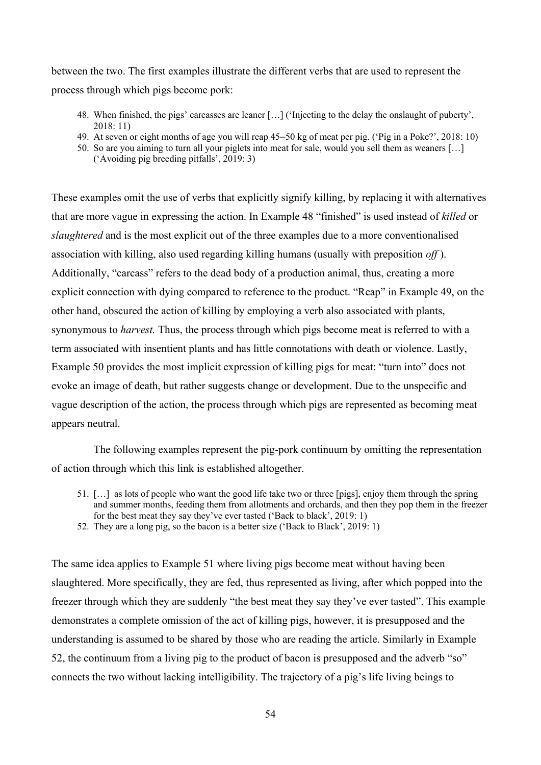between the two. The first examples illustrate the different verbs that are used to represent the process through which pigs become pork:

48. When finished, the pigs' carcasses are leaner […] ('Injecting to the delay the onslaught of puberty', 2018: 11)
49. At seven or eight months of age you will reap 45–50 kg of meat per pig. ('Pig in a Poke?', 2018: 10)
50. So are you aiming to turn all your piglets into meat for sale, would you sell them as weaners […] ('Avoiding pig breeding pitfalls', 2019: 3)

These examples omit the use of verbs that explicitly signify killing, by replacing it with alternatives that are more vague in expressing the action. In Example 48 "finished" is used instead of *killed* or *slaughtered* and is the most explicit out of the three examples due to a more conventionalised association with killing, also used regarding killing humans (usually with preposition *off* ). Additionally, "carcass" refers to the dead body of a production animal, thus, creating a more explicit connection with dying compared to reference to the product. "Reap" in Example 49, on the other hand, obscured the action of killing by employing a verb also associated with plants, synonymous to *harvest.* Thus, the process through which pigs become meat is referred to with a term associated with insentient plants and has little connotations with death or violence. Lastly, Example 50 provides the most implicit expression of killing pigs for meat: "turn into" does not evoke an image of death, but rather suggests change or development. Due to the unspecific and vague description of the action, the process through which pigs are represented as becoming meat appears neutral.

The following examples represent the pig-pork continuum by omitting the representation of action through which this link is established altogether.

51. […] as lots of people who want the good life take two or three [pigs], enjoy them through the spring and summer months, feeding them from allotments and orchards, and then they pop them in the freezer for the best meat they say they've ever tasted ('Back to black', 2019: 1)
52. They are a long pig, so the bacon is a better size ('Back to Black', 2019: 1)

The same idea applies to Example 51 where living pigs become meat without having been slaughtered. More specifically, they are fed, thus represented as living, after which popped into the freezer through which they are suddenly "the best meat they say they've ever tasted". This example demonstrates a complete omission of the act of killing pigs, however, it is presupposed and the understanding is assumed to be shared by those who are reading the article. Similarly in Example 52, the continuum from a living pig to the product of bacon is presupposed and the adverb "so" connects the two without lacking intelligibility. The trajectory of a pig's life living beings to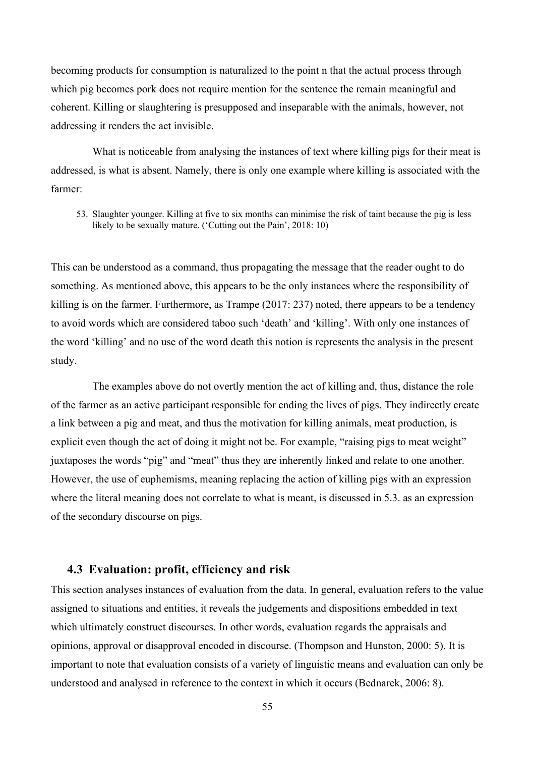becoming products for consumption is naturalized to the point n that the actual process through which pig becomes pork does not require mention for the sentence the remain meaningful and coherent. Killing or slaughtering is presupposed and inseparable with the animals, however, not addressing it renders the act invisible.

What is noticeable from analysing the instances of text where killing pigs for their meat is addressed, is what is absent. Namely, there is only one example where killing is associated with the farmer:

> 53. Slaughter younger. Killing at five to six months can minimise the risk of taint because the pig is less likely to be sexually mature. ('Cutting out the Pain', 2018: 10)

This can be understood as a command, thus propagating the message that the reader ought to do something. As mentioned above, this appears to be the only instances where the responsibility of killing is on the farmer. Furthermore, as Trampe (2017: 237) noted, there appears to be a tendency to avoid words which are considered taboo such 'death' and 'killing'. With only one instances of the word 'killing' and no use of the word death this notion is represents the analysis in the present study.

The examples above do not overtly mention the act of killing and, thus, distance the role of the farmer as an active participant responsible for ending the lives of pigs. They indirectly create a link between a pig and meat, and thus the motivation for killing animals, meat production, is explicit even though the act of doing it might not be. For example, "raising pigs to meat weight" juxtaposes the words "pig" and "meat" thus they are inherently linked and relate to one another. However, the use of euphemisms, meaning replacing the action of killing pigs with an expression where the literal meaning does not correlate to what is meant, is discussed in 5.3. as an expression of the secondary discourse on pigs.

## 4.3 Evaluation: profit, efficiency and risk

This section analyses instances of evaluation from the data. In general, evaluation refers to the value assigned to situations and entities, it reveals the judgements and dispositions embedded in text which ultimately construct discourses. In other words, evaluation regards the appraisals and opinions, approval or disapproval encoded in discourse. (Thompson and Hunston, 2000: 5). It is important to note that evaluation consists of a variety of linguistic means and evaluation can only be understood and analysed in reference to the context in which it occurs (Bednarek, 2006: 8).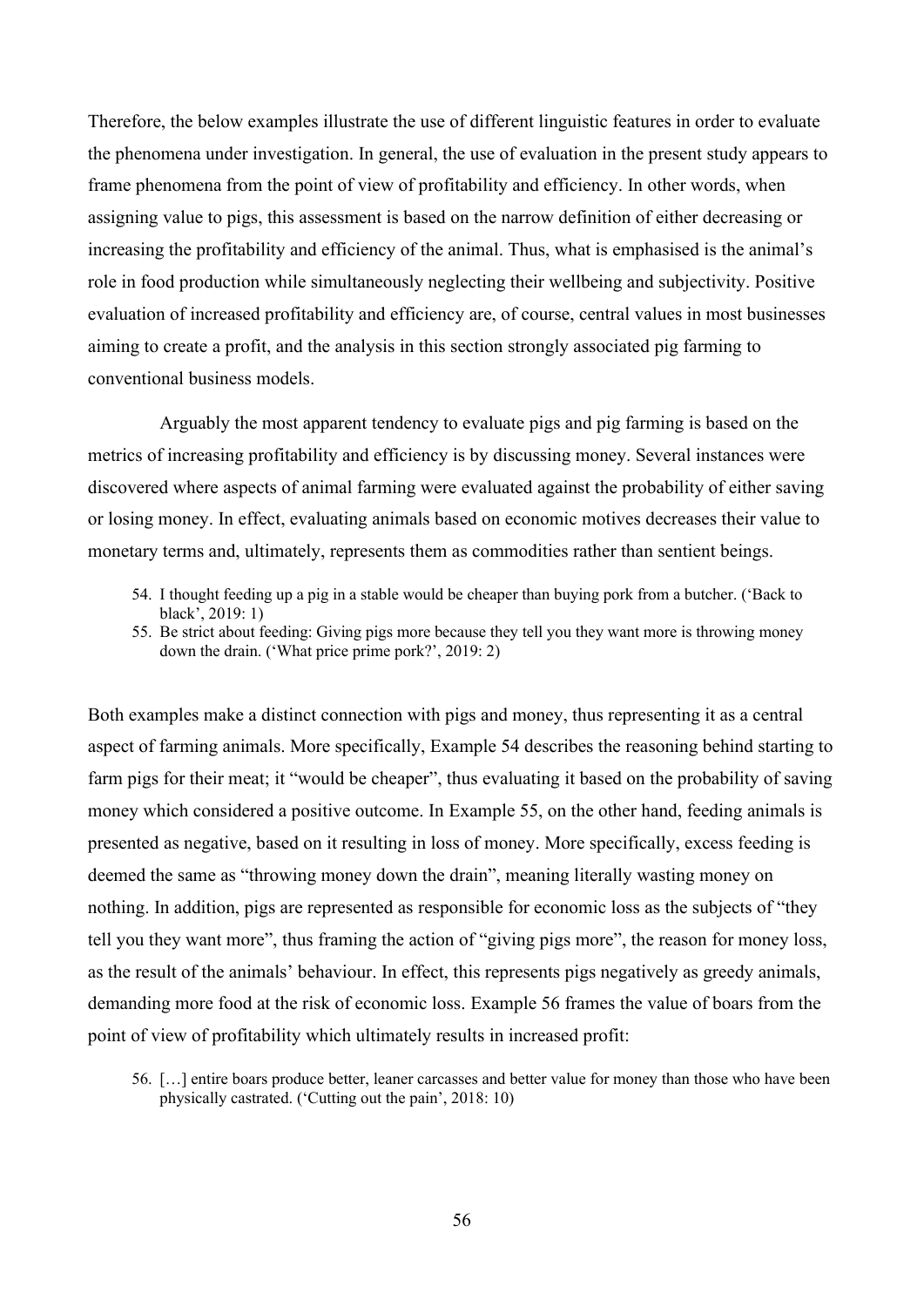Therefore, the below examples illustrate the use of different linguistic features in order to evaluate the phenomena under investigation. In general, the use of evaluation in the present study appears to frame phenomena from the point of view of profitability and efficiency. In other words, when assigning value to pigs, this assessment is based on the narrow definition of either decreasing or increasing the profitability and efficiency of the animal. Thus, what is emphasised is the animal's role in food production while simultaneously neglecting their wellbeing and subjectivity. Positive evaluation of increased profitability and efficiency are, of course, central values in most businesses aiming to create a profit, and the analysis in this section strongly associated pig farming to conventional business models.

Arguably the most apparent tendency to evaluate pigs and pig farming is based on the metrics of increasing profitability and efficiency is by discussing money. Several instances were discovered where aspects of animal farming were evaluated against the probability of either saving or losing money. In effect, evaluating animals based on economic motives decreases their value to monetary terms and, ultimately, represents them as commodities rather than sentient beings.

54. I thought feeding up a pig in a stable would be cheaper than buying pork from a butcher. ('Back to black', 2019: 1)
55. Be strict about feeding: Giving pigs more because they tell you they want more is throwing money down the drain. ('What price prime pork?', 2019: 2)

Both examples make a distinct connection with pigs and money, thus representing it as a central aspect of farming animals. More specifically, Example 54 describes the reasoning behind starting to farm pigs for their meat; it "would be cheaper", thus evaluating it based on the probability of saving money which considered a positive outcome. In Example 55, on the other hand, feeding animals is presented as negative, based on it resulting in loss of money. More specifically, excess feeding is deemed the same as "throwing money down the drain", meaning literally wasting money on nothing. In addition, pigs are represented as responsible for economic loss as the subjects of "they tell you they want more", thus framing the action of "giving pigs more", the reason for money loss, as the result of the animals' behaviour. In effect, this represents pigs negatively as greedy animals, demanding more food at the risk of economic loss. Example 56 frames the value of boars from the point of view of profitability which ultimately results in increased profit:

56. […] entire boars produce better, leaner carcasses and better value for money than those who have been physically castrated. ('Cutting out the pain', 2018: 10)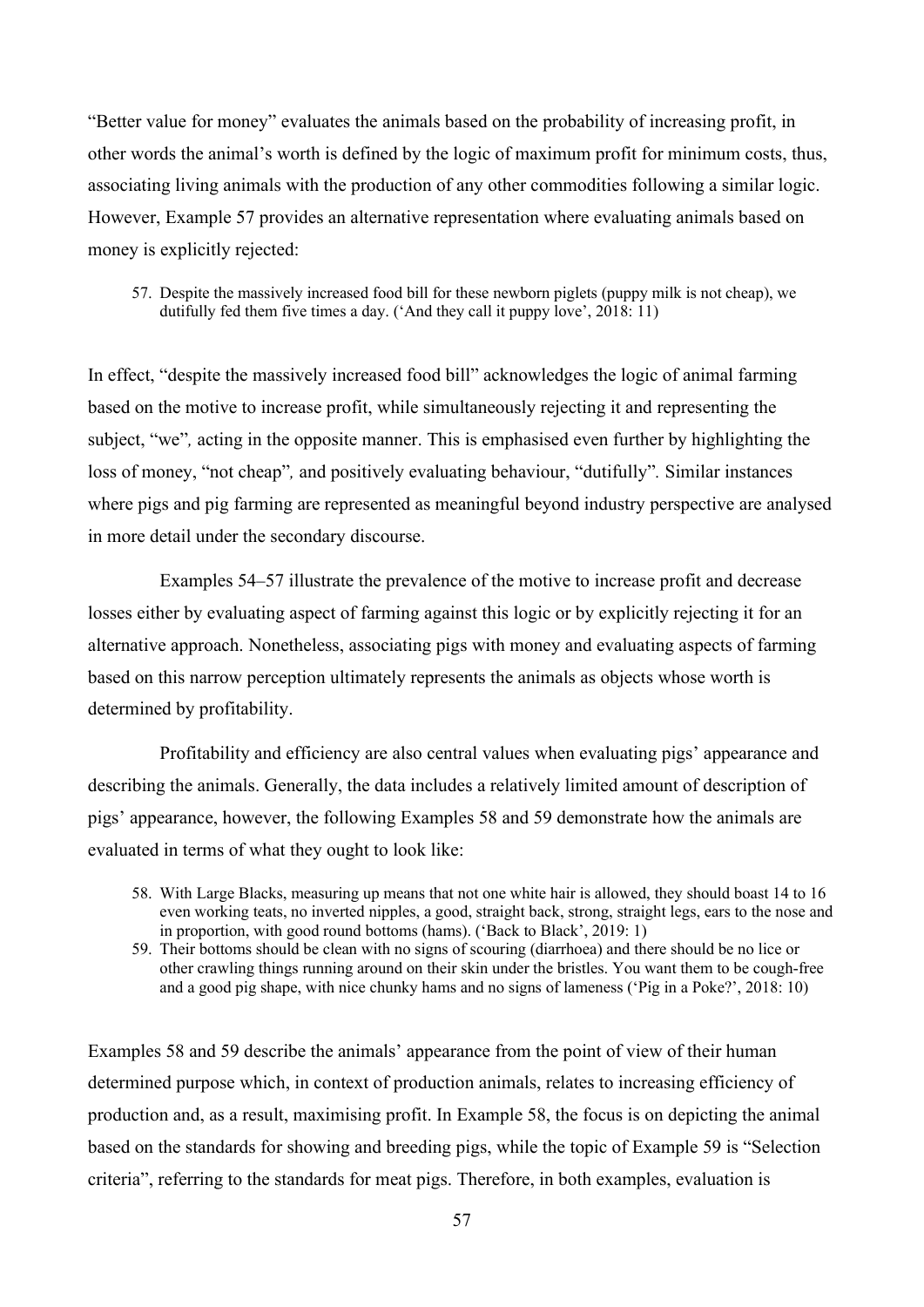"Better value for money" evaluates the animals based on the probability of increasing profit, in other words the animal's worth is defined by the logic of maximum profit for minimum costs, thus, associating living animals with the production of any other commodities following a similar logic. However, Example 57 provides an alternative representation where evaluating animals based on money is explicitly rejected:

57. Despite the massively increased food bill for these newborn piglets (puppy milk is not cheap), we dutifully fed them five times a day. ('And they call it puppy love', 2018: 11)

In effect, "despite the massively increased food bill" acknowledges the logic of animal farming based on the motive to increase profit, while simultaneously rejecting it and representing the subject, "we"*,* acting in the opposite manner. This is emphasised even further by highlighting the loss of money, "not cheap"*,* and positively evaluating behaviour, "dutifully"*.* Similar instances where pigs and pig farming are represented as meaningful beyond industry perspective are analysed in more detail under the secondary discourse.

Examples 54–57 illustrate the prevalence of the motive to increase profit and decrease losses either by evaluating aspect of farming against this logic or by explicitly rejecting it for an alternative approach. Nonetheless, associating pigs with money and evaluating aspects of farming based on this narrow perception ultimately represents the animals as objects whose worth is determined by profitability.

Profitability and efficiency are also central values when evaluating pigs' appearance and describing the animals. Generally, the data includes a relatively limited amount of description of pigs' appearance, however, the following Examples 58 and 59 demonstrate how the animals are evaluated in terms of what they ought to look like:

58. With Large Blacks, measuring up means that not one white hair is allowed, they should boast 14 to 16 even working teats, no inverted nipples, a good, straight back, strong, straight legs, ears to the nose and in proportion, with good round bottoms (hams). ('Back to Black', 2019: 1)
59. Their bottoms should be clean with no signs of scouring (diarrhoea) and there should be no lice or other crawling things running around on their skin under the bristles. You want them to be cough-free and a good pig shape, with nice chunky hams and no signs of lameness ('Pig in a Poke?', 2018: 10)

Examples 58 and 59 describe the animals' appearance from the point of view of their human determined purpose which, in context of production animals, relates to increasing efficiency of production and, as a result, maximising profit. In Example 58, the focus is on depicting the animal based on the standards for showing and breeding pigs, while the topic of Example 59 is "Selection criteria", referring to the standards for meat pigs. Therefore, in both examples, evaluation is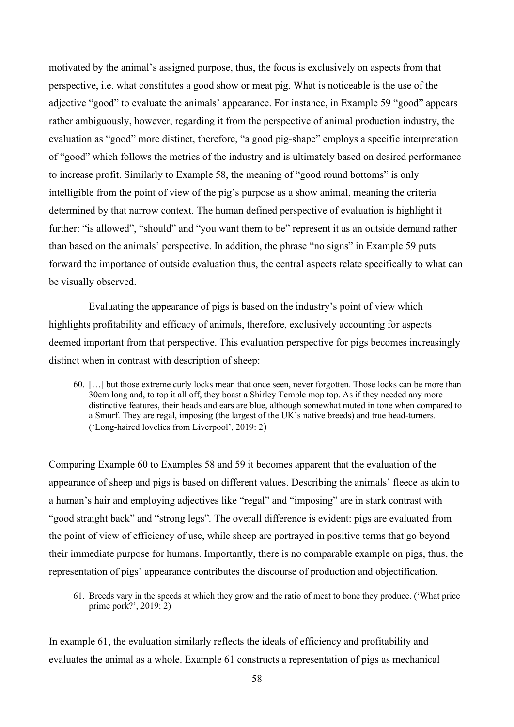motivated by the animal's assigned purpose, thus, the focus is exclusively on aspects from that perspective, i.e. what constitutes a good show or meat pig. What is noticeable is the use of the adjective "good" to evaluate the animals' appearance. For instance, in Example 59 "good" appears rather ambiguously, however, regarding it from the perspective of animal production industry, the evaluation as "good" more distinct, therefore, "a good pig-shape" employs a specific interpretation of "good" which follows the metrics of the industry and is ultimately based on desired performance to increase profit. Similarly to Example 58, the meaning of "good round bottoms" is only intelligible from the point of view of the pig's purpose as a show animal, meaning the criteria determined by that narrow context. The human defined perspective of evaluation is highlight it further: "is allowed", "should" and "you want them to be" represent it as an outside demand rather than based on the animals' perspective. In addition, the phrase "no signs" in Example 59 puts forward the importance of outside evaluation thus, the central aspects relate specifically to what can be visually observed.

Evaluating the appearance of pigs is based on the industry's point of view which highlights profitability and efficacy of animals, therefore, exclusively accounting for aspects deemed important from that perspective. This evaluation perspective for pigs becomes increasingly distinct when in contrast with description of sheep:

> 60. […] but those extreme curly locks mean that once seen, never forgotten. Those locks can be more than 30cm long and, to top it all off, they boast a Shirley Temple mop top. As if they needed any more distinctive features, their heads and ears are blue, although somewhat muted in tone when compared to a Smurf. They are regal, imposing (the largest of the UK's native breeds) and true head-turners. ('Long-haired lovelies from Liverpool', 2019: 2)

Comparing Example 60 to Examples 58 and 59 it becomes apparent that the evaluation of the appearance of sheep and pigs is based on different values. Describing the animals' fleece as akin to a human's hair and employing adjectives like "regal" and "imposing" are in stark contrast with "good straight back" and "strong legs". The overall difference is evident: pigs are evaluated from the point of view of efficiency of use, while sheep are portrayed in positive terms that go beyond their immediate purpose for humans. Importantly, there is no comparable example on pigs, thus, the representation of pigs' appearance contributes the discourse of production and objectification.

> 61. Breeds vary in the speeds at which they grow and the ratio of meat to bone they produce. ('What price prime pork?', 2019: 2)

In example 61, the evaluation similarly reflects the ideals of efficiency and profitability and evaluates the animal as a whole. Example 61 constructs a representation of pigs as mechanical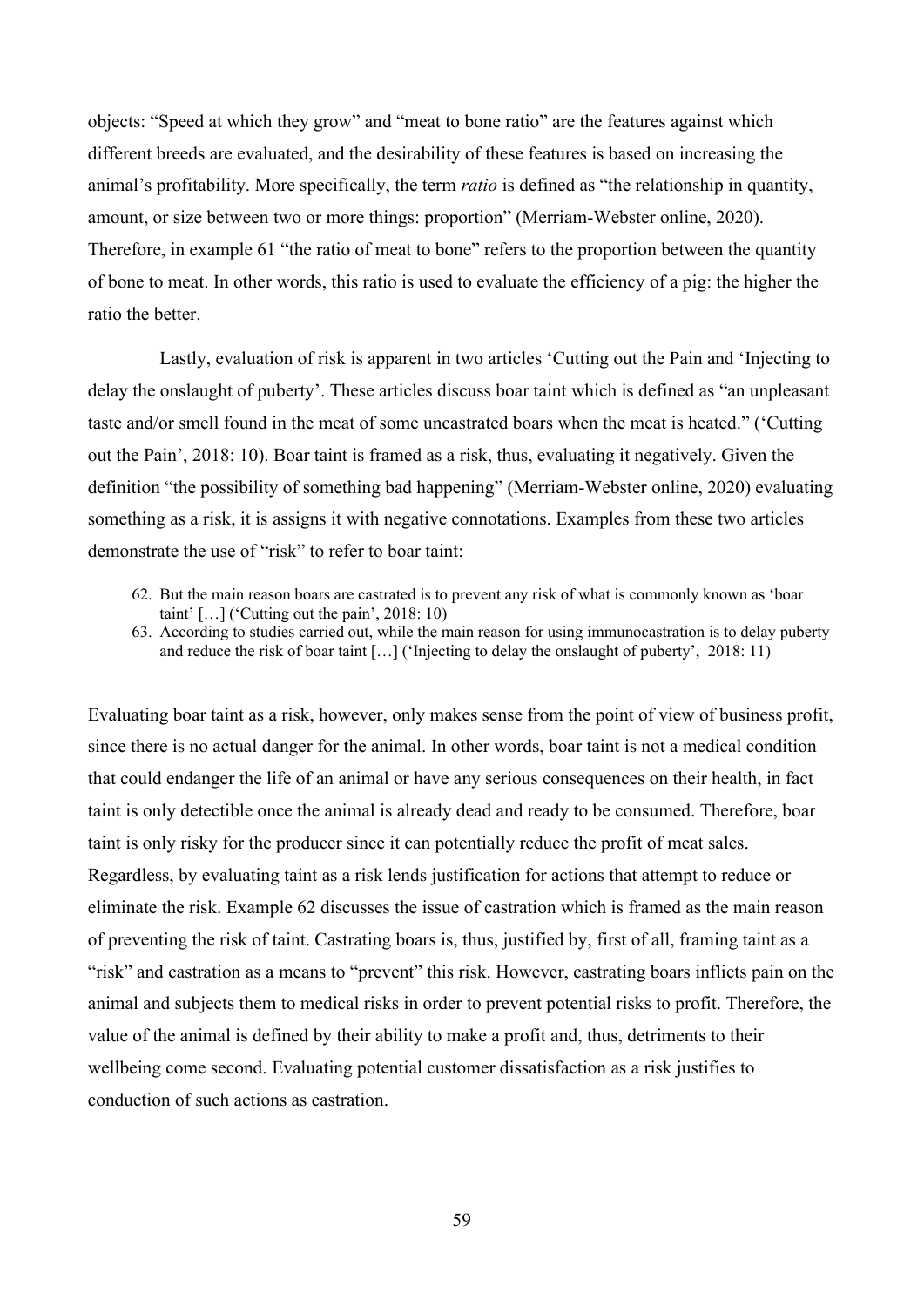objects: “Speed at which they grow” and “meat to bone ratio” are the features against which different breeds are evaluated, and the desirability of these features is based on increasing the animal’s profitability. More specifically, the term *ratio* is defined as “the relationship in quantity, amount, or size between two or more things: proportion” (Merriam-Webster online, 2020). Therefore, in example 61 “the ratio of meat to bone” refers to the proportion between the quantity of bone to meat. In other words, this ratio is used to evaluate the efficiency of a pig: the higher the ratio the better.

Lastly, evaluation of risk is apparent in two articles ‘Cutting out the Pain and ‘Injecting to delay the onslaught of puberty’. These articles discuss boar taint which is defined as “an unpleasant taste and/or smell found in the meat of some uncastrated boars when the meat is heated.” (‘Cutting out the Pain’, 2018: 10). Boar taint is framed as a risk, thus, evaluating it negatively. Given the definition “the possibility of something bad happening” (Merriam-Webster online, 2020) evaluating something as a risk, it is assigns it with negative connotations. Examples from these two articles demonstrate the use of “risk” to refer to boar taint:

62. But the main reason boars are castrated is to prevent any risk of what is commonly known as ‘boar taint’ […] (‘Cutting out the pain’, 2018: 10)
63. According to studies carried out, while the main reason for using immunocastration is to delay puberty and reduce the risk of boar taint […] (‘Injecting to delay the onslaught of puberty’, 2018: 11)

Evaluating boar taint as a risk, however, only makes sense from the point of view of business profit, since there is no actual danger for the animal. In other words, boar taint is not a medical condition that could endanger the life of an animal or have any serious consequences on their health, in fact taint is only detectible once the animal is already dead and ready to be consumed. Therefore, boar taint is only risky for the producer since it can potentially reduce the profit of meat sales. Regardless, by evaluating taint as a risk lends justification for actions that attempt to reduce or eliminate the risk. Example 62 discusses the issue of castration which is framed as the main reason of preventing the risk of taint. Castrating boars is, thus, justified by, first of all, framing taint as a “risk” and castration as a means to “prevent” this risk. However, castrating boars inflicts pain on the animal and subjects them to medical risks in order to prevent potential risks to profit. Therefore, the value of the animal is defined by their ability to make a profit and, thus, detriments to their wellbeing come second. Evaluating potential customer dissatisfaction as a risk justifies to conduction of such actions as castration.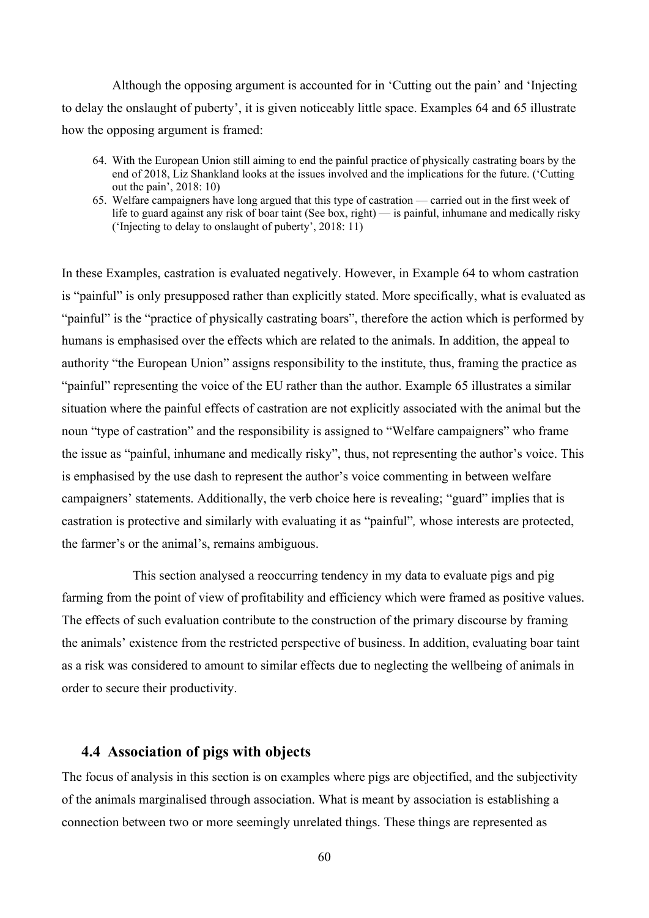Although the opposing argument is accounted for in 'Cutting out the pain' and 'Injecting to delay the onslaught of puberty', it is given noticeably little space. Examples 64 and 65 illustrate how the opposing argument is framed:

64. With the European Union still aiming to end the painful practice of physically castrating boars by the end of 2018, Liz Shankland looks at the issues involved and the implications for the future. ('Cutting out the pain', 2018: 10)
65. Welfare campaigners have long argued that this type of castration — carried out in the first week of life to guard against any risk of boar taint (See box, right) — is painful, inhumane and medically risky ('Injecting to delay to onslaught of puberty', 2018: 11)

In these Examples, castration is evaluated negatively. However, in Example 64 to whom castration is "painful" is only presupposed rather than explicitly stated. More specifically, what is evaluated as "painful" is the "practice of physically castrating boars", therefore the action which is performed by humans is emphasised over the effects which are related to the animals. In addition, the appeal to authority "the European Union" assigns responsibility to the institute, thus, framing the practice as "painful" representing the voice of the EU rather than the author. Example 65 illustrates a similar situation where the painful effects of castration are not explicitly associated with the animal but the noun "type of castration" and the responsibility is assigned to "Welfare campaigners" who frame the issue as "painful, inhumane and medically risky", thus, not representing the author's voice. This is emphasised by the use dash to represent the author's voice commenting in between welfare campaigners' statements. Additionally, the verb choice here is revealing; "guard" implies that is castration is protective and similarly with evaluating it as "painful", whose interests are protected, the farmer's or the animal's, remains ambiguous.

This section analysed a reoccurring tendency in my data to evaluate pigs and pig farming from the point of view of profitability and efficiency which were framed as positive values. The effects of such evaluation contribute to the construction of the primary discourse by framing the animals' existence from the restricted perspective of business. In addition, evaluating boar taint as a risk was considered to amount to similar effects due to neglecting the wellbeing of animals in order to secure their productivity.

## 4.4 Association of pigs with objects

The focus of analysis in this section is on examples where pigs are objectified, and the subjectivity of the animals marginalised through association. What is meant by association is establishing a connection between two or more seemingly unrelated things. These things are represented as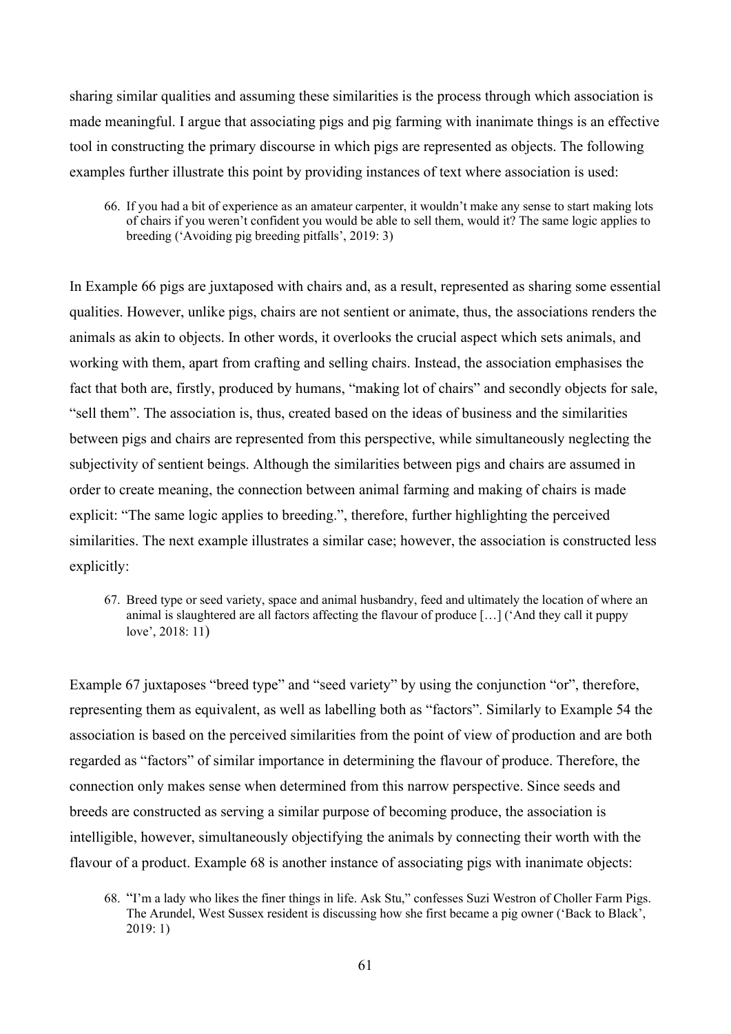sharing similar qualities and assuming these similarities is the process through which association is made meaningful. I argue that associating pigs and pig farming with inanimate things is an effective tool in constructing the primary discourse in which pigs are represented as objects. The following examples further illustrate this point by providing instances of text where association is used:

> 66. If you had a bit of experience as an amateur carpenter, it wouldn't make any sense to start making lots of chairs if you weren't confident you would be able to sell them, would it? The same logic applies to breeding ('Avoiding pig breeding pitfalls', 2019: 3)

In Example 66 pigs are juxtaposed with chairs and, as a result, represented as sharing some essential qualities. However, unlike pigs, chairs are not sentient or animate, thus, the associations renders the animals as akin to objects. In other words, it overlooks the crucial aspect which sets animals, and working with them, apart from crafting and selling chairs. Instead, the association emphasises the fact that both are, firstly, produced by humans, "making lot of chairs" and secondly objects for sale, "sell them". The association is, thus, created based on the ideas of business and the similarities between pigs and chairs are represented from this perspective, while simultaneously neglecting the subjectivity of sentient beings. Although the similarities between pigs and chairs are assumed in order to create meaning, the connection between animal farming and making of chairs is made explicit: "The same logic applies to breeding.", therefore, further highlighting the perceived similarities. The next example illustrates a similar case; however, the association is constructed less explicitly:

> 67. Breed type or seed variety, space and animal husbandry, feed and ultimately the location of where an animal is slaughtered are all factors affecting the flavour of produce […] ('And they call it puppy love', 2018: 11)

Example 67 juxtaposes "breed type" and "seed variety" by using the conjunction "or", therefore, representing them as equivalent, as well as labelling both as "factors". Similarly to Example 54 the association is based on the perceived similarities from the point of view of production and are both regarded as "factors" of similar importance in determining the flavour of produce. Therefore, the connection only makes sense when determined from this narrow perspective. Since seeds and breeds are constructed as serving a similar purpose of becoming produce, the association is intelligible, however, simultaneously objectifying the animals by connecting their worth with the flavour of a product. Example 68 is another instance of associating pigs with inanimate objects:

> 68. "I'm a lady who likes the finer things in life. Ask Stu," confesses Suzi Westron of Choller Farm Pigs. The Arundel, West Sussex resident is discussing how she first became a pig owner ('Back to Black', 2019: 1)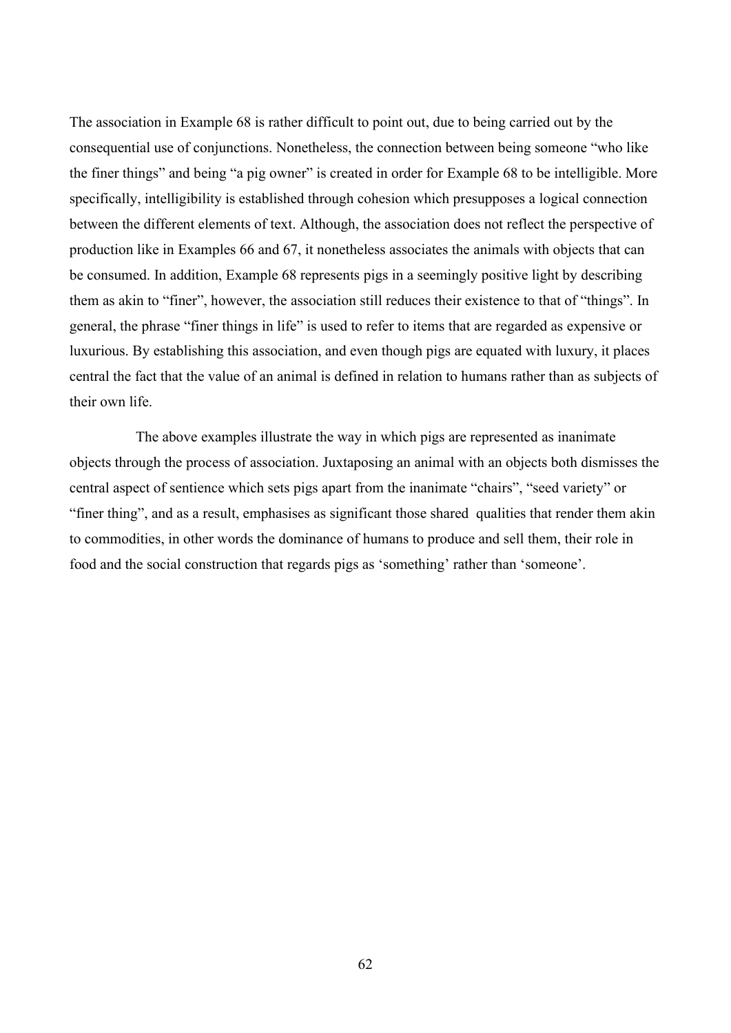The association in Example 68 is rather difficult to point out, due to being carried out by the consequential use of conjunctions. Nonetheless, the connection between being someone "who like the finer things" and being "a pig owner" is created in order for Example 68 to be intelligible. More specifically, intelligibility is established through cohesion which presupposes a logical connection between the different elements of text. Although, the association does not reflect the perspective of production like in Examples 66 and 67, it nonetheless associates the animals with objects that can be consumed. In addition, Example 68 represents pigs in a seemingly positive light by describing them as akin to "finer", however, the association still reduces their existence to that of "things". In general, the phrase "finer things in life" is used to refer to items that are regarded as expensive or luxurious. By establishing this association, and even though pigs are equated with luxury, it places central the fact that the value of an animal is defined in relation to humans rather than as subjects of their own life.

The above examples illustrate the way in which pigs are represented as inanimate objects through the process of association. Juxtaposing an animal with an objects both dismisses the central aspect of sentience which sets pigs apart from the inanimate "chairs", "seed variety" or "finer thing", and as a result, emphasises as significant those shared qualities that render them akin to commodities, in other words the dominance of humans to produce and sell them, their role in food and the social construction that regards pigs as 'something' rather than 'someone'.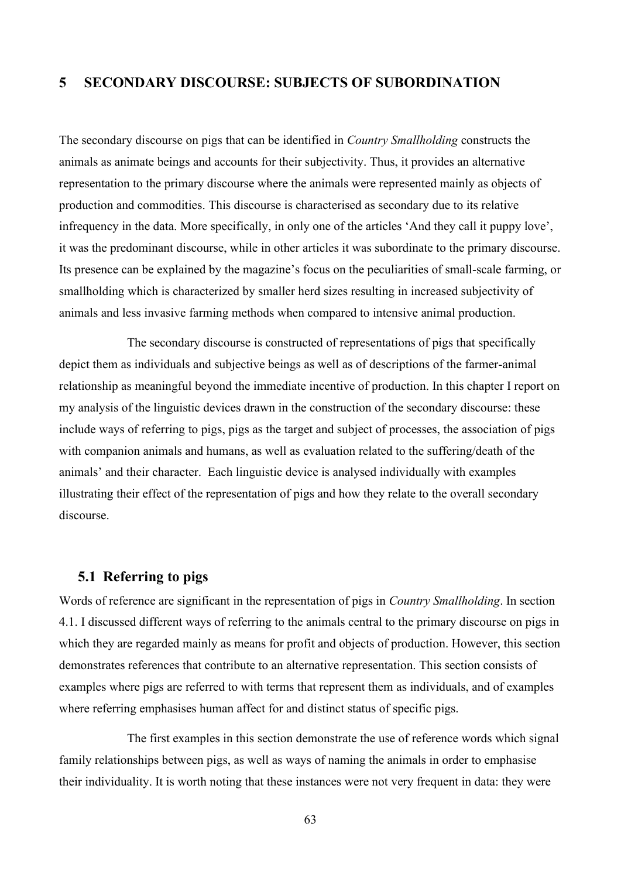# 5 SECONDARY DISCOURSE: SUBJECTS OF SUBORDINATION

The secondary discourse on pigs that can be identified in *Country Smallholding* constructs the animals as animate beings and accounts for their subjectivity. Thus, it provides an alternative representation to the primary discourse where the animals were represented mainly as objects of production and commodities. This discourse is characterised as secondary due to its relative infrequency in the data. More specifically, in only one of the articles 'And they call it puppy love', it was the predominant discourse, while in other articles it was subordinate to the primary discourse. Its presence can be explained by the magazine's focus on the peculiarities of small-scale farming, or smallholding which is characterized by smaller herd sizes resulting in increased subjectivity of animals and less invasive farming methods when compared to intensive animal production.

The secondary discourse is constructed of representations of pigs that specifically depict them as individuals and subjective beings as well as of descriptions of the farmer-animal relationship as meaningful beyond the immediate incentive of production. In this chapter I report on my analysis of the linguistic devices drawn in the construction of the secondary discourse: these include ways of referring to pigs, pigs as the target and subject of processes, the association of pigs with companion animals and humans, as well as evaluation related to the suffering/death of the animals' and their character. Each linguistic device is analysed individually with examples illustrating their effect of the representation of pigs and how they relate to the overall secondary discourse.

## 5.1 Referring to pigs

Words of reference are significant in the representation of pigs in *Country Smallholding*. In section 4.1. I discussed different ways of referring to the animals central to the primary discourse on pigs in which they are regarded mainly as means for profit and objects of production. However, this section demonstrates references that contribute to an alternative representation. This section consists of examples where pigs are referred to with terms that represent them as individuals, and of examples where referring emphasises human affect for and distinct status of specific pigs.

The first examples in this section demonstrate the use of reference words which signal family relationships between pigs, as well as ways of naming the animals in order to emphasise their individuality. It is worth noting that these instances were not very frequent in data: they were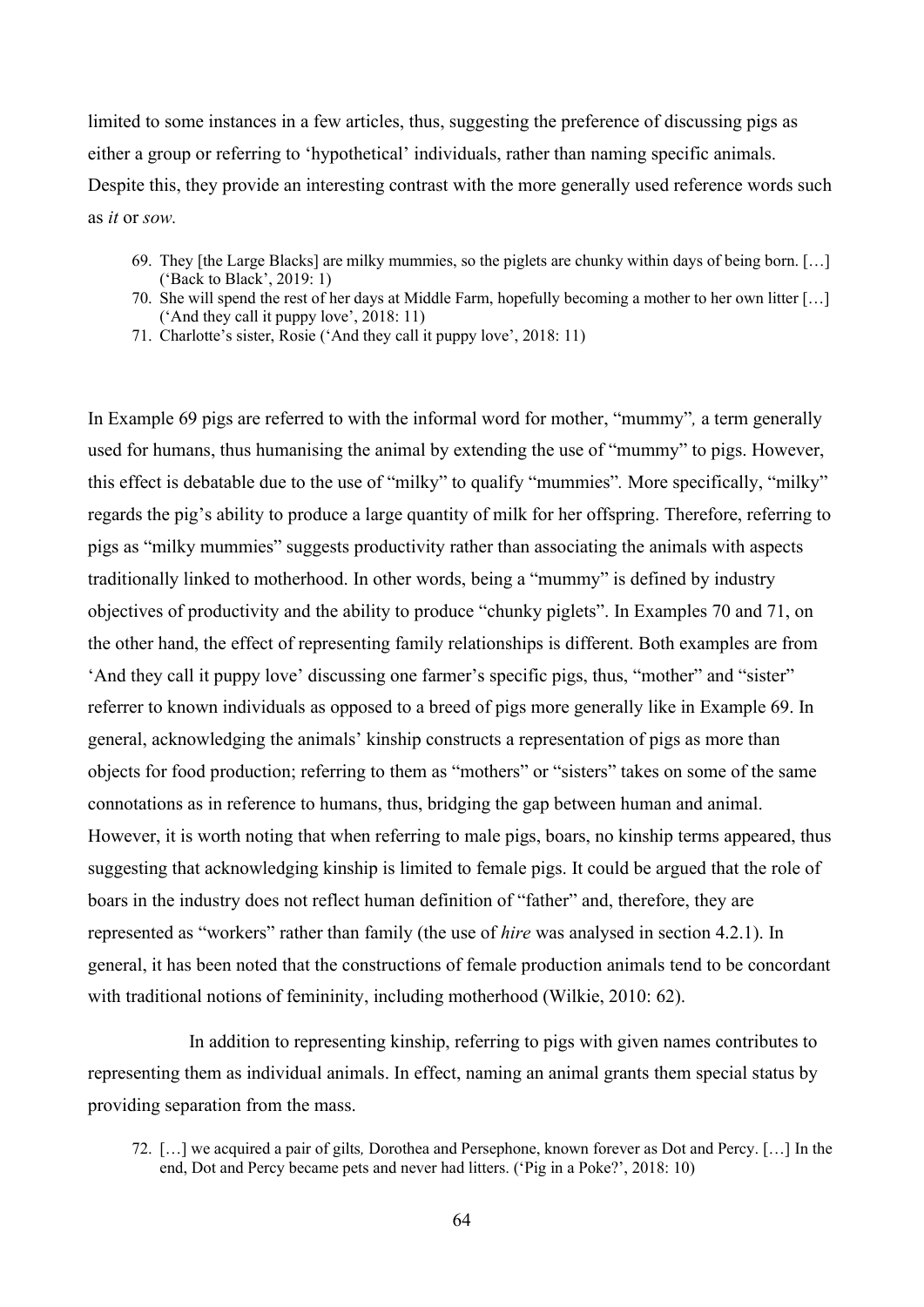limited to some instances in a few articles, thus, suggesting the preference of discussing pigs as either a group or referring to 'hypothetical' individuals, rather than naming specific animals. Despite this, they provide an interesting contrast with the more generally used reference words such as *it* or *sow*.

69. They [the Large Blacks] are milky mummies, so the piglets are chunky within days of being born. […] ('Back to Black', 2019: 1)
70. She will spend the rest of her days at Middle Farm, hopefully becoming a mother to her own litter […] ('And they call it puppy love', 2018: 11)
71. Charlotte's sister, Rosie ('And they call it puppy love', 2018: 11)

In Example 69 pigs are referred to with the informal word for mother, "mummy"*,* a term generally used for humans, thus humanising the animal by extending the use of "mummy" to pigs. However, this effect is debatable due to the use of "milky" to qualify "mummies". More specifically, "milky" regards the pig's ability to produce a large quantity of milk for her offspring. Therefore, referring to pigs as "milky mummies" suggests productivity rather than associating the animals with aspects traditionally linked to motherhood. In other words, being a "mummy" is defined by industry objectives of productivity and the ability to produce "chunky piglets". In Examples 70 and 71, on the other hand, the effect of representing family relationships is different. Both examples are from 'And they call it puppy love' discussing one farmer's specific pigs, thus, "mother" and "sister" referrer to known individuals as opposed to a breed of pigs more generally like in Example 69. In general, acknowledging the animals' kinship constructs a representation of pigs as more than objects for food production; referring to them as "mothers" or "sisters" takes on some of the same connotations as in reference to humans, thus, bridging the gap between human and animal. However, it is worth noting that when referring to male pigs, boars, no kinship terms appeared, thus suggesting that acknowledging kinship is limited to female pigs. It could be argued that the role of boars in the industry does not reflect human definition of "father" and, therefore, they are represented as "workers" rather than family (the use of *hire* was analysed in section 4.2.1). In general, it has been noted that the constructions of female production animals tend to be concordant with traditional notions of femininity, including motherhood (Wilkie, 2010: 62).

In addition to representing kinship, referring to pigs with given names contributes to representing them as individual animals. In effect, naming an animal grants them special status by providing separation from the mass.

72. […] we acquired a pair of gilts*,* Dorothea and Persephone, known forever as Dot and Percy. […] In the end, Dot and Percy became pets and never had litters. ('Pig in a Poke?', 2018: 10)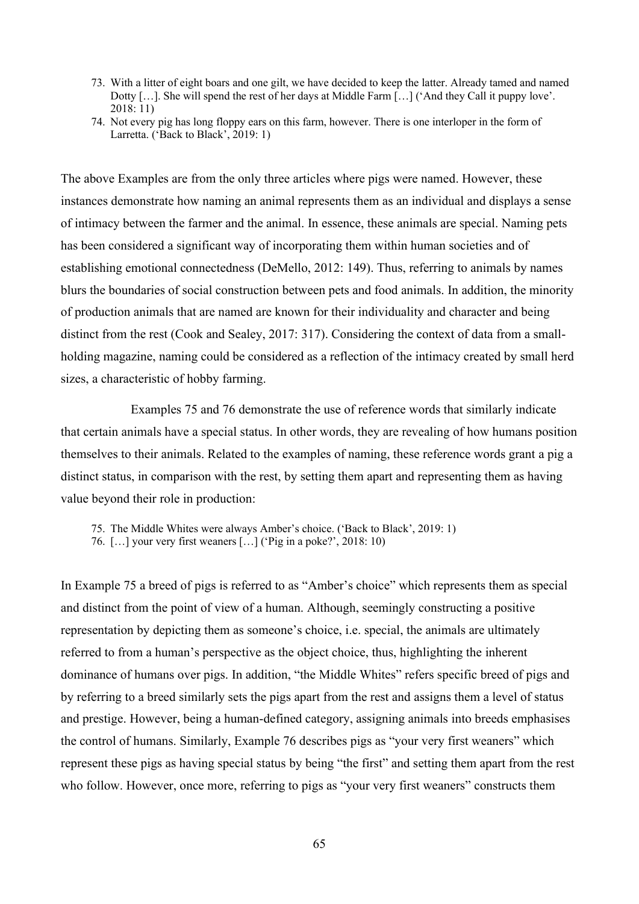73. With a litter of eight boars and one gilt, we have decided to keep the latter. Already tamed and named Dotty […]. She will spend the rest of her days at Middle Farm […] ('And they Call it puppy love'. 2018: 11)
74. Not every pig has long floppy ears on this farm, however. There is one interloper in the form of Larretta. ('Back to Black', 2019: 1)

The above Examples are from the only three articles where pigs were named. However, these instances demonstrate how naming an animal represents them as an individual and displays a sense of intimacy between the farmer and the animal. In essence, these animals are special. Naming pets has been considered a significant way of incorporating them within human societies and of establishing emotional connectedness (DeMello, 2012: 149). Thus, referring to animals by names blurs the boundaries of social construction between pets and food animals. In addition, the minority of production animals that are named are known for their individuality and character and being distinct from the rest (Cook and Sealey, 2017: 317). Considering the context of data from a small-holding magazine, naming could be considered as a reflection of the intimacy created by small herd sizes, a characteristic of hobby farming.

Examples 75 and 76 demonstrate the use of reference words that similarly indicate that certain animals have a special status. In other words, they are revealing of how humans position themselves to their animals. Related to the examples of naming, these reference words grant a pig a distinct status, in comparison with the rest, by setting them apart and representing them as having value beyond their role in production:

75. The Middle Whites were always Amber's choice. ('Back to Black', 2019: 1)
76. […] your very first weaners […] ('Pig in a poke?', 2018: 10)

In Example 75 a breed of pigs is referred to as "Amber's choice" which represents them as special and distinct from the point of view of a human. Although, seemingly constructing a positive representation by depicting them as someone's choice, i.e. special, the animals are ultimately referred to from a human's perspective as the object choice, thus, highlighting the inherent dominance of humans over pigs. In addition, "the Middle Whites" refers specific breed of pigs and by referring to a breed similarly sets the pigs apart from the rest and assigns them a level of status and prestige. However, being a human-defined category, assigning animals into breeds emphasises the control of humans. Similarly, Example 76 describes pigs as "your very first weaners" which represent these pigs as having special status by being "the first" and setting them apart from the rest who follow. However, once more, referring to pigs as "your very first weaners" constructs them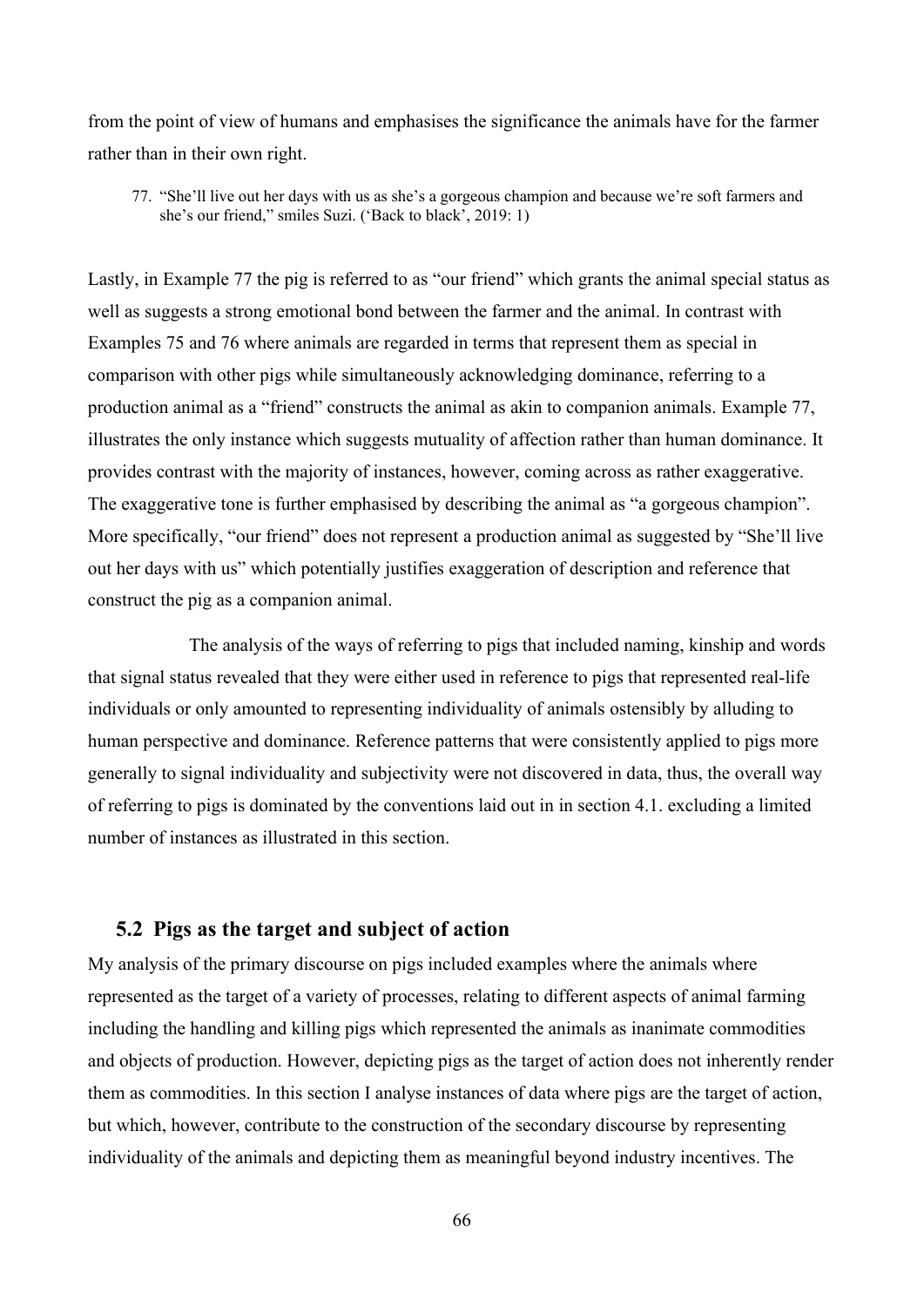from the point of view of humans and emphasises the significance the animals have for the farmer rather than in their own right.

77. "She'll live out her days with us as she's a gorgeous champion and because we're soft farmers and she's our friend," smiles Suzi. ('Back to black', 2019: 1)

Lastly, in Example 77 the pig is referred to as "our friend" which grants the animal special status as well as suggests a strong emotional bond between the farmer and the animal. In contrast with Examples 75 and 76 where animals are regarded in terms that represent them as special in comparison with other pigs while simultaneously acknowledging dominance, referring to a production animal as a "friend" constructs the animal as akin to companion animals. Example 77, illustrates the only instance which suggests mutuality of affection rather than human dominance. It provides contrast with the majority of instances, however, coming across as rather exaggerative. The exaggerative tone is further emphasised by describing the animal as "a gorgeous champion". More specifically, "our friend" does not represent a production animal as suggested by "She'll live out her days with us" which potentially justifies exaggeration of description and reference that construct the pig as a companion animal.

The analysis of the ways of referring to pigs that included naming, kinship and words that signal status revealed that they were either used in reference to pigs that represented real-life individuals or only amounted to representing individuality of animals ostensibly by alluding to human perspective and dominance. Reference patterns that were consistently applied to pigs more generally to signal individuality and subjectivity were not discovered in data, thus, the overall way of referring to pigs is dominated by the conventions laid out in in section 4.1. excluding a limited number of instances as illustrated in this section.

## 5.2 Pigs as the target and subject of action

My analysis of the primary discourse on pigs included examples where the animals where represented as the target of a variety of processes, relating to different aspects of animal farming including the handling and killing pigs which represented the animals as inanimate commodities and objects of production. However, depicting pigs as the target of action does not inherently render them as commodities. In this section I analyse instances of data where pigs are the target of action, but which, however, contribute to the construction of the secondary discourse by representing individuality of the animals and depicting them as meaningful beyond industry incentives. The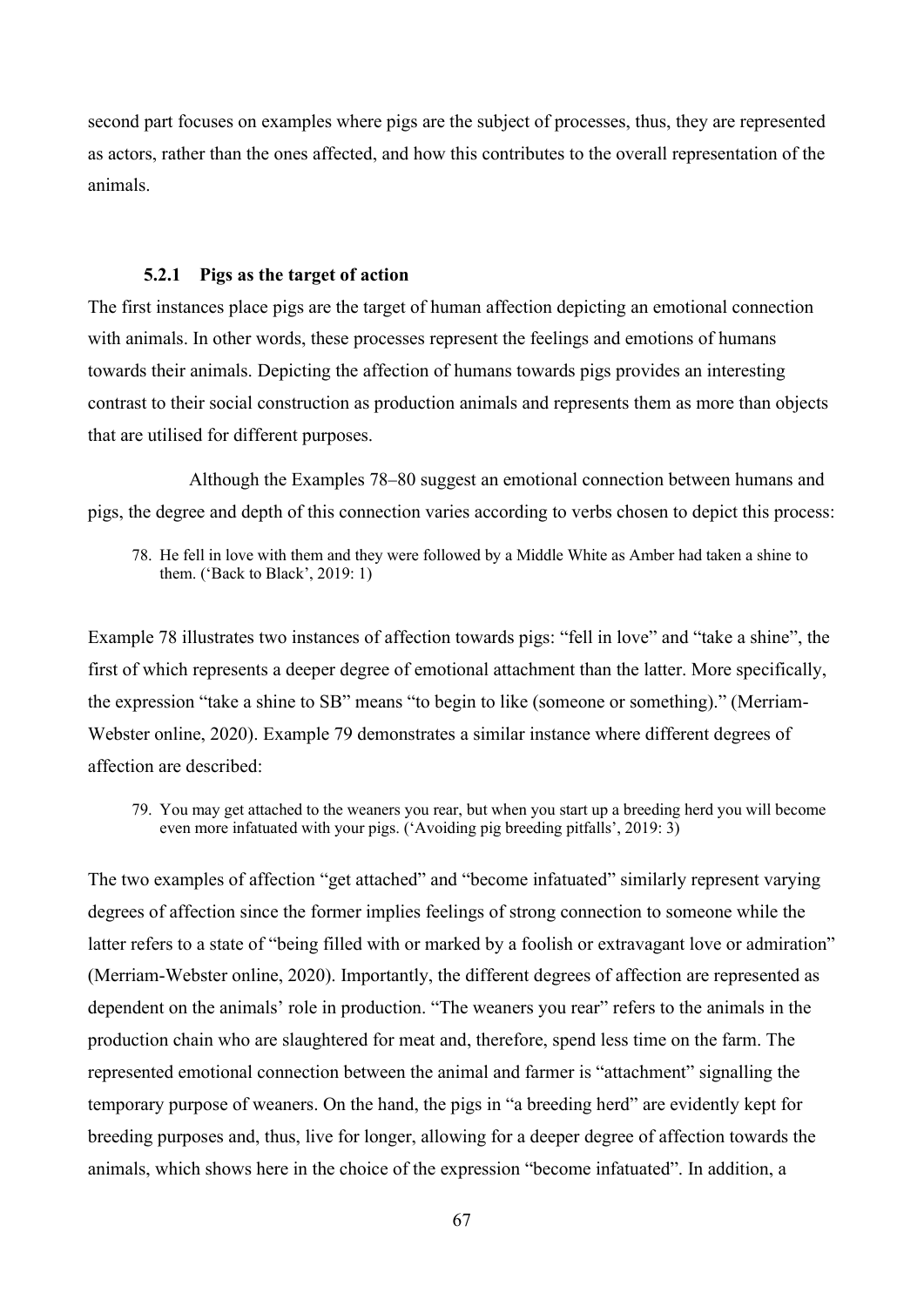second part focuses on examples where pigs are the subject of processes, thus, they are represented as actors, rather than the ones affected, and how this contributes to the overall representation of the animals.

### 5.2.1 Pigs as the target of action

The first instances place pigs are the target of human affection depicting an emotional connection with animals. In other words, these processes represent the feelings and emotions of humans towards their animals. Depicting the affection of humans towards pigs provides an interesting contrast to their social construction as production animals and represents them as more than objects that are utilised for different purposes.

Although the Examples 78–80 suggest an emotional connection between humans and pigs, the degree and depth of this connection varies according to verbs chosen to depict this process:

> 78. He fell in love with them and they were followed by a Middle White as Amber had taken a shine to them. ('Back to Black', 2019: 1)

Example 78 illustrates two instances of affection towards pigs: "fell in love" and "take a shine", the first of which represents a deeper degree of emotional attachment than the latter. More specifically, the expression "take a shine to SB" means "to begin to like (someone or something)." (Merriam-Webster online, 2020). Example 79 demonstrates a similar instance where different degrees of affection are described:

> 79. You may get attached to the weaners you rear, but when you start up a breeding herd you will become even more infatuated with your pigs. ('Avoiding pig breeding pitfalls', 2019: 3)

The two examples of affection "get attached" and "become infatuated" similarly represent varying degrees of affection since the former implies feelings of strong connection to someone while the latter refers to a state of "being filled with or marked by a foolish or extravagant love or admiration" (Merriam-Webster online, 2020). Importantly, the different degrees of affection are represented as dependent on the animals' role in production. "The weaners you rear" refers to the animals in the production chain who are slaughtered for meat and, therefore, spend less time on the farm. The represented emotional connection between the animal and farmer is "attachment" signalling the temporary purpose of weaners. On the hand, the pigs in "a breeding herd" are evidently kept for breeding purposes and, thus, live for longer, allowing for a deeper degree of affection towards the animals, which shows here in the choice of the expression "become infatuated". In addition, a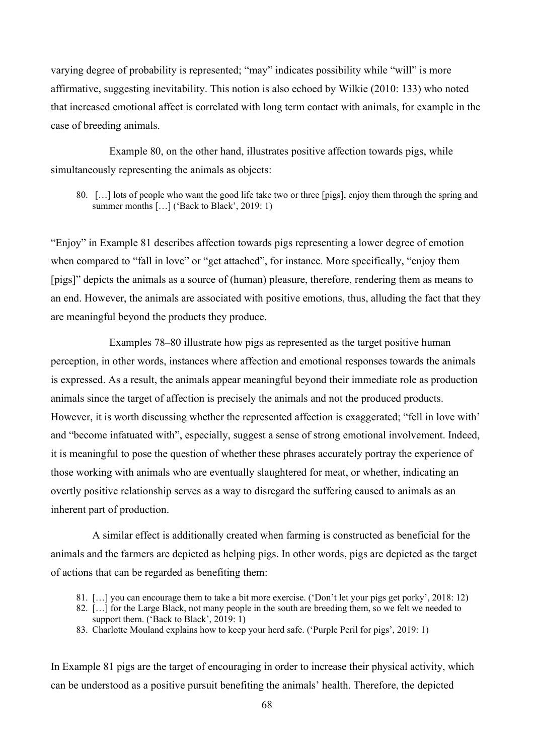varying degree of probability is represented; "may" indicates possibility while "will" is more affirmative, suggesting inevitability. This notion is also echoed by Wilkie (2010: 133) who noted that increased emotional affect is correlated with long term contact with animals, for example in the case of breeding animals.

Example 80, on the other hand, illustrates positive affection towards pigs, while simultaneously representing the animals as objects:

80. […] lots of people who want the good life take two or three [pigs], enjoy them through the spring and summer months […] ('Back to Black', 2019: 1)

"Enjoy" in Example 81 describes affection towards pigs representing a lower degree of emotion when compared to "fall in love" or "get attached", for instance. More specifically, "enjoy them [pigs]" depicts the animals as a source of (human) pleasure, therefore, rendering them as means to an end. However, the animals are associated with positive emotions, thus, alluding the fact that they are meaningful beyond the products they produce.

Examples 78–80 illustrate how pigs as represented as the target positive human perception, in other words, instances where affection and emotional responses towards the animals is expressed. As a result, the animals appear meaningful beyond their immediate role as production animals since the target of affection is precisely the animals and not the produced products. However, it is worth discussing whether the represented affection is exaggerated; "fell in love with' and "become infatuated with", especially, suggest a sense of strong emotional involvement. Indeed, it is meaningful to pose the question of whether these phrases accurately portray the experience of those working with animals who are eventually slaughtered for meat, or whether, indicating an overtly positive relationship serves as a way to disregard the suffering caused to animals as an inherent part of production.

A similar effect is additionally created when farming is constructed as beneficial for the animals and the farmers are depicted as helping pigs. In other words, pigs are depicted as the target of actions that can be regarded as benefiting them:

81. […] you can encourage them to take a bit more exercise. ('Don't let your pigs get porky', 2018: 12)
82. […] for the Large Black, not many people in the south are breeding them, so we felt we needed to support them. ('Back to Black', 2019: 1)
83. Charlotte Mouland explains how to keep your herd safe. ('Purple Peril for pigs', 2019: 1)

In Example 81 pigs are the target of encouraging in order to increase their physical activity, which can be understood as a positive pursuit benefiting the animals' health. Therefore, the depicted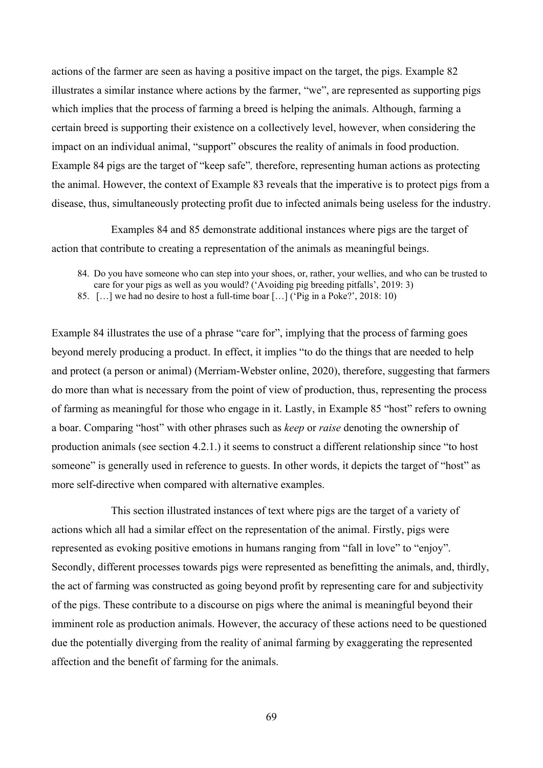actions of the farmer are seen as having a positive impact on the target, the pigs. Example 82 illustrates a similar instance where actions by the farmer, "we", are represented as supporting pigs which implies that the process of farming a breed is helping the animals. Although, farming a certain breed is supporting their existence on a collectively level, however, when considering the impact on an individual animal, "support" obscures the reality of animals in food production. Example 84 pigs are the target of "keep safe"*,* therefore, representing human actions as protecting the animal. However, the context of Example 83 reveals that the imperative is to protect pigs from a disease, thus, simultaneously protecting profit due to infected animals being useless for the industry.

Examples 84 and 85 demonstrate additional instances where pigs are the target of action that contribute to creating a representation of the animals as meaningful beings.

84. Do you have someone who can step into your shoes, or, rather, your wellies, and who can be trusted to care for your pigs as well as you would? ('Avoiding pig breeding pitfalls', 2019: 3)
85. […] we had no desire to host a full-time boar […] ('Pig in a Poke?', 2018: 10)

Example 84 illustrates the use of a phrase "care for", implying that the process of farming goes beyond merely producing a product. In effect, it implies "to do the things that are needed to help and protect (a person or animal) (Merriam-Webster online, 2020), therefore, suggesting that farmers do more than what is necessary from the point of view of production, thus, representing the process of farming as meaningful for those who engage in it. Lastly, in Example 85 "host" refers to owning a boar. Comparing "host" with other phrases such as *keep* or *raise* denoting the ownership of production animals (see section 4.2.1.) it seems to construct a different relationship since "to host someone" is generally used in reference to guests. In other words, it depicts the target of "host" as more self-directive when compared with alternative examples.

This section illustrated instances of text where pigs are the target of a variety of actions which all had a similar effect on the representation of the animal. Firstly, pigs were represented as evoking positive emotions in humans ranging from "fall in love" to "enjoy". Secondly, different processes towards pigs were represented as benefitting the animals, and, thirdly, the act of farming was constructed as going beyond profit by representing care for and subjectivity of the pigs. These contribute to a discourse on pigs where the animal is meaningful beyond their imminent role as production animals. However, the accuracy of these actions need to be questioned due the potentially diverging from the reality of animal farming by exaggerating the represented affection and the benefit of farming for the animals.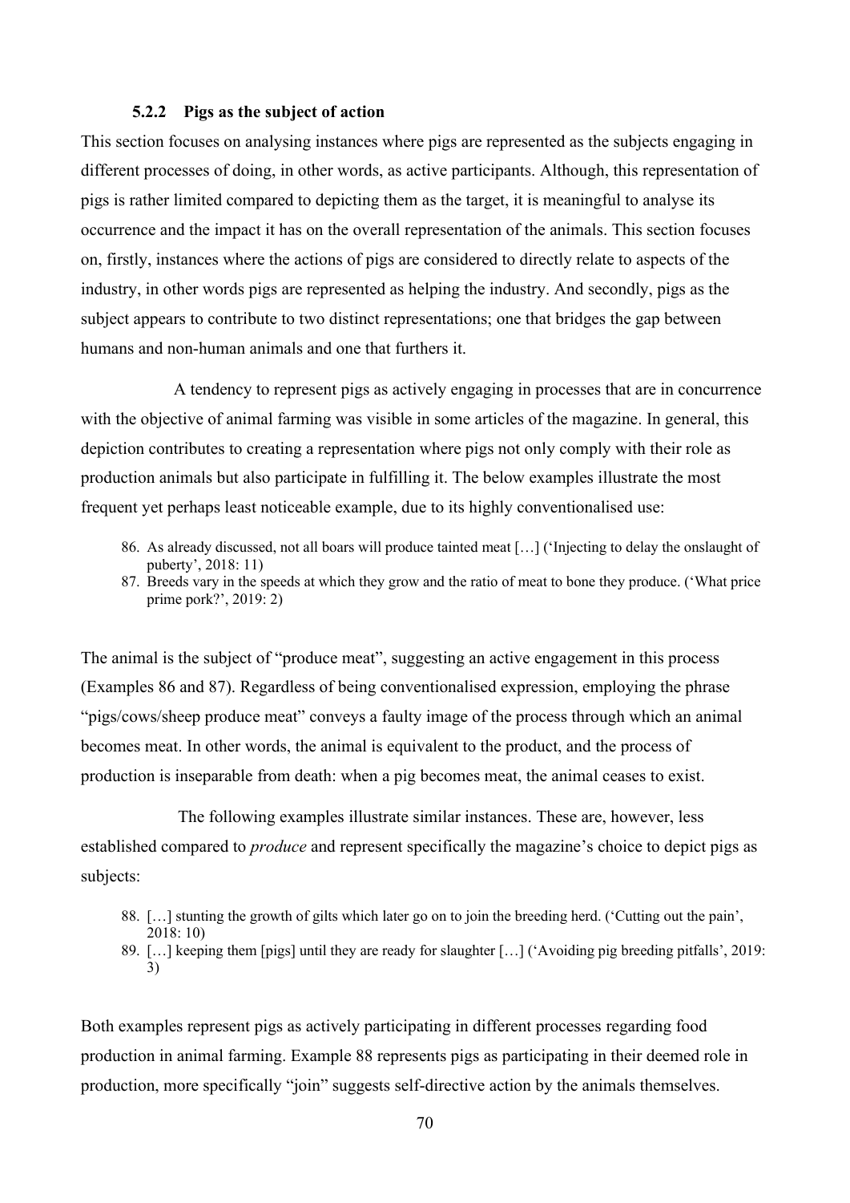### 5.2.2 Pigs as the subject of action

This section focuses on analysing instances where pigs are represented as the subjects engaging in different processes of doing, in other words, as active participants. Although, this representation of pigs is rather limited compared to depicting them as the target, it is meaningful to analyse its occurrence and the impact it has on the overall representation of the animals. This section focuses on, firstly, instances where the actions of pigs are considered to directly relate to aspects of the industry, in other words pigs are represented as helping the industry. And secondly, pigs as the subject appears to contribute to two distinct representations; one that bridges the gap between humans and non-human animals and one that furthers it.

A tendency to represent pigs as actively engaging in processes that are in concurrence with the objective of animal farming was visible in some articles of the magazine. In general, this depiction contributes to creating a representation where pigs not only comply with their role as production animals but also participate in fulfilling it. The below examples illustrate the most frequent yet perhaps least noticeable example, due to its highly conventionalised use:

86. As already discussed, not all boars will produce tainted meat […] ('Injecting to delay the onslaught of puberty', 2018: 11)
87. Breeds vary in the speeds at which they grow and the ratio of meat to bone they produce. ('What price prime pork?', 2019: 2)

The animal is the subject of "produce meat", suggesting an active engagement in this process (Examples 86 and 87). Regardless of being conventionalised expression, employing the phrase "pigs/cows/sheep produce meat" conveys a faulty image of the process through which an animal becomes meat. In other words, the animal is equivalent to the product, and the process of production is inseparable from death: when a pig becomes meat, the animal ceases to exist.

The following examples illustrate similar instances. These are, however, less established compared to *produce* and represent specifically the magazine's choice to depict pigs as subjects:

88. […] stunting the growth of gilts which later go on to join the breeding herd. ('Cutting out the pain', 2018: 10)
89. […] keeping them [pigs] until they are ready for slaughter […] ('Avoiding pig breeding pitfalls', 2019: 3)

Both examples represent pigs as actively participating in different processes regarding food production in animal farming. Example 88 represents pigs as participating in their deemed role in production, more specifically "join" suggests self-directive action by the animals themselves.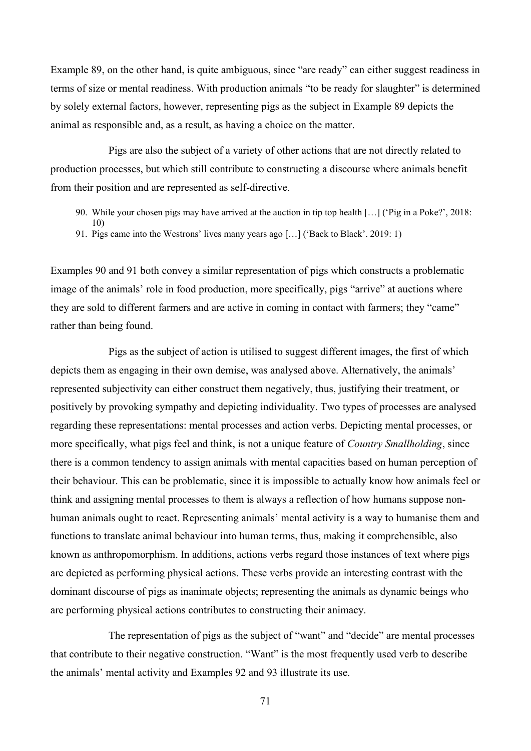Example 89, on the other hand, is quite ambiguous, since "are ready" can either suggest readiness in terms of size or mental readiness. With production animals "to be ready for slaughter" is determined by solely external factors, however, representing pigs as the subject in Example 89 depicts the animal as responsible and, as a result, as having a choice on the matter.

Pigs are also the subject of a variety of other actions that are not directly related to production processes, but which still contribute to constructing a discourse where animals benefit from their position and are represented as self-directive.

90. While your chosen pigs may have arrived at the auction in tip top health […] ('Pig in a Poke?', 2018: 10)
91. Pigs came into the Westrons' lives many years ago […] ('Back to Black'. 2019: 1)

Examples 90 and 91 both convey a similar representation of pigs which constructs a problematic image of the animals' role in food production, more specifically, pigs "arrive" at auctions where they are sold to different farmers and are active in coming in contact with farmers; they "came" rather than being found.

Pigs as the subject of action is utilised to suggest different images, the first of which depicts them as engaging in their own demise, was analysed above. Alternatively, the animals' represented subjectivity can either construct them negatively, thus, justifying their treatment, or positively by provoking sympathy and depicting individuality. Two types of processes are analysed regarding these representations: mental processes and action verbs. Depicting mental processes, or more specifically, what pigs feel and think, is not a unique feature of *Country Smallholding*, since there is a common tendency to assign animals with mental capacities based on human perception of their behaviour. This can be problematic, since it is impossible to actually know how animals feel or think and assigning mental processes to them is always a reflection of how humans suppose non-human animals ought to react. Representing animals' mental activity is a way to humanise them and functions to translate animal behaviour into human terms, thus, making it comprehensible, also known as anthropomorphism. In additions, actions verbs regard those instances of text where pigs are depicted as performing physical actions. These verbs provide an interesting contrast with the dominant discourse of pigs as inanimate objects; representing the animals as dynamic beings who are performing physical actions contributes to constructing their animacy.

The representation of pigs as the subject of "want" and "decide" are mental processes that contribute to their negative construction. "Want" is the most frequently used verb to describe the animals' mental activity and Examples 92 and 93 illustrate its use.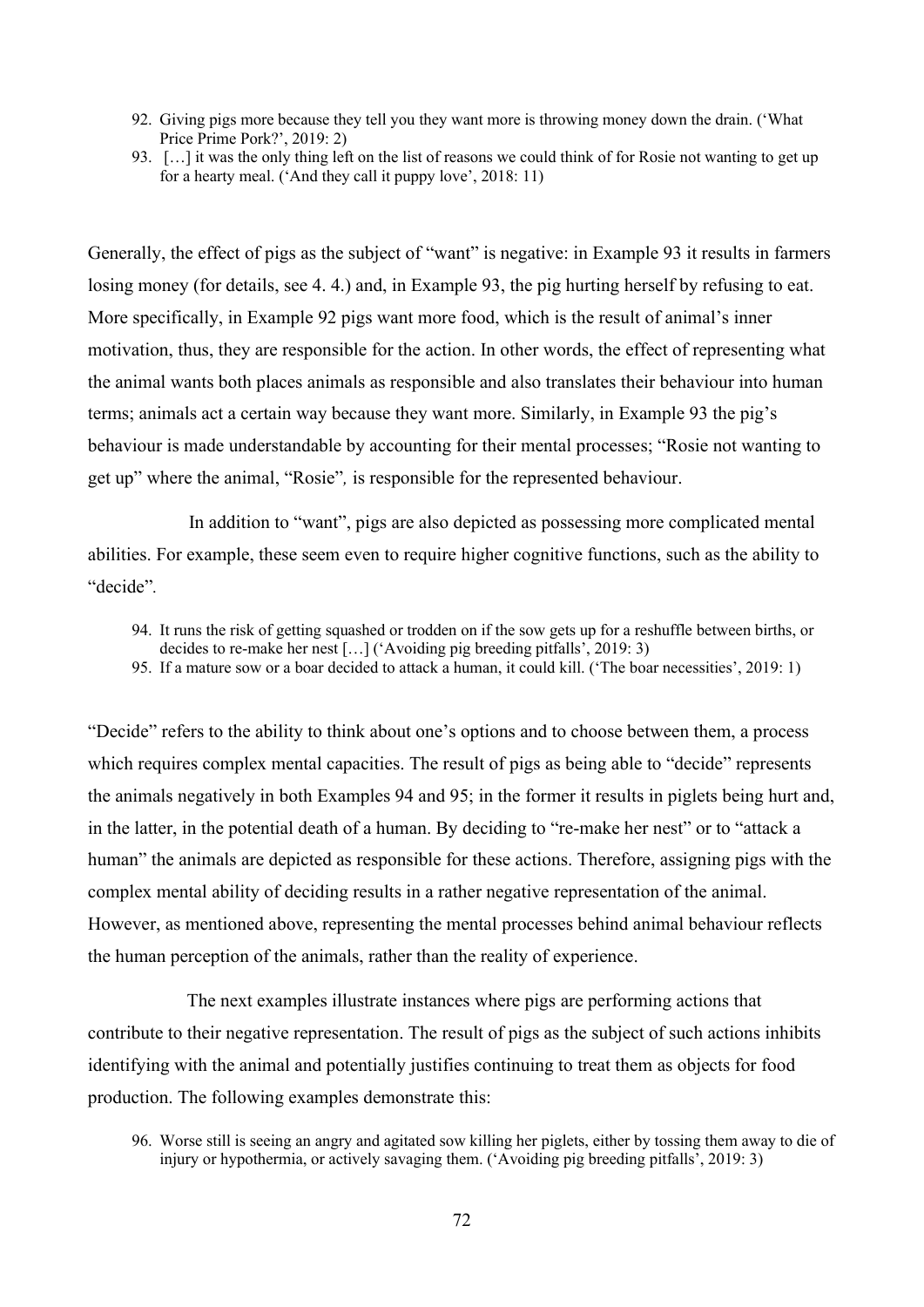92. Giving pigs more because they tell you they want more is throwing money down the drain. ('What Price Prime Pork?', 2019: 2)
93. […] it was the only thing left on the list of reasons we could think of for Rosie not wanting to get up for a hearty meal. ('And they call it puppy love', 2018: 11)

Generally, the effect of pigs as the subject of "want" is negative: in Example 93 it results in farmers losing money (for details, see 4. 4.) and, in Example 93, the pig hurting herself by refusing to eat. More specifically, in Example 92 pigs want more food, which is the result of animal's inner motivation, thus, they are responsible for the action. In other words, the effect of representing what the animal wants both places animals as responsible and also translates their behaviour into human terms; animals act a certain way because they want more. Similarly, in Example 93 the pig's behaviour is made understandable by accounting for their mental processes; "Rosie not wanting to get up" where the animal, "Rosie"*,* is responsible for the represented behaviour.

In addition to "want", pigs are also depicted as possessing more complicated mental abilities. For example, these seem even to require higher cognitive functions, such as the ability to "decide"*.*

94. It runs the risk of getting squashed or trodden on if the sow gets up for a reshuffle between births, or decides to re-make her nest […] ('Avoiding pig breeding pitfalls', 2019: 3)
95. If a mature sow or a boar decided to attack a human, it could kill. ('The boar necessities', 2019: 1)

"Decide" refers to the ability to think about one's options and to choose between them, a process which requires complex mental capacities. The result of pigs as being able to "decide" represents the animals negatively in both Examples 94 and 95; in the former it results in piglets being hurt and, in the latter, in the potential death of a human. By deciding to "re-make her nest" or to "attack a human" the animals are depicted as responsible for these actions. Therefore, assigning pigs with the complex mental ability of deciding results in a rather negative representation of the animal. However, as mentioned above, representing the mental processes behind animal behaviour reflects the human perception of the animals, rather than the reality of experience.

The next examples illustrate instances where pigs are performing actions that contribute to their negative representation. The result of pigs as the subject of such actions inhibits identifying with the animal and potentially justifies continuing to treat them as objects for food production. The following examples demonstrate this:

96. Worse still is seeing an angry and agitated sow killing her piglets, either by tossing them away to die of injury or hypothermia, or actively savaging them. ('Avoiding pig breeding pitfalls', 2019: 3)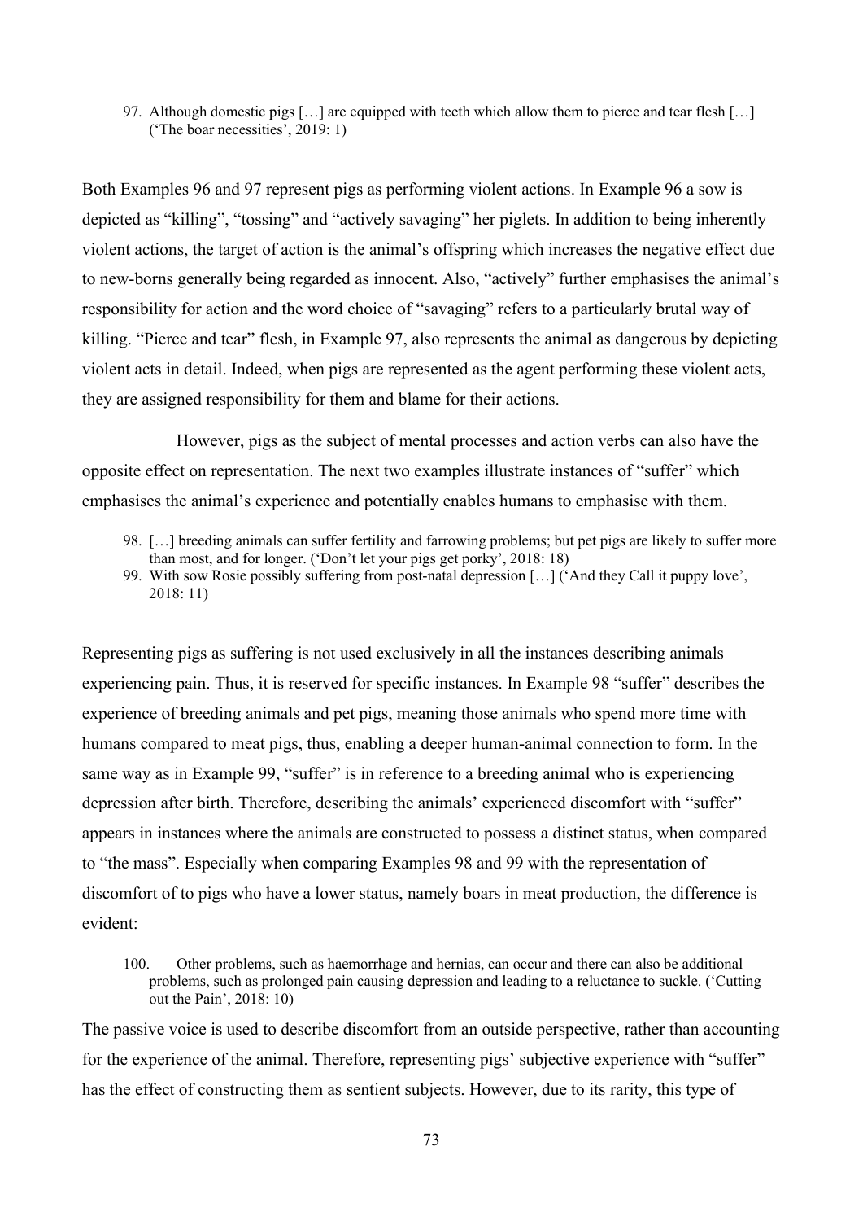97. Although domestic pigs […] are equipped with teeth which allow them to pierce and tear flesh […] ('The boar necessities', 2019: 1)

Both Examples 96 and 97 represent pigs as performing violent actions. In Example 96 a sow is depicted as "killing", "tossing" and "actively savaging" her piglets. In addition to being inherently violent actions, the target of action is the animal's offspring which increases the negative effect due to new-borns generally being regarded as innocent. Also, "actively" further emphasises the animal's responsibility for action and the word choice of "savaging" refers to a particularly brutal way of killing. "Pierce and tear" flesh, in Example 97, also represents the animal as dangerous by depicting violent acts in detail. Indeed, when pigs are represented as the agent performing these violent acts, they are assigned responsibility for them and blame for their actions.

However, pigs as the subject of mental processes and action verbs can also have the opposite effect on representation. The next two examples illustrate instances of "suffer" which emphasises the animal's experience and potentially enables humans to emphasise with them.

98. […] breeding animals can suffer fertility and farrowing problems; but pet pigs are likely to suffer more than most, and for longer. ('Don't let your pigs get porky', 2018: 18)
99. With sow Rosie possibly suffering from post-natal depression […] ('And they Call it puppy love', 2018: 11)

Representing pigs as suffering is not used exclusively in all the instances describing animals experiencing pain. Thus, it is reserved for specific instances. In Example 98 "suffer" describes the experience of breeding animals and pet pigs, meaning those animals who spend more time with humans compared to meat pigs, thus, enabling a deeper human-animal connection to form. In the same way as in Example 99, "suffer" is in reference to a breeding animal who is experiencing depression after birth. Therefore, describing the animals' experienced discomfort with "suffer" appears in instances where the animals are constructed to possess a distinct status, when compared to "the mass". Especially when comparing Examples 98 and 99 with the representation of discomfort of to pigs who have a lower status, namely boars in meat production, the difference is evident:

100. Other problems, such as haemorrhage and hernias, can occur and there can also be additional problems, such as prolonged pain causing depression and leading to a reluctance to suckle. ('Cutting out the Pain', 2018: 10)

The passive voice is used to describe discomfort from an outside perspective, rather than accounting for the experience of the animal. Therefore, representing pigs' subjective experience with "suffer" has the effect of constructing them as sentient subjects. However, due to its rarity, this type of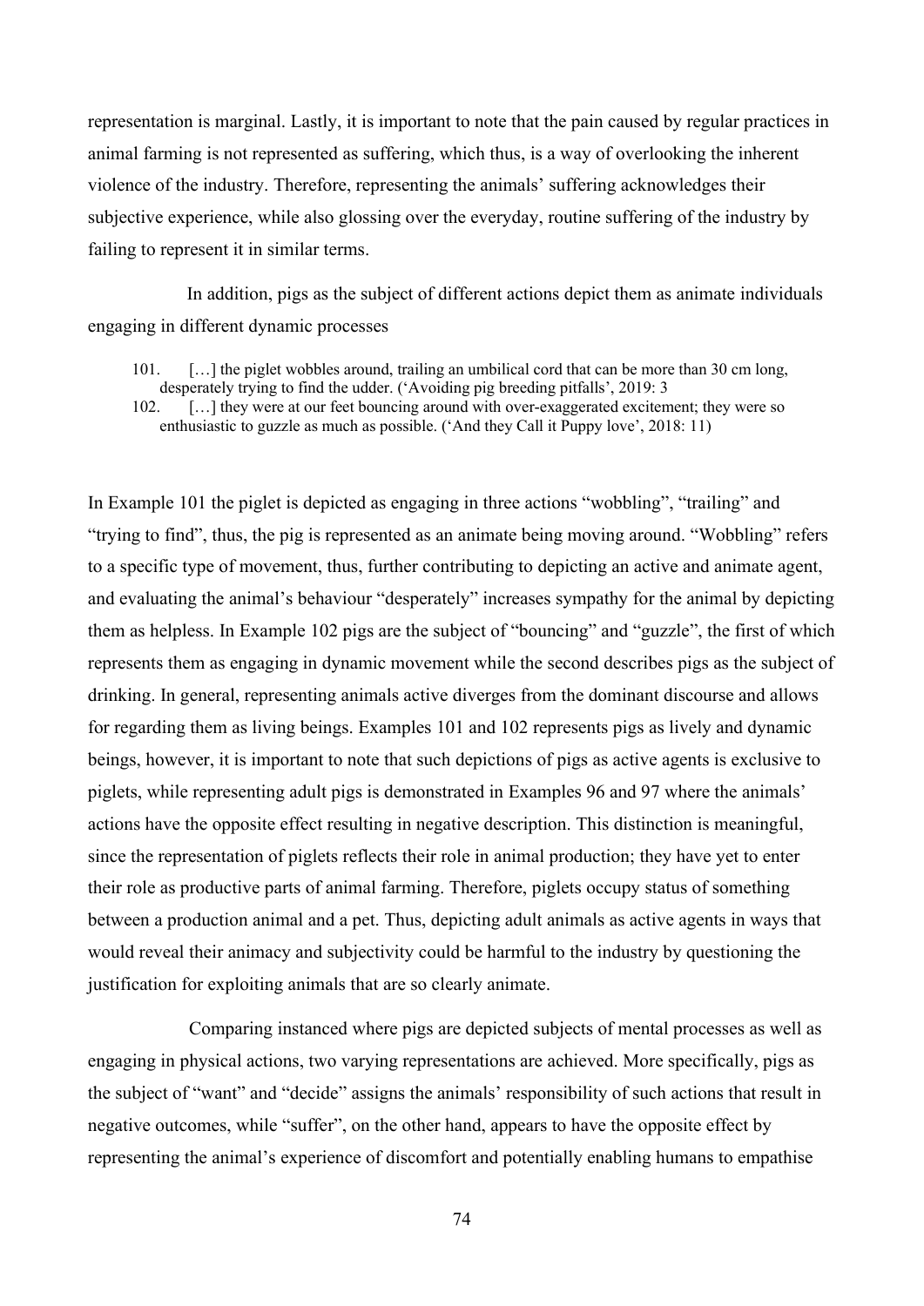representation is marginal. Lastly, it is important to note that the pain caused by regular practices in animal farming is not represented as suffering, which thus, is a way of overlooking the inherent violence of the industry. Therefore, representing the animals' suffering acknowledges their subjective experience, while also glossing over the everyday, routine suffering of the industry by failing to represent it in similar terms.

In addition, pigs as the subject of different actions depict them as animate individuals engaging in different dynamic processes

101. […] the piglet wobbles around, trailing an umbilical cord that can be more than 30 cm long, desperately trying to find the udder. ('Avoiding pig breeding pitfalls', 2019: 3
102. […] they were at our feet bouncing around with over-exaggerated excitement; they were so enthusiastic to guzzle as much as possible. ('And they Call it Puppy love', 2018: 11)

In Example 101 the piglet is depicted as engaging in three actions "wobbling", "trailing" and "trying to find", thus, the pig is represented as an animate being moving around. "Wobbling" refers to a specific type of movement, thus, further contributing to depicting an active and animate agent, and evaluating the animal's behaviour "desperately" increases sympathy for the animal by depicting them as helpless. In Example 102 pigs are the subject of "bouncing" and "guzzle", the first of which represents them as engaging in dynamic movement while the second describes pigs as the subject of drinking. In general, representing animals active diverges from the dominant discourse and allows for regarding them as living beings. Examples 101 and 102 represents pigs as lively and dynamic beings, however, it is important to note that such depictions of pigs as active agents is exclusive to piglets, while representing adult pigs is demonstrated in Examples 96 and 97 where the animals' actions have the opposite effect resulting in negative description. This distinction is meaningful, since the representation of piglets reflects their role in animal production; they have yet to enter their role as productive parts of animal farming. Therefore, piglets occupy status of something between a production animal and a pet. Thus, depicting adult animals as active agents in ways that would reveal their animacy and subjectivity could be harmful to the industry by questioning the justification for exploiting animals that are so clearly animate.

Comparing instanced where pigs are depicted subjects of mental processes as well as engaging in physical actions, two varying representations are achieved. More specifically, pigs as the subject of "want" and "decide" assigns the animals' responsibility of such actions that result in negative outcomes, while "suffer", on the other hand, appears to have the opposite effect by representing the animal's experience of discomfort and potentially enabling humans to empathise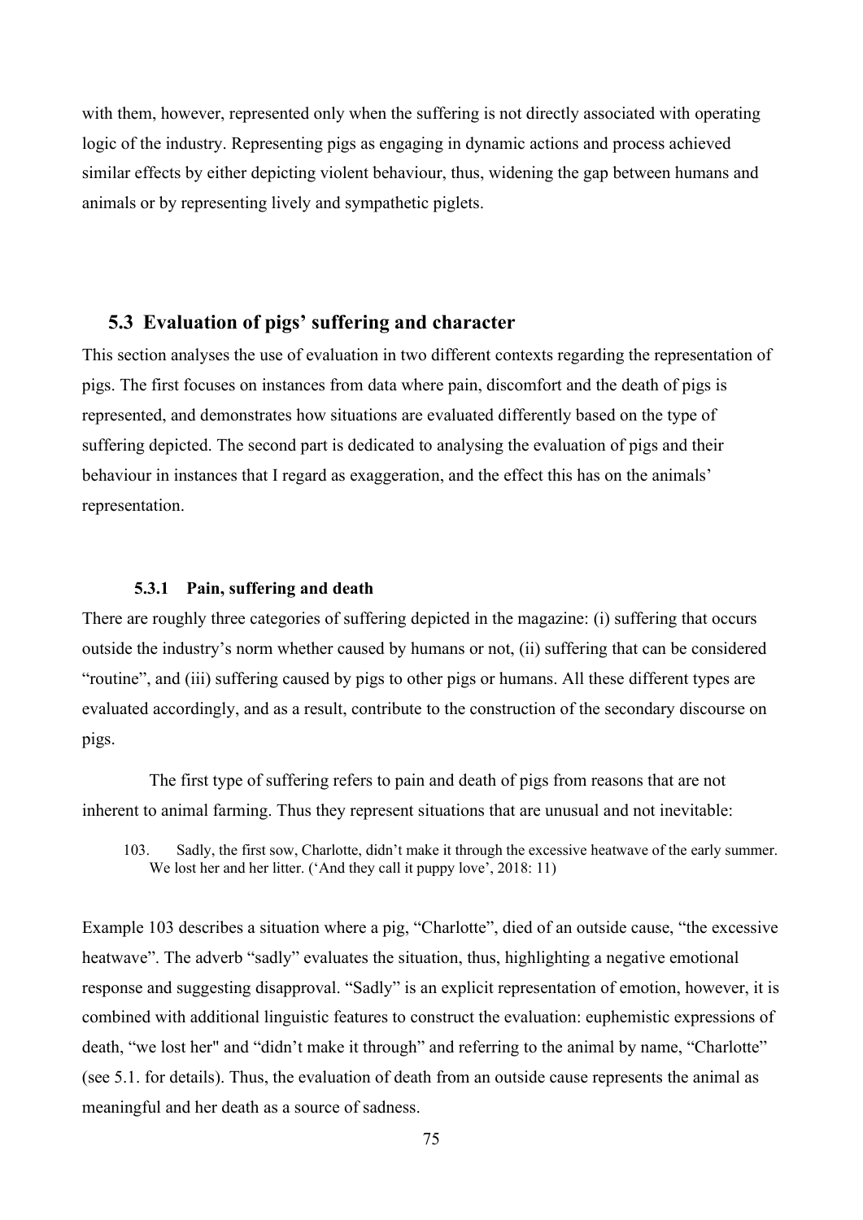with them, however, represented only when the suffering is not directly associated with operating logic of the industry. Representing pigs as engaging in dynamic actions and process achieved similar effects by either depicting violent behaviour, thus, widening the gap between humans and animals or by representing lively and sympathetic piglets.

## 5.3 Evaluation of pigs' suffering and character

This section analyses the use of evaluation in two different contexts regarding the representation of pigs. The first focuses on instances from data where pain, discomfort and the death of pigs is represented, and demonstrates how situations are evaluated differently based on the type of suffering depicted. The second part is dedicated to analysing the evaluation of pigs and their behaviour in instances that I regard as exaggeration, and the effect this has on the animals' representation.

### 5.3.1 Pain, suffering and death

There are roughly three categories of suffering depicted in the magazine: (i) suffering that occurs outside the industry's norm whether caused by humans or not, (ii) suffering that can be considered "routine", and (iii) suffering caused by pigs to other pigs or humans. All these different types are evaluated accordingly, and as a result, contribute to the construction of the secondary discourse on pigs.

The first type of suffering refers to pain and death of pigs from reasons that are not inherent to animal farming. Thus they represent situations that are unusual and not inevitable:

> 103. Sadly, the first sow, Charlotte, didn't make it through the excessive heatwave of the early summer. We lost her and her litter. ('And they call it puppy love', 2018: 11)

Example 103 describes a situation where a pig, "Charlotte", died of an outside cause, "the excessive heatwave". The adverb "sadly" evaluates the situation, thus, highlighting a negative emotional response and suggesting disapproval. "Sadly" is an explicit representation of emotion, however, it is combined with additional linguistic features to construct the evaluation: euphemistic expressions of death, "we lost her" and "didn't make it through" and referring to the animal by name, "Charlotte" (see 5.1. for details). Thus, the evaluation of death from an outside cause represents the animal as meaningful and her death as a source of sadness.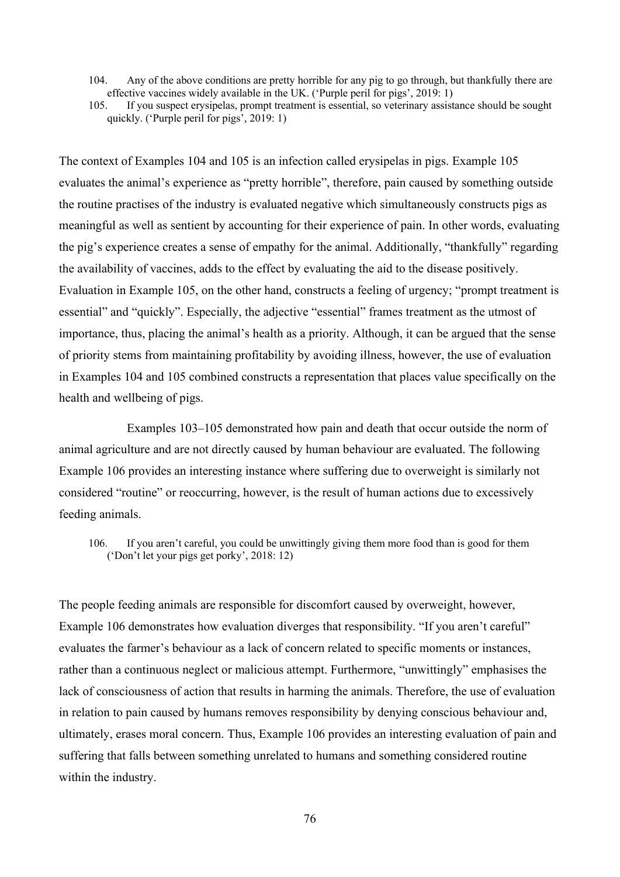104. Any of the above conditions are pretty horrible for any pig to go through, but thankfully there are effective vaccines widely available in the UK. ('Purple peril for pigs', 2019: 1)

105. If you suspect erysipelas, prompt treatment is essential, so veterinary assistance should be sought quickly. ('Purple peril for pigs', 2019: 1)

The context of Examples 104 and 105 is an infection called erysipelas in pigs. Example 105 evaluates the animal's experience as "pretty horrible", therefore, pain caused by something outside the routine practises of the industry is evaluated negative which simultaneously constructs pigs as meaningful as well as sentient by accounting for their experience of pain. In other words, evaluating the pig's experience creates a sense of empathy for the animal. Additionally, "thankfully" regarding the availability of vaccines, adds to the effect by evaluating the aid to the disease positively. Evaluation in Example 105, on the other hand, constructs a feeling of urgency; "prompt treatment is essential" and "quickly". Especially, the adjective "essential" frames treatment as the utmost of importance, thus, placing the animal's health as a priority. Although, it can be argued that the sense of priority stems from maintaining profitability by avoiding illness, however, the use of evaluation in Examples 104 and 105 combined constructs a representation that places value specifically on the health and wellbeing of pigs.

Examples 103–105 demonstrated how pain and death that occur outside the norm of animal agriculture and are not directly caused by human behaviour are evaluated. The following Example 106 provides an interesting instance where suffering due to overweight is similarly not considered "routine" or reoccurring, however, is the result of human actions due to excessively feeding animals.

106. If you aren't careful, you could be unwittingly giving them more food than is good for them ('Don't let your pigs get porky', 2018: 12)

The people feeding animals are responsible for discomfort caused by overweight, however, Example 106 demonstrates how evaluation diverges that responsibility. "If you aren't careful" evaluates the farmer's behaviour as a lack of concern related to specific moments or instances, rather than a continuous neglect or malicious attempt. Furthermore, "unwittingly" emphasises the lack of consciousness of action that results in harming the animals. Therefore, the use of evaluation in relation to pain caused by humans removes responsibility by denying conscious behaviour and, ultimately, erases moral concern. Thus, Example 106 provides an interesting evaluation of pain and suffering that falls between something unrelated to humans and something considered routine within the industry.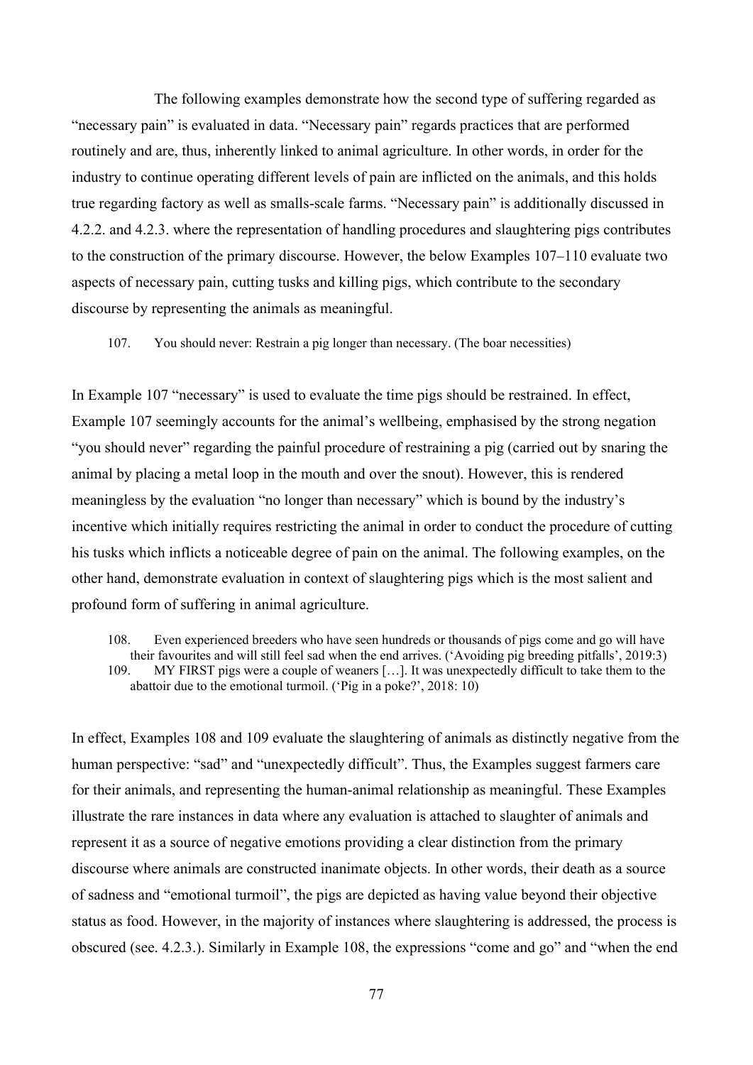The following examples demonstrate how the second type of suffering regarded as "necessary pain" is evaluated in data. "Necessary pain" regards practices that are performed routinely and are, thus, inherently linked to animal agriculture. In other words, in order for the industry to continue operating different levels of pain are inflicted on the animals, and this holds true regarding factory as well as smalls-scale farms. "Necessary pain" is additionally discussed in 4.2.2. and 4.2.3. where the representation of handling procedures and slaughtering pigs contributes to the construction of the primary discourse. However, the below Examples 107–110 evaluate two aspects of necessary pain, cutting tusks and killing pigs, which contribute to the secondary discourse by representing the animals as meaningful.

107. You should never: Restrain a pig longer than necessary. (The boar necessities)

In Example 107 "necessary" is used to evaluate the time pigs should be restrained. In effect, Example 107 seemingly accounts for the animal's wellbeing, emphasised by the strong negation "you should never" regarding the painful procedure of restraining a pig (carried out by snaring the animal by placing a metal loop in the mouth and over the snout). However, this is rendered meaningless by the evaluation "no longer than necessary" which is bound by the industry's incentive which initially requires restricting the animal in order to conduct the procedure of cutting his tusks which inflicts a noticeable degree of pain on the animal. The following examples, on the other hand, demonstrate evaluation in context of slaughtering pigs which is the most salient and profound form of suffering in animal agriculture.

108. Even experienced breeders who have seen hundreds or thousands of pigs come and go will have their favourites and will still feel sad when the end arrives. ('Avoiding pig breeding pitfalls', 2019:3)

109. MY FIRST pigs were a couple of weaners […]. It was unexpectedly difficult to take them to the abattoir due to the emotional turmoil. ('Pig in a poke?', 2018: 10)

In effect, Examples 108 and 109 evaluate the slaughtering of animals as distinctly negative from the human perspective: "sad" and "unexpectedly difficult". Thus, the Examples suggest farmers care for their animals, and representing the human-animal relationship as meaningful. These Examples illustrate the rare instances in data where any evaluation is attached to slaughter of animals and represent it as a source of negative emotions providing a clear distinction from the primary discourse where animals are constructed inanimate objects. In other words, their death as a source of sadness and "emotional turmoil", the pigs are depicted as having value beyond their objective status as food. However, in the majority of instances where slaughtering is addressed, the process is obscured (see. 4.2.3.). Similarly in Example 108, the expressions "come and go" and "when the end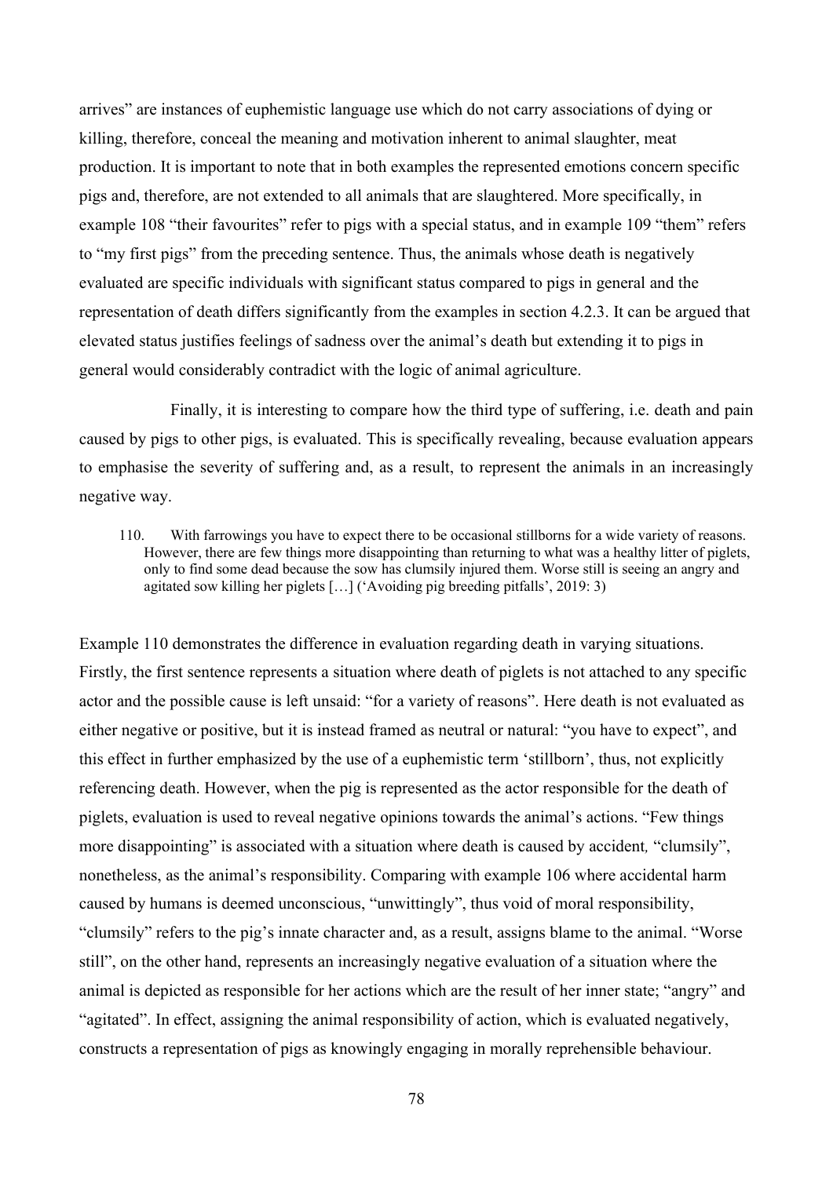arrives" are instances of euphemistic language use which do not carry associations of dying or killing, therefore, conceal the meaning and motivation inherent to animal slaughter, meat production. It is important to note that in both examples the represented emotions concern specific pigs and, therefore, are not extended to all animals that are slaughtered. More specifically, in example 108 "their favourites" refer to pigs with a special status, and in example 109 "them" refers to "my first pigs" from the preceding sentence. Thus, the animals whose death is negatively evaluated are specific individuals with significant status compared to pigs in general and the representation of death differs significantly from the examples in section 4.2.3. It can be argued that elevated status justifies feelings of sadness over the animal's death but extending it to pigs in general would considerably contradict with the logic of animal agriculture.

Finally, it is interesting to compare how the third type of suffering, i.e. death and pain caused by pigs to other pigs, is evaluated. This is specifically revealing, because evaluation appears to emphasise the severity of suffering and, as a result, to represent the animals in an increasingly negative way.

> 110. With farrowings you have to expect there to be occasional stillborns for a wide variety of reasons. However, there are few things more disappointing than returning to what was a healthy litter of piglets, only to find some dead because the sow has clumsily injured them. Worse still is seeing an angry and agitated sow killing her piglets […] ('Avoiding pig breeding pitfalls', 2019: 3)

Example 110 demonstrates the difference in evaluation regarding death in varying situations. Firstly, the first sentence represents a situation where death of piglets is not attached to any specific actor and the possible cause is left unsaid: "for a variety of reasons". Here death is not evaluated as either negative or positive, but it is instead framed as neutral or natural: "you have to expect", and this effect in further emphasized by the use of a euphemistic term 'stillborn', thus, not explicitly referencing death. However, when the pig is represented as the actor responsible for the death of piglets, evaluation is used to reveal negative opinions towards the animal's actions. "Few things more disappointing" is associated with a situation where death is caused by accident*,* "clumsily", nonetheless, as the animal's responsibility. Comparing with example 106 where accidental harm caused by humans is deemed unconscious, "unwittingly", thus void of moral responsibility, "clumsily" refers to the pig's innate character and, as a result, assigns blame to the animal. "Worse still", on the other hand, represents an increasingly negative evaluation of a situation where the animal is depicted as responsible for her actions which are the result of her inner state; "angry" and "agitated". In effect, assigning the animal responsibility of action, which is evaluated negatively, constructs a representation of pigs as knowingly engaging in morally reprehensible behaviour.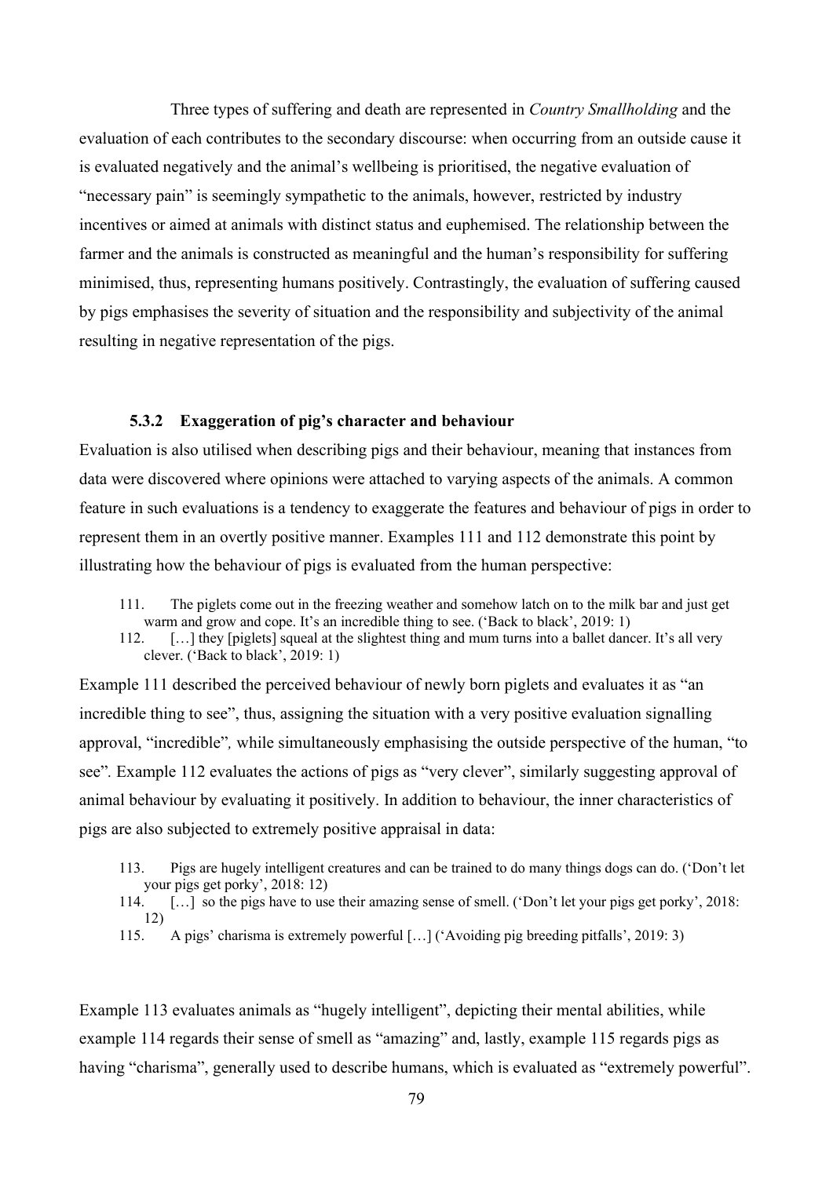Three types of suffering and death are represented in *Country Smallholding* and the evaluation of each contributes to the secondary discourse: when occurring from an outside cause it is evaluated negatively and the animal's wellbeing is prioritised, the negative evaluation of "necessary pain" is seemingly sympathetic to the animals, however, restricted by industry incentives or aimed at animals with distinct status and euphemised. The relationship between the farmer and the animals is constructed as meaningful and the human's responsibility for suffering minimised, thus, representing humans positively. Contrastingly, the evaluation of suffering caused by pigs emphasises the severity of situation and the responsibility and subjectivity of the animal resulting in negative representation of the pigs.

### 5.3.2 Exaggeration of pig's character and behaviour

Evaluation is also utilised when describing pigs and their behaviour, meaning that instances from data were discovered where opinions were attached to varying aspects of the animals. A common feature in such evaluations is a tendency to exaggerate the features and behaviour of pigs in order to represent them in an overtly positive manner. Examples 111 and 112 demonstrate this point by illustrating how the behaviour of pigs is evaluated from the human perspective:

111. The piglets come out in the freezing weather and somehow latch on to the milk bar and just get warm and grow and cope. It's an incredible thing to see. ('Back to black', 2019: 1)
112. […] they [piglets] squeal at the slightest thing and mum turns into a ballet dancer. It's all very clever. ('Back to black', 2019: 1)

Example 111 described the perceived behaviour of newly born piglets and evaluates it as "an incredible thing to see", thus, assigning the situation with a very positive evaluation signalling approval, "incredible"*,* while simultaneously emphasising the outside perspective of the human, "to see"*.* Example 112 evaluates the actions of pigs as "very clever", similarly suggesting approval of animal behaviour by evaluating it positively. In addition to behaviour, the inner characteristics of pigs are also subjected to extremely positive appraisal in data:

113. Pigs are hugely intelligent creatures and can be trained to do many things dogs can do. ('Don't let your pigs get porky', 2018: 12)
114. […] so the pigs have to use their amazing sense of smell. ('Don't let your pigs get porky', 2018: 12)
115. A pigs' charisma is extremely powerful […] ('Avoiding pig breeding pitfalls', 2019: 3)

Example 113 evaluates animals as "hugely intelligent", depicting their mental abilities, while example 114 regards their sense of smell as "amazing" and, lastly, example 115 regards pigs as having "charisma", generally used to describe humans, which is evaluated as "extremely powerful".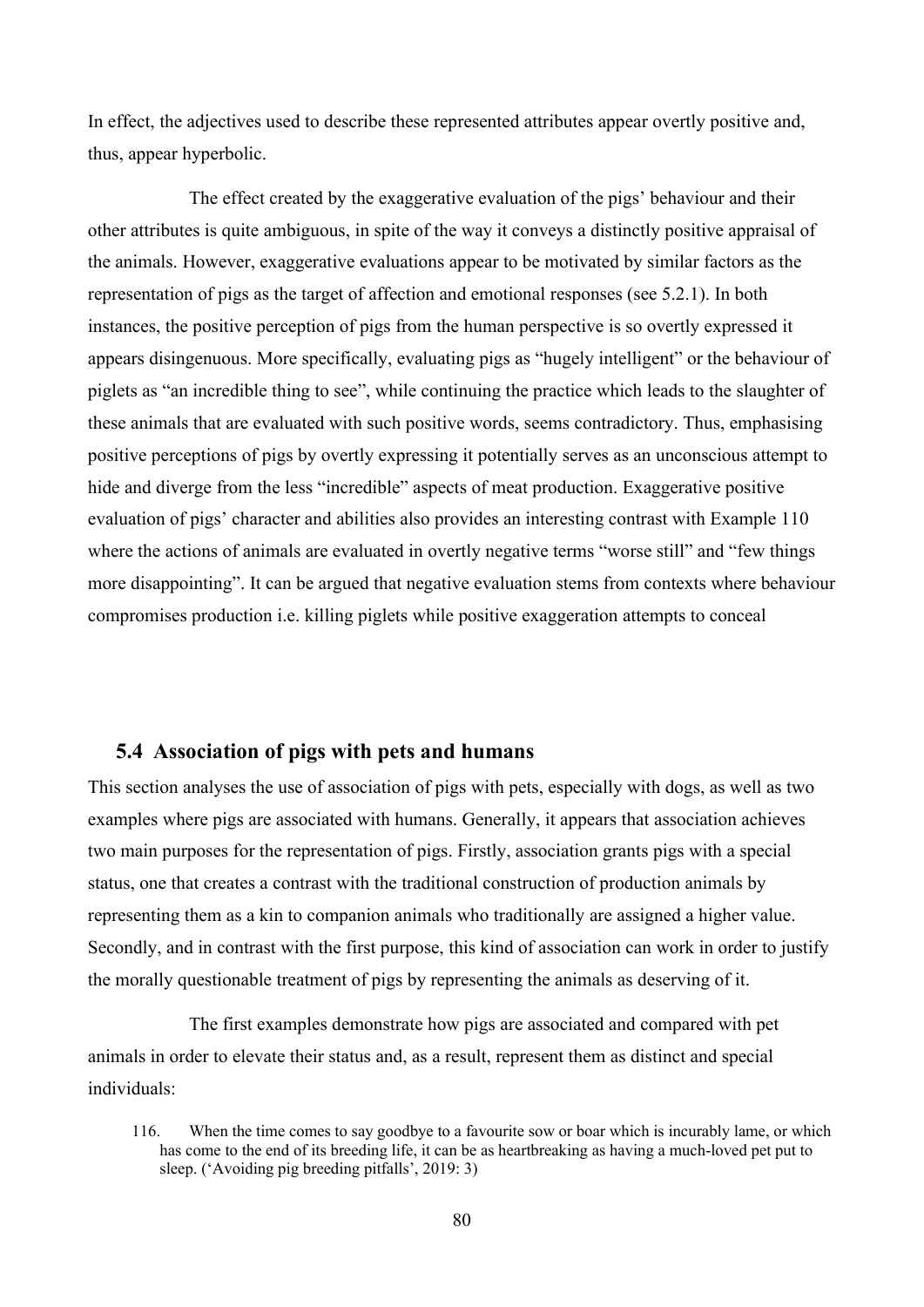In effect, the adjectives used to describe these represented attributes appear overtly positive and, thus, appear hyperbolic.

The effect created by the exaggerative evaluation of the pigs' behaviour and their other attributes is quite ambiguous, in spite of the way it conveys a distinctly positive appraisal of the animals. However, exaggerative evaluations appear to be motivated by similar factors as the representation of pigs as the target of affection and emotional responses (see 5.2.1). In both instances, the positive perception of pigs from the human perspective is so overtly expressed it appears disingenuous. More specifically, evaluating pigs as "hugely intelligent" or the behaviour of piglets as "an incredible thing to see", while continuing the practice which leads to the slaughter of these animals that are evaluated with such positive words, seems contradictory. Thus, emphasising positive perceptions of pigs by overtly expressing it potentially serves as an unconscious attempt to hide and diverge from the less "incredible" aspects of meat production. Exaggerative positive evaluation of pigs' character and abilities also provides an interesting contrast with Example 110 where the actions of animals are evaluated in overtly negative terms "worse still" and "few things more disappointing". It can be argued that negative evaluation stems from contexts where behaviour compromises production i.e. killing piglets while positive exaggeration attempts to conceal

## 5.4 Association of pigs with pets and humans

This section analyses the use of association of pigs with pets, especially with dogs, as well as two examples where pigs are associated with humans. Generally, it appears that association achieves two main purposes for the representation of pigs. Firstly, association grants pigs with a special status, one that creates a contrast with the traditional construction of production animals by representing them as a kin to companion animals who traditionally are assigned a higher value. Secondly, and in contrast with the first purpose, this kind of association can work in order to justify the morally questionable treatment of pigs by representing the animals as deserving of it.

The first examples demonstrate how pigs are associated and compared with pet animals in order to elevate their status and, as a result, represent them as distinct and special individuals:

116. When the time comes to say goodbye to a favourite sow or boar which is incurably lame, or which has come to the end of its breeding life, it can be as heartbreaking as having a much-loved pet put to sleep. ('Avoiding pig breeding pitfalls', 2019: 3)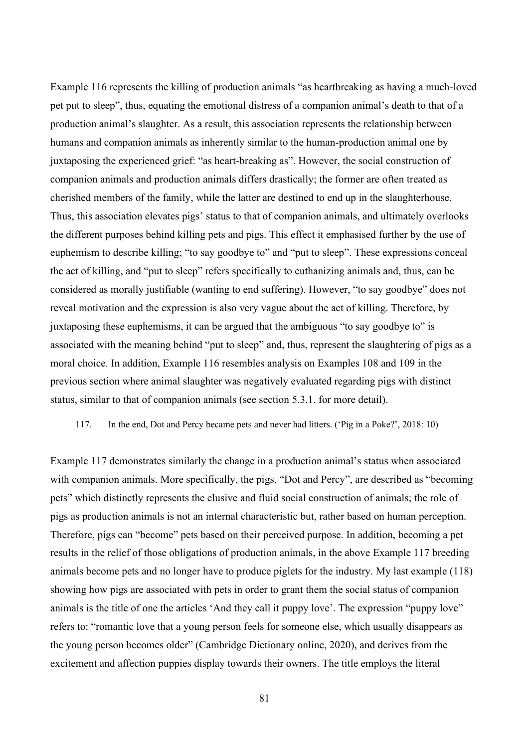Example 116 represents the killing of production animals "as heartbreaking as having a much-loved pet put to sleep", thus, equating the emotional distress of a companion animal's death to that of a production animal's slaughter. As a result, this association represents the relationship between humans and companion animals as inherently similar to the human-production animal one by juxtaposing the experienced grief: "as heart-breaking as". However, the social construction of companion animals and production animals differs drastically; the former are often treated as cherished members of the family, while the latter are destined to end up in the slaughterhouse. Thus, this association elevates pigs' status to that of companion animals, and ultimately overlooks the different purposes behind killing pets and pigs. This effect it emphasised further by the use of euphemism to describe killing; "to say goodbye to" and "put to sleep". These expressions conceal the act of killing, and "put to sleep" refers specifically to euthanizing animals and, thus, can be considered as morally justifiable (wanting to end suffering). However, "to say goodbye" does not reveal motivation and the expression is also very vague about the act of killing. Therefore, by juxtaposing these euphemisms, it can be argued that the ambiguous "to say goodbye to" is associated with the meaning behind "put to sleep" and, thus, represent the slaughtering of pigs as a moral choice. In addition, Example 116 resembles analysis on Examples 108 and 109 in the previous section where animal slaughter was negatively evaluated regarding pigs with distinct status, similar to that of companion animals (see section 5.3.1. for more detail).

117. In the end, Dot and Percy became pets and never had litters. ('Pig in a Poke?', 2018: 10)

Example 117 demonstrates similarly the change in a production animal's status when associated with companion animals. More specifically, the pigs, "Dot and Percy", are described as "becoming pets" which distinctly represents the elusive and fluid social construction of animals; the role of pigs as production animals is not an internal characteristic but, rather based on human perception. Therefore, pigs can "become" pets based on their perceived purpose. In addition, becoming a pet results in the relief of those obligations of production animals, in the above Example 117 breeding animals become pets and no longer have to produce piglets for the industry. My last example (118) showing how pigs are associated with pets in order to grant them the social status of companion animals is the title of one the articles 'And they call it puppy love'. The expression "puppy love" refers to: "romantic love that a young person feels for someone else, which usually disappears as the young person becomes older" (Cambridge Dictionary online, 2020), and derives from the excitement and affection puppies display towards their owners. The title employs the literal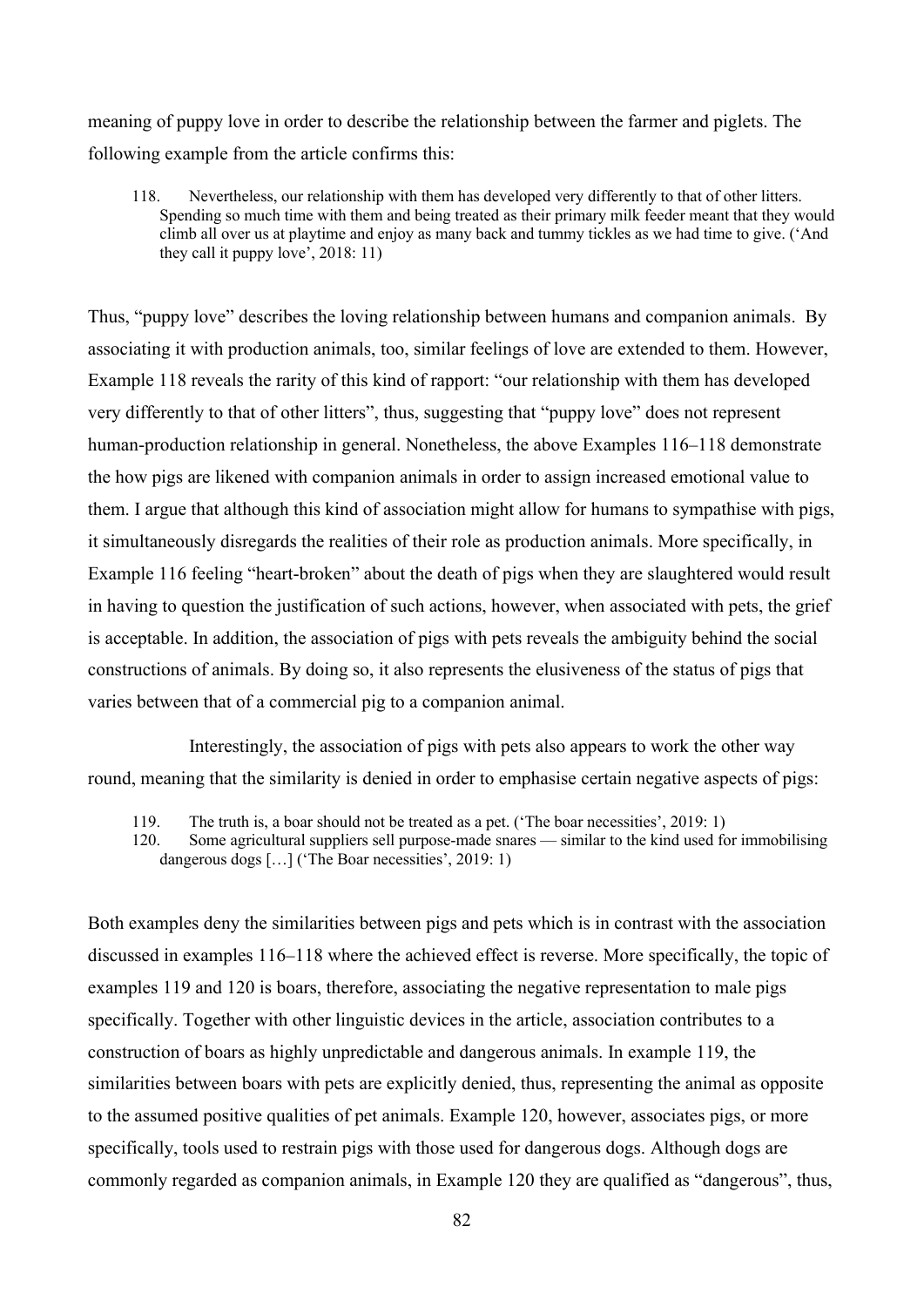meaning of puppy love in order to describe the relationship between the farmer and piglets. The following example from the article confirms this:

> 118. Nevertheless, our relationship with them has developed very differently to that of other litters. Spending so much time with them and being treated as their primary milk feeder meant that they would climb all over us at playtime and enjoy as many back and tummy tickles as we had time to give. ('And they call it puppy love', 2018: 11)

Thus, "puppy love" describes the loving relationship between humans and companion animals. By associating it with production animals, too, similar feelings of love are extended to them. However, Example 118 reveals the rarity of this kind of rapport: "our relationship with them has developed very differently to that of other litters", thus, suggesting that "puppy love" does not represent human-production relationship in general. Nonetheless, the above Examples 116–118 demonstrate the how pigs are likened with companion animals in order to assign increased emotional value to them. I argue that although this kind of association might allow for humans to sympathise with pigs, it simultaneously disregards the realities of their role as production animals. More specifically, in Example 116 feeling "heart-broken" about the death of pigs when they are slaughtered would result in having to question the justification of such actions, however, when associated with pets, the grief is acceptable. In addition, the association of pigs with pets reveals the ambiguity behind the social constructions of animals. By doing so, it also represents the elusiveness of the status of pigs that varies between that of a commercial pig to a companion animal.

Interestingly, the association of pigs with pets also appears to work the other way round, meaning that the similarity is denied in order to emphasise certain negative aspects of pigs:

> 119. The truth is, a boar should not be treated as a pet. ('The boar necessities', 2019: 1)
>
> 120. Some agricultural suppliers sell purpose-made snares — similar to the kind used for immobilising dangerous dogs […] ('The Boar necessities', 2019: 1)

Both examples deny the similarities between pigs and pets which is in contrast with the association discussed in examples 116–118 where the achieved effect is reverse. More specifically, the topic of examples 119 and 120 is boars, therefore, associating the negative representation to male pigs specifically. Together with other linguistic devices in the article, association contributes to a construction of boars as highly unpredictable and dangerous animals. In example 119, the similarities between boars with pets are explicitly denied, thus, representing the animal as opposite to the assumed positive qualities of pet animals. Example 120, however, associates pigs, or more specifically, tools used to restrain pigs with those used for dangerous dogs. Although dogs are commonly regarded as companion animals, in Example 120 they are qualified as "dangerous", thus,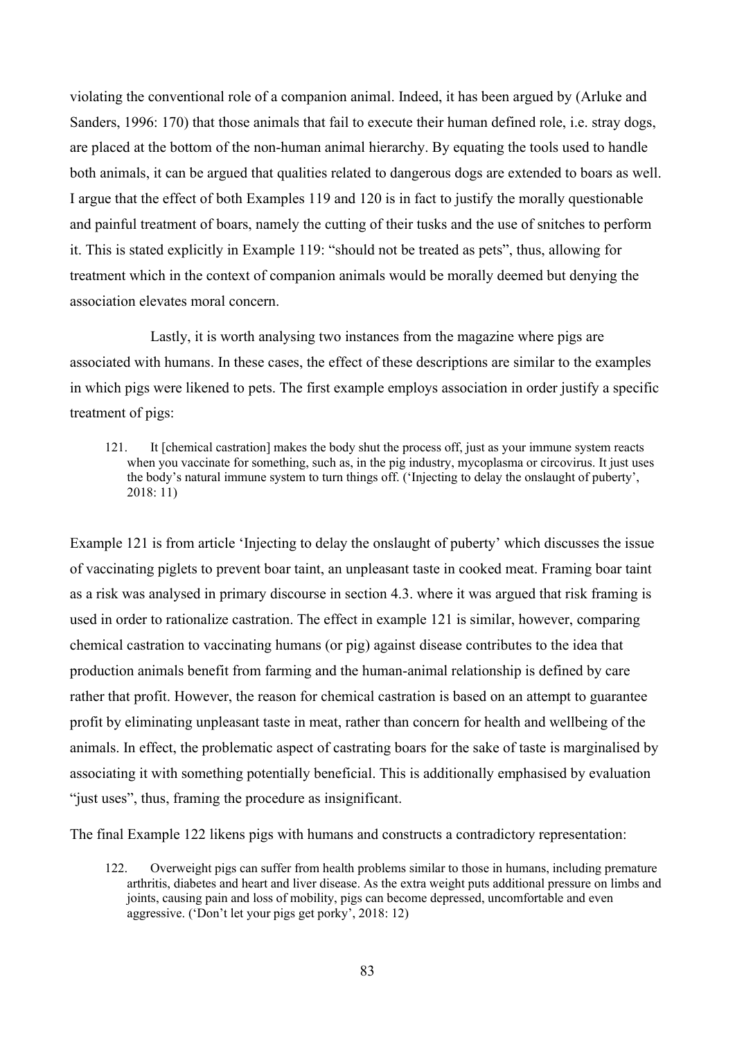violating the conventional role of a companion animal. Indeed, it has been argued by (Arluke and Sanders, 1996: 170) that those animals that fail to execute their human defined role, i.e. stray dogs, are placed at the bottom of the non-human animal hierarchy. By equating the tools used to handle both animals, it can be argued that qualities related to dangerous dogs are extended to boars as well. I argue that the effect of both Examples 119 and 120 is in fact to justify the morally questionable and painful treatment of boars, namely the cutting of their tusks and the use of snitches to perform it. This is stated explicitly in Example 119: "should not be treated as pets", thus, allowing for treatment which in the context of companion animals would be morally deemed but denying the association elevates moral concern.

Lastly, it is worth analysing two instances from the magazine where pigs are associated with humans. In these cases, the effect of these descriptions are similar to the examples in which pigs were likened to pets. The first example employs association in order justify a specific treatment of pigs:

> 121. It [chemical castration] makes the body shut the process off, just as your immune system reacts when you vaccinate for something, such as, in the pig industry, mycoplasma or circovirus. It just uses the body's natural immune system to turn things off. ('Injecting to delay the onslaught of puberty', 2018: 11)

Example 121 is from article 'Injecting to delay the onslaught of puberty' which discusses the issue of vaccinating piglets to prevent boar taint, an unpleasant taste in cooked meat. Framing boar taint as a risk was analysed in primary discourse in section 4.3. where it was argued that risk framing is used in order to rationalize castration. The effect in example 121 is similar, however, comparing chemical castration to vaccinating humans (or pig) against disease contributes to the idea that production animals benefit from farming and the human-animal relationship is defined by care rather that profit. However, the reason for chemical castration is based on an attempt to guarantee profit by eliminating unpleasant taste in meat, rather than concern for health and wellbeing of the animals. In effect, the problematic aspect of castrating boars for the sake of taste is marginalised by associating it with something potentially beneficial. This is additionally emphasised by evaluation "just uses", thus, framing the procedure as insignificant.

The final Example 122 likens pigs with humans and constructs a contradictory representation:

> 122. Overweight pigs can suffer from health problems similar to those in humans, including premature arthritis, diabetes and heart and liver disease. As the extra weight puts additional pressure on limbs and joints, causing pain and loss of mobility, pigs can become depressed, uncomfortable and even aggressive. ('Don't let your pigs get porky', 2018: 12)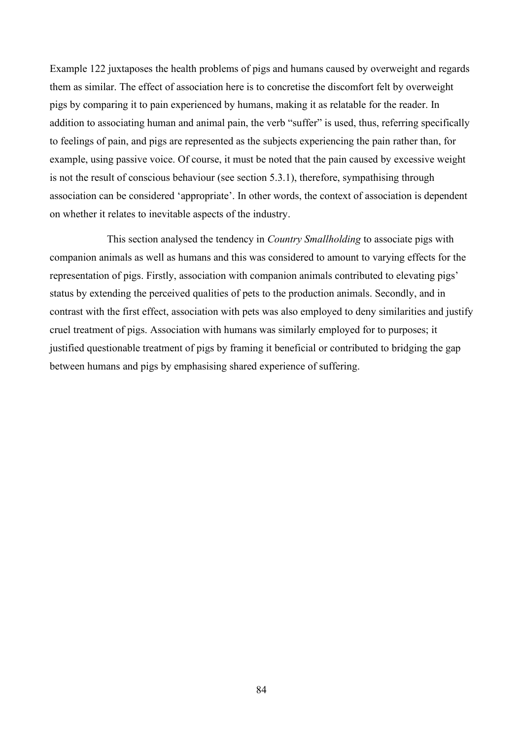Example 122 juxtaposes the health problems of pigs and humans caused by overweight and regards them as similar. The effect of association here is to concretise the discomfort felt by overweight pigs by comparing it to pain experienced by humans, making it as relatable for the reader. In addition to associating human and animal pain, the verb "suffer" is used, thus, referring specifically to feelings of pain, and pigs are represented as the subjects experiencing the pain rather than, for example, using passive voice. Of course, it must be noted that the pain caused by excessive weight is not the result of conscious behaviour (see section 5.3.1), therefore, sympathising through association can be considered 'appropriate'. In other words, the context of association is dependent on whether it relates to inevitable aspects of the industry.

This section analysed the tendency in *Country Smallholding* to associate pigs with companion animals as well as humans and this was considered to amount to varying effects for the representation of pigs. Firstly, association with companion animals contributed to elevating pigs' status by extending the perceived qualities of pets to the production animals. Secondly, and in contrast with the first effect, association with pets was also employed to deny similarities and justify cruel treatment of pigs. Association with humans was similarly employed for to purposes; it justified questionable treatment of pigs by framing it beneficial or contributed to bridging the gap between humans and pigs by emphasising shared experience of suffering.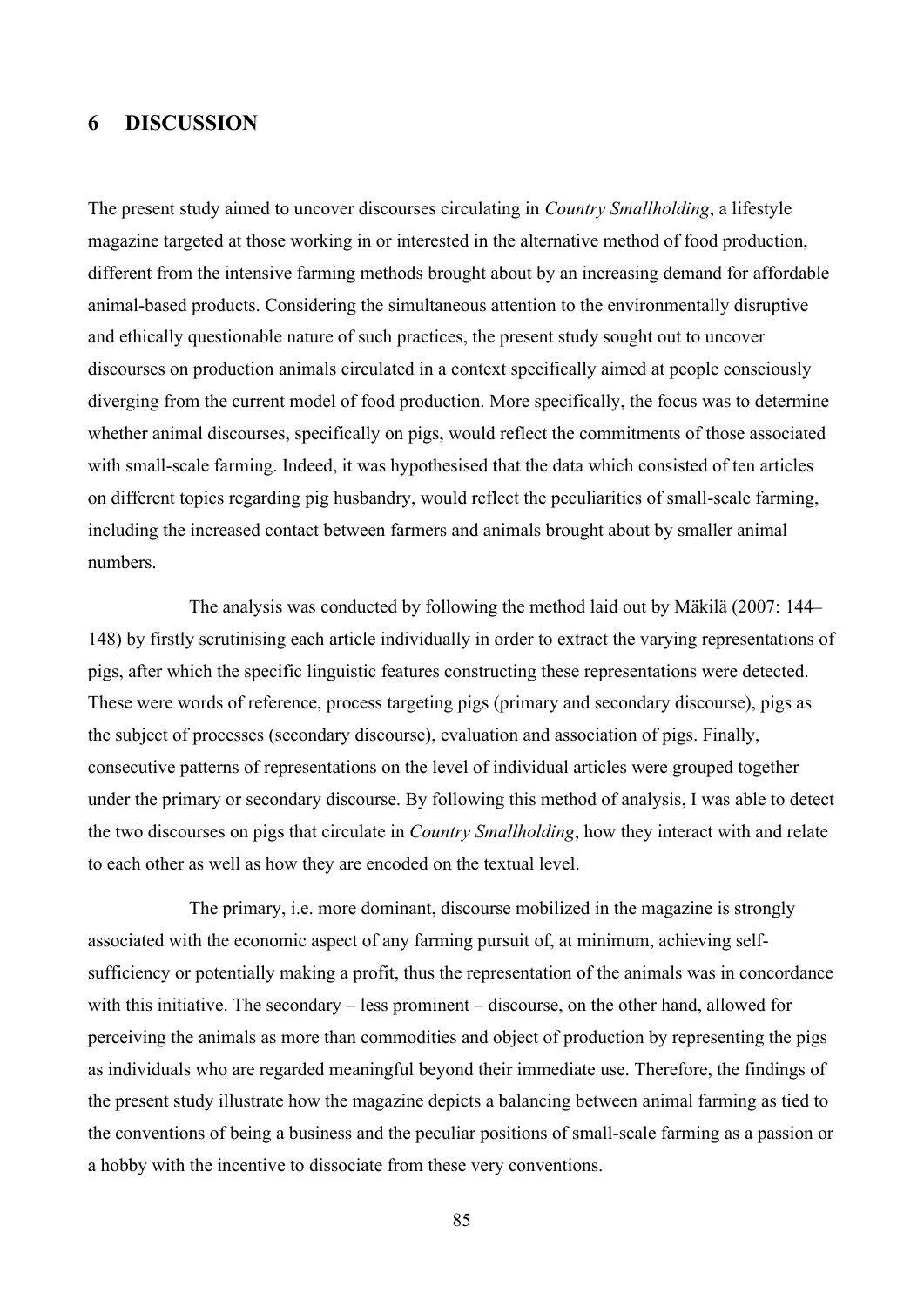# 6 DISCUSSION

The present study aimed to uncover discourses circulating in *Country Smallholding*, a lifestyle magazine targeted at those working in or interested in the alternative method of food production, different from the intensive farming methods brought about by an increasing demand for affordable animal-based products. Considering the simultaneous attention to the environmentally disruptive and ethically questionable nature of such practices, the present study sought out to uncover discourses on production animals circulated in a context specifically aimed at people consciously diverging from the current model of food production. More specifically, the focus was to determine whether animal discourses, specifically on pigs, would reflect the commitments of those associated with small-scale farming. Indeed, it was hypothesised that the data which consisted of ten articles on different topics regarding pig husbandry, would reflect the peculiarities of small-scale farming, including the increased contact between farmers and animals brought about by smaller animal numbers.

The analysis was conducted by following the method laid out by Mäkilä (2007: 144–148) by firstly scrutinising each article individually in order to extract the varying representations of pigs, after which the specific linguistic features constructing these representations were detected. These were words of reference, process targeting pigs (primary and secondary discourse), pigs as the subject of processes (secondary discourse), evaluation and association of pigs. Finally, consecutive patterns of representations on the level of individual articles were grouped together under the primary or secondary discourse. By following this method of analysis, I was able to detect the two discourses on pigs that circulate in *Country Smallholding*, how they interact with and relate to each other as well as how they are encoded on the textual level.

The primary, i.e. more dominant, discourse mobilized in the magazine is strongly associated with the economic aspect of any farming pursuit of, at minimum, achieving self-sufficiency or potentially making a profit, thus the representation of the animals was in concordance with this initiative. The secondary – less prominent – discourse, on the other hand, allowed for perceiving the animals as more than commodities and object of production by representing the pigs as individuals who are regarded meaningful beyond their immediate use. Therefore, the findings of the present study illustrate how the magazine depicts a balancing between animal farming as tied to the conventions of being a business and the peculiar positions of small-scale farming as a passion or a hobby with the incentive to dissociate from these very conventions.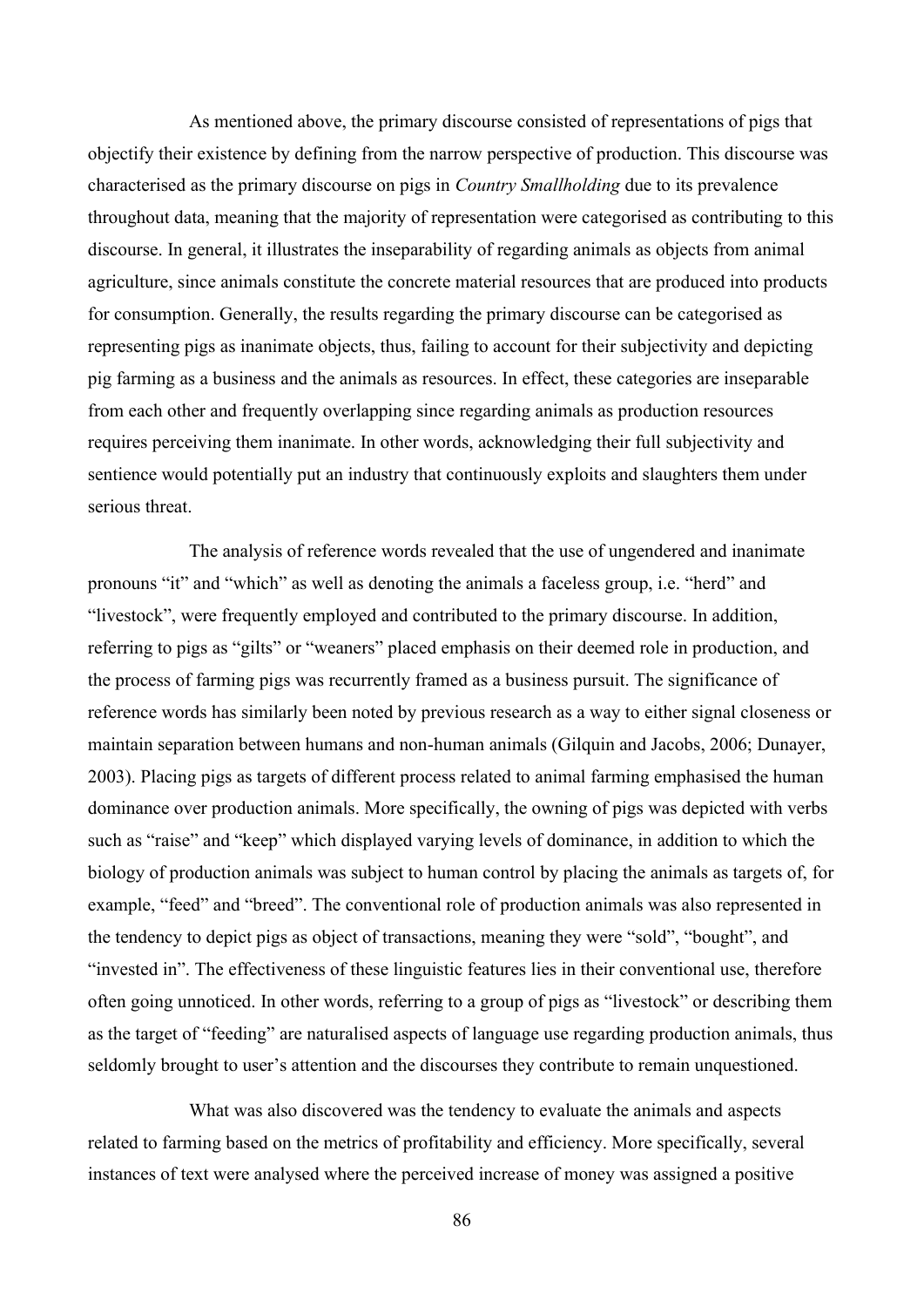As mentioned above, the primary discourse consisted of representations of pigs that objectify their existence by defining from the narrow perspective of production. This discourse was characterised as the primary discourse on pigs in *Country Smallholding* due to its prevalence throughout data, meaning that the majority of representation were categorised as contributing to this discourse. In general, it illustrates the inseparability of regarding animals as objects from animal agriculture, since animals constitute the concrete material resources that are produced into products for consumption. Generally, the results regarding the primary discourse can be categorised as representing pigs as inanimate objects, thus, failing to account for their subjectivity and depicting pig farming as a business and the animals as resources. In effect, these categories are inseparable from each other and frequently overlapping since regarding animals as production resources requires perceiving them inanimate. In other words, acknowledging their full subjectivity and sentience would potentially put an industry that continuously exploits and slaughters them under serious threat.

The analysis of reference words revealed that the use of ungendered and inanimate pronouns "it" and "which" as well as denoting the animals a faceless group, i.e. "herd" and "livestock", were frequently employed and contributed to the primary discourse. In addition, referring to pigs as "gilts" or "weaners" placed emphasis on their deemed role in production, and the process of farming pigs was recurrently framed as a business pursuit. The significance of reference words has similarly been noted by previous research as a way to either signal closeness or maintain separation between humans and non-human animals (Gilquin and Jacobs, 2006; Dunayer, 2003). Placing pigs as targets of different process related to animal farming emphasised the human dominance over production animals. More specifically, the owning of pigs was depicted with verbs such as "raise" and "keep" which displayed varying levels of dominance, in addition to which the biology of production animals was subject to human control by placing the animals as targets of, for example, "feed" and "breed". The conventional role of production animals was also represented in the tendency to depict pigs as object of transactions, meaning they were "sold", "bought", and "invested in". The effectiveness of these linguistic features lies in their conventional use, therefore often going unnoticed. In other words, referring to a group of pigs as "livestock" or describing them as the target of "feeding" are naturalised aspects of language use regarding production animals, thus seldomly brought to user's attention and the discourses they contribute to remain unquestioned.

What was also discovered was the tendency to evaluate the animals and aspects related to farming based on the metrics of profitability and efficiency. More specifically, several instances of text were analysed where the perceived increase of money was assigned a positive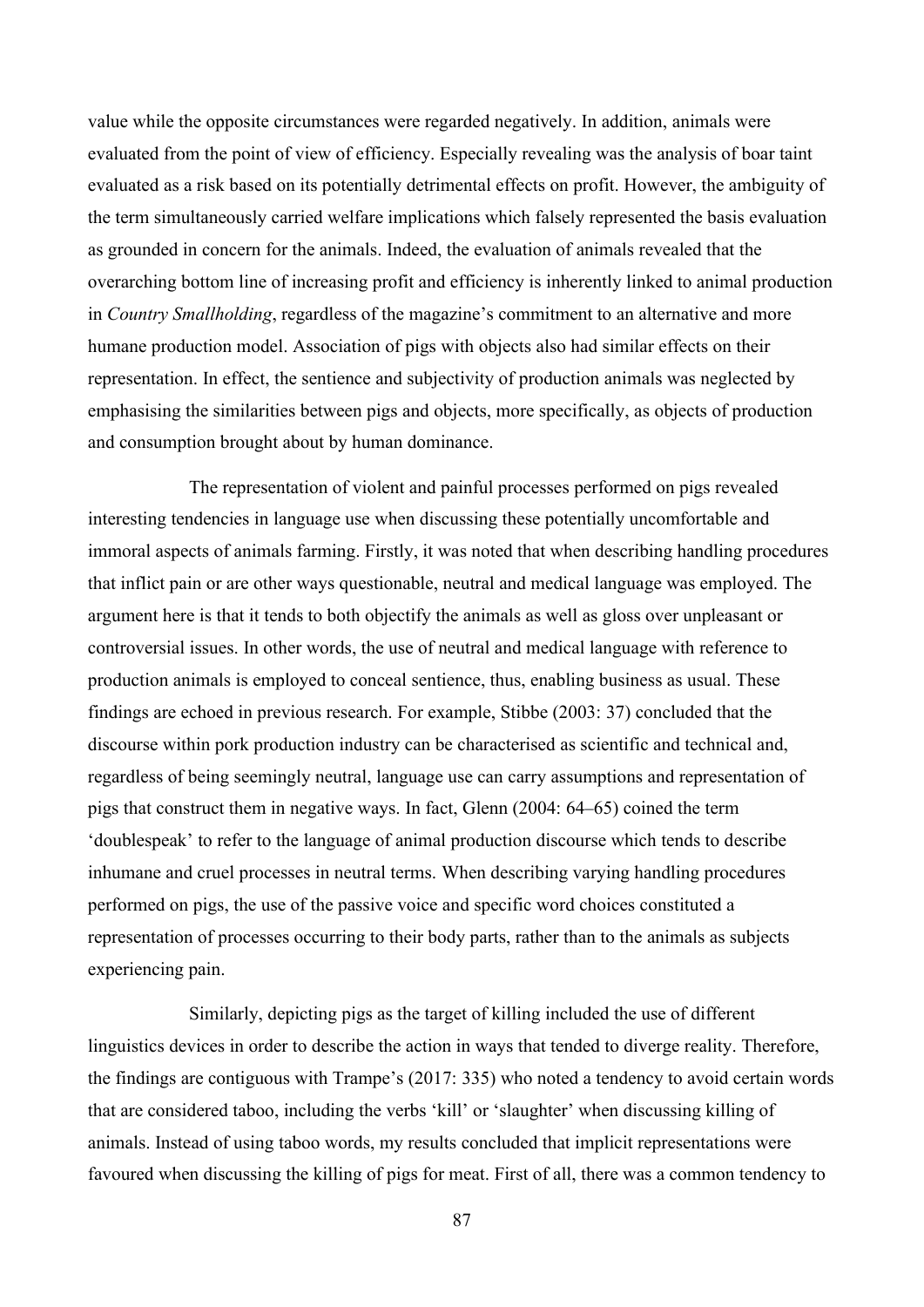value while the opposite circumstances were regarded negatively. In addition, animals were evaluated from the point of view of efficiency. Especially revealing was the analysis of boar taint evaluated as a risk based on its potentially detrimental effects on profit. However, the ambiguity of the term simultaneously carried welfare implications which falsely represented the basis evaluation as grounded in concern for the animals. Indeed, the evaluation of animals revealed that the overarching bottom line of increasing profit and efficiency is inherently linked to animal production in *Country Smallholding*, regardless of the magazine's commitment to an alternative and more humane production model. Association of pigs with objects also had similar effects on their representation. In effect, the sentience and subjectivity of production animals was neglected by emphasising the similarities between pigs and objects, more specifically, as objects of production and consumption brought about by human dominance.

The representation of violent and painful processes performed on pigs revealed interesting tendencies in language use when discussing these potentially uncomfortable and immoral aspects of animals farming. Firstly, it was noted that when describing handling procedures that inflict pain or are other ways questionable, neutral and medical language was employed. The argument here is that it tends to both objectify the animals as well as gloss over unpleasant or controversial issues. In other words, the use of neutral and medical language with reference to production animals is employed to conceal sentience, thus, enabling business as usual. These findings are echoed in previous research. For example, Stibbe (2003: 37) concluded that the discourse within pork production industry can be characterised as scientific and technical and, regardless of being seemingly neutral, language use can carry assumptions and representation of pigs that construct them in negative ways. In fact, Glenn (2004: 64–65) coined the term 'doublespeak' to refer to the language of animal production discourse which tends to describe inhumane and cruel processes in neutral terms. When describing varying handling procedures performed on pigs, the use of the passive voice and specific word choices constituted a representation of processes occurring to their body parts, rather than to the animals as subjects experiencing pain.

Similarly, depicting pigs as the target of killing included the use of different linguistics devices in order to describe the action in ways that tended to diverge reality. Therefore, the findings are contiguous with Trampe's (2017: 335) who noted a tendency to avoid certain words that are considered taboo, including the verbs 'kill' or 'slaughter' when discussing killing of animals. Instead of using taboo words, my results concluded that implicit representations were favoured when discussing the killing of pigs for meat. First of all, there was a common tendency to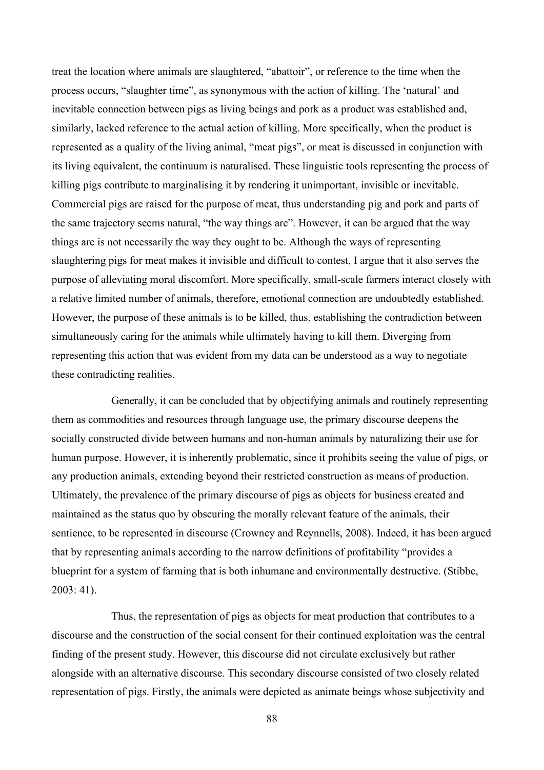treat the location where animals are slaughtered, "abattoir", or reference to the time when the process occurs, "slaughter time", as synonymous with the action of killing. The 'natural' and inevitable connection between pigs as living beings and pork as a product was established and, similarly, lacked reference to the actual action of killing. More specifically, when the product is represented as a quality of the living animal, "meat pigs", or meat is discussed in conjunction with its living equivalent, the continuum is naturalised. These linguistic tools representing the process of killing pigs contribute to marginalising it by rendering it unimportant, invisible or inevitable. Commercial pigs are raised for the purpose of meat, thus understanding pig and pork and parts of the same trajectory seems natural, "the way things are". However, it can be argued that the way things are is not necessarily the way they ought to be. Although the ways of representing slaughtering pigs for meat makes it invisible and difficult to contest, I argue that it also serves the purpose of alleviating moral discomfort. More specifically, small-scale farmers interact closely with a relative limited number of animals, therefore, emotional connection are undoubtedly established. However, the purpose of these animals is to be killed, thus, establishing the contradiction between simultaneously caring for the animals while ultimately having to kill them. Diverging from representing this action that was evident from my data can be understood as a way to negotiate these contradicting realities.

Generally, it can be concluded that by objectifying animals and routinely representing them as commodities and resources through language use, the primary discourse deepens the socially constructed divide between humans and non-human animals by naturalizing their use for human purpose. However, it is inherently problematic, since it prohibits seeing the value of pigs, or any production animals, extending beyond their restricted construction as means of production. Ultimately, the prevalence of the primary discourse of pigs as objects for business created and maintained as the status quo by obscuring the morally relevant feature of the animals, their sentience, to be represented in discourse (Crowney and Reynnells, 2008). Indeed, it has been argued that by representing animals according to the narrow definitions of profitability "provides a blueprint for a system of farming that is both inhumane and environmentally destructive. (Stibbe, 2003: 41).

Thus, the representation of pigs as objects for meat production that contributes to a discourse and the construction of the social consent for their continued exploitation was the central finding of the present study. However, this discourse did not circulate exclusively but rather alongside with an alternative discourse. This secondary discourse consisted of two closely related representation of pigs. Firstly, the animals were depicted as animate beings whose subjectivity and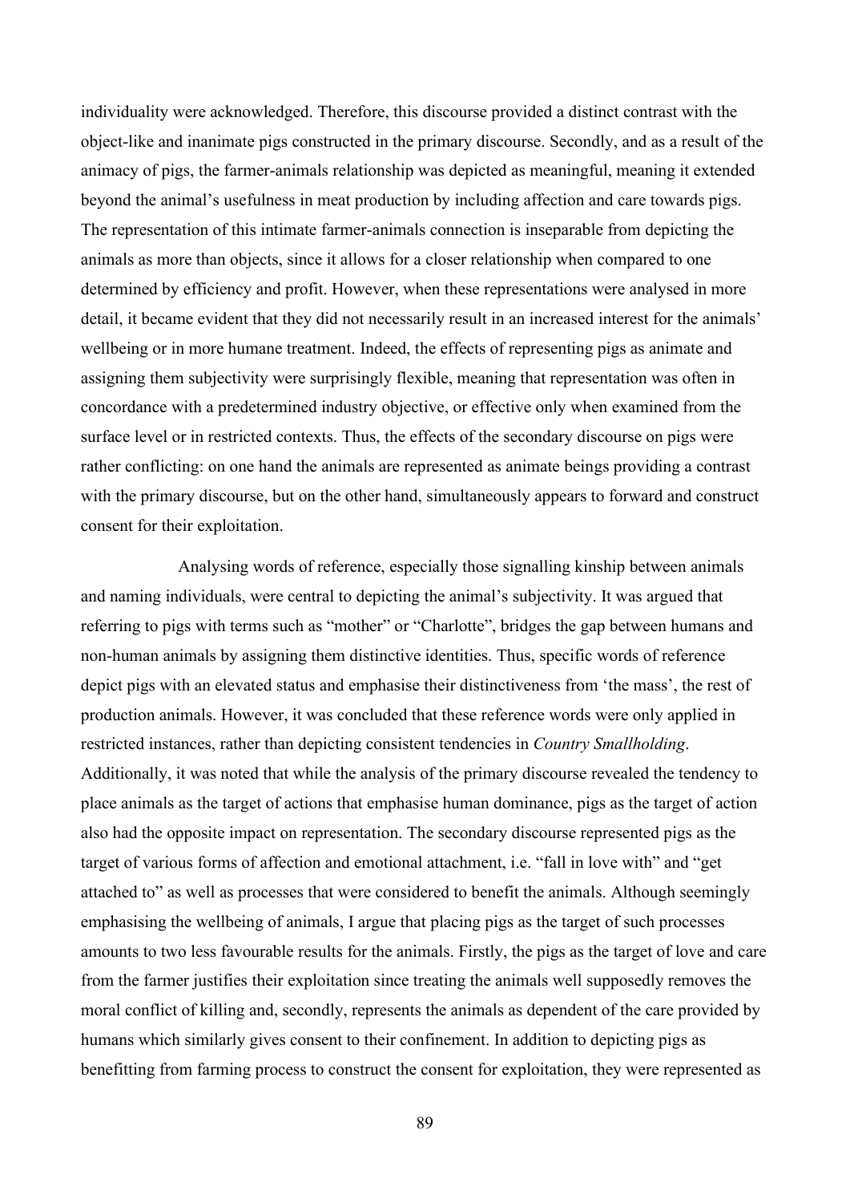individuality were acknowledged. Therefore, this discourse provided a distinct contrast with the object-like and inanimate pigs constructed in the primary discourse. Secondly, and as a result of the animacy of pigs, the farmer-animals relationship was depicted as meaningful, meaning it extended beyond the animal's usefulness in meat production by including affection and care towards pigs. The representation of this intimate farmer-animals connection is inseparable from depicting the animals as more than objects, since it allows for a closer relationship when compared to one determined by efficiency and profit. However, when these representations were analysed in more detail, it became evident that they did not necessarily result in an increased interest for the animals' wellbeing or in more humane treatment. Indeed, the effects of representing pigs as animate and assigning them subjectivity were surprisingly flexible, meaning that representation was often in concordance with a predetermined industry objective, or effective only when examined from the surface level or in restricted contexts. Thus, the effects of the secondary discourse on pigs were rather conflicting: on one hand the animals are represented as animate beings providing a contrast with the primary discourse, but on the other hand, simultaneously appears to forward and construct consent for their exploitation.

Analysing words of reference, especially those signalling kinship between animals and naming individuals, were central to depicting the animal's subjectivity. It was argued that referring to pigs with terms such as "mother" or "Charlotte", bridges the gap between humans and non-human animals by assigning them distinctive identities. Thus, specific words of reference depict pigs with an elevated status and emphasise their distinctiveness from 'the mass', the rest of production animals. However, it was concluded that these reference words were only applied in restricted instances, rather than depicting consistent tendencies in *Country Smallholding*. Additionally, it was noted that while the analysis of the primary discourse revealed the tendency to place animals as the target of actions that emphasise human dominance, pigs as the target of action also had the opposite impact on representation. The secondary discourse represented pigs as the target of various forms of affection and emotional attachment, i.e. "fall in love with" and "get attached to" as well as processes that were considered to benefit the animals. Although seemingly emphasising the wellbeing of animals, I argue that placing pigs as the target of such processes amounts to two less favourable results for the animals. Firstly, the pigs as the target of love and care from the farmer justifies their exploitation since treating the animals well supposedly removes the moral conflict of killing and, secondly, represents the animals as dependent of the care provided by humans which similarly gives consent to their confinement. In addition to depicting pigs as benefitting from farming process to construct the consent for exploitation, they were represented as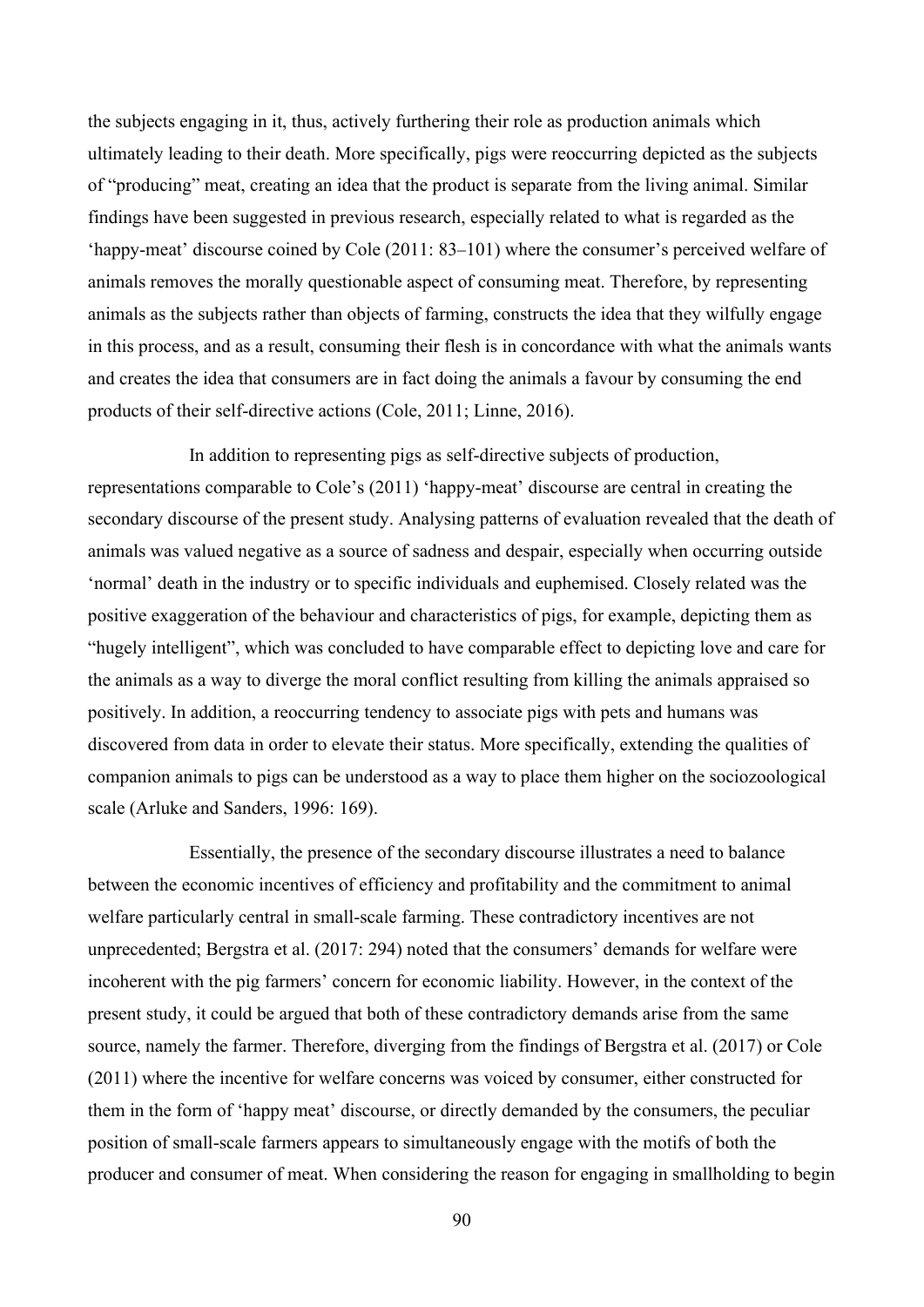the subjects engaging in it, thus, actively furthering their role as production animals which ultimately leading to their death. More specifically, pigs were reoccurring depicted as the subjects of "producing" meat, creating an idea that the product is separate from the living animal. Similar findings have been suggested in previous research, especially related to what is regarded as the 'happy-meat' discourse coined by Cole (2011: 83–101) where the consumer's perceived welfare of animals removes the morally questionable aspect of consuming meat. Therefore, by representing animals as the subjects rather than objects of farming, constructs the idea that they wilfully engage in this process, and as a result, consuming their flesh is in concordance with what the animals wants and creates the idea that consumers are in fact doing the animals a favour by consuming the end products of their self-directive actions (Cole, 2011; Linne, 2016).

In addition to representing pigs as self-directive subjects of production, representations comparable to Cole's (2011) 'happy-meat' discourse are central in creating the secondary discourse of the present study. Analysing patterns of evaluation revealed that the death of animals was valued negative as a source of sadness and despair, especially when occurring outside 'normal' death in the industry or to specific individuals and euphemised. Closely related was the positive exaggeration of the behaviour and characteristics of pigs, for example, depicting them as "hugely intelligent", which was concluded to have comparable effect to depicting love and care for the animals as a way to diverge the moral conflict resulting from killing the animals appraised so positively. In addition, a reoccurring tendency to associate pigs with pets and humans was discovered from data in order to elevate their status. More specifically, extending the qualities of companion animals to pigs can be understood as a way to place them higher on the sociozoological scale (Arluke and Sanders, 1996: 169).

Essentially, the presence of the secondary discourse illustrates a need to balance between the economic incentives of efficiency and profitability and the commitment to animal welfare particularly central in small-scale farming. These contradictory incentives are not unprecedented; Bergstra et al. (2017: 294) noted that the consumers' demands for welfare were incoherent with the pig farmers' concern for economic liability. However, in the context of the present study, it could be argued that both of these contradictory demands arise from the same source, namely the farmer. Therefore, diverging from the findings of Bergstra et al. (2017) or Cole (2011) where the incentive for welfare concerns was voiced by consumer, either constructed for them in the form of 'happy meat' discourse, or directly demanded by the consumers, the peculiar position of small-scale farmers appears to simultaneously engage with the motifs of both the producer and consumer of meat. When considering the reason for engaging in smallholding to begin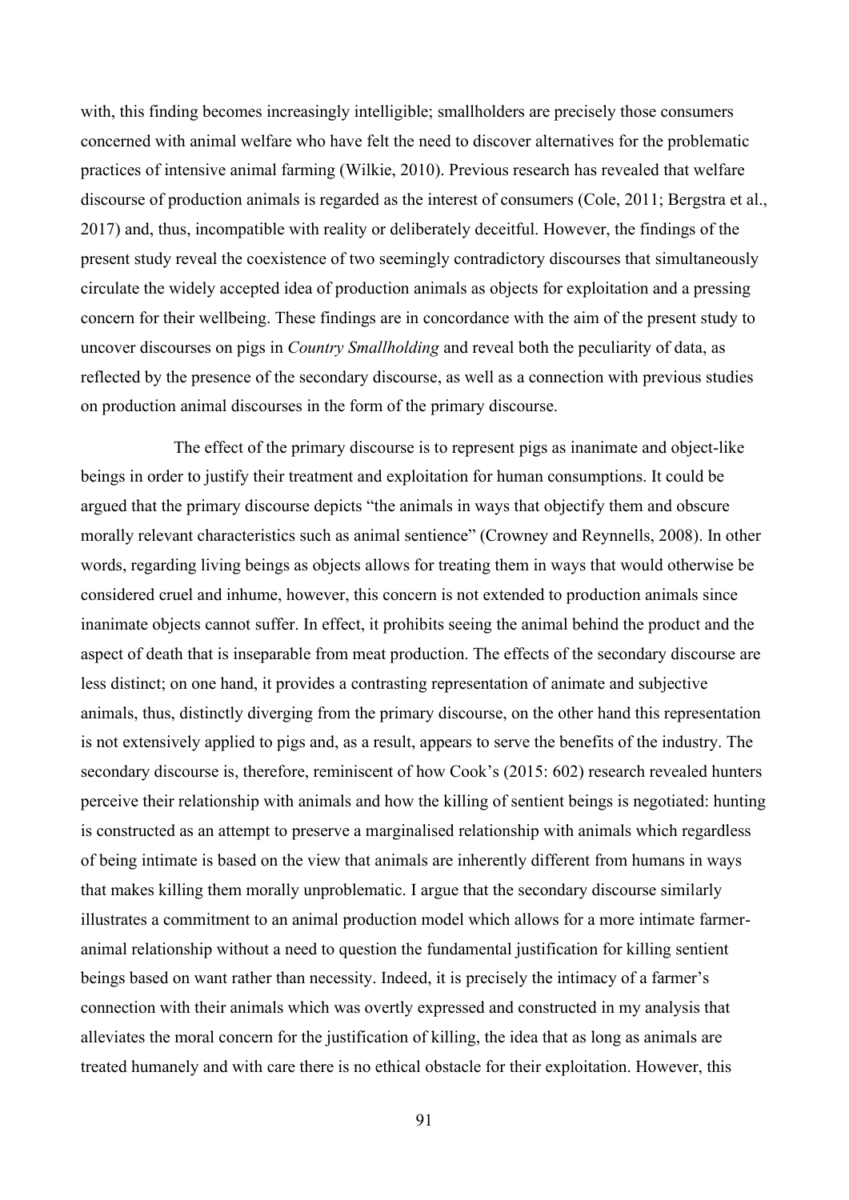with, this finding becomes increasingly intelligible; smallholders are precisely those consumers concerned with animal welfare who have felt the need to discover alternatives for the problematic practices of intensive animal farming (Wilkie, 2010). Previous research has revealed that welfare discourse of production animals is regarded as the interest of consumers (Cole, 2011; Bergstra et al., 2017) and, thus, incompatible with reality or deliberately deceitful. However, the findings of the present study reveal the coexistence of two seemingly contradictory discourses that simultaneously circulate the widely accepted idea of production animals as objects for exploitation and a pressing concern for their wellbeing. These findings are in concordance with the aim of the present study to uncover discourses on pigs in *Country Smallholding* and reveal both the peculiarity of data, as reflected by the presence of the secondary discourse, as well as a connection with previous studies on production animal discourses in the form of the primary discourse.

The effect of the primary discourse is to represent pigs as inanimate and object-like beings in order to justify their treatment and exploitation for human consumptions. It could be argued that the primary discourse depicts "the animals in ways that objectify them and obscure morally relevant characteristics such as animal sentience" (Crowney and Reynnells, 2008). In other words, regarding living beings as objects allows for treating them in ways that would otherwise be considered cruel and inhume, however, this concern is not extended to production animals since inanimate objects cannot suffer. In effect, it prohibits seeing the animal behind the product and the aspect of death that is inseparable from meat production. The effects of the secondary discourse are less distinct; on one hand, it provides a contrasting representation of animate and subjective animals, thus, distinctly diverging from the primary discourse, on the other hand this representation is not extensively applied to pigs and, as a result, appears to serve the benefits of the industry. The secondary discourse is, therefore, reminiscent of how Cook's (2015: 602) research revealed hunters perceive their relationship with animals and how the killing of sentient beings is negotiated: hunting is constructed as an attempt to preserve a marginalised relationship with animals which regardless of being intimate is based on the view that animals are inherently different from humans in ways that makes killing them morally unproblematic. I argue that the secondary discourse similarly illustrates a commitment to an animal production model which allows for a more intimate farmer-animal relationship without a need to question the fundamental justification for killing sentient beings based on want rather than necessity. Indeed, it is precisely the intimacy of a farmer's connection with their animals which was overtly expressed and constructed in my analysis that alleviates the moral concern for the justification of killing, the idea that as long as animals are treated humanely and with care there is no ethical obstacle for their exploitation. However, this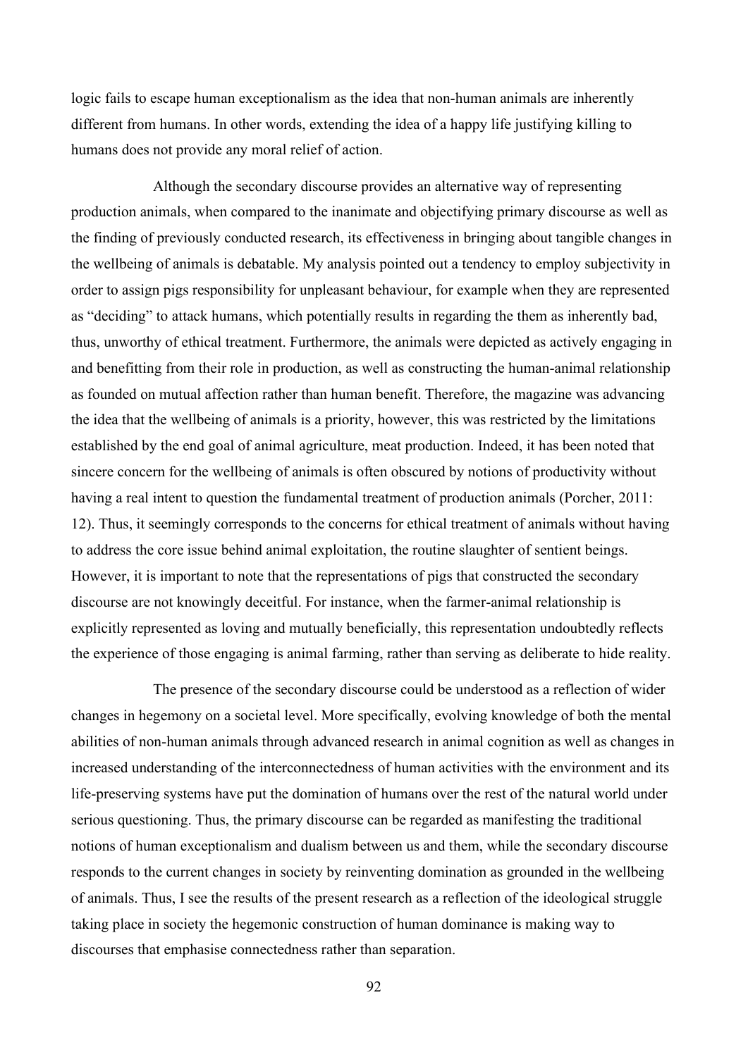logic fails to escape human exceptionalism as the idea that non-human animals are inherently different from humans. In other words, extending the idea of a happy life justifying killing to humans does not provide any moral relief of action.

Although the secondary discourse provides an alternative way of representing production animals, when compared to the inanimate and objectifying primary discourse as well as the finding of previously conducted research, its effectiveness in bringing about tangible changes in the wellbeing of animals is debatable. My analysis pointed out a tendency to employ subjectivity in order to assign pigs responsibility for unpleasant behaviour, for example when they are represented as "deciding" to attack humans, which potentially results in regarding the them as inherently bad, thus, unworthy of ethical treatment. Furthermore, the animals were depicted as actively engaging in and benefitting from their role in production, as well as constructing the human-animal relationship as founded on mutual affection rather than human benefit. Therefore, the magazine was advancing the idea that the wellbeing of animals is a priority, however, this was restricted by the limitations established by the end goal of animal agriculture, meat production. Indeed, it has been noted that sincere concern for the wellbeing of animals is often obscured by notions of productivity without having a real intent to question the fundamental treatment of production animals (Porcher, 2011: 12). Thus, it seemingly corresponds to the concerns for ethical treatment of animals without having to address the core issue behind animal exploitation, the routine slaughter of sentient beings. However, it is important to note that the representations of pigs that constructed the secondary discourse are not knowingly deceitful. For instance, when the farmer-animal relationship is explicitly represented as loving and mutually beneficially, this representation undoubtedly reflects the experience of those engaging is animal farming, rather than serving as deliberate to hide reality.

The presence of the secondary discourse could be understood as a reflection of wider changes in hegemony on a societal level. More specifically, evolving knowledge of both the mental abilities of non-human animals through advanced research in animal cognition as well as changes in increased understanding of the interconnectedness of human activities with the environment and its life-preserving systems have put the domination of humans over the rest of the natural world under serious questioning. Thus, the primary discourse can be regarded as manifesting the traditional notions of human exceptionalism and dualism between us and them, while the secondary discourse responds to the current changes in society by reinventing domination as grounded in the wellbeing of animals. Thus, I see the results of the present research as a reflection of the ideological struggle taking place in society the hegemonic construction of human dominance is making way to discourses that emphasise connectedness rather than separation.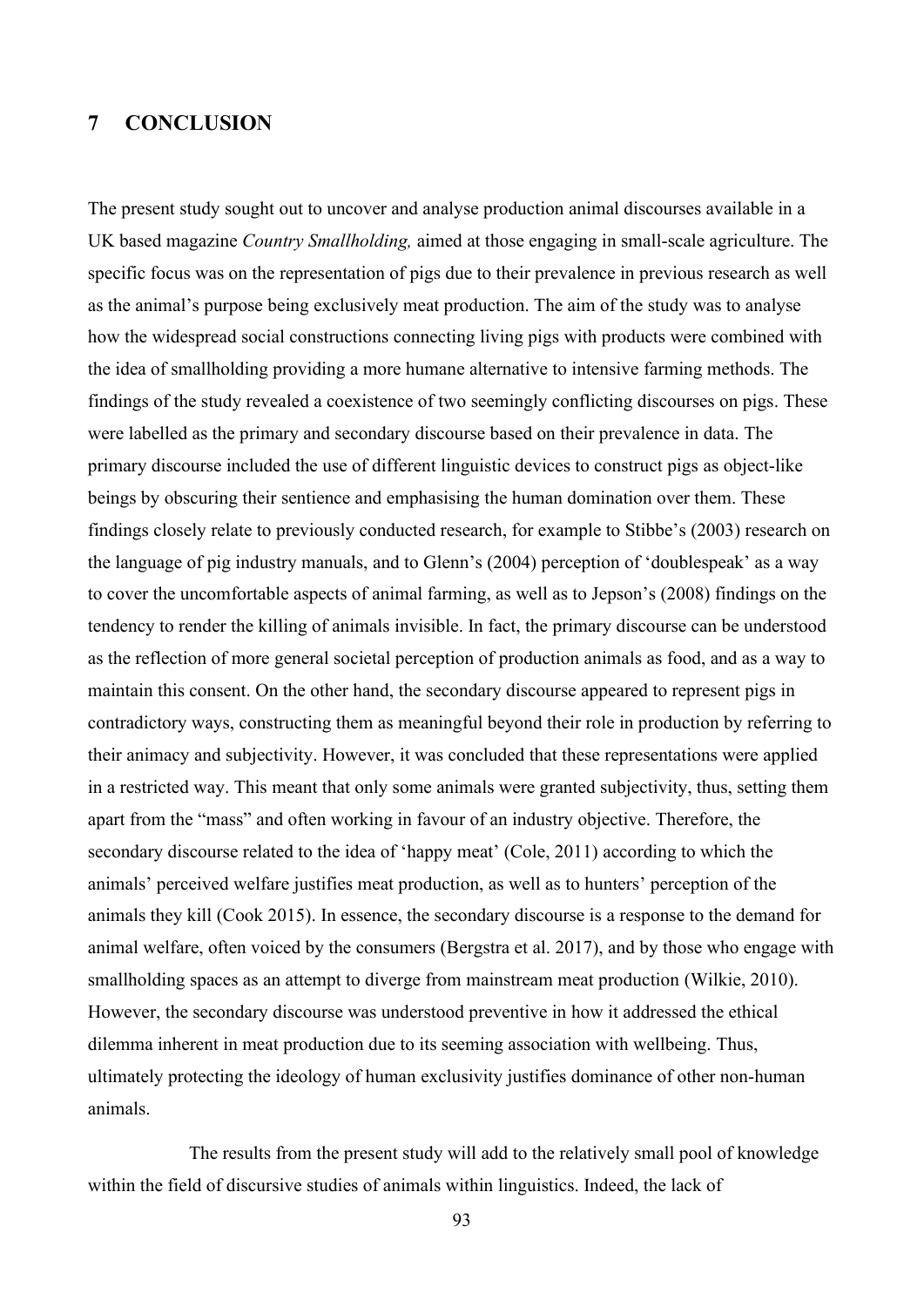# 7 CONCLUSION

The present study sought out to uncover and analyse production animal discourses available in a UK based magazine *Country Smallholding,* aimed at those engaging in small-scale agriculture. The specific focus was on the representation of pigs due to their prevalence in previous research as well as the animal's purpose being exclusively meat production. The aim of the study was to analyse how the widespread social constructions connecting living pigs with products were combined with the idea of smallholding providing a more humane alternative to intensive farming methods. The findings of the study revealed a coexistence of two seemingly conflicting discourses on pigs. These were labelled as the primary and secondary discourse based on their prevalence in data. The primary discourse included the use of different linguistic devices to construct pigs as object-like beings by obscuring their sentience and emphasising the human domination over them. These findings closely relate to previously conducted research, for example to Stibbe's (2003) research on the language of pig industry manuals, and to Glenn's (2004) perception of 'doublespeak' as a way to cover the uncomfortable aspects of animal farming, as well as to Jepson's (2008) findings on the tendency to render the killing of animals invisible. In fact, the primary discourse can be understood as the reflection of more general societal perception of production animals as food, and as a way to maintain this consent. On the other hand, the secondary discourse appeared to represent pigs in contradictory ways, constructing them as meaningful beyond their role in production by referring to their animacy and subjectivity. However, it was concluded that these representations were applied in a restricted way. This meant that only some animals were granted subjectivity, thus, setting them apart from the "mass" and often working in favour of an industry objective. Therefore, the secondary discourse related to the idea of 'happy meat' (Cole, 2011) according to which the animals' perceived welfare justifies meat production, as well as to hunters' perception of the animals they kill (Cook 2015). In essence, the secondary discourse is a response to the demand for animal welfare, often voiced by the consumers (Bergstra et al. 2017), and by those who engage with smallholding spaces as an attempt to diverge from mainstream meat production (Wilkie, 2010). However, the secondary discourse was understood preventive in how it addressed the ethical dilemma inherent in meat production due to its seeming association with wellbeing. Thus, ultimately protecting the ideology of human exclusivity justifies dominance of other non-human animals.

The results from the present study will add to the relatively small pool of knowledge within the field of discursive studies of animals within linguistics. Indeed, the lack of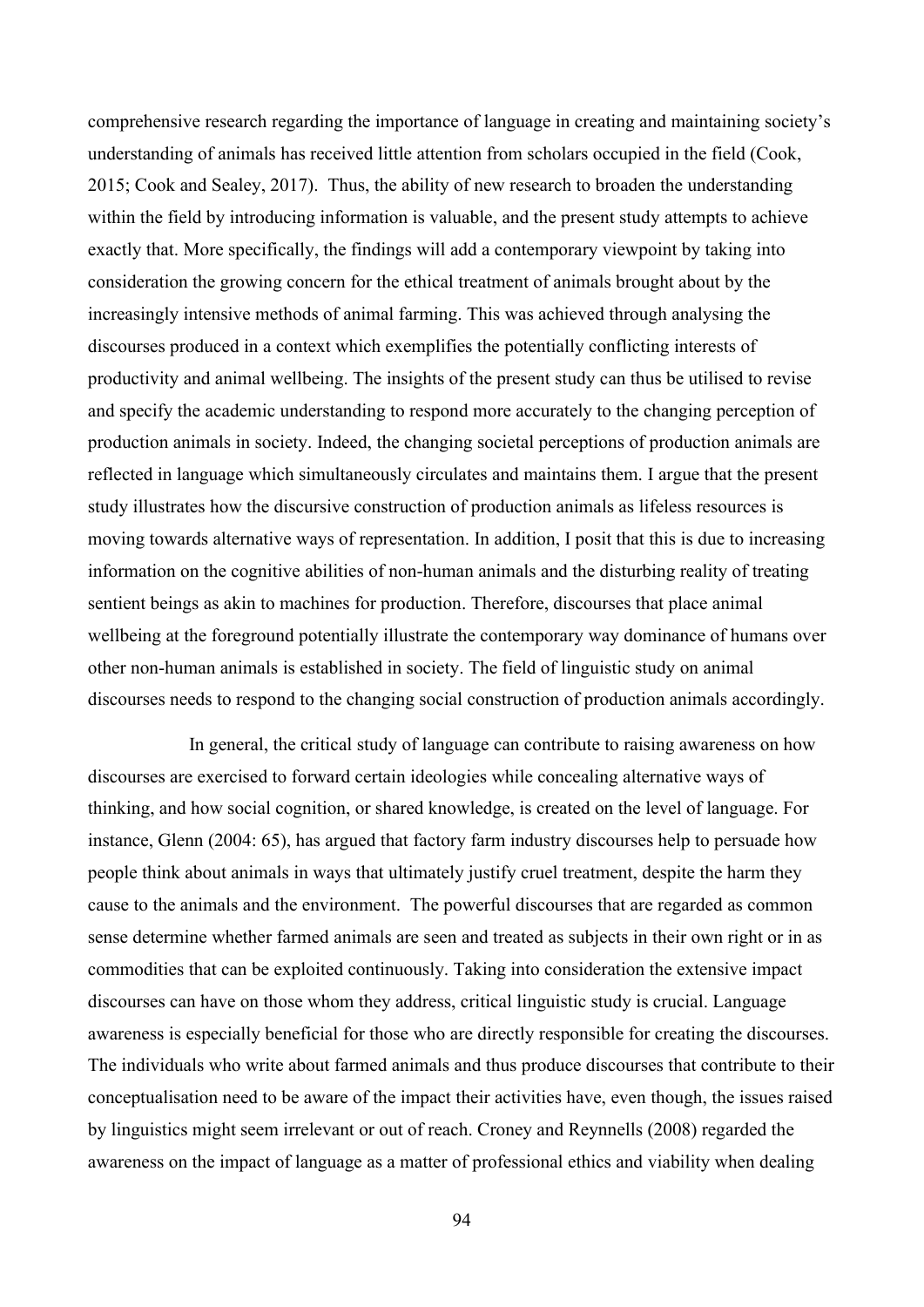comprehensive research regarding the importance of language in creating and maintaining society's understanding of animals has received little attention from scholars occupied in the field (Cook, 2015; Cook and Sealey, 2017). Thus, the ability of new research to broaden the understanding within the field by introducing information is valuable, and the present study attempts to achieve exactly that. More specifically, the findings will add a contemporary viewpoint by taking into consideration the growing concern for the ethical treatment of animals brought about by the increasingly intensive methods of animal farming. This was achieved through analysing the discourses produced in a context which exemplifies the potentially conflicting interests of productivity and animal wellbeing. The insights of the present study can thus be utilised to revise and specify the academic understanding to respond more accurately to the changing perception of production animals in society. Indeed, the changing societal perceptions of production animals are reflected in language which simultaneously circulates and maintains them. I argue that the present study illustrates how the discursive construction of production animals as lifeless resources is moving towards alternative ways of representation. In addition, I posit that this is due to increasing information on the cognitive abilities of non-human animals and the disturbing reality of treating sentient beings as akin to machines for production. Therefore, discourses that place animal wellbeing at the foreground potentially illustrate the contemporary way dominance of humans over other non-human animals is established in society. The field of linguistic study on animal discourses needs to respond to the changing social construction of production animals accordingly.

In general, the critical study of language can contribute to raising awareness on how discourses are exercised to forward certain ideologies while concealing alternative ways of thinking, and how social cognition, or shared knowledge, is created on the level of language. For instance, Glenn (2004: 65), has argued that factory farm industry discourses help to persuade how people think about animals in ways that ultimately justify cruel treatment, despite the harm they cause to the animals and the environment. The powerful discourses that are regarded as common sense determine whether farmed animals are seen and treated as subjects in their own right or in as commodities that can be exploited continuously. Taking into consideration the extensive impact discourses can have on those whom they address, critical linguistic study is crucial. Language awareness is especially beneficial for those who are directly responsible for creating the discourses. The individuals who write about farmed animals and thus produce discourses that contribute to their conceptualisation need to be aware of the impact their activities have, even though, the issues raised by linguistics might seem irrelevant or out of reach. Croney and Reynnells (2008) regarded the awareness on the impact of language as a matter of professional ethics and viability when dealing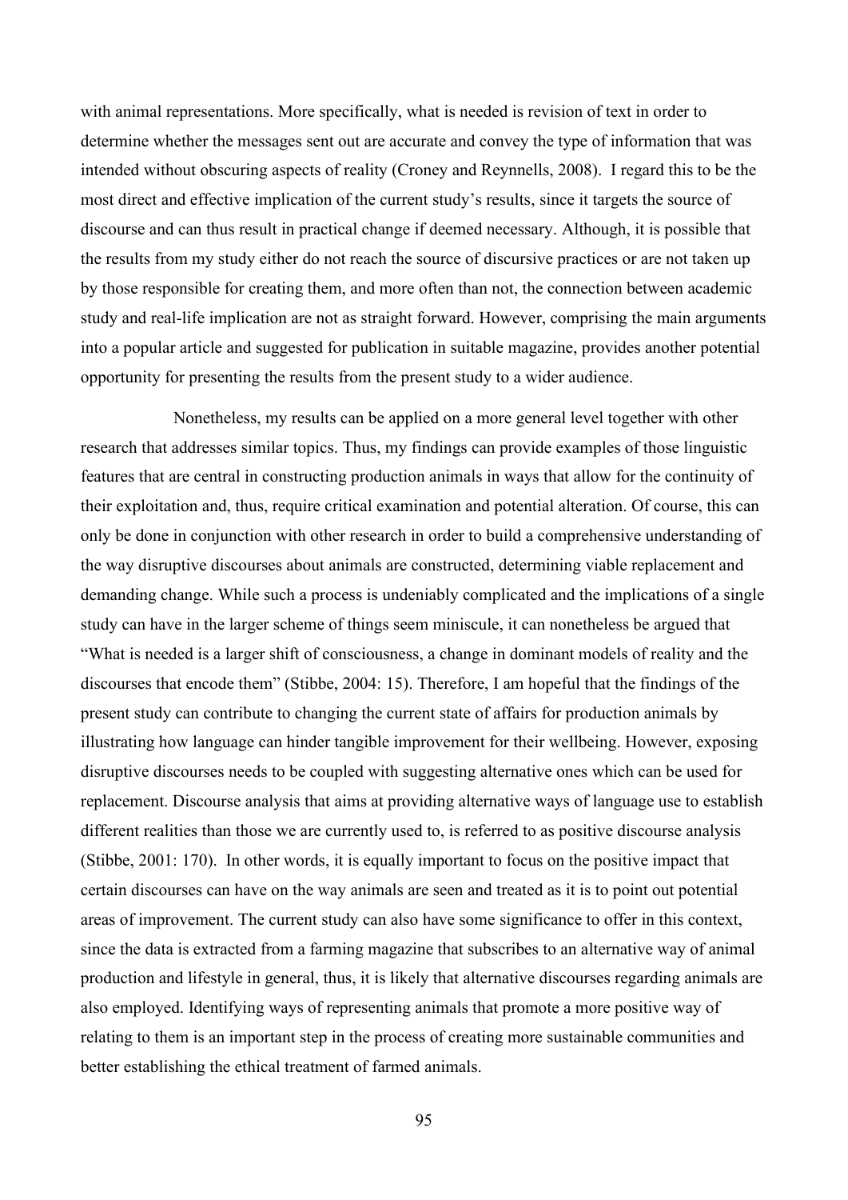with animal representations. More specifically, what is needed is revision of text in order to determine whether the messages sent out are accurate and convey the type of information that was intended without obscuring aspects of reality (Croney and Reynnells, 2008). I regard this to be the most direct and effective implication of the current study's results, since it targets the source of discourse and can thus result in practical change if deemed necessary. Although, it is possible that the results from my study either do not reach the source of discursive practices or are not taken up by those responsible for creating them, and more often than not, the connection between academic study and real-life implication are not as straight forward. However, comprising the main arguments into a popular article and suggested for publication in suitable magazine, provides another potential opportunity for presenting the results from the present study to a wider audience.

Nonetheless, my results can be applied on a more general level together with other research that addresses similar topics. Thus, my findings can provide examples of those linguistic features that are central in constructing production animals in ways that allow for the continuity of their exploitation and, thus, require critical examination and potential alteration. Of course, this can only be done in conjunction with other research in order to build a comprehensive understanding of the way disruptive discourses about animals are constructed, determining viable replacement and demanding change. While such a process is undeniably complicated and the implications of a single study can have in the larger scheme of things seem miniscule, it can nonetheless be argued that "What is needed is a larger shift of consciousness, a change in dominant models of reality and the discourses that encode them" (Stibbe, 2004: 15). Therefore, I am hopeful that the findings of the present study can contribute to changing the current state of affairs for production animals by illustrating how language can hinder tangible improvement for their wellbeing. However, exposing disruptive discourses needs to be coupled with suggesting alternative ones which can be used for replacement. Discourse analysis that aims at providing alternative ways of language use to establish different realities than those we are currently used to, is referred to as positive discourse analysis (Stibbe, 2001: 170). In other words, it is equally important to focus on the positive impact that certain discourses can have on the way animals are seen and treated as it is to point out potential areas of improvement. The current study can also have some significance to offer in this context, since the data is extracted from a farming magazine that subscribes to an alternative way of animal production and lifestyle in general, thus, it is likely that alternative discourses regarding animals are also employed. Identifying ways of representing animals that promote a more positive way of relating to them is an important step in the process of creating more sustainable communities and better establishing the ethical treatment of farmed animals.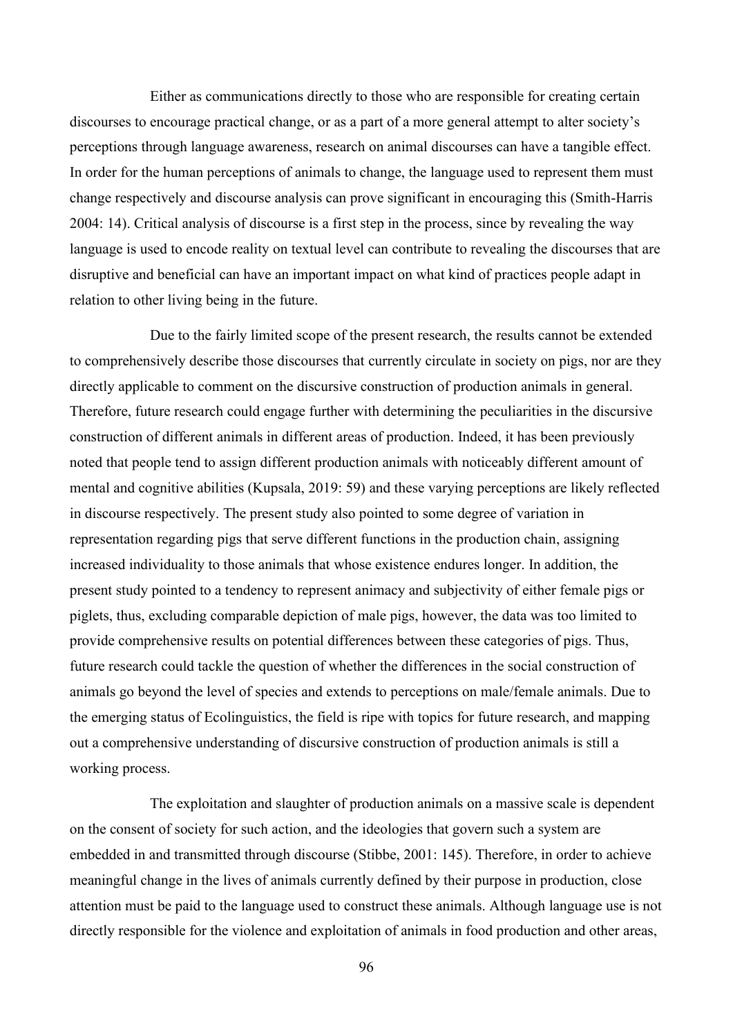Either as communications directly to those who are responsible for creating certain discourses to encourage practical change, or as a part of a more general attempt to alter society's perceptions through language awareness, research on animal discourses can have a tangible effect. In order for the human perceptions of animals to change, the language used to represent them must change respectively and discourse analysis can prove significant in encouraging this (Smith-Harris 2004: 14). Critical analysis of discourse is a first step in the process, since by revealing the way language is used to encode reality on textual level can contribute to revealing the discourses that are disruptive and beneficial can have an important impact on what kind of practices people adapt in relation to other living being in the future.

Due to the fairly limited scope of the present research, the results cannot be extended to comprehensively describe those discourses that currently circulate in society on pigs, nor are they directly applicable to comment on the discursive construction of production animals in general. Therefore, future research could engage further with determining the peculiarities in the discursive construction of different animals in different areas of production. Indeed, it has been previously noted that people tend to assign different production animals with noticeably different amount of mental and cognitive abilities (Kupsala, 2019: 59) and these varying perceptions are likely reflected in discourse respectively. The present study also pointed to some degree of variation in representation regarding pigs that serve different functions in the production chain, assigning increased individuality to those animals that whose existence endures longer. In addition, the present study pointed to a tendency to represent animacy and subjectivity of either female pigs or piglets, thus, excluding comparable depiction of male pigs, however, the data was too limited to provide comprehensive results on potential differences between these categories of pigs. Thus, future research could tackle the question of whether the differences in the social construction of animals go beyond the level of species and extends to perceptions on male/female animals. Due to the emerging status of Ecolinguistics, the field is ripe with topics for future research, and mapping out a comprehensive understanding of discursive construction of production animals is still a working process.

The exploitation and slaughter of production animals on a massive scale is dependent on the consent of society for such action, and the ideologies that govern such a system are embedded in and transmitted through discourse (Stibbe, 2001: 145). Therefore, in order to achieve meaningful change in the lives of animals currently defined by their purpose in production, close attention must be paid to the language used to construct these animals. Although language use is not directly responsible for the violence and exploitation of animals in food production and other areas,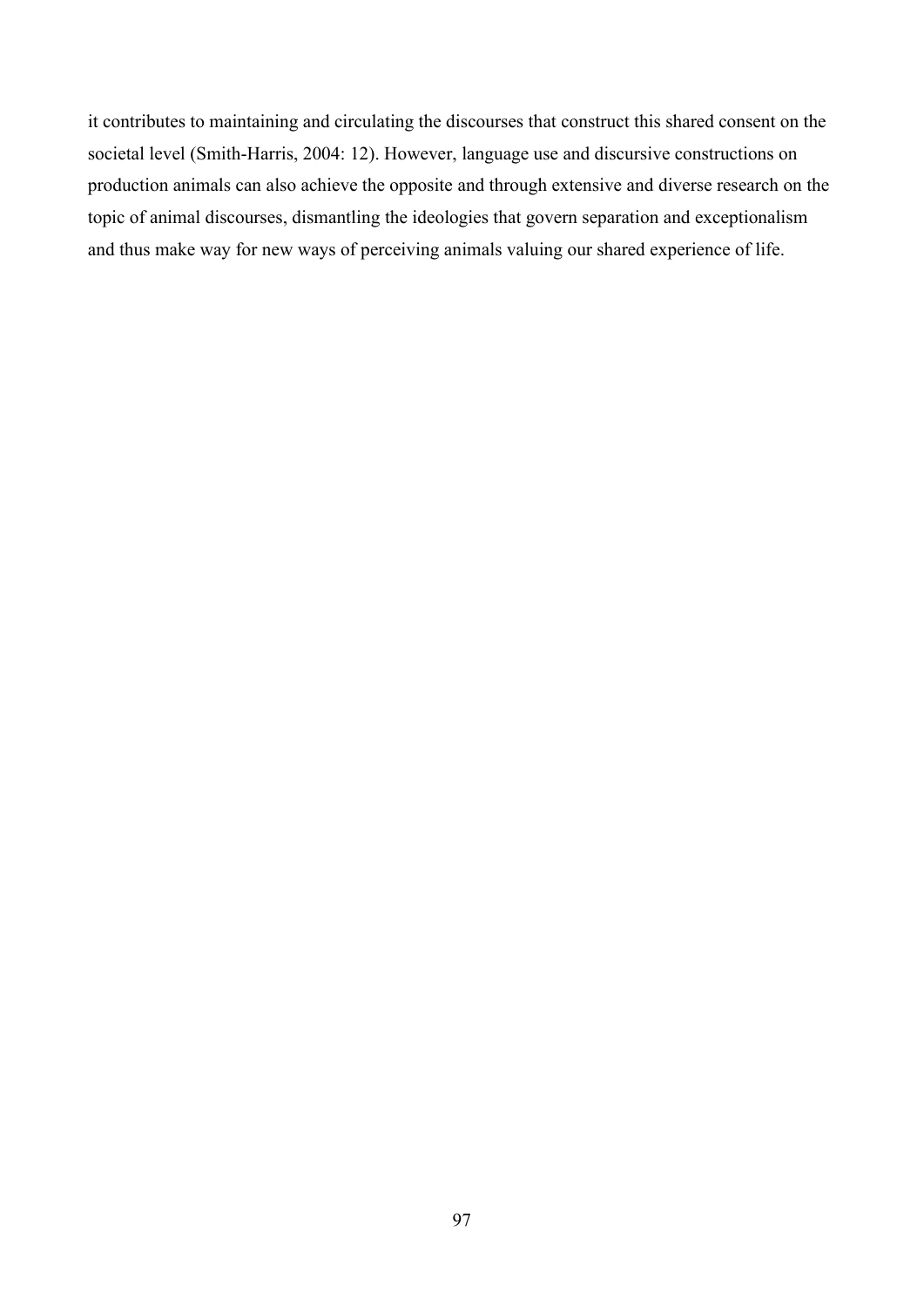it contributes to maintaining and circulating the discourses that construct this shared consent on the societal level (Smith-Harris, 2004: 12). However, language use and discursive constructions on production animals can also achieve the opposite and through extensive and diverse research on the topic of animal discourses, dismantling the ideologies that govern separation and exceptionalism and thus make way for new ways of perceiving animals valuing our shared experience of life.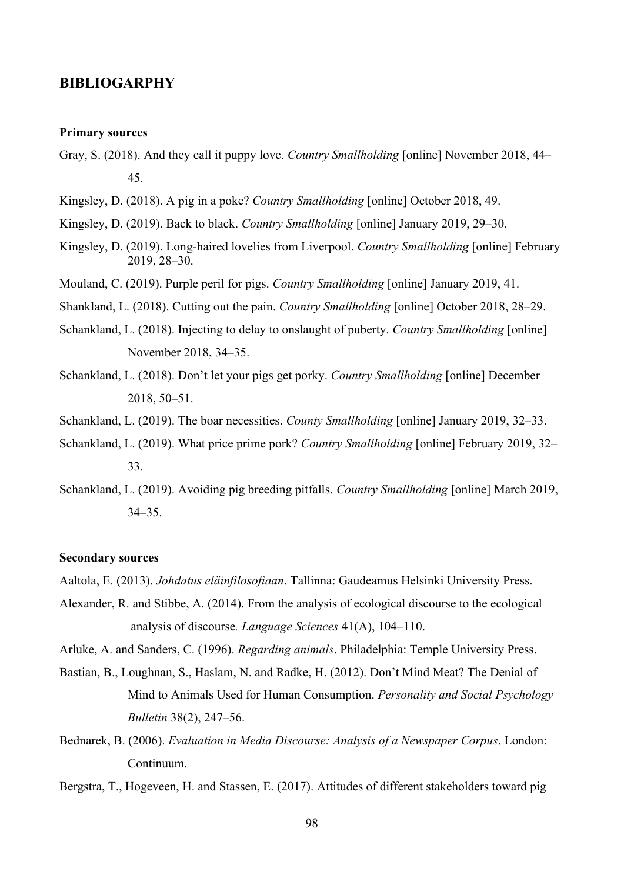## BIBLIOGARPHY

### Primary sources

Gray, S. (2018). And they call it puppy love. *Country Smallholding* [online] November 2018, 44–45.

Kingsley, D. (2018). A pig in a poke? *Country Smallholding* [online] October 2018, 49.

Kingsley, D. (2019). Back to black. *Country Smallholding* [online] January 2019, 29–30.

Kingsley, D. (2019). Long-haired lovelies from Liverpool. *Country Smallholding* [online] February 2019, 28–30.

Mouland, C. (2019). Purple peril for pigs. *Country Smallholding* [online] January 2019, 41.

Shankland, L. (2018). Cutting out the pain. *Country Smallholding* [online] October 2018, 28–29.

Schankland, L. (2018). Injecting to delay to onslaught of puberty. *Country Smallholding* [online] November 2018, 34–35.

Schankland, L. (2018). Don't let your pigs get porky. *Country Smallholding* [online] December 2018, 50–51.

Schankland, L. (2019). The boar necessities. *County Smallholding* [online] January 2019, 32–33.

Schankland, L. (2019). What price prime pork? *Country Smallholding* [online] February 2019, 32–33.

Schankland, L. (2019). Avoiding pig breeding pitfalls. *Country Smallholding* [online] March 2019, 34–35.

### Secondary sources

Aaltola, E. (2013). *Johdatus eläinfilosofiaan*. Tallinna: Gaudeamus Helsinki University Press.

Alexander, R. and Stibbe, A. (2014). From the analysis of ecological discourse to the ecological analysis of discourse*. Language Sciences* 41(A), 104–110.

Arluke, A. and Sanders, C. (1996). *Regarding animals*. Philadelphia: Temple University Press.

Bastian, B., Loughnan, S., Haslam, N. and Radke, H. (2012). Don't Mind Meat? The Denial of Mind to Animals Used for Human Consumption. *Personality and Social Psychology Bulletin* 38(2), 247–56.

Bednarek, B. (2006). *Evaluation in Media Discourse: Analysis of a Newspaper Corpus*. London: Continuum.

Bergstra, T., Hogeveen, H. and Stassen, E. (2017). Attitudes of different stakeholders toward pig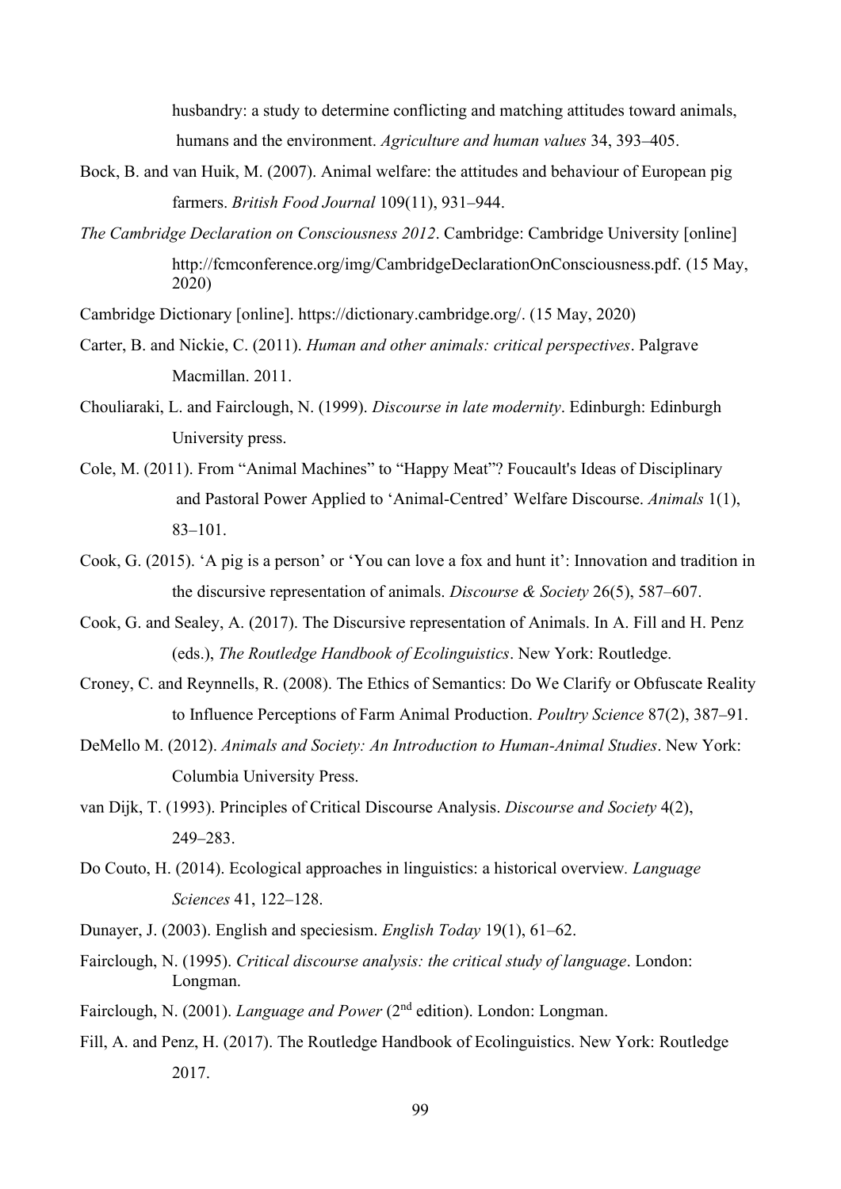husbandry: a study to determine conflicting and matching attitudes toward animals, humans and the environment. *Agriculture and human values* 34, 393–405.

Bock, B. and van Huik, M. (2007). Animal welfare: the attitudes and behaviour of European pig farmers. *British Food Journal* 109(11), 931–944.

*The Cambridge Declaration on Consciousness 2012*. Cambridge: Cambridge University [online] http://fcmconference.org/img/CambridgeDeclarationOnConsciousness.pdf. (15 May, 2020)

Cambridge Dictionary [online]. https://dictionary.cambridge.org/. (15 May, 2020)

Carter, B. and Nickie, C. (2011). *Human and other animals: critical perspectives*. Palgrave Macmillan. 2011.

Chouliaraki, L. and Fairclough, N. (1999). *Discourse in late modernity*. Edinburgh: Edinburgh University press.

Cole, M. (2011). From "Animal Machines" to "Happy Meat"? Foucault's Ideas of Disciplinary and Pastoral Power Applied to 'Animal-Centred' Welfare Discourse. *Animals* 1(1), 83–101.

Cook, G. (2015). 'A pig is a person' or 'You can love a fox and hunt it': Innovation and tradition in the discursive representation of animals. *Discourse & Society* 26(5), 587–607.

Cook, G. and Sealey, A. (2017). The Discursive representation of Animals. In A. Fill and H. Penz (eds.), *The Routledge Handbook of Ecolinguistics*. New York: Routledge.

Croney, C. and Reynnells, R. (2008). The Ethics of Semantics: Do We Clarify or Obfuscate Reality to Influence Perceptions of Farm Animal Production. *Poultry Science* 87(2), 387–91.

DeMello M. (2012). *Animals and Society: An Introduction to Human-Animal Studies*. New York: Columbia University Press.

van Dijk, T. (1993). Principles of Critical Discourse Analysis. *Discourse and Society* 4(2), 249–283.

Do Couto, H. (2014). Ecological approaches in linguistics: a historical overview. *Language Sciences* 41, 122–128.

Dunayer, J. (2003). English and speciesism. *English Today* 19(1), 61–62.

Fairclough, N. (1995). *Critical discourse analysis: the critical study of language*. London: Longman.

Fairclough, N. (2001). *Language and Power* (2nd edition). London: Longman.

Fill, A. and Penz, H. (2017). The Routledge Handbook of Ecolinguistics. New York: Routledge 2017.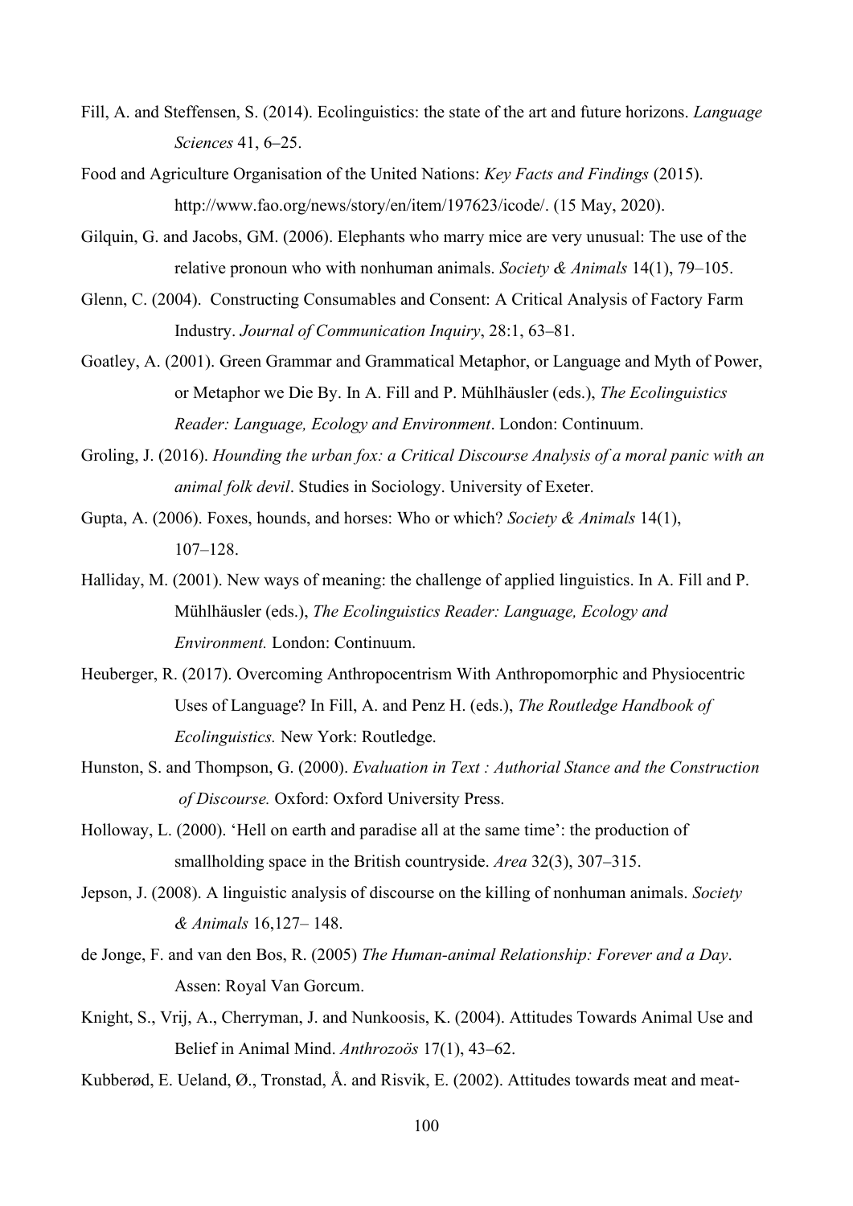Fill, A. and Steffensen, S. (2014). Ecolinguistics: the state of the art and future horizons. *Language Sciences* 41, 6–25.

Food and Agriculture Organisation of the United Nations: *Key Facts and Findings* (2015). http://www.fao.org/news/story/en/item/197623/icode/. (15 May, 2020).

Gilquin, G. and Jacobs, GM. (2006). Elephants who marry mice are very unusual: The use of the relative pronoun who with nonhuman animals. *Society & Animals* 14(1), 79–105.

Glenn, C. (2004). Constructing Consumables and Consent: A Critical Analysis of Factory Farm Industry. *Journal of Communication Inquiry*, 28:1, 63–81.

Goatley, A. (2001). Green Grammar and Grammatical Metaphor, or Language and Myth of Power, or Metaphor we Die By. In A. Fill and P. Mühlhäusler (eds.), *The Ecolinguistics Reader: Language, Ecology and Environment*. London: Continuum.

Groling, J. (2016). *Hounding the urban fox: a Critical Discourse Analysis of a moral panic with an animal folk devil*. Studies in Sociology. University of Exeter.

Gupta, A. (2006). Foxes, hounds, and horses: Who or which? *Society & Animals* 14(1), 107–128.

Halliday, M. (2001). New ways of meaning: the challenge of applied linguistics. In A. Fill and P. Mühlhäusler (eds.), *The Ecolinguistics Reader: Language, Ecology and Environment.* London: Continuum.

Heuberger, R. (2017). Overcoming Anthropocentrism With Anthropomorphic and Physiocentric Uses of Language? In Fill, A. and Penz H. (eds.), *The Routledge Handbook of Ecolinguistics.* New York: Routledge.

Hunston, S. and Thompson, G. (2000). *Evaluation in Text : Authorial Stance and the Construction of Discourse.* Oxford: Oxford University Press.

Holloway, L. (2000). 'Hell on earth and paradise all at the same time': the production of smallholding space in the British countryside. *Area* 32(3), 307–315.

Jepson, J. (2008). A linguistic analysis of discourse on the killing of nonhuman animals. *Society & Animals* 16,127– 148.

de Jonge, F. and van den Bos, R. (2005) *The Human-animal Relationship: Forever and a Day*. Assen: Royal Van Gorcum.

Knight, S., Vrij, A., Cherryman, J. and Nunkoosis, K. (2004). Attitudes Towards Animal Use and Belief in Animal Mind. *Anthrozoös* 17(1), 43–62.

Kubberød, E. Ueland, Ø., Tronstad, Å. and Risvik, E. (2002). Attitudes towards meat and meat-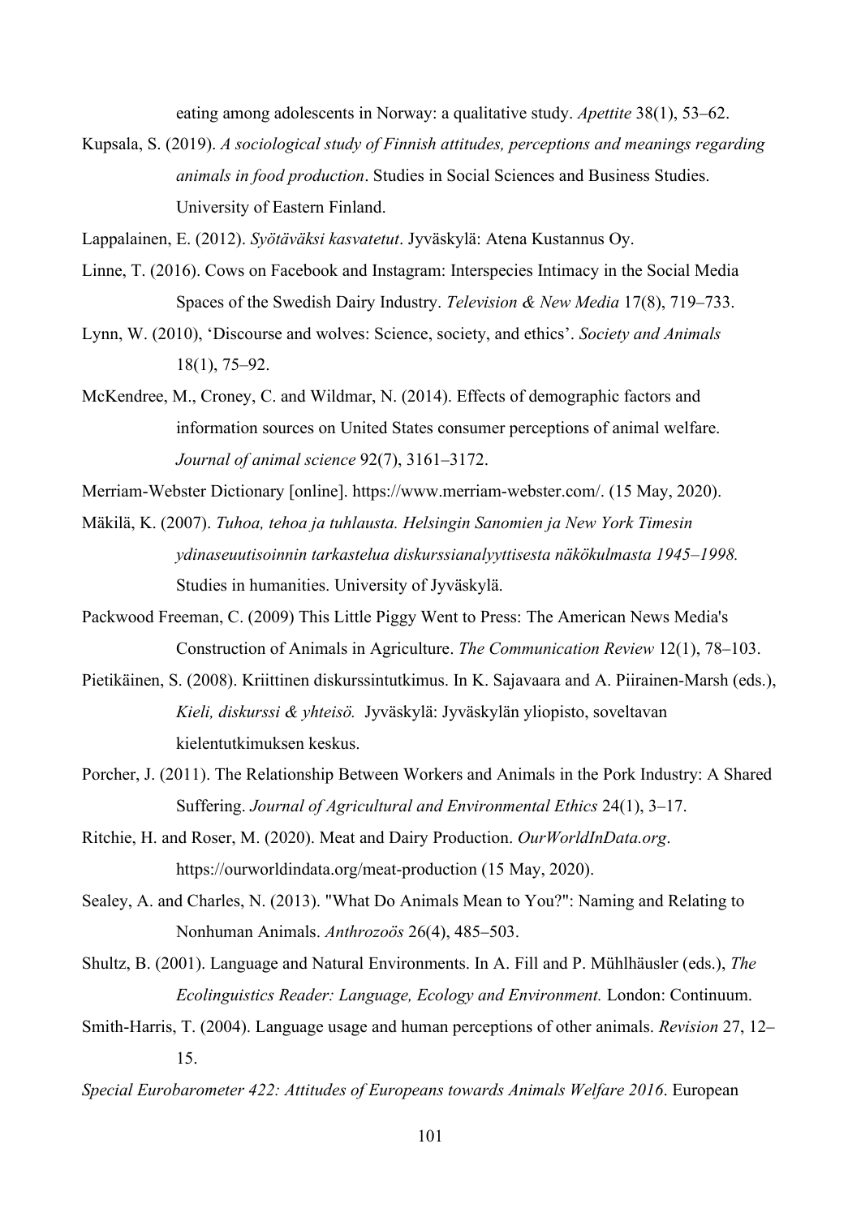eating among adolescents in Norway: a qualitative study. *Apettite* 38(1), 53–62.

Kupsala, S. (2019). *A sociological study of Finnish attitudes, perceptions and meanings regarding animals in food production*. Studies in Social Sciences and Business Studies. University of Eastern Finland.

Lappalainen, E. (2012). *Syötäväksi kasvatetut*. Jyväskylä: Atena Kustannus Oy.

Linne, T. (2016). Cows on Facebook and Instagram: Interspecies Intimacy in the Social Media Spaces of the Swedish Dairy Industry. *Television & New Media* 17(8), 719–733.

Lynn, W. (2010), 'Discourse and wolves: Science, society, and ethics'. *Society and Animals* 18(1), 75–92.

McKendree, M., Croney, C. and Wildmar, N. (2014). Effects of demographic factors and information sources on United States consumer perceptions of animal welfare. *Journal of animal science* 92(7), 3161–3172.

Merriam-Webster Dictionary [online]. https://www.merriam-webster.com/. (15 May, 2020).

Mäkilä, K. (2007). *Tuhoa, tehoa ja tuhlausta. Helsingin Sanomien ja New York Timesin ydinaseuutisoinnin tarkastelua diskurssianalyyttisesta näkökulmasta 1945–1998.* Studies in humanities. University of Jyväskylä.

Packwood Freeman, C. (2009) This Little Piggy Went to Press: The American News Media's Construction of Animals in Agriculture. *The Communication Review* 12(1), 78–103.

Pietikäinen, S. (2008). Kriittinen diskurssintutkimus. In K. Sajavaara and A. Piirainen-Marsh (eds.), *Kieli, diskurssi & yhteisö.* Jyväskylä: Jyväskylän yliopisto, soveltavan kielentutkimuksen keskus.

Porcher, J. (2011). The Relationship Between Workers and Animals in the Pork Industry: A Shared Suffering. *Journal of Agricultural and Environmental Ethics* 24(1), 3–17.

Ritchie, H. and Roser, M. (2020). Meat and Dairy Production. *OurWorldInData.org*. https://ourworldindata.org/meat-production (15 May, 2020).

Sealey, A. and Charles, N. (2013). "What Do Animals Mean to You?": Naming and Relating to Nonhuman Animals. *Anthrozoös* 26(4), 485–503.

Shultz, B. (2001). Language and Natural Environments. In A. Fill and P. Mühlhäusler (eds.), *The Ecolinguistics Reader: Language, Ecology and Environment.* London: Continuum.

Smith-Harris, T. (2004). Language usage and human perceptions of other animals. *Revision* 27, 12–15.

*Special Eurobarometer 422: Attitudes of Europeans towards Animals Welfare 2016*. European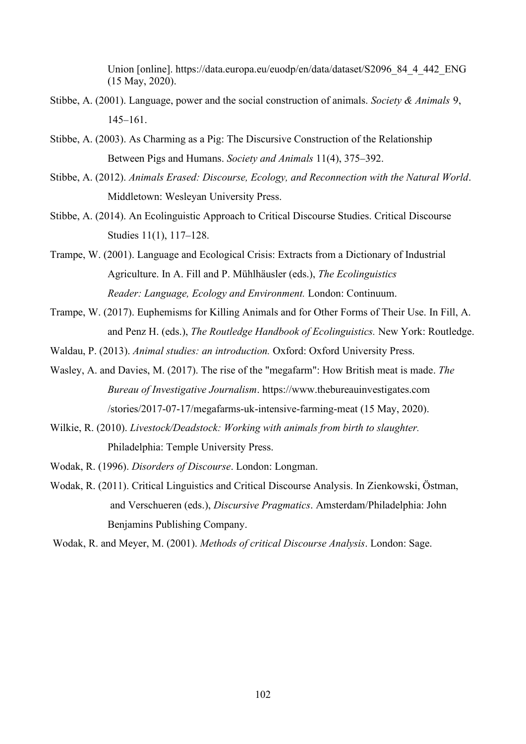Union [online]. https://data.europa.eu/euodp/en/data/dataset/S2096_84_4_442_ENG (15 May, 2020).

Stibbe, A. (2001). Language, power and the social construction of animals. *Society & Animals* 9, 145–161.

Stibbe, A. (2003). As Charming as a Pig: The Discursive Construction of the Relationship Between Pigs and Humans. *Society and Animals* 11(4), 375–392.

Stibbe, A. (2012). *Animals Erased: Discourse, Ecology, and Reconnection with the Natural World*. Middletown: Wesleyan University Press.

Stibbe, A. (2014). An Ecolinguistic Approach to Critical Discourse Studies. Critical Discourse Studies 11(1), 117–128.

Trampe, W. (2001). Language and Ecological Crisis: Extracts from a Dictionary of Industrial Agriculture. In A. Fill and P. Mühlhäusler (eds.), *The Ecolinguistics Reader: Language, Ecology and Environment.* London: Continuum.

Trampe, W. (2017). Euphemisms for Killing Animals and for Other Forms of Their Use. In Fill, A. and Penz H. (eds.), *The Routledge Handbook of Ecolinguistics.* New York: Routledge.

Waldau, P. (2013). *Animal studies: an introduction.* Oxford: Oxford University Press.

Wasley, A. and Davies, M. (2017). The rise of the "megafarm": How British meat is made. *The Bureau of Investigative Journalism*. https://www.thebureauinvestigates.com /stories/2017-07-17/megafarms-uk-intensive-farming-meat (15 May, 2020).

Wilkie, R. (2010). *Livestock/Deadstock: Working with animals from birth to slaughter.* Philadelphia: Temple University Press.

Wodak, R. (1996). *Disorders of Discourse*. London: Longman.

Wodak, R. (2011). Critical Linguistics and Critical Discourse Analysis. In Zienkowski, Östman, and Verschueren (eds.), *Discursive Pragmatics*. Amsterdam/Philadelphia: John Benjamins Publishing Company.

Wodak, R. and Meyer, M. (2001). *Methods of critical Discourse Analysis*. London: Sage.